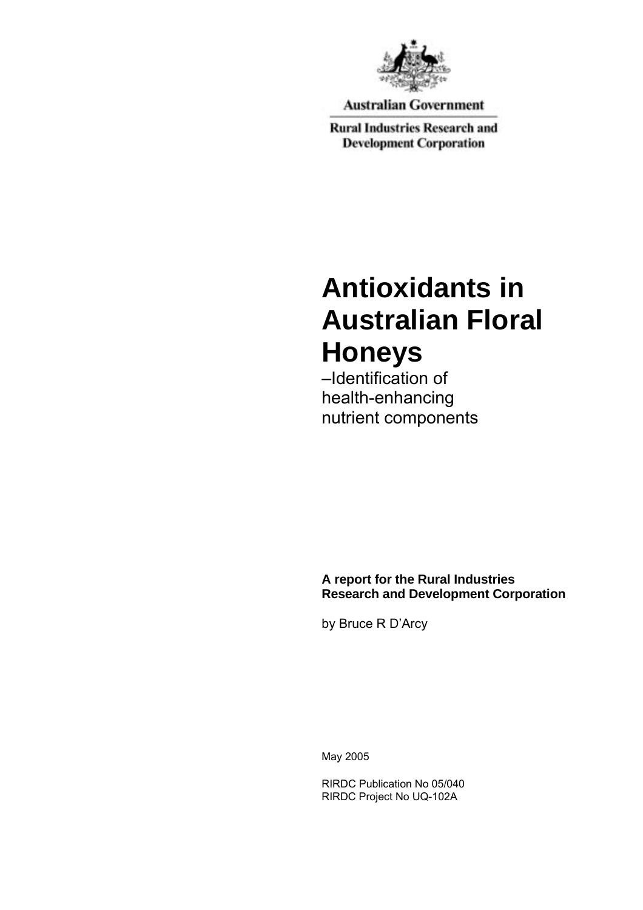Australian Government

Rural Industries Research and Development Corporation

# Antioxidants in Australian Floral Honeys

–Identification of health-enhancing nutrient components

**A report for the Rural Industries Research and Development Corporation**

by Bruce R D'Arcy

May 2005

RIRDC Publication No 05/040
RIRDC Project No UQ-102A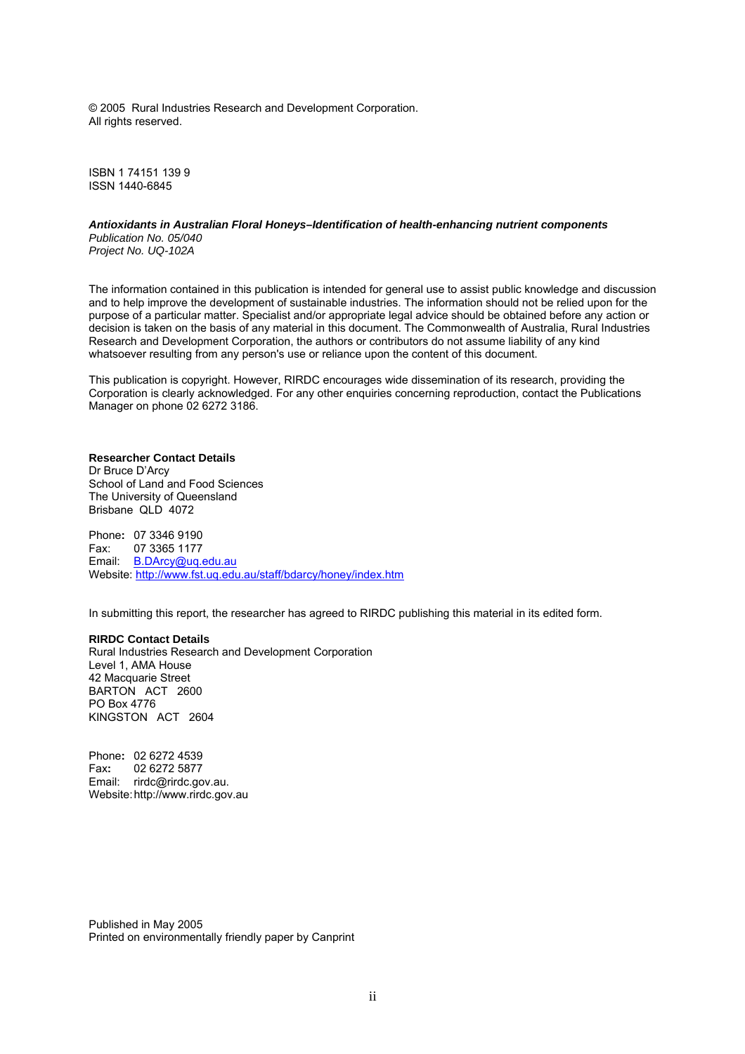© 2005 Rural Industries Research and Development Corporation.
All rights reserved.

ISBN 1 74151 139 9
ISSN 1440-6845

***Antioxidants in Australian Floral Honeys–Identification of health-enhancing nutrient components***
*Publication No. 05/040*
*Project No. UQ-102A*

The information contained in this publication is intended for general use to assist public knowledge and discussion and to help improve the development of sustainable industries. The information should not be relied upon for the purpose of a particular matter. Specialist and/or appropriate legal advice should be obtained before any action or decision is taken on the basis of any material in this document. The Commonwealth of Australia, Rural Industries Research and Development Corporation, the authors or contributors do not assume liability of any kind whatsoever resulting from any person's use or reliance upon the content of this document.

This publication is copyright. However, RIRDC encourages wide dissemination of its research, providing the Corporation is clearly acknowledged. For any other enquiries concerning reproduction, contact the Publications Manager on phone 02 6272 3186.

**Researcher Contact Details**
Dr Bruce D'Arcy
School of Land and Food Sciences
The University of Queensland
Brisbane QLD 4072

Phone: 07 3346 9190
Fax: 07 3365 1177
Email: B.DArcy@uq.edu.au
Website: http://www.fst.uq.edu.au/staff/bdarcy/honey/index.htm

In submitting this report, the researcher has agreed to RIRDC publishing this material in its edited form.

**RIRDC Contact Details**
Rural Industries Research and Development Corporation
Level 1, AMA House
42 Macquarie Street
BARTON ACT 2600
PO Box 4776
KINGSTON ACT 2604

Phone: 02 6272 4539
Fax: 02 6272 5877
Email: rirdc@rirdc.gov.au.
Website: http://www.rirdc.gov.au

Published in May 2005
Printed on environmentally friendly paper by Canprint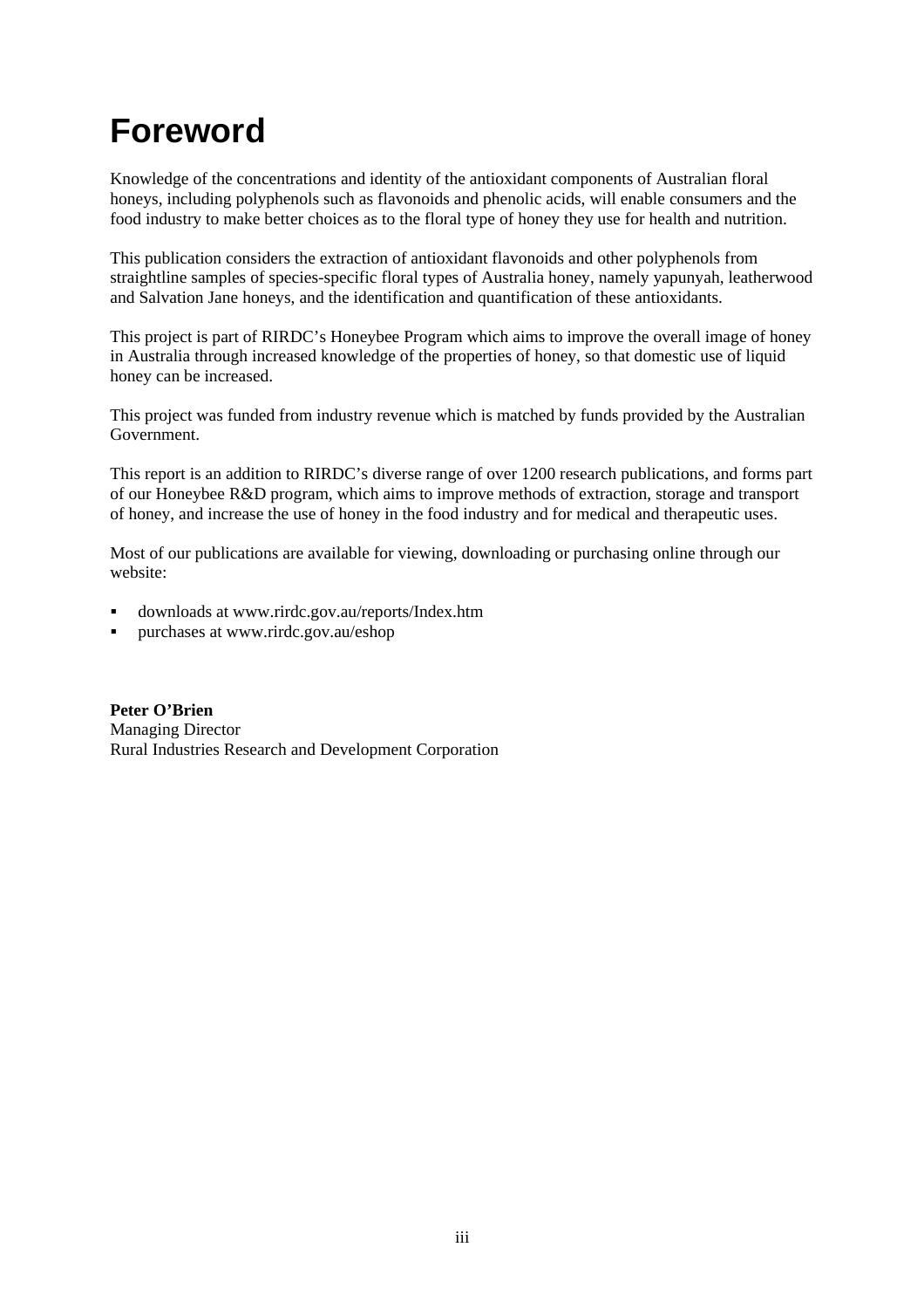# Foreword

Knowledge of the concentrations and identity of the antioxidant components of Australian floral honeys, including polyphenols such as flavonoids and phenolic acids, will enable consumers and the food industry to make better choices as to the floral type of honey they use for health and nutrition.

This publication considers the extraction of antioxidant flavonoids and other polyphenols from straightline samples of species-specific floral types of Australia honey, namely yapunyah, leatherwood and Salvation Jane honeys, and the identification and quantification of these antioxidants.

This project is part of RIRDC's Honeybee Program which aims to improve the overall image of honey in Australia through increased knowledge of the properties of honey, so that domestic use of liquid honey can be increased.

This project was funded from industry revenue which is matched by funds provided by the Australian Government.

This report is an addition to RIRDC's diverse range of over 1200 research publications, and forms part of our Honeybee R&D program, which aims to improve methods of extraction, storage and transport of honey, and increase the use of honey in the food industry and for medical and therapeutic uses.

Most of our publications are available for viewing, downloading or purchasing online through our website:

- downloads at www.rirdc.gov.au/reports/Index.htm
- purchases at www.rirdc.gov.au/eshop

**Peter O'Brien**
Managing Director
Rural Industries Research and Development Corporation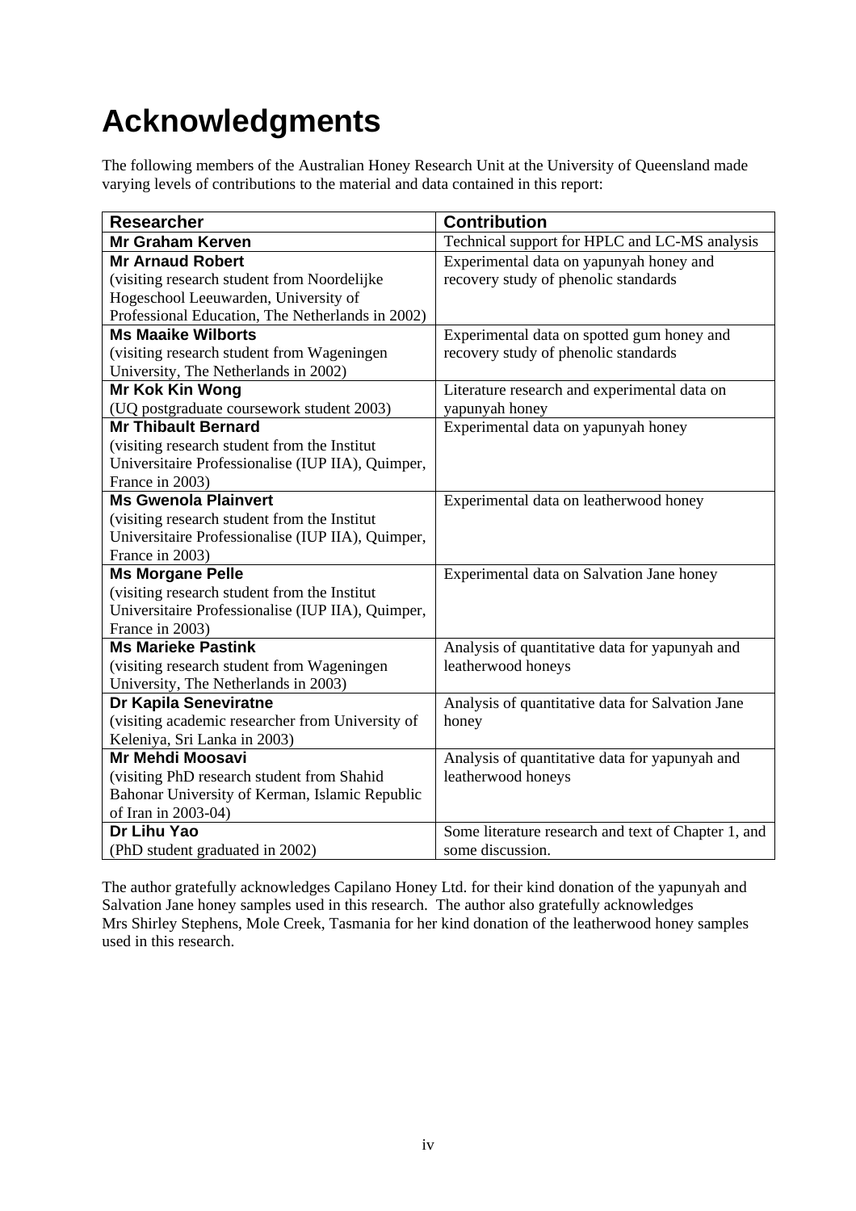# Acknowledgments

The following members of the Australian Honey Research Unit at the University of Queensland made varying levels of contributions to the material and data contained in this report:

| Researcher | Contribution |
| --- | --- |
| **Mr Graham Kerven** | Technical support for HPLC and LC-MS analysis |
| **Mr Arnaud Robert** (visiting research student from Noordelijke Hogeschool Leeuwarden, University of Professional Education, The Netherlands in 2002) | Experimental data on yapunyah honey and recovery study of phenolic standards |
| **Ms Maaike Wilborts** (visiting research student from Wageningen University, The Netherlands in 2002) | Experimental data on spotted gum honey and recovery study of phenolic standards |
| **Mr Kok Kin Wong** (UQ postgraduate coursework student 2003) | Literature research and experimental data on yapunyah honey |
| **Mr Thibault Bernard** (visiting research student from the Institut Universitaire Professionalise (IUP IIA), Quimper, France in 2003) | Experimental data on yapunyah honey |
| **Ms Gwenola Plainvert** (visiting research student from the Institut Universitaire Professionalise (IUP IIA), Quimper, France in 2003) | Experimental data on leatherwood honey |
| **Ms Morgane Pelle** (visiting research student from the Institut Universitaire Professionalise (IUP IIA), Quimper, France in 2003) | Experimental data on Salvation Jane honey |
| **Ms Marieke Pastink** (visiting research student from Wageningen University, The Netherlands in 2003) | Analysis of quantitative data for yapunyah and leatherwood honeys |
| **Dr Kapila Seneviratne** (visiting academic researcher from University of Keleniya, Sri Lanka in 2003) | Analysis of quantitative data for Salvation Jane honey |
| **Mr Mehdi Moosavi** (visiting PhD research student from Shahid Bahonar University of Kerman, Islamic Republic of Iran in 2003-04) | Analysis of quantitative data for yapunyah and leatherwood honeys |
| **Dr Lihu Yao** (PhD student graduated in 2002) | Some literature research and text of Chapter 1, and some discussion. |

The author gratefully acknowledges Capilano Honey Ltd. for their kind donation of the yapunyah and Salvation Jane honey samples used in this research. The author also gratefully acknowledges Mrs Shirley Stephens, Mole Creek, Tasmania for her kind donation of the leatherwood honey samples used in this research.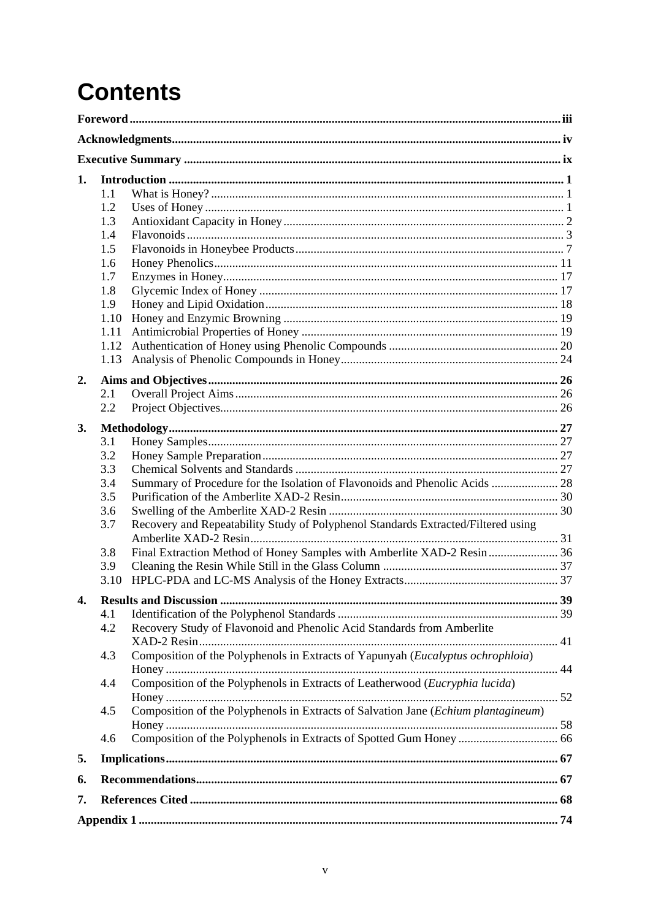# Contents

**Foreword** ... iii

**Acknowledgments** ... iv

**Executive Summary** ... ix

**1. Introduction** ... 1

- 1.1 What is Honey? ... 1
- 1.2 Uses of Honey ... 1
- 1.3 Antioxidant Capacity in Honey ... 2
- 1.4 Flavonoids ... 3
- 1.5 Flavonoids in Honeybee Products ... 7
- 1.6 Honey Phenolics ... 11
- 1.7 Enzymes in Honey ... 17
- 1.8 Glycemic Index of Honey ... 17
- 1.9 Honey and Lipid Oxidation ... 18
- 1.10 Honey and Enzymic Browning ... 19
- 1.11 Antimicrobial Properties of Honey ... 19
- 1.12 Authentication of Honey using Phenolic Compounds ... 20
- 1.13 Analysis of Phenolic Compounds in Honey ... 24

**2. Aims and Objectives** ... 26

- 2.1 Overall Project Aims ... 26
- 2.2 Project Objectives ... 26

**3. Methodology** ... 27

- 3.1 Honey Samples ... 27
- 3.2 Honey Sample Preparation ... 27
- 3.3 Chemical Solvents and Standards ... 27
- 3.4 Summary of Procedure for the Isolation of Flavonoids and Phenolic Acids ... 28
- 3.5 Purification of the Amberlite XAD-2 Resin ... 30
- 3.6 Swelling of the Amberlite XAD-2 Resin ... 30
- 3.7 Recovery and Repeatability Study of Polyphenol Standards Extracted/Filtered using Amberlite XAD-2 Resin ... 31
- 3.8 Final Extraction Method of Honey Samples with Amberlite XAD-2 Resin ... 36
- 3.9 Cleaning the Resin While Still in the Glass Column ... 37
- 3.10 HPLC-PDA and LC-MS Analysis of the Honey Extracts ... 37

**4. Results and Discussion** ... 39

- 4.1 Identification of the Polyphenol Standards ... 39
- 4.2 Recovery Study of Flavonoid and Phenolic Acid Standards from Amberlite XAD-2 Resin ... 41
- 4.3 Composition of the Polyphenols in Extracts of Yapunyah (*Eucalyptus ochrophloia*) Honey ... 44
- 4.4 Composition of the Polyphenols in Extracts of Leatherwood (*Eucryphia lucida*) Honey ... 52
- 4.5 Composition of the Polyphenols in Extracts of Salvation Jane (*Echium plantagineum*) Honey ... 58
- 4.6 Composition of the Polyphenols in Extracts of Spotted Gum Honey ... 66

**5. Implications** ... 67

**6. Recommendations** ... 67

**7. References Cited** ... 68

**Appendix 1** ... 74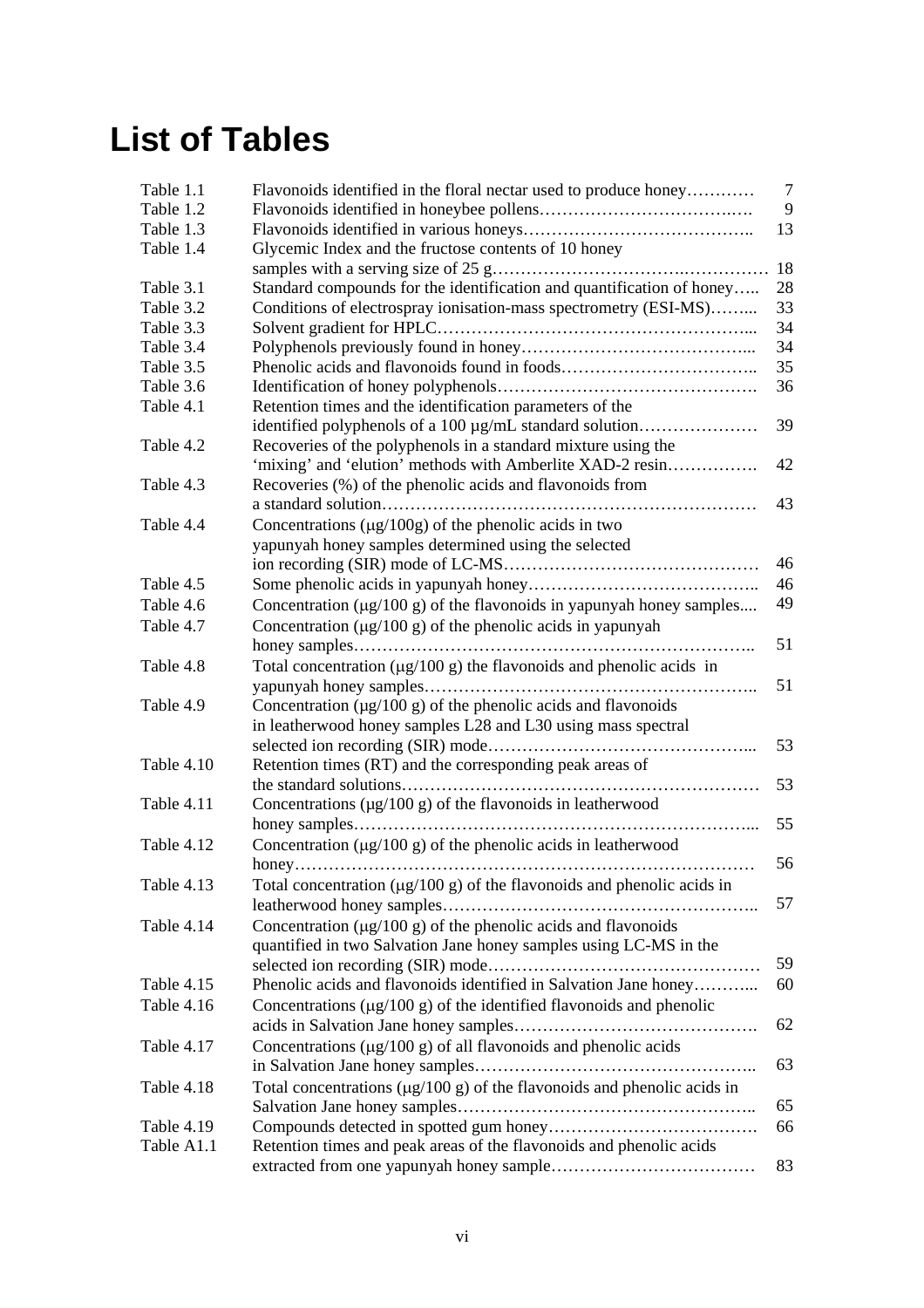# List of Tables

| | | |
|---|---|---|
| Table 1.1 | Flavonoids identified in the floral nectar used to produce honey………… | 7 |
| Table 1.2 | Flavonoids identified in honeybee pollens……………………………..…. | 9 |
| Table 1.3 | Flavonoids identified in various honeys………………………………….. | 13 |
| Table 1.4 | Glycemic Index and the fructose contents of 10 honey samples with a serving size of 25 g……………………………..…………… | 18 |
| Table 3.1 | Standard compounds for the identification and quantification of honey….. | 28 |
| Table 3.2 | Conditions of electrospray ionisation-mass spectrometry (ESI-MS)…….. | 33 |
| Table 3.3 | Solvent gradient for HPLC……………………………………………... | 34 |
| Table 3.4 | Polyphenols previously found in honey…………………………………... | 34 |
| Table 3.5 | Phenolic acids and flavonoids found in foods…………………………….. | 35 |
| Table 3.6 | Identification of honey polyphenols………………………………………. | 36 |
| Table 4.1 | Retention times and the identification parameters of the identified polyphenols of a 100 µg/mL standard solution………………… | 39 |
| Table 4.2 | Recoveries of the polyphenols in a standard mixture using the 'mixing' and 'elution' methods with Amberlite XAD-2 resin……………. | 42 |
| Table 4.3 | Recoveries (%) of the phenolic acids and flavonoids from a standard solution…………………………………………………………… | 43 |
| Table 4.4 | Concentrations (µg/100g) of the phenolic acids in two yapunyah honey samples determined using the selected ion recording (SIR) mode of LC-MS……………………………………… | 46 |
| Table 4.5 | Some phenolic acids in yapunyah honey………………………………….. | 46 |
| Table 4.6 | Concentration (µg/100 g) of the flavonoids in yapunyah honey samples.... | 49 |
| Table 4.7 | Concentration (µg/100 g) of the phenolic acids in yapunyah honey samples…………………………………………………………….. | 51 |
| Table 4.8 | Total concentration (µg/100 g) the flavonoids and phenolic acids in yapunyah honey samples………………………………………………….. | 51 |
| Table 4.9 | Concentration (µg/100 g) of the phenolic acids and flavonoids in leatherwood honey samples L28 and L30 using mass spectral selected ion recording (SIR) mode……………………………………... | 53 |
| Table 4.10 | Retention times (RT) and the corresponding peak areas of the standard solutions……………………………………………………… | 53 |
| Table 4.11 | Concentrations (µg/100 g) of the flavonoids in leatherwood honey samples……………………………………………………………... | 55 |
| Table 4.12 | Concentration (µg/100 g) of the phenolic acids in leatherwood honey…………………………………………………………………… | 56 |
| Table 4.13 | Total concentration (µg/100 g) of the flavonoids and phenolic acids in leatherwood honey samples……………………………………………….. | 57 |
| Table 4.14 | Concentration (µg/100 g) of the phenolic acids and flavonoids quantified in two Salvation Jane honey samples using LC-MS in the selected ion recording (SIR) mode………………………………………… | 59 |
| Table 4.15 | Phenolic acids and flavonoids identified in Salvation Jane honey………... | 60 |
| Table 4.16 | Concentrations (µg/100 g) of the identified flavonoids and phenolic acids in Salvation Jane honey samples……………………………………. | 62 |
| Table 4.17 | Concentrations (µg/100 g) of all flavonoids and phenolic acids in Salvation Jane honey samples………………………………………….. | 63 |
| Table 4.18 | Total concentrations (µg/100 g) of the flavonoids and phenolic acids in Salvation Jane honey samples…………………………………………….. | 65 |
| Table 4.19 | Compounds detected in spotted gum honey………………………………. | 66 |
| Table A1.1 | Retention times and peak areas of the flavonoids and phenolic acids extracted from one yapunyah honey sample……………………………… | 83 |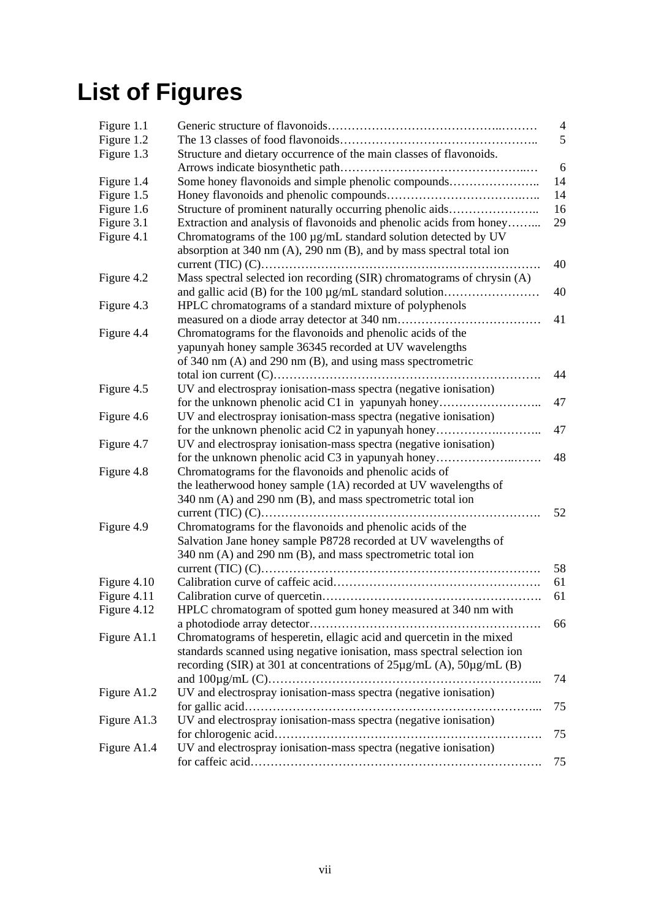# List of Figures

| | | |
|---|---|---|
| Figure 1.1 | Generic structure of flavonoids | 4 |
| Figure 1.2 | The 13 classes of food flavonoids | 5 |
| Figure 1.3 | Structure and dietary occurrence of the main classes of flavonoids. Arrows indicate biosynthetic path | 6 |
| Figure 1.4 | Some honey flavonoids and simple phenolic compounds | 14 |
| Figure 1.5 | Honey flavonoids and phenolic compounds | 14 |
| Figure 1.6 | Structure of prominent naturally occurring phenolic aids | 16 |
| Figure 3.1 | Extraction and analysis of flavonoids and phenolic acids from honey | 29 |
| Figure 4.1 | Chromatograms of the 100 µg/mL standard solution detected by UV absorption at 340 nm (A), 290 nm (B), and by mass spectral total ion current (TIC) (C) | 40 |
| Figure 4.2 | Mass spectral selected ion recording (SIR) chromatograms of chrysin (A) and gallic acid (B) for the 100 µg/mL standard solution | 40 |
| Figure 4.3 | HPLC chromatograms of a standard mixture of polyphenols measured on a diode array detector at 340 nm | 41 |
| Figure 4.4 | Chromatograms for the flavonoids and phenolic acids of the yapunyah honey sample 36345 recorded at UV wavelengths of 340 nm (A) and 290 nm (B), and using mass spectrometric total ion current (C) | 44 |
| Figure 4.5 | UV and electrospray ionisation-mass spectra (negative ionisation) for the unknown phenolic acid C1 in yapunyah honey | 47 |
| Figure 4.6 | UV and electrospray ionisation-mass spectra (negative ionisation) for the unknown phenolic acid C2 in yapunyah honey | 47 |
| Figure 4.7 | UV and electrospray ionisation-mass spectra (negative ionisation) for the unknown phenolic acid C3 in yapunyah honey | 48 |
| Figure 4.8 | Chromatograms for the flavonoids and phenolic acids of the leatherwood honey sample (1A) recorded at UV wavelengths of 340 nm (A) and 290 nm (B), and mass spectrometric total ion current (TIC) (C) | 52 |
| Figure 4.9 | Chromatograms for the flavonoids and phenolic acids of the Salvation Jane honey sample P8728 recorded at UV wavelengths of 340 nm (A) and 290 nm (B), and mass spectrometric total ion current (TIC) (C) | 58 |
| Figure 4.10 | Calibration curve of caffeic acid | 61 |
| Figure 4.11 | Calibration curve of quercetin | 61 |
| Figure 4.12 | HPLC chromatogram of spotted gum honey measured at 340 nm with a photodiode array detector | 66 |
| Figure A1.1 | Chromatograms of hesperetin, ellagic acid and quercetin in the mixed standards scanned using negative ionisation, mass spectral selection ion recording (SIR) at 301 at concentrations of 25µg/mL (A), 50µg/mL (B) and 100µg/mL (C) | 74 |
| Figure A1.2 | UV and electrospray ionisation-mass spectra (negative ionisation) for gallic acid | 75 |
| Figure A1.3 | UV and electrospray ionisation-mass spectra (negative ionisation) for chlorogenic acid | 75 |
| Figure A1.4 | UV and electrospray ionisation-mass spectra (negative ionisation) for caffeic acid | 75 |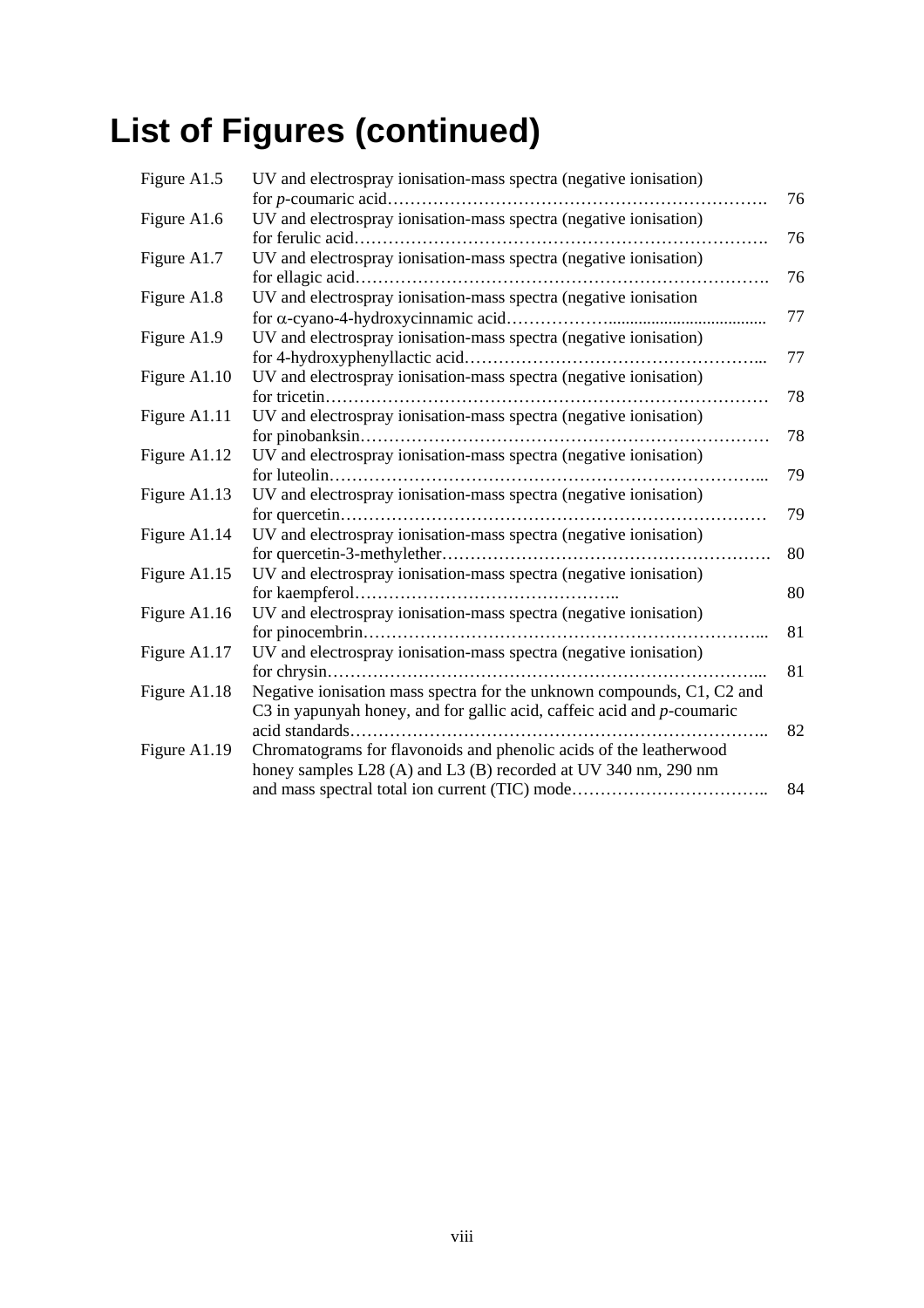# List of Figures (continued)

| | | |
|---|---|---|
| Figure A1.5 | UV and electrospray ionisation-mass spectra (negative ionisation) for *p*-coumaric acid……………………………………………………………. | 76 |
| Figure A1.6 | UV and electrospray ionisation-mass spectra (negative ionisation) for ferulic acid………………………………………………………………. | 76 |
| Figure A1.7 | UV and electrospray ionisation-mass spectra (negative ionisation) for ellagic acid………………………………………………………………. | 76 |
| Figure A1.8 | UV and electrospray ionisation-mass spectra (negative ionisation for α-cyano-4-hydroxycinnamic acid………………..................................... | 77 |
| Figure A1.9 | UV and electrospray ionisation-mass spectra (negative ionisation) for 4-hydroxyphenyllactic acid…………………………………………... | 77 |
| Figure A1.10 | UV and electrospray ionisation-mass spectra (negative ionisation) for tricetin………………………………………………………………… | 78 |
| Figure A1.11 | UV and electrospray ionisation-mass spectra (negative ionisation) for pinobanksin…………………………………………………………… | 78 |
| Figure A1.12 | UV and electrospray ionisation-mass spectra (negative ionisation) for luteolin……………………………………………………………... | 79 |
| Figure A1.13 | UV and electrospray ionisation-mass spectra (negative ionisation) for quercetin…………………………………………………………… | 79 |
| Figure A1.14 | UV and electrospray ionisation-mass spectra (negative ionisation) for quercetin-3-methylether…………………………………………………. | 80 |
| Figure A1.15 | UV and electrospray ionisation-mass spectra (negative ionisation) for kaempferol……………………………………….. | 80 |
| Figure A1.16 | UV and electrospray ionisation-mass spectra (negative ionisation) for pinocembrin……………………………………………………………... | 81 |
| Figure A1.17 | UV and electrospray ionisation-mass spectra (negative ionisation) for chrysin……………………………………………………………….... | 81 |
| Figure A1.18 | Negative ionisation mass spectra for the unknown compounds, C1, C2 and C3 in yapunyah honey, and for gallic acid, caffeic acid and *p*-coumaric acid standards……………………………………………………………….. | 82 |
| Figure A1.19 | Chromatograms for flavonoids and phenolic acids of the leatherwood honey samples L28 (A) and L3 (B) recorded at UV 340 nm, 290 nm and mass spectral total ion current (TIC) mode…………………………….. | 84 |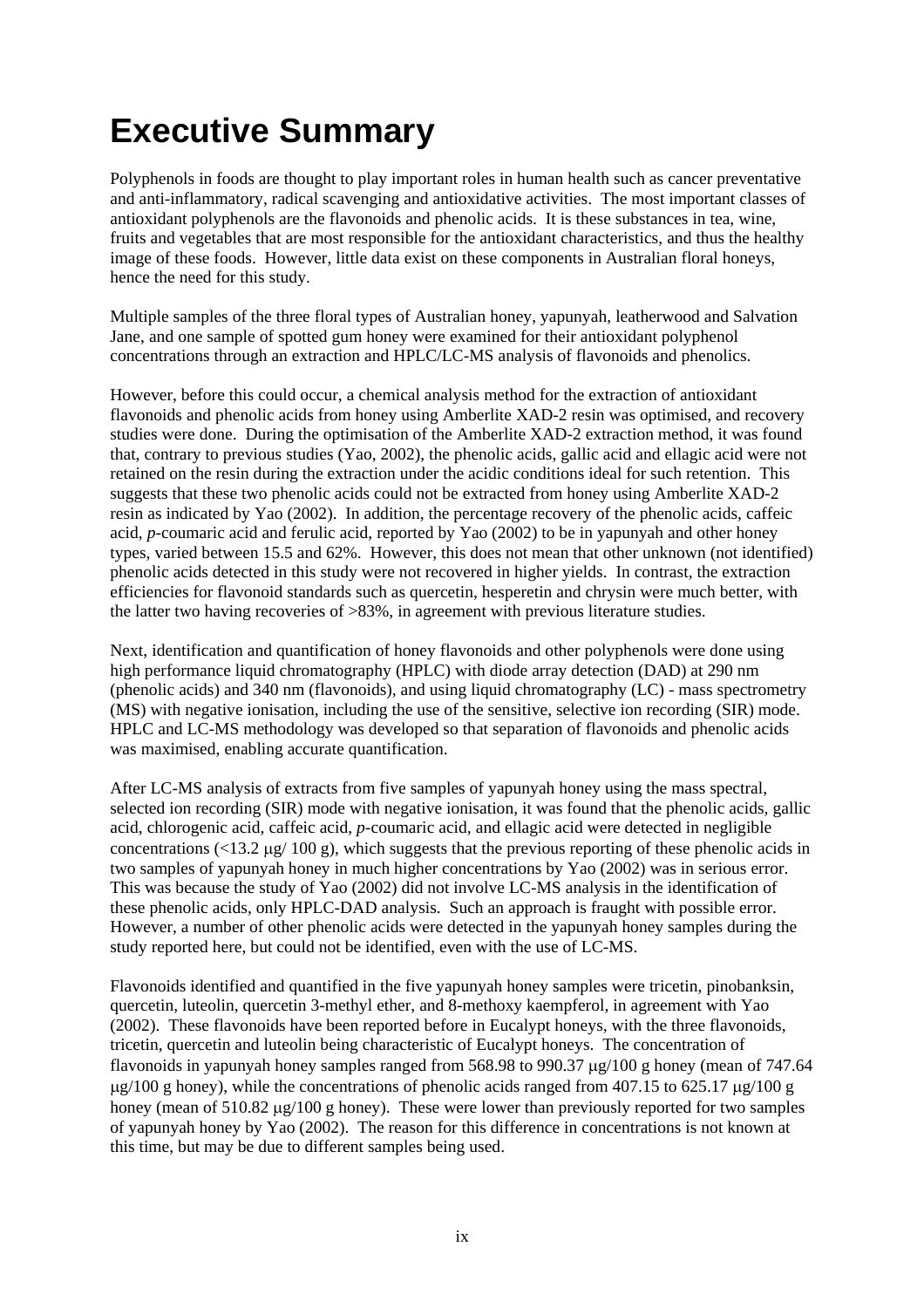# Executive Summary

Polyphenols in foods are thought to play important roles in human health such as cancer preventative and anti-inflammatory, radical scavenging and antioxidative activities. The most important classes of antioxidant polyphenols are the flavonoids and phenolic acids. It is these substances in tea, wine, fruits and vegetables that are most responsible for the antioxidant characteristics, and thus the healthy image of these foods. However, little data exist on these components in Australian floral honeys, hence the need for this study.

Multiple samples of the three floral types of Australian honey, yapunyah, leatherwood and Salvation Jane, and one sample of spotted gum honey were examined for their antioxidant polyphenol concentrations through an extraction and HPLC/LC-MS analysis of flavonoids and phenolics.

However, before this could occur, a chemical analysis method for the extraction of antioxidant flavonoids and phenolic acids from honey using Amberlite XAD-2 resin was optimised, and recovery studies were done. During the optimisation of the Amberlite XAD-2 extraction method, it was found that, contrary to previous studies (Yao, 2002), the phenolic acids, gallic acid and ellagic acid were not retained on the resin during the extraction under the acidic conditions ideal for such retention. This suggests that these two phenolic acids could not be extracted from honey using Amberlite XAD-2 resin as indicated by Yao (2002). In addition, the percentage recovery of the phenolic acids, caffeic acid, *p*-coumaric acid and ferulic acid, reported by Yao (2002) to be in yapunyah and other honey types, varied between 15.5 and 62%. However, this does not mean that other unknown (not identified) phenolic acids detected in this study were not recovered in higher yields. In contrast, the extraction efficiencies for flavonoid standards such as quercetin, hesperetin and chrysin were much better, with the latter two having recoveries of >83%, in agreement with previous literature studies.

Next, identification and quantification of honey flavonoids and other polyphenols were done using high performance liquid chromatography (HPLC) with diode array detection (DAD) at 290 nm (phenolic acids) and 340 nm (flavonoids), and using liquid chromatography (LC) - mass spectrometry (MS) with negative ionisation, including the use of the sensitive, selective ion recording (SIR) mode. HPLC and LC-MS methodology was developed so that separation of flavonoids and phenolic acids was maximised, enabling accurate quantification.

After LC-MS analysis of extracts from five samples of yapunyah honey using the mass spectral, selected ion recording (SIR) mode with negative ionisation, it was found that the phenolic acids, gallic acid, chlorogenic acid, caffeic acid, *p*-coumaric acid, and ellagic acid were detected in negligible concentrations (<13.2 μg/ 100 g), which suggests that the previous reporting of these phenolic acids in two samples of yapunyah honey in much higher concentrations by Yao (2002) was in serious error. This was because the study of Yao (2002) did not involve LC-MS analysis in the identification of these phenolic acids, only HPLC-DAD analysis. Such an approach is fraught with possible error. However, a number of other phenolic acids were detected in the yapunyah honey samples during the study reported here, but could not be identified, even with the use of LC-MS.

Flavonoids identified and quantified in the five yapunyah honey samples were tricetin, pinobanksin, quercetin, luteolin, quercetin 3-methyl ether, and 8-methoxy kaempferol, in agreement with Yao (2002). These flavonoids have been reported before in Eucalypt honeys, with the three flavonoids, tricetin, quercetin and luteolin being characteristic of Eucalypt honeys. The concentration of flavonoids in yapunyah honey samples ranged from 568.98 to 990.37 μg/100 g honey (mean of 747.64 μg/100 g honey), while the concentrations of phenolic acids ranged from 407.15 to 625.17 μg/100 g honey (mean of 510.82 μg/100 g honey). These were lower than previously reported for two samples of yapunyah honey by Yao (2002). The reason for this difference in concentrations is not known at this time, but may be due to different samples being used.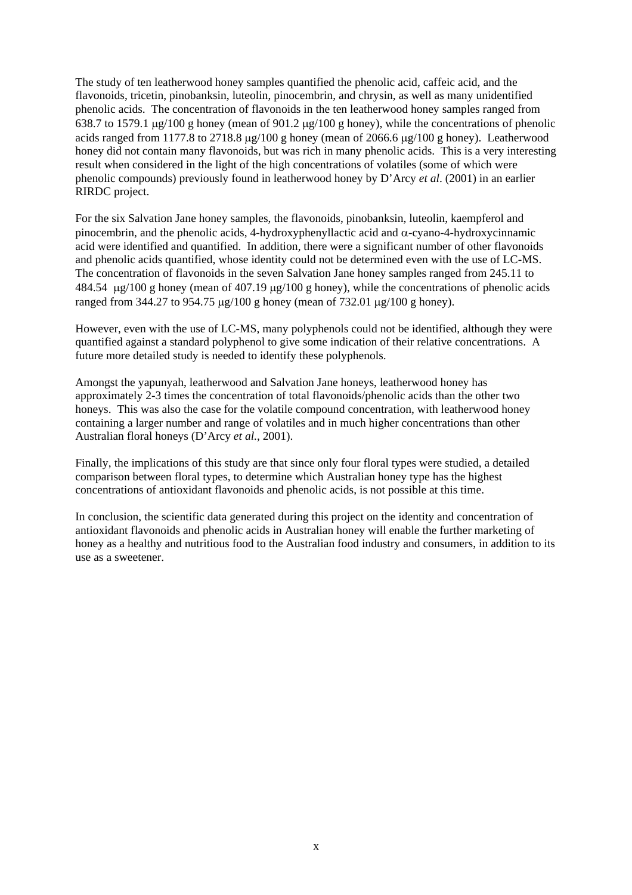The study of ten leatherwood honey samples quantified the phenolic acid, caffeic acid, and the flavonoids, tricetin, pinobanksin, luteolin, pinocembrin, and chrysin, as well as many unidentified phenolic acids. The concentration of flavonoids in the ten leatherwood honey samples ranged from 638.7 to 1579.1 μg/100 g honey (mean of 901.2 μg/100 g honey), while the concentrations of phenolic acids ranged from 1177.8 to 2718.8 μg/100 g honey (mean of 2066.6 μg/100 g honey). Leatherwood honey did not contain many flavonoids, but was rich in many phenolic acids. This is a very interesting result when considered in the light of the high concentrations of volatiles (some of which were phenolic compounds) previously found in leatherwood honey by D'Arcy *et al*. (2001) in an earlier RIRDC project.

For the six Salvation Jane honey samples, the flavonoids, pinobanksin, luteolin, kaempferol and pinocembrin, and the phenolic acids, 4-hydroxyphenyllactic acid and α-cyano-4-hydroxycinnamic acid were identified and quantified. In addition, there were a significant number of other flavonoids and phenolic acids quantified, whose identity could not be determined even with the use of LC-MS. The concentration of flavonoids in the seven Salvation Jane honey samples ranged from 245.11 to 484.54 μg/100 g honey (mean of 407.19 μg/100 g honey), while the concentrations of phenolic acids ranged from 344.27 to 954.75 μg/100 g honey (mean of 732.01 μg/100 g honey).

However, even with the use of LC-MS, many polyphenols could not be identified, although they were quantified against a standard polyphenol to give some indication of their relative concentrations. A future more detailed study is needed to identify these polyphenols.

Amongst the yapunyah, leatherwood and Salvation Jane honeys, leatherwood honey has approximately 2-3 times the concentration of total flavonoids/phenolic acids than the other two honeys. This was also the case for the volatile compound concentration, with leatherwood honey containing a larger number and range of volatiles and in much higher concentrations than other Australian floral honeys (D'Arcy *et al.*, 2001).

Finally, the implications of this study are that since only four floral types were studied, a detailed comparison between floral types, to determine which Australian honey type has the highest concentrations of antioxidant flavonoids and phenolic acids, is not possible at this time.

In conclusion, the scientific data generated during this project on the identity and concentration of antioxidant flavonoids and phenolic acids in Australian honey will enable the further marketing of honey as a healthy and nutritious food to the Australian food industry and consumers, in addition to its use as a sweetener.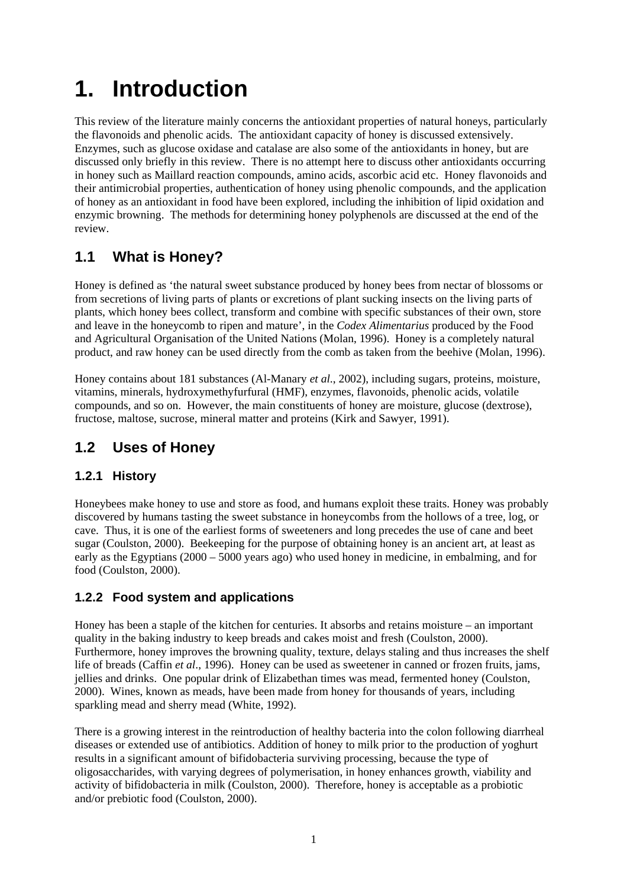# 1. Introduction

This review of the literature mainly concerns the antioxidant properties of natural honeys, particularly the flavonoids and phenolic acids. The antioxidant capacity of honey is discussed extensively. Enzymes, such as glucose oxidase and catalase are also some of the antioxidants in honey, but are discussed only briefly in this review. There is no attempt here to discuss other antioxidants occurring in honey such as Maillard reaction compounds, amino acids, ascorbic acid etc. Honey flavonoids and their antimicrobial properties, authentication of honey using phenolic compounds, and the application of honey as an antioxidant in food have been explored, including the inhibition of lipid oxidation and enzymic browning. The methods for determining honey polyphenols are discussed at the end of the review.

## 1.1 What is Honey?

Honey is defined as 'the natural sweet substance produced by honey bees from nectar of blossoms or from secretions of living parts of plants or excretions of plant sucking insects on the living parts of plants, which honey bees collect, transform and combine with specific substances of their own, store and leave in the honeycomb to ripen and mature', in the *Codex Alimentarius* produced by the Food and Agricultural Organisation of the United Nations (Molan, 1996). Honey is a completely natural product, and raw honey can be used directly from the comb as taken from the beehive (Molan, 1996).

Honey contains about 181 substances (Al-Manary *et al*., 2002), including sugars, proteins, moisture, vitamins, minerals, hydroxymethyfurfural (HMF), enzymes, flavonoids, phenolic acids, volatile compounds, and so on. However, the main constituents of honey are moisture, glucose (dextrose), fructose, maltose, sucrose, mineral matter and proteins (Kirk and Sawyer, 1991).

## 1.2 Uses of Honey

### 1.2.1 History

Honeybees make honey to use and store as food, and humans exploit these traits. Honey was probably discovered by humans tasting the sweet substance in honeycombs from the hollows of a tree, log, or cave. Thus, it is one of the earliest forms of sweeteners and long precedes the use of cane and beet sugar (Coulston, 2000). Beekeeping for the purpose of obtaining honey is an ancient art, at least as early as the Egyptians (2000 – 5000 years ago) who used honey in medicine, in embalming, and for food (Coulston, 2000).

### 1.2.2 Food system and applications

Honey has been a staple of the kitchen for centuries. It absorbs and retains moisture – an important quality in the baking industry to keep breads and cakes moist and fresh (Coulston, 2000). Furthermore, honey improves the browning quality, texture, delays staling and thus increases the shelf life of breads (Caffin *et al*., 1996). Honey can be used as sweetener in canned or frozen fruits, jams, jellies and drinks. One popular drink of Elizabethan times was mead, fermented honey (Coulston, 2000). Wines, known as meads, have been made from honey for thousands of years, including sparkling mead and sherry mead (White, 1992).

There is a growing interest in the reintroduction of healthy bacteria into the colon following diarrheal diseases or extended use of antibiotics. Addition of honey to milk prior to the production of yoghurt results in a significant amount of bifidobacteria surviving processing, because the type of oligosaccharides, with varying degrees of polymerisation, in honey enhances growth, viability and activity of bifidobacteria in milk (Coulston, 2000). Therefore, honey is acceptable as a probiotic and/or prebiotic food (Coulston, 2000).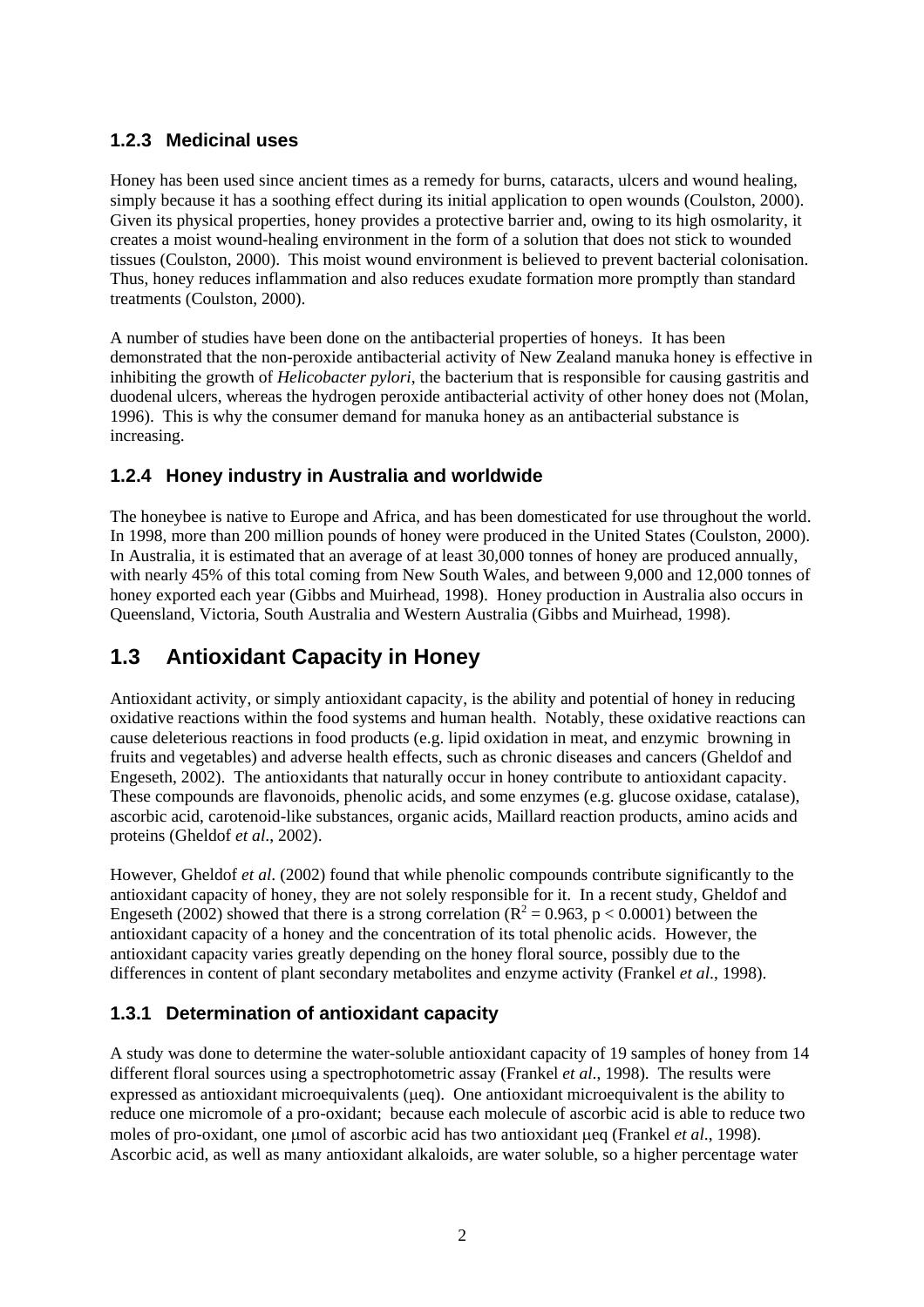### 1.2.3 Medicinal uses

Honey has been used since ancient times as a remedy for burns, cataracts, ulcers and wound healing, simply because it has a soothing effect during its initial application to open wounds (Coulston, 2000). Given its physical properties, honey provides a protective barrier and, owing to its high osmolarity, it creates a moist wound-healing environment in the form of a solution that does not stick to wounded tissues (Coulston, 2000). This moist wound environment is believed to prevent bacterial colonisation. Thus, honey reduces inflammation and also reduces exudate formation more promptly than standard treatments (Coulston, 2000).

A number of studies have been done on the antibacterial properties of honeys. It has been demonstrated that the non-peroxide antibacterial activity of New Zealand manuka honey is effective in inhibiting the growth of *Helicobacter pylori*, the bacterium that is responsible for causing gastritis and duodenal ulcers, whereas the hydrogen peroxide antibacterial activity of other honey does not (Molan, 1996). This is why the consumer demand for manuka honey as an antibacterial substance is increasing.

### 1.2.4 Honey industry in Australia and worldwide

The honeybee is native to Europe and Africa, and has been domesticated for use throughout the world. In 1998, more than 200 million pounds of honey were produced in the United States (Coulston, 2000). In Australia, it is estimated that an average of at least 30,000 tonnes of honey are produced annually, with nearly 45% of this total coming from New South Wales, and between 9,000 and 12,000 tonnes of honey exported each year (Gibbs and Muirhead, 1998). Honey production in Australia also occurs in Queensland, Victoria, South Australia and Western Australia (Gibbs and Muirhead, 1998).

## 1.3 Antioxidant Capacity in Honey

Antioxidant activity, or simply antioxidant capacity, is the ability and potential of honey in reducing oxidative reactions within the food systems and human health. Notably, these oxidative reactions can cause deleterious reactions in food products (e.g. lipid oxidation in meat, and enzymic browning in fruits and vegetables) and adverse health effects, such as chronic diseases and cancers (Gheldof and Engeseth, 2002). The antioxidants that naturally occur in honey contribute to antioxidant capacity. These compounds are flavonoids, phenolic acids, and some enzymes (e.g. glucose oxidase, catalase), ascorbic acid, carotenoid-like substances, organic acids, Maillard reaction products, amino acids and proteins (Gheldof *et al*., 2002).

However, Gheldof *et al.* (2002) found that while phenolic compounds contribute significantly to the antioxidant capacity of honey, they are not solely responsible for it. In a recent study, Gheldof and Engeseth (2002) showed that there is a strong correlation ($R^2 = 0.963$, $p < 0.0001$) between the antioxidant capacity of a honey and the concentration of its total phenolic acids. However, the antioxidant capacity varies greatly depending on the honey floral source, possibly due to the differences in content of plant secondary metabolites and enzyme activity (Frankel *et al*., 1998).

### 1.3.1 Determination of antioxidant capacity

A study was done to determine the water-soluble antioxidant capacity of 19 samples of honey from 14 different floral sources using a spectrophotometric assay (Frankel *et al*., 1998). The results were expressed as antioxidant microequivalents (μeq). One antioxidant microequivalent is the ability to reduce one micromole of a pro-oxidant; because each molecule of ascorbic acid is able to reduce two moles of pro-oxidant, one μmol of ascorbic acid has two antioxidant μeq (Frankel *et al*., 1998). Ascorbic acid, as well as many antioxidant alkaloids, are water soluble, so a higher percentage water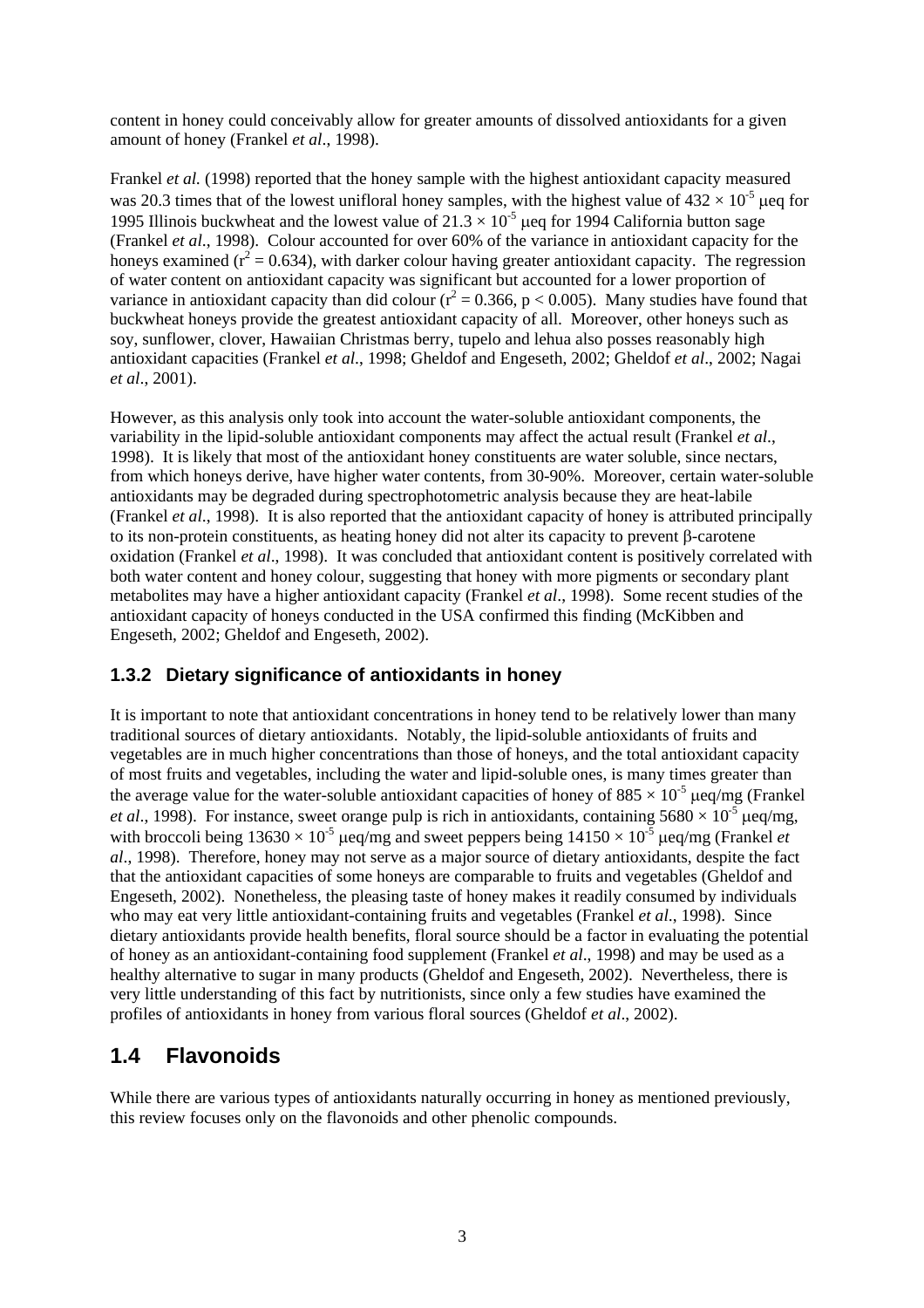content in honey could conceivably allow for greater amounts of dissolved antioxidants for a given amount of honey (Frankel *et al*., 1998).

Frankel *et al.* (1998) reported that the honey sample with the highest antioxidant capacity measured was 20.3 times that of the lowest unifloral honey samples, with the highest value of $432 \times 10^{-5}$ μeq for 1995 Illinois buckwheat and the lowest value of $21.3 \times 10^{-5}$ μeq for 1994 California button sage (Frankel *et al*., 1998). Colour accounted for over 60% of the variance in antioxidant capacity for the honeys examined ($r^2 = 0.634$), with darker colour having greater antioxidant capacity. The regression of water content on antioxidant capacity was significant but accounted for a lower proportion of variance in antioxidant capacity than did colour ($r^2 = 0.366$, $p < 0.005$). Many studies have found that buckwheat honeys provide the greatest antioxidant capacity of all. Moreover, other honeys such as soy, sunflower, clover, Hawaiian Christmas berry, tupelo and lehua also posses reasonably high antioxidant capacities (Frankel *et al*., 1998; Gheldof and Engeseth, 2002; Gheldof *et al*., 2002; Nagai *et al*., 2001).

However, as this analysis only took into account the water-soluble antioxidant components, the variability in the lipid-soluble antioxidant components may affect the actual result (Frankel *et al.*, 1998). It is likely that most of the antioxidant honey constituents are water soluble, since nectars, from which honeys derive, have higher water contents, from 30-90%. Moreover, certain water-soluble antioxidants may be degraded during spectrophotometric analysis because they are heat-labile (Frankel *et al*., 1998). It is also reported that the antioxidant capacity of honey is attributed principally to its non-protein constituents, as heating honey did not alter its capacity to prevent β-carotene oxidation (Frankel *et al*., 1998). It was concluded that antioxidant content is positively correlated with both water content and honey colour, suggesting that honey with more pigments or secondary plant metabolites may have a higher antioxidant capacity (Frankel *et al*., 1998). Some recent studies of the antioxidant capacity of honeys conducted in the USA confirmed this finding (McKibben and Engeseth, 2002; Gheldof and Engeseth, 2002).

### 1.3.2 Dietary significance of antioxidants in honey

It is important to note that antioxidant concentrations in honey tend to be relatively lower than many traditional sources of dietary antioxidants. Notably, the lipid-soluble antioxidants of fruits and vegetables are in much higher concentrations than those of honeys, and the total antioxidant capacity of most fruits and vegetables, including the water and lipid-soluble ones, is many times greater than the average value for the water-soluble antioxidant capacities of honey of $885 \times 10^{-5}$ μeq/mg (Frankel *et al*., 1998). For instance, sweet orange pulp is rich in antioxidants, containing $5680 \times 10^{-5}$ μeq/mg, with broccoli being $13630 \times 10^{-5}$ μeq/mg and sweet peppers being $14150 \times 10^{-5}$ μeq/mg (Frankel *et al*., 1998). Therefore, honey may not serve as a major source of dietary antioxidants, despite the fact that the antioxidant capacities of some honeys are comparable to fruits and vegetables (Gheldof and Engeseth, 2002). Nonetheless, the pleasing taste of honey makes it readily consumed by individuals who may eat very little antioxidant-containing fruits and vegetables (Frankel *et al*., 1998). Since dietary antioxidants provide health benefits, floral source should be a factor in evaluating the potential of honey as an antioxidant-containing food supplement (Frankel *et al*., 1998) and may be used as a healthy alternative to sugar in many products (Gheldof and Engeseth, 2002). Nevertheless, there is very little understanding of this fact by nutritionists, since only a few studies have examined the profiles of antioxidants in honey from various floral sources (Gheldof *et al*., 2002).

## 1.4 Flavonoids

While there are various types of antioxidants naturally occurring in honey as mentioned previously, this review focuses only on the flavonoids and other phenolic compounds.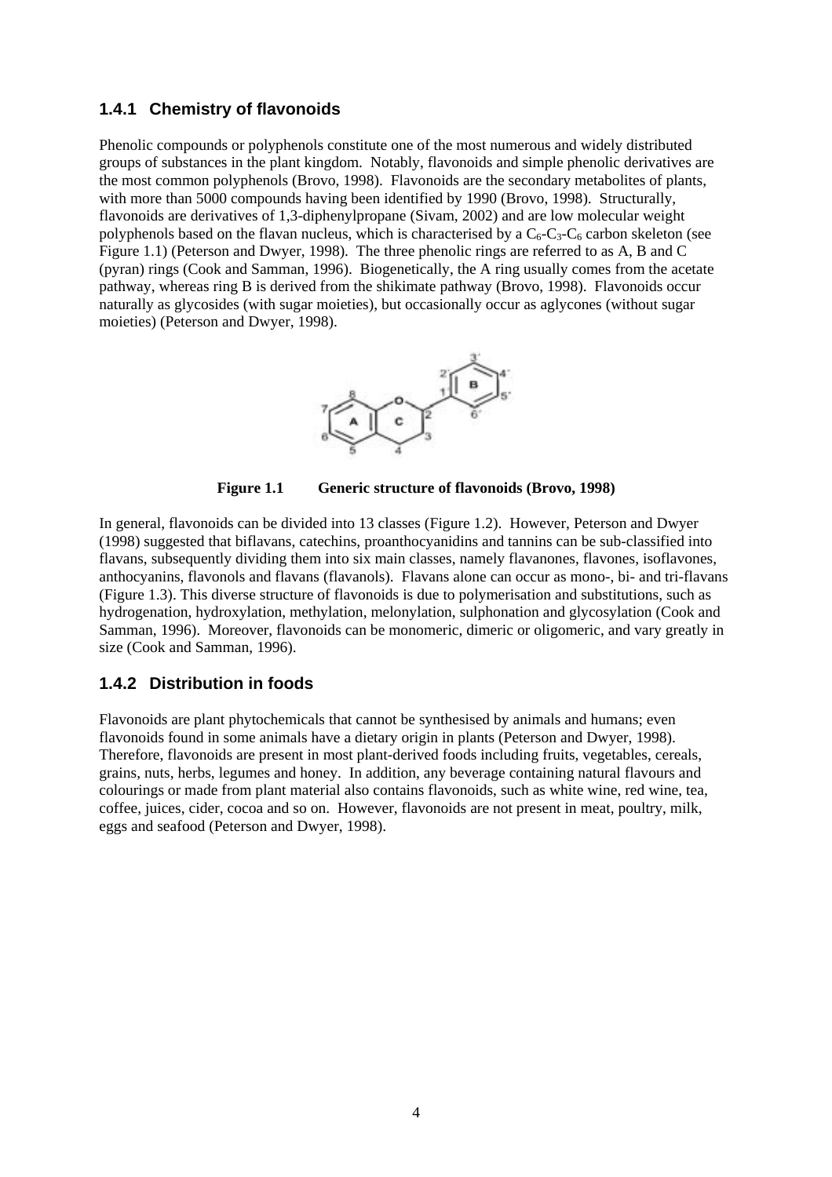### 1.4.1 Chemistry of flavonoids

Phenolic compounds or polyphenols constitute one of the most numerous and widely distributed groups of substances in the plant kingdom. Notably, flavonoids and simple phenolic derivatives are the most common polyphenols (Brovo, 1998). Flavonoids are the secondary metabolites of plants, with more than 5000 compounds having been identified by 1990 (Brovo, 1998). Structurally, flavonoids are derivatives of 1,3-diphenylpropane (Sivam, 2002) and are low molecular weight polyphenols based on the flavan nucleus, which is characterised by a $C_6$-$C_3$-$C_6$ carbon skeleton (see Figure 1.1) (Peterson and Dwyer, 1998). The three phenolic rings are referred to as A, B and C (pyran) rings (Cook and Samman, 1996). Biogenetically, the A ring usually comes from the acetate pathway, whereas ring B is derived from the shikimate pathway (Brovo, 1998). Flavonoids occur naturally as glycosides (with sugar moieties), but occasionally occur as aglycones (without sugar moieties) (Peterson and Dwyer, 1998).

**Figure 1.1 Generic structure of flavonoids (Brovo, 1998)**

In general, flavonoids can be divided into 13 classes (Figure 1.2). However, Peterson and Dwyer (1998) suggested that biflavans, catechins, proanthocyanidins and tannins can be sub-classified into flavans, subsequently dividing them into six main classes, namely flavanones, flavones, isoflavones, anthocyanins, flavonols and flavans (flavanols). Flavans alone can occur as mono-, bi- and tri-flavans (Figure 1.3). This diverse structure of flavonoids is due to polymerisation and substitutions, such as hydrogenation, hydroxylation, methylation, melonylation, sulphonation and glycosylation (Cook and Samman, 1996). Moreover, flavonoids can be monomeric, dimeric or oligomeric, and vary greatly in size (Cook and Samman, 1996).

### 1.4.2 Distribution in foods

Flavonoids are plant phytochemicals that cannot be synthesised by animals and humans; even flavonoids found in some animals have a dietary origin in plants (Peterson and Dwyer, 1998). Therefore, flavonoids are present in most plant-derived foods including fruits, vegetables, cereals, grains, nuts, herbs, legumes and honey. In addition, any beverage containing natural flavours and colourings or made from plant material also contains flavonoids, such as white wine, red wine, tea, coffee, juices, cider, cocoa and so on. However, flavonoids are not present in meat, poultry, milk, eggs and seafood (Peterson and Dwyer, 1998).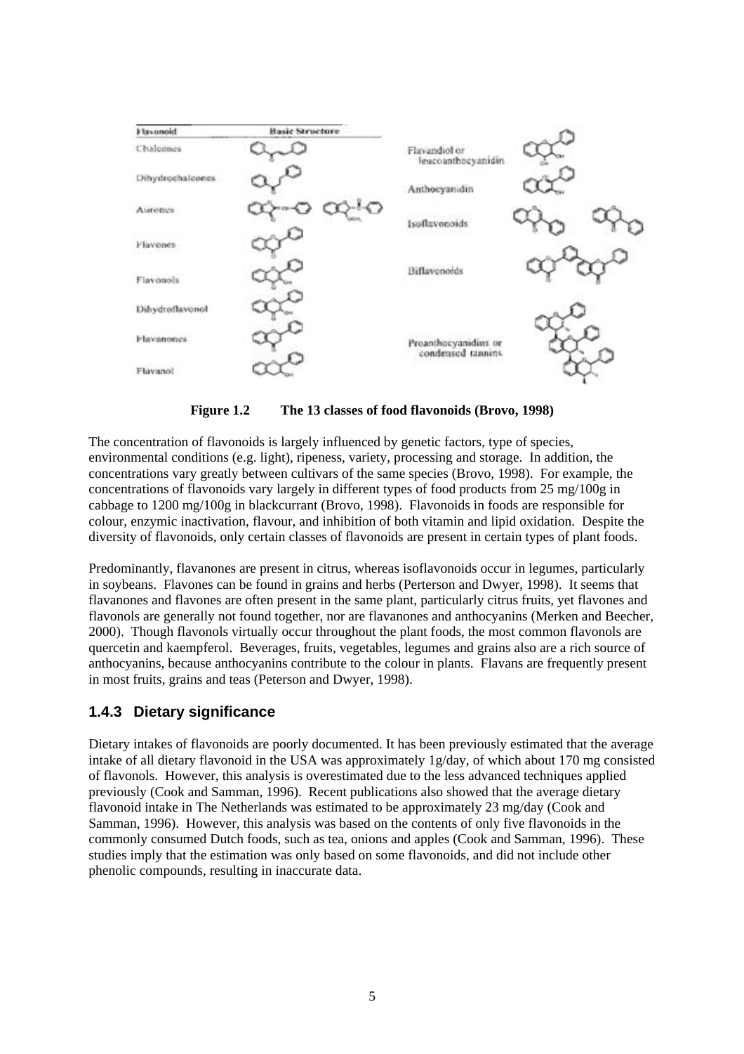**Figure 1.2 The 13 classes of food flavonoids (Brovo, 1998)**

The concentration of flavonoids is largely influenced by genetic factors, type of species, environmental conditions (e.g. light), ripeness, variety, processing and storage. In addition, the concentrations vary greatly between cultivars of the same species (Brovo, 1998). For example, the concentrations of flavonoids vary largely in different types of food products from 25 mg/100g in cabbage to 1200 mg/100g in blackcurrant (Brovo, 1998). Flavonoids in foods are responsible for colour, enzymic inactivation, flavour, and inhibition of both vitamin and lipid oxidation. Despite the diversity of flavonoids, only certain classes of flavonoids are present in certain types of plant foods.

Predominantly, flavanones are present in citrus, whereas isoflavonoids occur in legumes, particularly in soybeans. Flavones can be found in grains and herbs (Perterson and Dwyer, 1998). It seems that flavanones and flavones are often present in the same plant, particularly citrus fruits, yet flavones and flavonols are generally not found together, nor are flavanones and anthocyanins (Merken and Beecher, 2000). Though flavonols virtually occur throughout the plant foods, the most common flavonols are quercetin and kaempferol. Beverages, fruits, vegetables, legumes and grains also are a rich source of anthocyanins, because anthocyanins contribute to the colour in plants. Flavans are frequently present in most fruits, grains and teas (Peterson and Dwyer, 1998).

### 1.4.3 Dietary significance

Dietary intakes of flavonoids are poorly documented. It has been previously estimated that the average intake of all dietary flavonoid in the USA was approximately 1g/day, of which about 170 mg consisted of flavonols. However, this analysis is overestimated due to the less advanced techniques applied previously (Cook and Samman, 1996). Recent publications also showed that the average dietary flavonoid intake in The Netherlands was estimated to be approximately 23 mg/day (Cook and Samman, 1996). However, this analysis was based on the contents of only five flavonoids in the commonly consumed Dutch foods, such as tea, onions and apples (Cook and Samman, 1996). These studies imply that the estimation was only based on some flavonoids, and did not include other phenolic compounds, resulting in inaccurate data.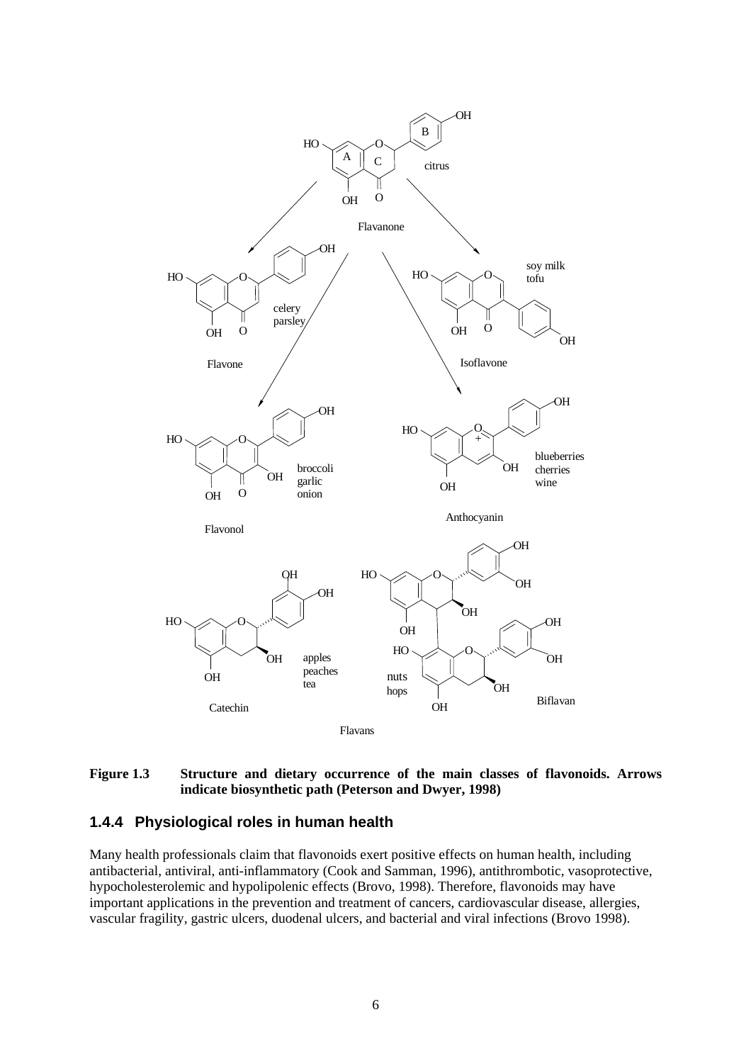**Figure 1.3** **Structure and dietary occurrence of the main classes of flavonoids. Arrows indicate biosynthetic path (Peterson and Dwyer, 1998)**

### 1.4.4 Physiological roles in human health

Many health professionals claim that flavonoids exert positive effects on human health, including antibacterial, antiviral, anti-inflammatory (Cook and Samman, 1996), antithrombotic, vasoprotective, hypocholesterolemic and hypolipolenic effects (Brovo, 1998). Therefore, flavonoids may have important applications in the prevention and treatment of cancers, cardiovascular disease, allergies, vascular fragility, gastric ulcers, duodenal ulcers, and bacterial and viral infections (Brovo 1998).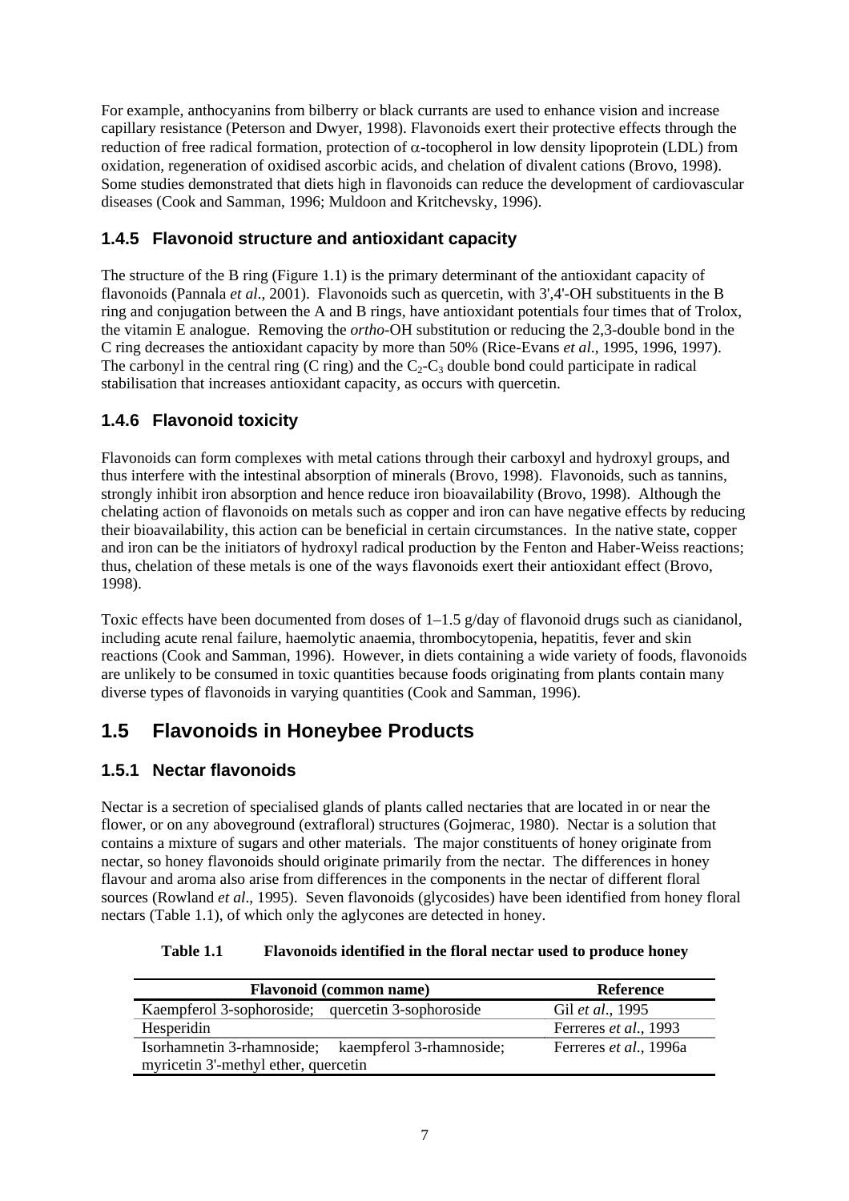For example, anthocyanins from bilberry or black currants are used to enhance vision and increase capillary resistance (Peterson and Dwyer, 1998). Flavonoids exert their protective effects through the reduction of free radical formation, protection of α-tocopherol in low density lipoprotein (LDL) from oxidation, regeneration of oxidised ascorbic acids, and chelation of divalent cations (Brovo, 1998). Some studies demonstrated that diets high in flavonoids can reduce the development of cardiovascular diseases (Cook and Samman, 1996; Muldoon and Kritchevsky, 1996).

### 1.4.5 Flavonoid structure and antioxidant capacity

The structure of the B ring (Figure 1.1) is the primary determinant of the antioxidant capacity of flavonoids (Pannala *et al*., 2001). Flavonoids such as quercetin, with 3',4'-OH substituents in the B ring and conjugation between the A and B rings, have antioxidant potentials four times that of Trolox, the vitamin E analogue. Removing the *ortho*-OH substitution or reducing the 2,3-double bond in the C ring decreases the antioxidant capacity by more than 50% (Rice-Evans *et al.*, 1995, 1996, 1997). The carbonyl in the central ring (C ring) and the $C_2$-$C_3$ double bond could participate in radical stabilisation that increases antioxidant capacity, as occurs with quercetin.

### 1.4.6 Flavonoid toxicity

Flavonoids can form complexes with metal cations through their carboxyl and hydroxyl groups, and thus interfere with the intestinal absorption of minerals (Brovo, 1998). Flavonoids, such as tannins, strongly inhibit iron absorption and hence reduce iron bioavailability (Brovo, 1998). Although the chelating action of flavonoids on metals such as copper and iron can have negative effects by reducing their bioavailability, this action can be beneficial in certain circumstances. In the native state, copper and iron can be the initiators of hydroxyl radical production by the Fenton and Haber-Weiss reactions; thus, chelation of these metals is one of the ways flavonoids exert their antioxidant effect (Brovo, 1998).

Toxic effects have been documented from doses of 1–1.5 g/day of flavonoid drugs such as cianidanol, including acute renal failure, haemolytic anaemia, thrombocytopenia, hepatitis, fever and skin reactions (Cook and Samman, 1996). However, in diets containing a wide variety of foods, flavonoids are unlikely to be consumed in toxic quantities because foods originating from plants contain many diverse types of flavonoids in varying quantities (Cook and Samman, 1996).

## 1.5 Flavonoids in Honeybee Products

### 1.5.1 Nectar flavonoids

Nectar is a secretion of specialised glands of plants called nectaries that are located in or near the flower, or on any aboveground (extrafloral) structures (Gojmerac, 1980). Nectar is a solution that contains a mixture of sugars and other materials. The major constituents of honey originate from nectar, so honey flavonoids should originate primarily from the nectar. The differences in honey flavour and aroma also arise from differences in the components in the nectar of different floral sources (Rowland *et al*., 1995). Seven flavonoids (glycosides) have been identified from honey floral nectars (Table 1.1), of which only the aglycones are detected in honey.

**Table 1.1 Flavonoids identified in the floral nectar used to produce honey**

| Flavonoid (common name) | Reference |
|---|---|
| Kaempferol 3-sophoroside; quercetin 3-sophoroside | Gil *et al*., 1995 |
| Hesperidin | Ferreres *et al.*, 1993 |
| Isorhamnetin 3-rhamnoside; kaempferol 3-rhamnoside; myricetin 3'-methyl ether, quercetin | Ferreres *et al.*, 1996a |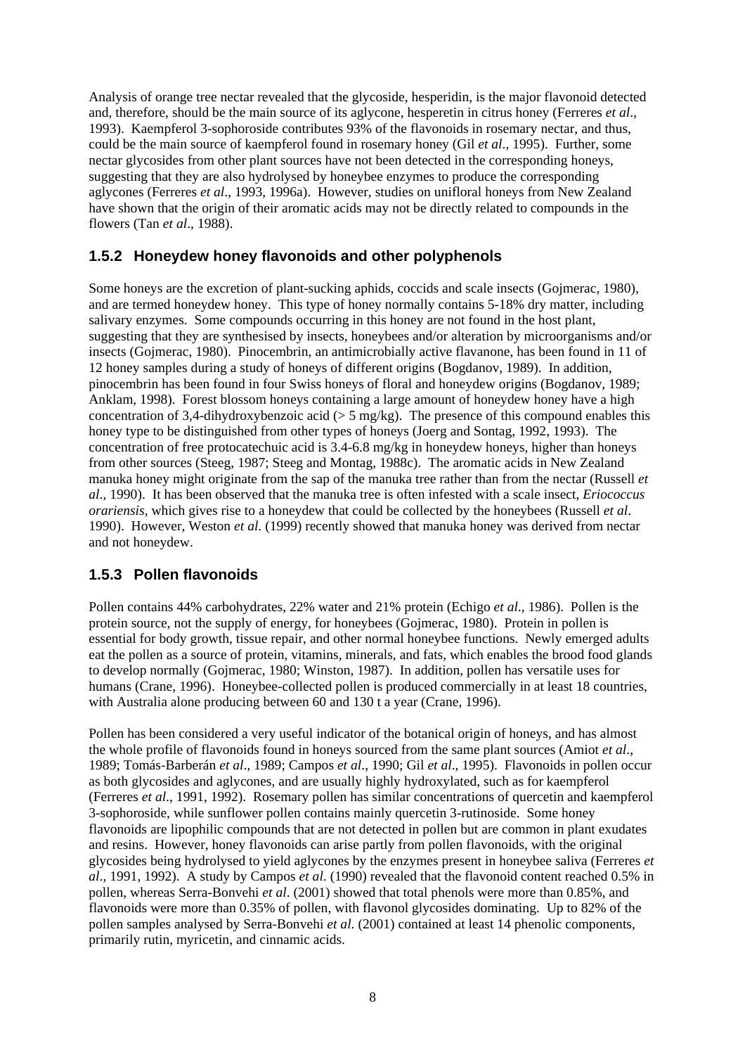Analysis of orange tree nectar revealed that the glycoside, hesperidin, is the major flavonoid detected and, therefore, should be the main source of its aglycone, hesperetin in citrus honey (Ferreres *et al*., 1993). Kaempferol 3-sophoroside contributes 93% of the flavonoids in rosemary nectar, and thus, could be the main source of kaempferol found in rosemary honey (Gil *et al*., 1995). Further, some nectar glycosides from other plant sources have not been detected in the corresponding honeys, suggesting that they are also hydrolysed by honeybee enzymes to produce the corresponding aglycones (Ferreres *et al*., 1993, 1996a). However, studies on unifloral honeys from New Zealand have shown that the origin of their aromatic acids may not be directly related to compounds in the flowers (Tan *et al*., 1988).

### 1.5.2 Honeydew honey flavonoids and other polyphenols

Some honeys are the excretion of plant-sucking aphids, coccids and scale insects (Gojmerac, 1980), and are termed honeydew honey. This type of honey normally contains 5-18% dry matter, including salivary enzymes. Some compounds occurring in this honey are not found in the host plant, suggesting that they are synthesised by insects, honeybees and/or alteration by microorganisms and/or insects (Gojmerac, 1980). Pinocembrin, an antimicrobially active flavanone, has been found in 11 of 12 honey samples during a study of honeys of different origins (Bogdanov, 1989). In addition, pinocembrin has been found in four Swiss honeys of floral and honeydew origins (Bogdanov, 1989; Anklam, 1998). Forest blossom honeys containing a large amount of honeydew honey have a high concentration of 3,4-dihydroxybenzoic acid (> 5 mg/kg). The presence of this compound enables this honey type to be distinguished from other types of honeys (Joerg and Sontag, 1992, 1993). The concentration of free protocatechuic acid is 3.4-6.8 mg/kg in honeydew honeys, higher than honeys from other sources (Steeg, 1987; Steeg and Montag, 1988c). The aromatic acids in New Zealand manuka honey might originate from the sap of the manuka tree rather than from the nectar (Russell *et al*., 1990). It has been observed that the manuka tree is often infested with a scale insect, *Eriococcus orariensis*, which gives rise to a honeydew that could be collected by the honeybees (Russell *et al*. 1990). However, Weston *et al.* (1999) recently showed that manuka honey was derived from nectar and not honeydew.

### 1.5.3 Pollen flavonoids

Pollen contains 44% carbohydrates, 22% water and 21% protein (Echigo *et al*., 1986). Pollen is the protein source, not the supply of energy, for honeybees (Gojmerac, 1980). Protein in pollen is essential for body growth, tissue repair, and other normal honeybee functions. Newly emerged adults eat the pollen as a source of protein, vitamins, minerals, and fats, which enables the brood food glands to develop normally (Gojmerac, 1980; Winston, 1987). In addition, pollen has versatile uses for humans (Crane, 1996). Honeybee-collected pollen is produced commercially in at least 18 countries, with Australia alone producing between 60 and 130 t a year (Crane, 1996).

Pollen has been considered a very useful indicator of the botanical origin of honeys, and has almost the whole profile of flavonoids found in honeys sourced from the same plant sources (Amiot *et al*., 1989; Tomás-Barberán *et al*., 1989; Campos *et al*., 1990; Gil *et al*., 1995). Flavonoids in pollen occur as both glycosides and aglycones, and are usually highly hydroxylated, such as for kaempferol (Ferreres *et al*., 1991, 1992). Rosemary pollen has similar concentrations of quercetin and kaempferol 3-sophoroside, while sunflower pollen contains mainly quercetin 3-rutinoside. Some honey flavonoids are lipophilic compounds that are not detected in pollen but are common in plant exudates and resins. However, honey flavonoids can arise partly from pollen flavonoids, with the original glycosides being hydrolysed to yield aglycones by the enzymes present in honeybee saliva (Ferreres *et al*., 1991, 1992). A study by Campos *et al.* (1990) revealed that the flavonoid content reached 0.5% in pollen, whereas Serra-Bonvehi *et al.* (2001) showed that total phenols were more than 0.85%, and flavonoids were more than 0.35% of pollen, with flavonol glycosides dominating. Up to 82% of the pollen samples analysed by Serra-Bonvehi *et al.* (2001) contained at least 14 phenolic components, primarily rutin, myricetin, and cinnamic acids.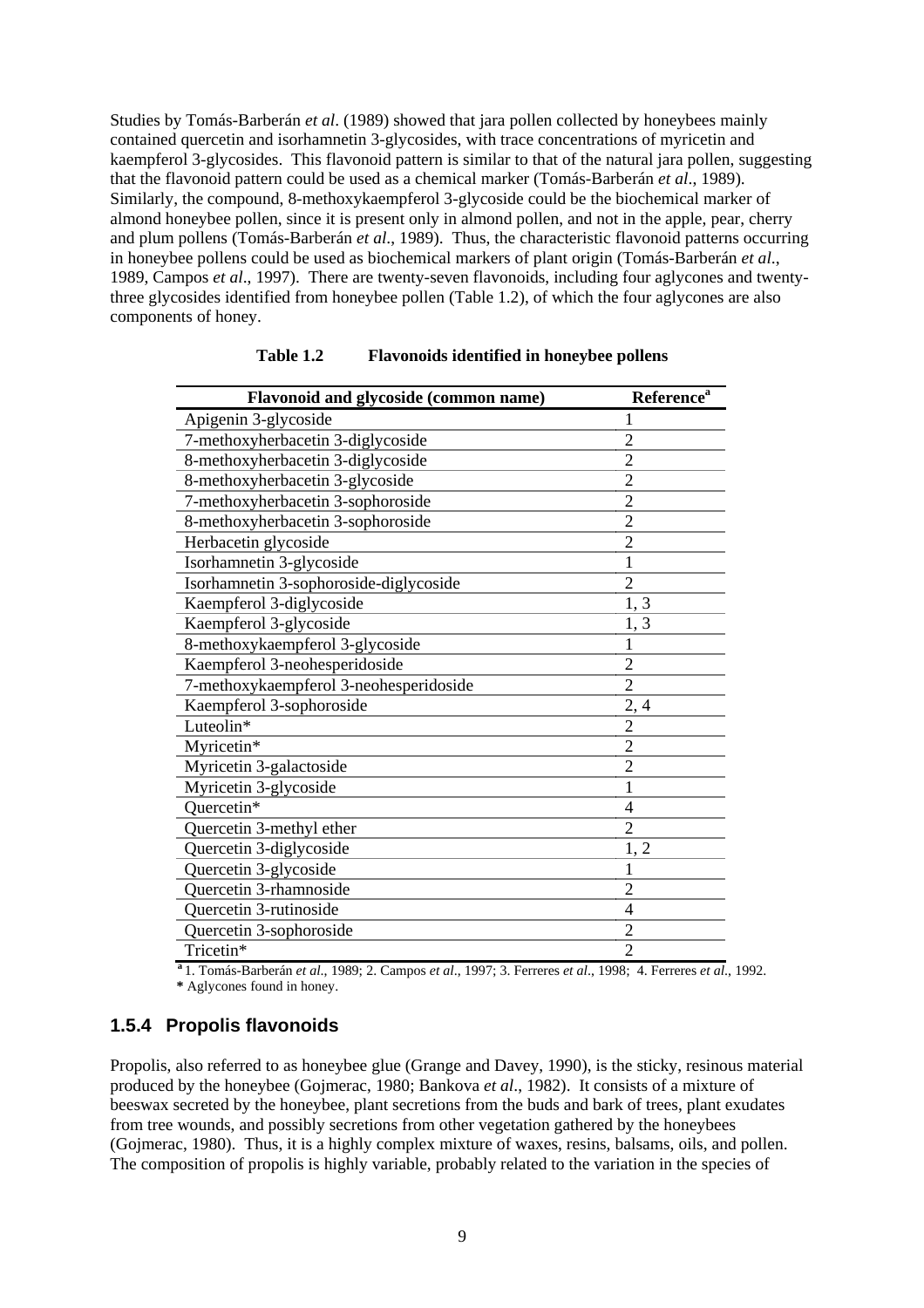Studies by Tomás-Barberán *et al*. (1989) showed that jara pollen collected by honeybees mainly contained quercetin and isorhamnetin 3-glycosides, with trace concentrations of myricetin and kaempferol 3-glycosides. This flavonoid pattern is similar to that of the natural jara pollen, suggesting that the flavonoid pattern could be used as a chemical marker (Tomás-Barberán *et al*., 1989). Similarly, the compound, 8-methoxykaempferol 3-glycoside could be the biochemical marker of almond honeybee pollen, since it is present only in almond pollen, and not in the apple, pear, cherry and plum pollens (Tomás-Barberán *et al.*, 1989). Thus, the characteristic flavonoid patterns occurring in honeybee pollens could be used as biochemical markers of plant origin (Tomás-Barberán *et al.*, 1989, Campos *et al*., 1997). There are twenty-seven flavonoids, including four aglycones and twenty-three glycosides identified from honeybee pollen (Table 1.2), of which the four aglycones are also components of honey.

**Table 1.2 Flavonoids identified in honeybee pollens**

| Flavonoid and glycoside (common name) | Reference[a] |
|---|---|
| Apigenin 3-glycoside | 1 |
| 7-methoxyherbacetin 3-diglycoside | 2 |
| 8-methoxyherbacetin 3-diglycoside | 2 |
| 8-methoxyherbacetin 3-glycoside | 2 |
| 7-methoxyherbacetin 3-sophoroside | 2 |
| 8-methoxyherbacetin 3-sophoroside | 2 |
| Herbacetin glycoside | 2 |
| Isorhamnetin 3-glycoside | 1 |
| Isorhamnetin 3-sophoroside-diglycoside | 2 |
| Kaempferol 3-diglycoside | 1, 3 |
| Kaempferol 3-glycoside | 1, 3 |
| 8-methoxykaempferol 3-glycoside | 1 |
| Kaempferol 3-neohesperidoside | 2 |
| 7-methoxykaempferol 3-neohesperidoside | 2 |
| Kaempferol 3-sophoroside | 2, 4 |
| Luteolin* | 2 |
| Myricetin* | 2 |
| Myricetin 3-galactoside | 2 |
| Myricetin 3-glycoside | 1 |
| Quercetin* | 4 |
| Quercetin 3-methyl ether | 2 |
| Quercetin 3-diglycoside | 1, 2 |
| Quercetin 3-glycoside | 1 |
| Quercetin 3-rhamnoside | 2 |
| Quercetin 3-rutinoside | 4 |
| Quercetin 3-sophoroside | 2 |
| Tricetin* | 2 |

[a] 1. Tomás-Barberán *et al*., 1989; 2. Campos *et al*., 1997; 3. Ferreres *et al*., 1998; 4. Ferreres *et al*., 1992.
* Aglycones found in honey.

### 1.5.4 Propolis flavonoids

Propolis, also referred to as honeybee glue (Grange and Davey, 1990), is the sticky, resinous material produced by the honeybee (Gojmerac, 1980; Bankova *et al*., 1982). It consists of a mixture of beeswax secreted by the honeybee, plant secretions from the buds and bark of trees, plant exudates from tree wounds, and possibly secretions from other vegetation gathered by the honeybees (Gojmerac, 1980). Thus, it is a highly complex mixture of waxes, resins, balsams, oils, and pollen. The composition of propolis is highly variable, probably related to the variation in the species of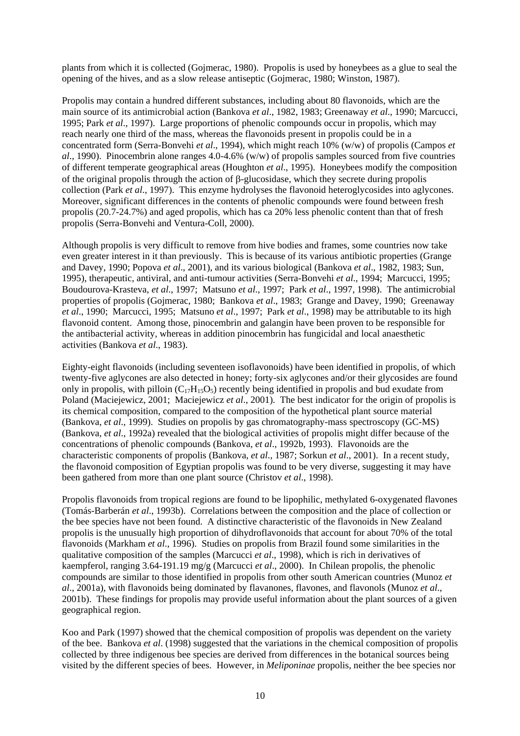plants from which it is collected (Gojmerac, 1980). Propolis is used by honeybees as a glue to seal the opening of the hives, and as a slow release antiseptic (Gojmerac, 1980; Winston, 1987).

Propolis may contain a hundred different substances, including about 80 flavonoids, which are the main source of its antimicrobial action (Bankova *et al*., 1982, 1983; Greenaway *et al*., 1990; Marcucci, 1995; Park *et al*., 1997). Large proportions of phenolic compounds occur in propolis, which may reach nearly one third of the mass, whereas the flavonoids present in propolis could be in a concentrated form (Serra-Bonvehi *et al*., 1994), which might reach 10% (w/w) of propolis (Campos *et al*., 1990). Pinocembrin alone ranges 4.0-4.6% (w/w) of propolis samples sourced from five countries of different temperate geographical areas (Houghton *et al*., 1995). Honeybees modify the composition of the original propolis through the action of β-glucosidase, which they secrete during propolis collection (Park *et al*., 1997). This enzyme hydrolyses the flavonoid heteroglycosides into aglycones. Moreover, significant differences in the contents of phenolic compounds were found between fresh propolis (20.7-24.7%) and aged propolis, which has ca 20% less phenolic content than that of fresh propolis (Serra-Bonvehi and Ventura-Coll, 2000).

Although propolis is very difficult to remove from hive bodies and frames, some countries now take even greater interest in it than previously. This is because of its various antibiotic properties (Grange and Davey, 1990; Popova *et al*., 2001), and its various biological (Bankova *et al*., 1982, 1983; Sun, 1995), therapeutic, antiviral, and anti-tumour activities (Serra-Bonvehi *et al*., 1994; Marcucci, 1995; Boudourova-Krasteva, *et al*., 1997; Matsuno *et al*., 1997; Park *et al*., 1997, 1998). The antimicrobial properties of propolis (Gojmerac, 1980; Bankova *et al*., 1983; Grange and Davey, 1990; Greenaway *et al*., 1990; Marcucci, 1995; Matsuno *et al*., 1997; Park *et al*., 1998) may be attributable to its high flavonoid content. Among those, pinocembrin and galangin have been proven to be responsible for the antibacterial activity, whereas in addition pinocembrin has fungicidal and local anaesthetic activities (Bankova *et al*., 1983).

Eighty-eight flavonoids (including seventeen isoflavonoids) have been identified in propolis, of which twenty-five aglycones are also detected in honey; forty-six aglycones and/or their glycosides are found only in propolis, with pilloin ($C_{17}H_{15}O_5$) recently being identified in propolis and bud exudate from Poland (Maciejewicz, 2001; Maciejewicz *et al*., 2001). The best indicator for the origin of propolis is its chemical composition, compared to the composition of the hypothetical plant source material (Bankova, *et al*., 1999). Studies on propolis by gas chromatography-mass spectroscopy (GC-MS) (Bankova, *et al*., 1992a) revealed that the biological activities of propolis might differ because of the concentrations of phenolic compounds (Bankova, *et al*., 1992b, 1993). Flavonoids are the characteristic components of propolis (Bankova, *et al*., 1987; Sorkun *et al*., 2001). In a recent study, the flavonoid composition of Egyptian propolis was found to be very diverse, suggesting it may have been gathered from more than one plant source (Christov *et al*., 1998).

Propolis flavonoids from tropical regions are found to be lipophilic, methylated 6-oxygenated flavones (Tomás-Barberán *et al*., 1993b). Correlations between the composition and the place of collection or the bee species have not been found. A distinctive characteristic of the flavonoids in New Zealand propolis is the unusually high proportion of dihydroflavonoids that account for about 70% of the total flavonoids (Markham *et al*., 1996). Studies on propolis from Brazil found some similarities in the qualitative composition of the samples (Marcucci *et al*., 1998), which is rich in derivatives of kaempferol, ranging 3.64-191.19 mg/g (Marcucci *et al*., 2000). In Chilean propolis, the phenolic compounds are similar to those identified in propolis from other south American countries (Munoz *et al*., 2001a), with flavonoids being dominated by flavanones, flavones, and flavonols (Munoz *et al*., 2001b). These findings for propolis may provide useful information about the plant sources of a given geographical region.

Koo and Park (1997) showed that the chemical composition of propolis was dependent on the variety of the bee. Bankova *et al*. (1998) suggested that the variations in the chemical composition of propolis collected by three indigenous bee species are derived from differences in the botanical sources being visited by the different species of bees. However, in *Meliponinae* propolis, neither the bee species nor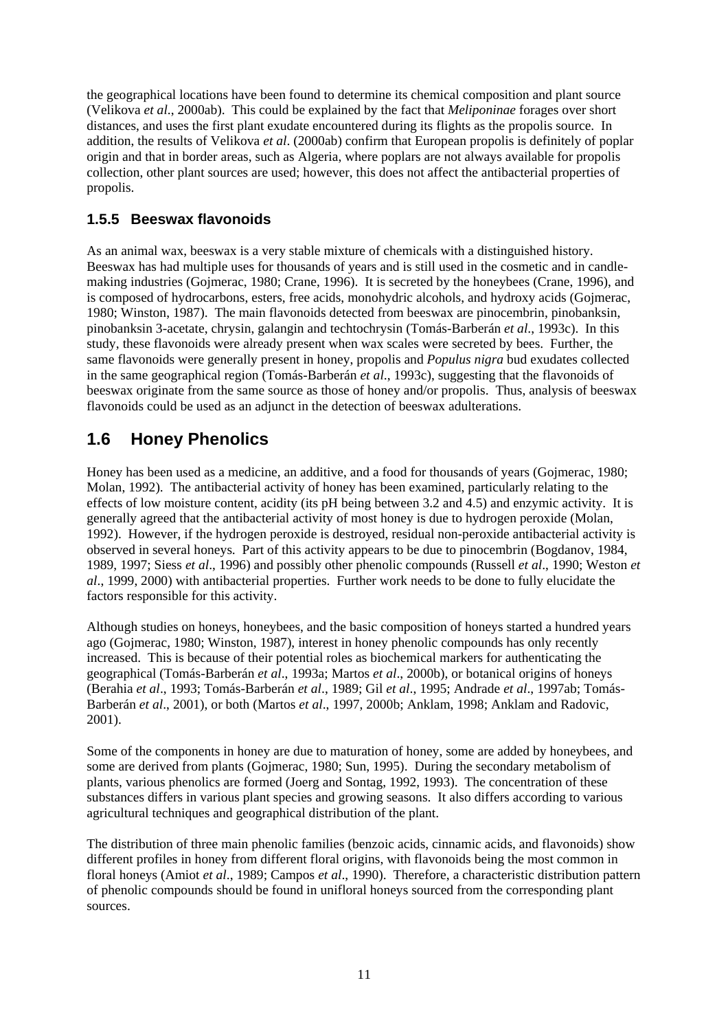the geographical locations have been found to determine its chemical composition and plant source (Velikova *et al*., 2000ab). This could be explained by the fact that *Meliponinae* forages over short distances, and uses the first plant exudate encountered during its flights as the propolis source. In addition, the results of Velikova *et al*. (2000ab) confirm that European propolis is definitely of poplar origin and that in border areas, such as Algeria, where poplars are not always available for propolis collection, other plant sources are used; however, this does not affect the antibacterial properties of propolis.

### 1.5.5 Beeswax flavonoids

As an animal wax, beeswax is a very stable mixture of chemicals with a distinguished history. Beeswax has had multiple uses for thousands of years and is still used in the cosmetic and in candle-making industries (Gojmerac, 1980; Crane, 1996). It is secreted by the honeybees (Crane, 1996), and is composed of hydrocarbons, esters, free acids, monohydric alcohols, and hydroxy acids (Gojmerac, 1980; Winston, 1987). The main flavonoids detected from beeswax are pinocembrin, pinobanksin, pinobanksin 3-acetate, chrysin, galangin and techtochrysin (Tomás-Barberán *et al*., 1993c). In this study, these flavonoids were already present when wax scales were secreted by bees. Further, the same flavonoids were generally present in honey, propolis and *Populus nigra* bud exudates collected in the same geographical region (Tomás-Barberán *et al*., 1993c), suggesting that the flavonoids of beeswax originate from the same source as those of honey and/or propolis. Thus, analysis of beeswax flavonoids could be used as an adjunct in the detection of beeswax adulterations.

## 1.6 Honey Phenolics

Honey has been used as a medicine, an additive, and a food for thousands of years (Gojmerac, 1980; Molan, 1992). The antibacterial activity of honey has been examined, particularly relating to the effects of low moisture content, acidity (its pH being between 3.2 and 4.5) and enzymic activity. It is generally agreed that the antibacterial activity of most honey is due to hydrogen peroxide (Molan, 1992). However, if the hydrogen peroxide is destroyed, residual non-peroxide antibacterial activity is observed in several honeys. Part of this activity appears to be due to pinocembrin (Bogdanov, 1984, 1989, 1997; Siess *et al*., 1996) and possibly other phenolic compounds (Russell *et al*., 1990; Weston *et al*., 1999, 2000) with antibacterial properties. Further work needs to be done to fully elucidate the factors responsible for this activity.

Although studies on honeys, honeybees, and the basic composition of honeys started a hundred years ago (Gojmerac, 1980; Winston, 1987), interest in honey phenolic compounds has only recently increased. This is because of their potential roles as biochemical markers for authenticating the geographical (Tomás-Barberán *et al*., 1993a; Martos *et al*., 2000b), or botanical origins of honeys (Berahia *et al*., 1993; Tomás-Barberán *et al*., 1989; Gil *et al*., 1995; Andrade *et al*., 1997ab; Tomás-Barberán *et al*., 2001), or both (Martos *et al*., 1997, 2000b; Anklam, 1998; Anklam and Radovic, 2001).

Some of the components in honey are due to maturation of honey, some are added by honeybees, and some are derived from plants (Gojmerac, 1980; Sun, 1995). During the secondary metabolism of plants, various phenolics are formed (Joerg and Sontag, 1992, 1993). The concentration of these substances differs in various plant species and growing seasons. It also differs according to various agricultural techniques and geographical distribution of the plant.

The distribution of three main phenolic families (benzoic acids, cinnamic acids, and flavonoids) show different profiles in honey from different floral origins, with flavonoids being the most common in floral honeys (Amiot *et al*., 1989; Campos *et al*., 1990). Therefore, a characteristic distribution pattern of phenolic compounds should be found in unifloral honeys sourced from the corresponding plant sources.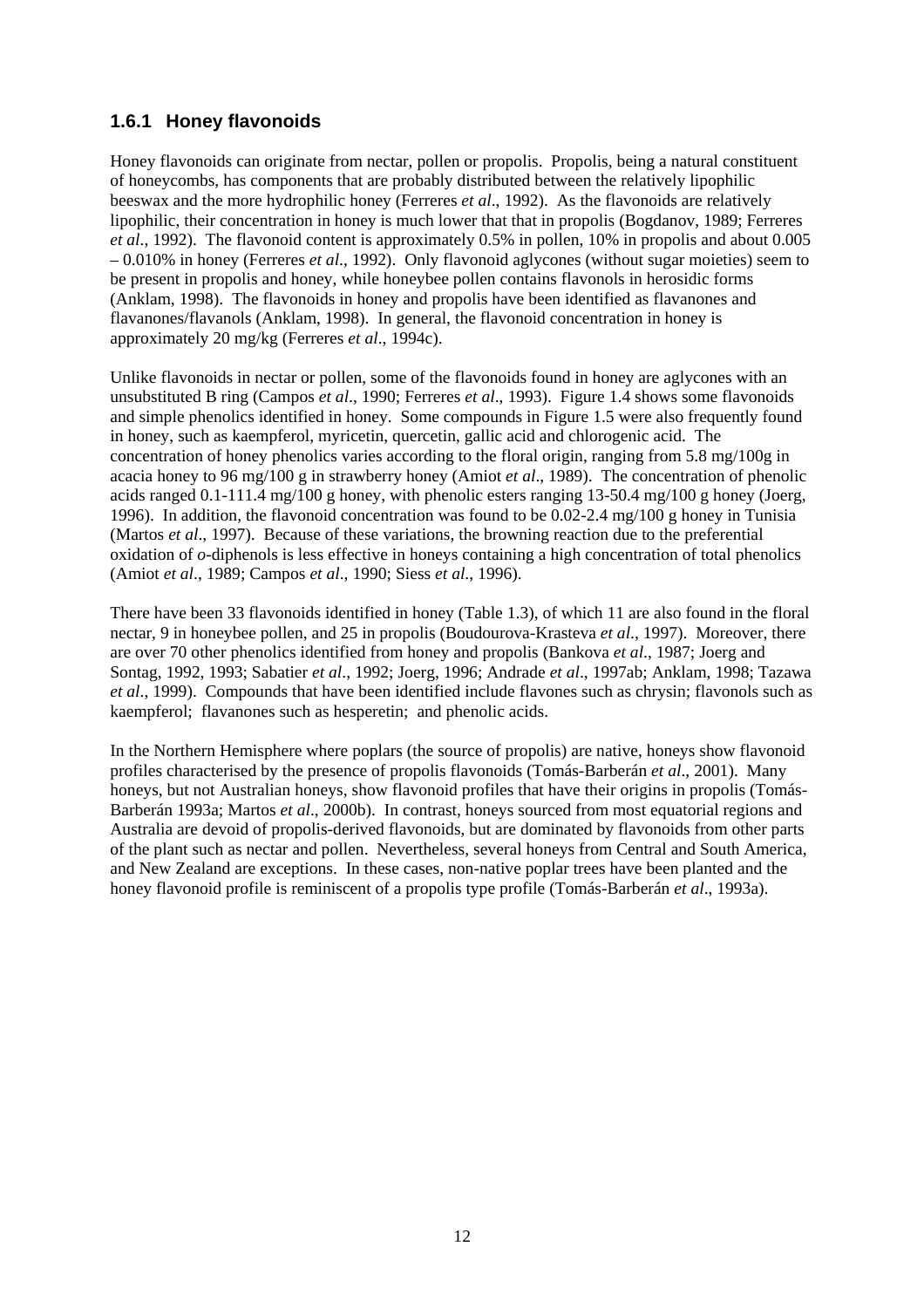### 1.6.1 Honey flavonoids

Honey flavonoids can originate from nectar, pollen or propolis. Propolis, being a natural constituent of honeycombs, has components that are probably distributed between the relatively lipophilic beeswax and the more hydrophilic honey (Ferreres *et al*., 1992). As the flavonoids are relatively lipophilic, their concentration in honey is much lower that that in propolis (Bogdanov, 1989; Ferreres *et al*., 1992). The flavonoid content is approximately 0.5% in pollen, 10% in propolis and about 0.005 – 0.010% in honey (Ferreres *et al*., 1992). Only flavonoid aglycones (without sugar moieties) seem to be present in propolis and honey, while honeybee pollen contains flavonols in herosidic forms (Anklam, 1998). The flavonoids in honey and propolis have been identified as flavanones and flavanones/flavanols (Anklam, 1998). In general, the flavonoid concentration in honey is approximately 20 mg/kg (Ferreres *et al*., 1994c).

Unlike flavonoids in nectar or pollen, some of the flavonoids found in honey are aglycones with an unsubstituted B ring (Campos *et al*., 1990; Ferreres *et al*., 1993). Figure 1.4 shows some flavonoids and simple phenolics identified in honey. Some compounds in Figure 1.5 were also frequently found in honey, such as kaempferol, myricetin, quercetin, gallic acid and chlorogenic acid. The concentration of honey phenolics varies according to the floral origin, ranging from 5.8 mg/100g in acacia honey to 96 mg/100 g in strawberry honey (Amiot *et al*., 1989). The concentration of phenolic acids ranged 0.1-111.4 mg/100 g honey, with phenolic esters ranging 13-50.4 mg/100 g honey (Joerg, 1996). In addition, the flavonoid concentration was found to be 0.02-2.4 mg/100 g honey in Tunisia (Martos *et al*., 1997). Because of these variations, the browning reaction due to the preferential oxidation of *o*-diphenols is less effective in honeys containing a high concentration of total phenolics (Amiot *et al*., 1989; Campos *et al*., 1990; Siess *et al*., 1996).

There have been 33 flavonoids identified in honey (Table 1.3), of which 11 are also found in the floral nectar, 9 in honeybee pollen, and 25 in propolis (Boudourova-Krasteva *et al*., 1997). Moreover, there are over 70 other phenolics identified from honey and propolis (Bankova *et al*., 1987; Joerg and Sontag, 1992, 1993; Sabatier *et al*., 1992; Joerg, 1996; Andrade *et al*., 1997ab; Anklam, 1998; Tazawa *et al*., 1999). Compounds that have been identified include flavones such as chrysin; flavonols such as kaempferol; flavanones such as hesperetin; and phenolic acids.

In the Northern Hemisphere where poplars (the source of propolis) are native, honeys show flavonoid profiles characterised by the presence of propolis flavonoids (Tomás-Barberán *et al*., 2001). Many honeys, but not Australian honeys, show flavonoid profiles that have their origins in propolis (Tomás-Barberán 1993a; Martos *et al*., 2000b). In contrast, honeys sourced from most equatorial regions and Australia are devoid of propolis-derived flavonoids, but are dominated by flavonoids from other parts of the plant such as nectar and pollen. Nevertheless, several honeys from Central and South America, and New Zealand are exceptions. In these cases, non-native poplar trees have been planted and the honey flavonoid profile is reminiscent of a propolis type profile (Tomás-Barberán *et al*., 1993a).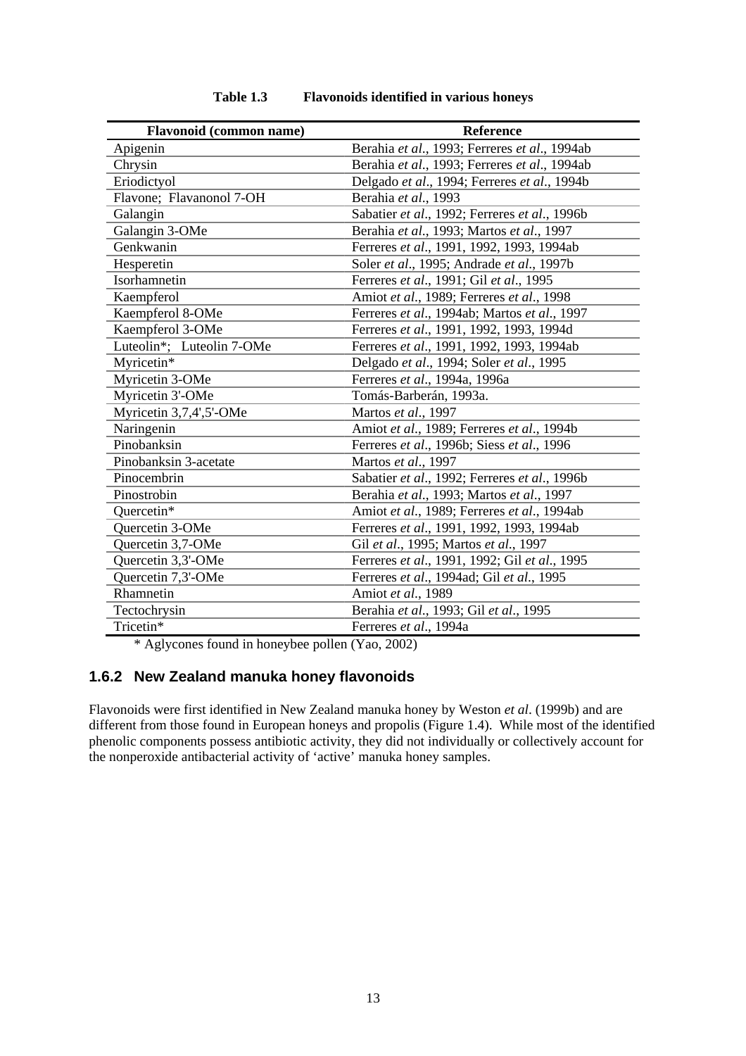**Table 1.3 Flavonoids identified in various honeys**

| Flavonoid (common name) | Reference |
|---|---|
| Apigenin | Berahia *et al*., 1993; Ferreres *et al*., 1994ab |
| Chrysin | Berahia *et al*., 1993; Ferreres *et al*., 1994ab |
| Eriodictyol | Delgado *et al*., 1994; Ferreres *et al*., 1994b |
| Flavone; Flavanonol 7-OH | Berahia *et al*., 1993 |
| Galangin | Sabatier *et al*., 1992; Ferreres *et al*., 1996b |
| Galangin 3-OMe | Berahia *et al*., 1993; Martos *et al*., 1997 |
| Genkwanin | Ferreres *et al*., 1991, 1992, 1993, 1994ab |
| Hesperetin | Soler *et al*., 1995; Andrade *et al*., 1997b |
| Isorhamnetin | Ferreres *et al*., 1991; Gil *et al*., 1995 |
| Kaempferol | Amiot *et al*., 1989; Ferreres *et al*., 1998 |
| Kaempferol 8-OMe | Ferreres *et al*., 1994ab; Martos *et al*., 1997 |
| Kaempferol 3-OMe | Ferreres *et al*., 1991, 1992, 1993, 1994d |
| Luteolin*; Luteolin 7-OMe | Ferreres *et al*., 1991, 1992, 1993, 1994ab |
| Myricetin* | Delgado *et al*., 1994; Soler *et al*., 1995 |
| Myricetin 3-OMe | Ferreres *et al*., 1994a, 1996a |
| Myricetin 3'-OMe | Tomás-Barberán, 1993a. |
| Myricetin 3,7,4',5'-OMe | Martos *et al*., 1997 |
| Naringenin | Amiot *et al*., 1989; Ferreres *et al*., 1994b |
| Pinobanksin | Ferreres *et al*., 1996b; Siess *et al*., 1996 |
| Pinobanksin 3-acetate | Martos *et al*., 1997 |
| Pinocembrin | Sabatier *et al*., 1992; Ferreres *et al*., 1996b |
| Pinostrobin | Berahia *et al*., 1993; Martos *et al*., 1997 |
| Quercetin* | Amiot *et al*., 1989; Ferreres *et al*., 1994ab |
| Quercetin 3-OMe | Ferreres *et al*., 1991, 1992, 1993, 1994ab |
| Quercetin 3,7-OMe | Gil *et al*., 1995; Martos *et al*., 1997 |
| Quercetin 3,3'-OMe | Ferreres *et al*., 1991, 1992; Gil *et al*., 1995 |
| Quercetin 7,3'-OMe | Ferreres *et al*., 1994ad; Gil *et al*., 1995 |
| Rhamnetin | Amiot *et al*., 1989 |
| Tectochrysin | Berahia *et al*., 1993; Gil *et al*., 1995 |
| Tricetin* | Ferreres *et al*., 1994a |

\* Aglycones found in honeybee pollen (Yao, 2002)

### 1.6.2 New Zealand manuka honey flavonoids

Flavonoids were first identified in New Zealand manuka honey by Weston *et al*. (1999b) and are different from those found in European honeys and propolis (Figure 1.4). While most of the identified phenolic components possess antibiotic activity, they did not individually or collectively account for the nonperoxide antibacterial activity of 'active' manuka honey samples.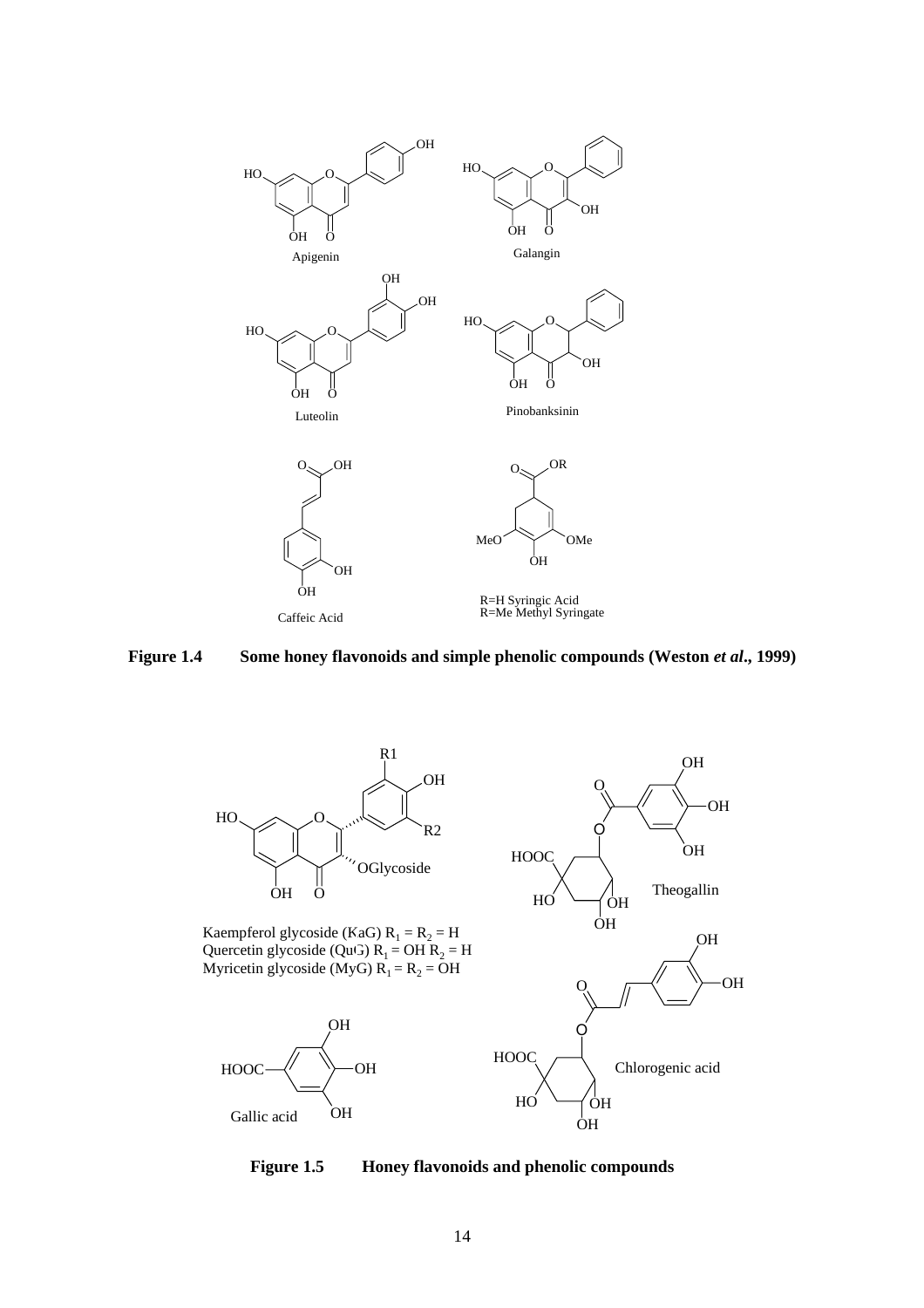Apigenin

Galangin

Luteolin

Pinobanksinin

Caffeic Acid

R=H Syringic Acid
R=Me Methyl Syringate

**Figure 1.4 Some honey flavonoids and simple phenolic compounds (Weston *et al*., 1999)**

Kaempferol glycoside (KaG) $R_1 = R_2 = H$
Quercetin glycoside (QuG) $R_1 = OH$ $R_2 = H$
Myricetin glycoside (MyG) $R_1 = R_2 = OH$

Theogallin

Gallic acid

Chlorogenic acid

**Figure 1.5 Honey flavonoids and phenolic compounds**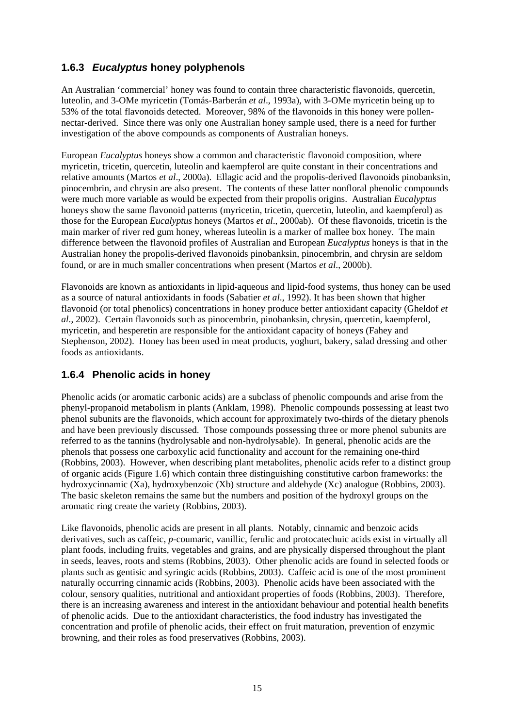### 1.6.3 *Eucalyptus* honey polyphenols

An Australian 'commercial' honey was found to contain three characteristic flavonoids, quercetin, luteolin, and 3-OMe myricetin (Tomás-Barberán *et al*., 1993a), with 3-OMe myricetin being up to 53% of the total flavonoids detected. Moreover, 98% of the flavonoids in this honey were pollen-nectar-derived. Since there was only one Australian honey sample used, there is a need for further investigation of the above compounds as components of Australian honeys.

European *Eucalyptus* honeys show a common and characteristic flavonoid composition, where myricetin, tricetin, quercetin, luteolin and kaempferol are quite constant in their concentrations and relative amounts (Martos *et al*., 2000a). Ellagic acid and the propolis-derived flavonoids pinobanksin, pinocembrin, and chrysin are also present. The contents of these latter nonfloral phenolic compounds were much more variable as would be expected from their propolis origins. Australian *Eucalyptus* honeys show the same flavonoid patterns (myricetin, tricetin, quercetin, luteolin, and kaempferol) as those for the European *Eucalyptus* honeys (Martos *et al*., 2000ab). Of these flavonoids, tricetin is the main marker of river red gum honey, whereas luteolin is a marker of mallee box honey. The main difference between the flavonoid profiles of Australian and European *Eucalyptus* honeys is that in the Australian honey the propolis-derived flavonoids pinobanksin, pinocembrin, and chrysin are seldom found, or are in much smaller concentrations when present (Martos *et al*., 2000b).

Flavonoids are known as antioxidants in lipid-aqueous and lipid-food systems, thus honey can be used as a source of natural antioxidants in foods (Sabatier *et al*., 1992). It has been shown that higher flavonoid (or total phenolics) concentrations in honey produce better antioxidant capacity (Gheldof *et al*., 2002). Certain flavonoids such as pinocembrin, pinobanksin, chrysin, quercetin, kaempferol, myricetin, and hesperetin are responsible for the antioxidant capacity of honeys (Fahey and Stephenson, 2002). Honey has been used in meat products, yoghurt, bakery, salad dressing and other foods as antioxidants.

### 1.6.4 Phenolic acids in honey

Phenolic acids (or aromatic carbonic acids) are a subclass of phenolic compounds and arise from the phenyl-propanoid metabolism in plants (Anklam, 1998). Phenolic compounds possessing at least two phenol subunits are the flavonoids, which account for approximately two-thirds of the dietary phenols and have been previously discussed. Those compounds possessing three or more phenol subunits are referred to as the tannins (hydrolysable and non-hydrolysable). In general, phenolic acids are the phenols that possess one carboxylic acid functionality and account for the remaining one-third (Robbins, 2003). However, when describing plant metabolites, phenolic acids refer to a distinct group of organic acids (Figure 1.6) which contain three distinguishing constitutive carbon frameworks: the hydroxycinnamic (Xa), hydroxybenzoic (Xb) structure and aldehyde (Xc) analogue (Robbins, 2003). The basic skeleton remains the same but the numbers and position of the hydroxyl groups on the aromatic ring create the variety (Robbins, 2003).

Like flavonoids, phenolic acids are present in all plants. Notably, cinnamic and benzoic acids derivatives, such as caffeic, *p*-coumaric, vanillic, ferulic and protocatechuic acids exist in virtually all plant foods, including fruits, vegetables and grains, and are physically dispersed throughout the plant in seeds, leaves, roots and stems (Robbins, 2003). Other phenolic acids are found in selected foods or plants such as gentisic and syringic acids (Robbins, 2003). Caffeic acid is one of the most prominent naturally occurring cinnamic acids (Robbins, 2003). Phenolic acids have been associated with the colour, sensory qualities, nutritional and antioxidant properties of foods (Robbins, 2003). Therefore, there is an increasing awareness and interest in the antioxidant behaviour and potential health benefits of phenolic acids. Due to the antioxidant characteristics, the food industry has investigated the concentration and profile of phenolic acids, their effect on fruit maturation, prevention of enzymic browning, and their roles as food preservatives (Robbins, 2003).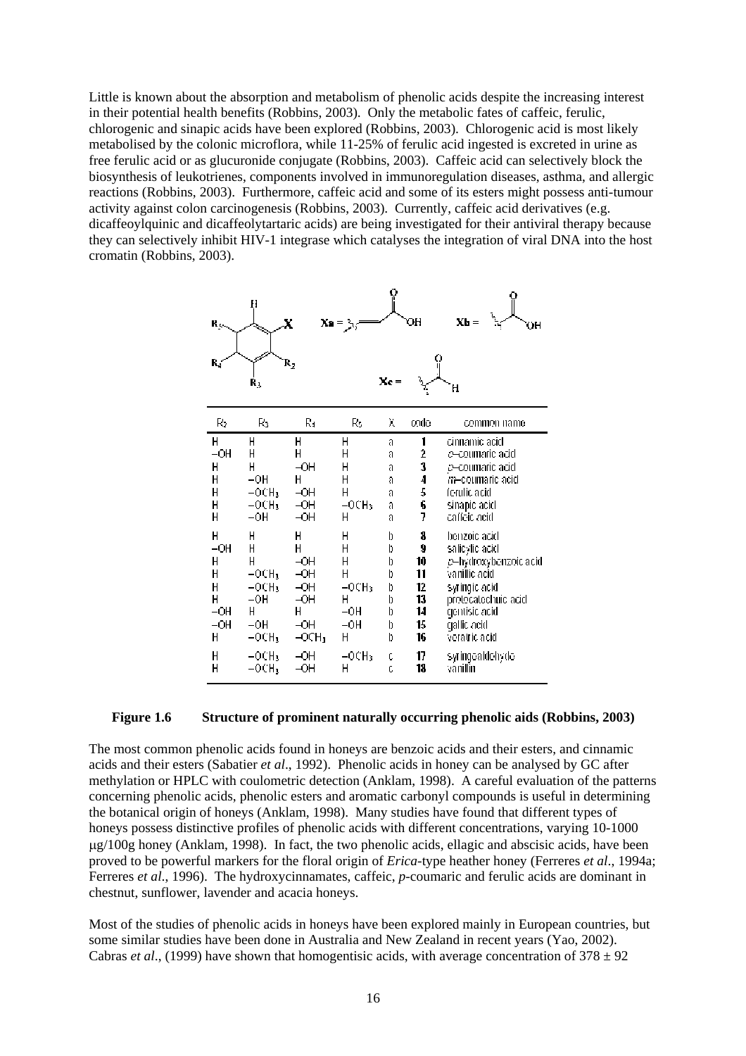Little is known about the absorption and metabolism of phenolic acids despite the increasing interest in their potential health benefits (Robbins, 2003). Only the metabolic fates of caffeic, ferulic, chlorogenic and sinapic acids have been explored (Robbins, 2003). Chlorogenic acid is most likely metabolised by the colonic microflora, while 11-25% of ferulic acid ingested is excreted in urine as free ferulic acid or as glucuronide conjugate (Robbins, 2003). Caffeic acid can selectively block the biosynthesis of leukotrienes, components involved in immunoregulation diseases, asthma, and allergic reactions (Robbins, 2003). Furthermore, caffeic acid and some of its esters might possess anti-tumour activity against colon carcinogenesis (Robbins, 2003). Currently, caffeic acid derivatives (e.g. dicaffeoylquinic and dicaffeolytartaric acids) are being investigated for their antiviral therapy because they can selectively inhibit HIV-1 integrase which catalyses the integration of viral DNA into the host cromatin (Robbins, 2003).

| $R_2$ | $R_3$ | $R_4$ | $R_5$ | X | code | common name |
|---|---|---|---|---|---|---|
| H | H | H | H | a | **1** | cinnamic acid |
| –OH | H | H | H | a | **2** | *o*–coumaric acid |
| H | H | –OH | H | a | **3** | *p*–coumaric acid |
| H | –OH | H | H | a | **4** | *m*–coumaric acid |
| H | $-OCH_3$ | –OH | H | a | **5** | ferulic acid |
| H | $-OCH_3$ | –OH | $-OCH_3$ | a | **6** | sinapic acid |
| H | –OH | –OH | H | a | **7** | caffeic acid |
| H | H | H | H | b | **8** | benzoic acid |
| –OH | H | H | H | b | **9** | salicylic acid |
| H | H | –OH | H | b | **10** | *p*–hydroxybenzoic acid |
| H | $-OCH_3$ | –OH | H | b | **11** | vanillic acid |
| H | $-OCH_3$ | –OH | $-OCH_3$ | b | **12** | syringic acid |
| H | –OH | –OH | H | b | **13** | protocatechuic acid |
| –OH | H | H | –OH | b | **14** | gentisic acid |
| –OH | –OH | –OH | –OH | b | **15** | gallic acid |
| H | $-OCH_3$ | $-OCH_3$ | H | b | **16** | veratric acid |
| H | $-OCH_3$ | –OH | $-OCH_3$ | c | **17** | syringealdehyde |
| H | $-OCH_3$ | –OH | H | c | **18** | vanillin |

**Figure 1.6 Structure of prominent naturally occurring phenolic aids (Robbins, 2003)**

The most common phenolic acids found in honeys are benzoic acids and their esters, and cinnamic acids and their esters (Sabatier *et al*., 1992). Phenolic acids in honey can be analysed by GC after methylation or HPLC with coulometric detection (Anklam, 1998). A careful evaluation of the patterns concerning phenolic acids, phenolic esters and aromatic carbonyl compounds is useful in determining the botanical origin of honeys (Anklam, 1998). Many studies have found that different types of honeys possess distinctive profiles of phenolic acids with different concentrations, varying 10-1000 μg/100g honey (Anklam, 1998). In fact, the two phenolic acids, ellagic and abscisic acids, have been proved to be powerful markers for the floral origin of *Erica*-type heather honey (Ferreres *et al*., 1994a; Ferreres *et al*., 1996). The hydroxycinnamates, caffeic, *p*-coumaric and ferulic acids are dominant in chestnut, sunflower, lavender and acacia honeys.

Most of the studies of phenolic acids in honeys have been explored mainly in European countries, but some similar studies have been done in Australia and New Zealand in recent years (Yao, 2002). Cabras *et al*., (1999) have shown that homogentisic acids, with average concentration of $378 \pm 92$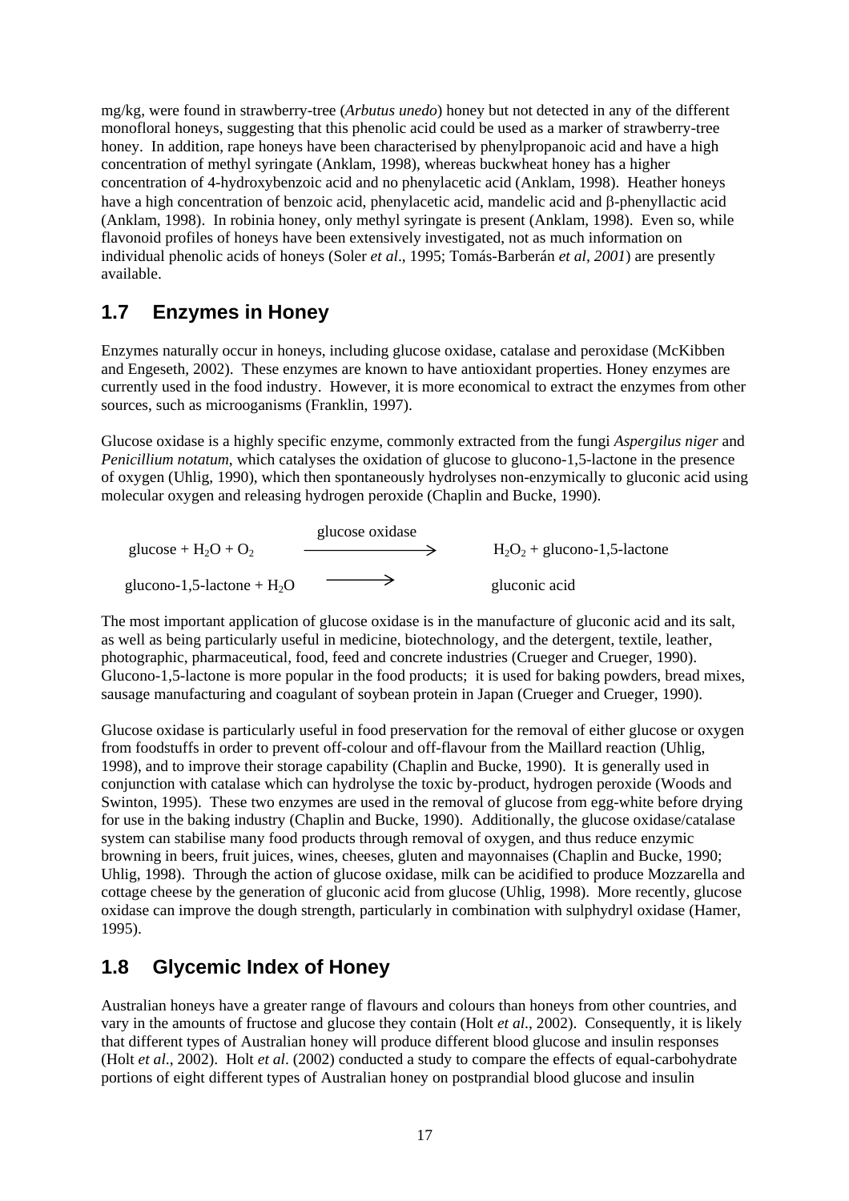mg/kg, were found in strawberry-tree (*Arbutus unedo*) honey but not detected in any of the different monofloral honeys, suggesting that this phenolic acid could be used as a marker of strawberry-tree honey. In addition, rape honeys have been characterised by phenylpropanoic acid and have a high concentration of methyl syringate (Anklam, 1998), whereas buckwheat honey has a higher concentration of 4-hydroxybenzoic acid and no phenylacetic acid (Anklam, 1998). Heather honeys have a high concentration of benzoic acid, phenylacetic acid, mandelic acid and β-phenyllactic acid (Anklam, 1998). In robinia honey, only methyl syringate is present (Anklam, 1998). Even so, while flavonoid profiles of honeys have been extensively investigated, not as much information on individual phenolic acids of honeys (Soler *et al*., 1995; Tomás-Barberán *et al*, *2001*) are presently available.

## 1.7 Enzymes in Honey

Enzymes naturally occur in honeys, including glucose oxidase, catalase and peroxidase (McKibben and Engeseth, 2002). These enzymes are known to have antioxidant properties. Honey enzymes are currently used in the food industry. However, it is more economical to extract the enzymes from other sources, such as microoganisms (Franklin, 1997).

Glucose oxidase is a highly specific enzyme, commonly extracted from the fungi *Aspergilus niger* and *Penicillium notatum*, which catalyses the oxidation of glucose to glucono-1,5-lactone in the presence of oxygen (Uhlig, 1990), which then spontaneously hydrolyses non-enzymically to gluconic acid using molecular oxygen and releasing hydrogen peroxide (Chaplin and Bucke, 1990).

$$\text{glucose} + H_2O + O_2 \xrightarrow{\text{glucose oxidase}} H_2O_2 + \text{glucono-1,5-lactone}$$

$$\text{glucono-1,5-lactone} + H_2O \longrightarrow \text{gluconic acid}$$

The most important application of glucose oxidase is in the manufacture of gluconic acid and its salt, as well as being particularly useful in medicine, biotechnology, and the detergent, textile, leather, photographic, pharmaceutical, food, feed and concrete industries (Crueger and Crueger, 1990). Glucono-1,5-lactone is more popular in the food products; it is used for baking powders, bread mixes, sausage manufacturing and coagulant of soybean protein in Japan (Crueger and Crueger, 1990).

Glucose oxidase is particularly useful in food preservation for the removal of either glucose or oxygen from foodstuffs in order to prevent off-colour and off-flavour from the Maillard reaction (Uhlig, 1998), and to improve their storage capability (Chaplin and Bucke, 1990). It is generally used in conjunction with catalase which can hydrolyse the toxic by-product, hydrogen peroxide (Woods and Swinton, 1995). These two enzymes are used in the removal of glucose from egg-white before drying for use in the baking industry (Chaplin and Bucke, 1990). Additionally, the glucose oxidase/catalase system can stabilise many food products through removal of oxygen, and thus reduce enzymic browning in beers, fruit juices, wines, cheeses, gluten and mayonnaises (Chaplin and Bucke, 1990; Uhlig, 1998). Through the action of glucose oxidase, milk can be acidified to produce Mozzarella and cottage cheese by the generation of gluconic acid from glucose (Uhlig, 1998). More recently, glucose oxidase can improve the dough strength, particularly in combination with sulphydryl oxidase (Hamer, 1995).

## 1.8 Glycemic Index of Honey

Australian honeys have a greater range of flavours and colours than honeys from other countries, and vary in the amounts of fructose and glucose they contain (Holt *et al*., 2002). Consequently, it is likely that different types of Australian honey will produce different blood glucose and insulin responses (Holt *et al*., 2002). Holt *et al*. (2002) conducted a study to compare the effects of equal-carbohydrate portions of eight different types of Australian honey on postprandial blood glucose and insulin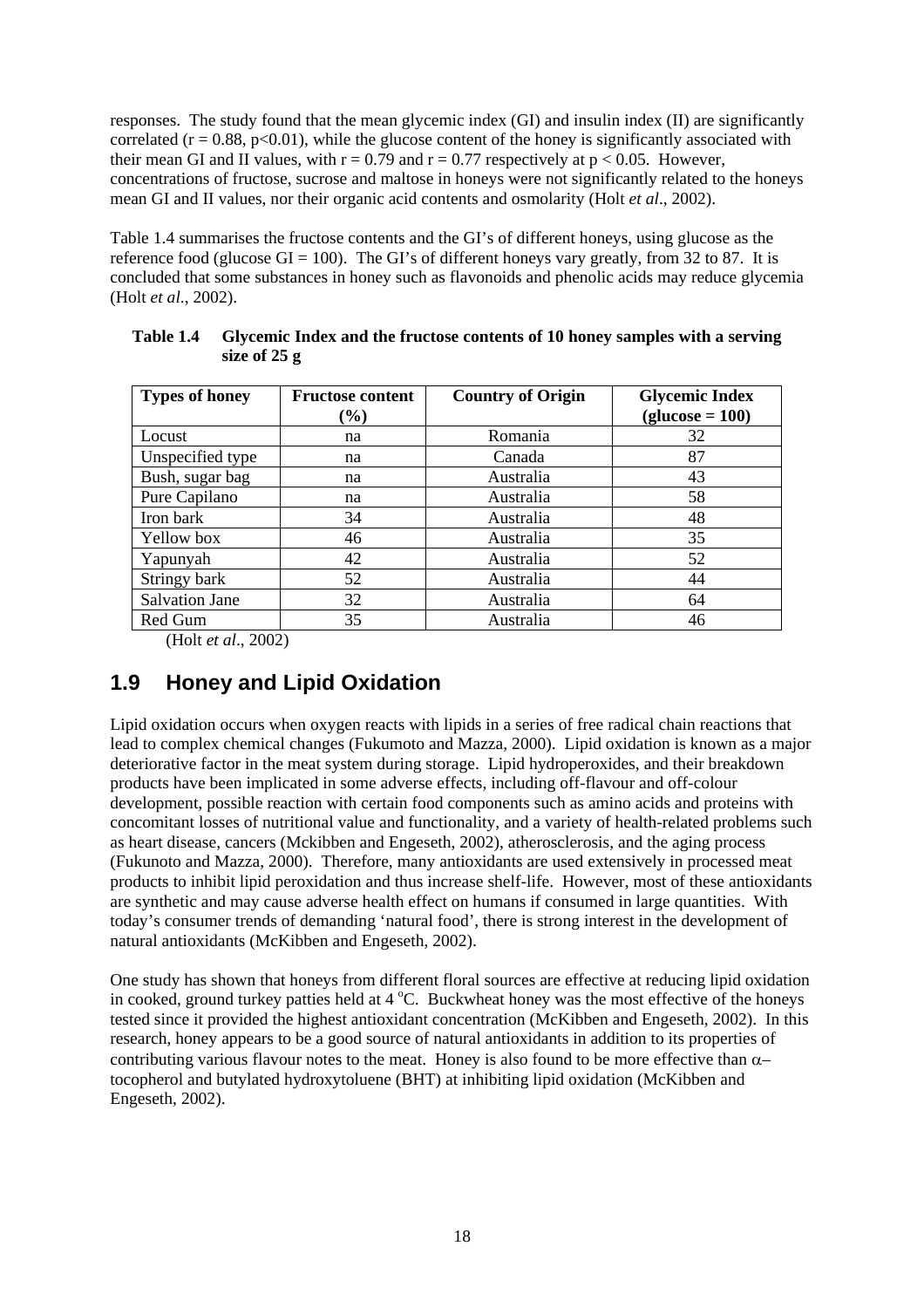responses. The study found that the mean glycemic index (GI) and insulin index (II) are significantly correlated ($r = 0.88$, $p<0.01$), while the glucose content of the honey is significantly associated with their mean GI and II values, with $r = 0.79$ and $r = 0.77$ respectively at $p < 0.05$. However, concentrations of fructose, sucrose and maltose in honeys were not significantly related to the honeys mean GI and II values, nor their organic acid contents and osmolarity (Holt *et al*., 2002).

Table 1.4 summarises the fructose contents and the GI's of different honeys, using glucose as the reference food (glucose GI = 100). The GI's of different honeys vary greatly, from 32 to 87. It is concluded that some substances in honey such as flavonoids and phenolic acids may reduce glycemia (Holt *et al*., 2002).

**Table 1.4 Glycemic Index and the fructose contents of 10 honey samples with a serving size of 25 g**

| Types of honey | Fructose content (%) | Country of Origin | Glycemic Index (glucose = 100) |
|---|---|---|---|
| Locust | na | Romania | 32 |
| Unspecified type | na | Canada | 87 |
| Bush, sugar bag | na | Australia | 43 |
| Pure Capilano | na | Australia | 58 |
| Iron bark | 34 | Australia | 48 |
| Yellow box | 46 | Australia | 35 |
| Yapunyah | 42 | Australia | 52 |
| Stringy bark | 52 | Australia | 44 |
| Salvation Jane | 32 | Australia | 64 |
| Red Gum | 35 | Australia | 46 |

(Holt *et al*., 2002)

## 1.9 Honey and Lipid Oxidation

Lipid oxidation occurs when oxygen reacts with lipids in a series of free radical chain reactions that lead to complex chemical changes (Fukumoto and Mazza, 2000). Lipid oxidation is known as a major deteriorative factor in the meat system during storage. Lipid hydroperoxides, and their breakdown products have been implicated in some adverse effects, including off-flavour and off-colour development, possible reaction with certain food components such as amino acids and proteins with concomitant losses of nutritional value and functionality, and a variety of health-related problems such as heart disease, cancers (Mckibben and Engeseth, 2002), atherosclerosis, and the aging process (Fukunoto and Mazza, 2000). Therefore, many antioxidants are used extensively in processed meat products to inhibit lipid peroxidation and thus increase shelf-life. However, most of these antioxidants are synthetic and may cause adverse health effect on humans if consumed in large quantities. With today's consumer trends of demanding 'natural food', there is strong interest in the development of natural antioxidants (McKibben and Engeseth, 2002).

One study has shown that honeys from different floral sources are effective at reducing lipid oxidation in cooked, ground turkey patties held at 4 $^{o}$C. Buckwheat honey was the most effective of the honeys tested since it provided the highest antioxidant concentration (McKibben and Engeseth, 2002). In this research, honey appears to be a good source of natural antioxidants in addition to its properties of contributing various flavour notes to the meat. Honey is also found to be more effective than $\alpha$–tocopherol and butylated hydroxytoluene (BHT) at inhibiting lipid oxidation (McKibben and Engeseth, 2002).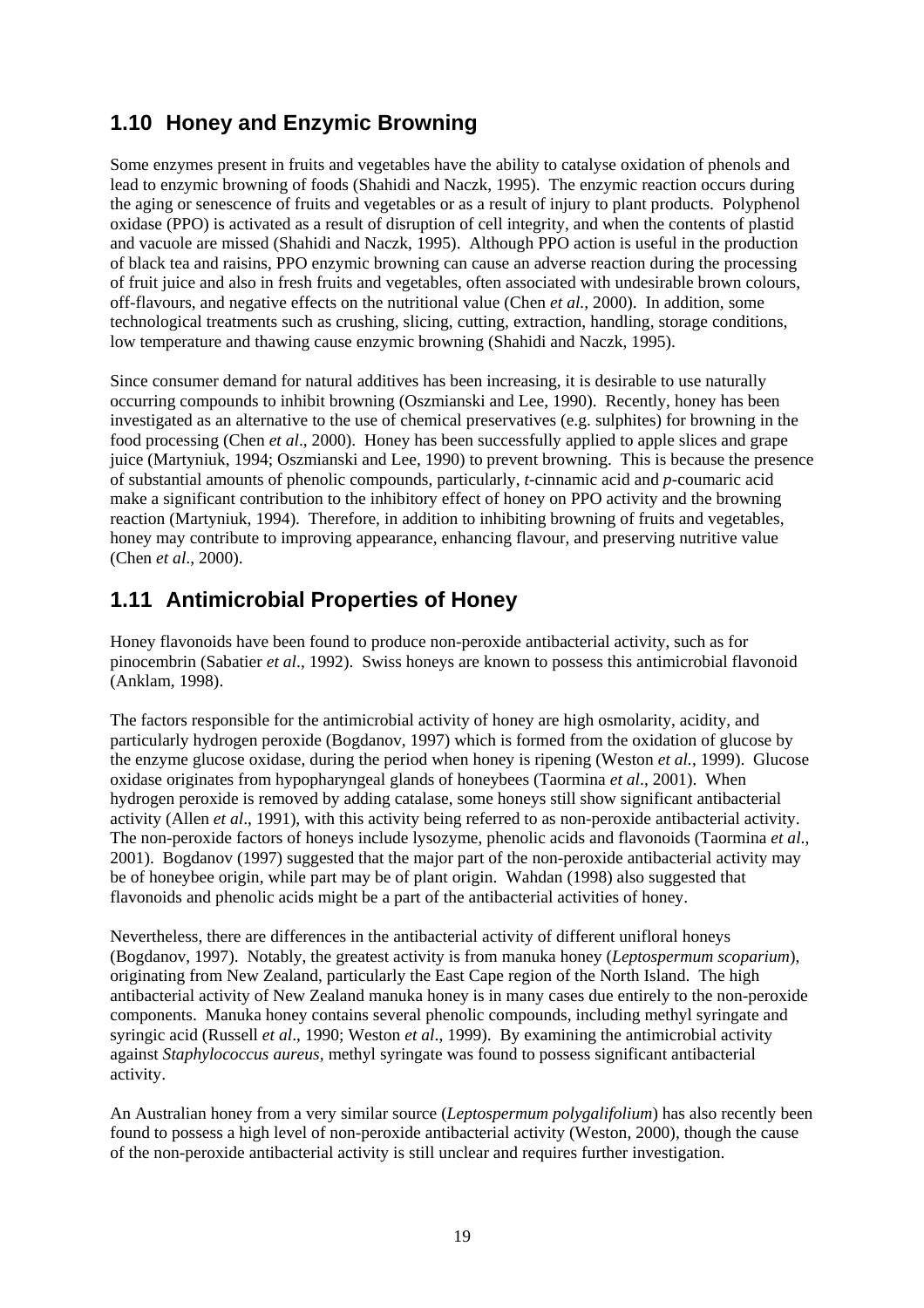## 1.10 Honey and Enzymic Browning

Some enzymes present in fruits and vegetables have the ability to catalyse oxidation of phenols and lead to enzymic browning of foods (Shahidi and Naczk, 1995). The enzymic reaction occurs during the aging or senescence of fruits and vegetables or as a result of injury to plant products. Polyphenol oxidase (PPO) is activated as a result of disruption of cell integrity, and when the contents of plastid and vacuole are missed (Shahidi and Naczk, 1995). Although PPO action is useful in the production of black tea and raisins, PPO enzymic browning can cause an adverse reaction during the processing of fruit juice and also in fresh fruits and vegetables, often associated with undesirable brown colours, off-flavours, and negative effects on the nutritional value (Chen *et al.,* 2000). In addition, some technological treatments such as crushing, slicing, cutting, extraction, handling, storage conditions, low temperature and thawing cause enzymic browning (Shahidi and Naczk, 1995).

Since consumer demand for natural additives has been increasing, it is desirable to use naturally occurring compounds to inhibit browning (Oszmianski and Lee, 1990). Recently, honey has been investigated as an alternative to the use of chemical preservatives (e.g. sulphites) for browning in the food processing (Chen *et al*., 2000). Honey has been successfully applied to apple slices and grape juice (Martyniuk, 1994; Oszmianski and Lee, 1990) to prevent browning. This is because the presence of substantial amounts of phenolic compounds, particularly, *t*-cinnamic acid and *p*-coumaric acid make a significant contribution to the inhibitory effect of honey on PPO activity and the browning reaction (Martyniuk, 1994). Therefore, in addition to inhibiting browning of fruits and vegetables, honey may contribute to improving appearance, enhancing flavour, and preserving nutritive value (Chen *et al*., 2000).

## 1.11 Antimicrobial Properties of Honey

Honey flavonoids have been found to produce non-peroxide antibacterial activity, such as for pinocembrin (Sabatier *et al*., 1992). Swiss honeys are known to possess this antimicrobial flavonoid (Anklam, 1998).

The factors responsible for the antimicrobial activity of honey are high osmolarity, acidity, and particularly hydrogen peroxide (Bogdanov, 1997) which is formed from the oxidation of glucose by the enzyme glucose oxidase, during the period when honey is ripening (Weston *et al.*, 1999). Glucose oxidase originates from hypopharyngeal glands of honeybees (Taormina *et al*., 2001). When hydrogen peroxide is removed by adding catalase, some honeys still show significant antibacterial activity (Allen *et al*., 1991), with this activity being referred to as non-peroxide antibacterial activity. The non-peroxide factors of honeys include lysozyme, phenolic acids and flavonoids (Taormina *et al*., 2001). Bogdanov (1997) suggested that the major part of the non-peroxide antibacterial activity may be of honeybee origin, while part may be of plant origin. Wahdan (1998) also suggested that flavonoids and phenolic acids might be a part of the antibacterial activities of honey.

Nevertheless, there are differences in the antibacterial activity of different unifloral honeys (Bogdanov, 1997). Notably, the greatest activity is from manuka honey (*Leptospermum scoparium*), originating from New Zealand, particularly the East Cape region of the North Island. The high antibacterial activity of New Zealand manuka honey is in many cases due entirely to the non-peroxide components. Manuka honey contains several phenolic compounds, including methyl syringate and syringic acid (Russell *et al*., 1990; Weston *et al*., 1999). By examining the antimicrobial activity against *Staphylococcus aureus*, methyl syringate was found to possess significant antibacterial activity.

An Australian honey from a very similar source (*Leptospermum polygalifolium*) has also recently been found to possess a high level of non-peroxide antibacterial activity (Weston, 2000), though the cause of the non-peroxide antibacterial activity is still unclear and requires further investigation.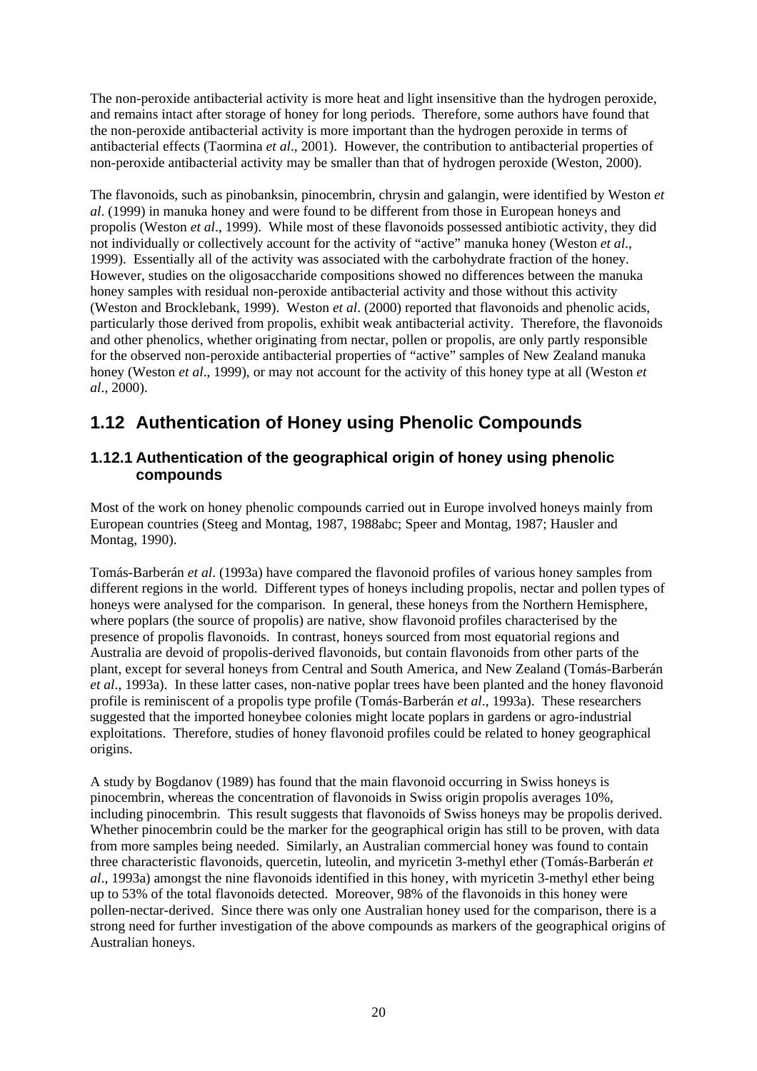The non-peroxide antibacterial activity is more heat and light insensitive than the hydrogen peroxide, and remains intact after storage of honey for long periods. Therefore, some authors have found that the non-peroxide antibacterial activity is more important than the hydrogen peroxide in terms of antibacterial effects (Taormina *et al*., 2001). However, the contribution to antibacterial properties of non-peroxide antibacterial activity may be smaller than that of hydrogen peroxide (Weston, 2000).

The flavonoids, such as pinobanksin, pinocembrin, chrysin and galangin, were identified by Weston *et al*. (1999) in manuka honey and were found to be different from those in European honeys and propolis (Weston *et al*., 1999). While most of these flavonoids possessed antibiotic activity, they did not individually or collectively account for the activity of "active" manuka honey (Weston *et al*., 1999). Essentially all of the activity was associated with the carbohydrate fraction of the honey. However, studies on the oligosaccharide compositions showed no differences between the manuka honey samples with residual non-peroxide antibacterial activity and those without this activity (Weston and Brocklebank, 1999). Weston *et al*. (2000) reported that flavonoids and phenolic acids, particularly those derived from propolis, exhibit weak antibacterial activity. Therefore, the flavonoids and other phenolics, whether originating from nectar, pollen or propolis, are only partly responsible for the observed non-peroxide antibacterial properties of "active" samples of New Zealand manuka honey (Weston *et al*., 1999), or may not account for the activity of this honey type at all (Weston *et al*., 2000).

## 1.12 Authentication of Honey using Phenolic Compounds

### 1.12.1 Authentication of the geographical origin of honey using phenolic compounds

Most of the work on honey phenolic compounds carried out in Europe involved honeys mainly from European countries (Steeg and Montag, 1987, 1988abc; Speer and Montag, 1987; Hausler and Montag, 1990).

Tomás-Barberán *et al*. (1993a) have compared the flavonoid profiles of various honey samples from different regions in the world. Different types of honeys including propolis, nectar and pollen types of honeys were analysed for the comparison. In general, these honeys from the Northern Hemisphere, where poplars (the source of propolis) are native, show flavonoid profiles characterised by the presence of propolis flavonoids. In contrast, honeys sourced from most equatorial regions and Australia are devoid of propolis-derived flavonoids, but contain flavonoids from other parts of the plant, except for several honeys from Central and South America, and New Zealand (Tomás-Barberán *et al*., 1993a). In these latter cases, non-native poplar trees have been planted and the honey flavonoid profile is reminiscent of a propolis type profile (Tomás-Barberán *et al*., 1993a). These researchers suggested that the imported honeybee colonies might locate poplars in gardens or agro-industrial exploitations. Therefore, studies of honey flavonoid profiles could be related to honey geographical origins.

A study by Bogdanov (1989) has found that the main flavonoid occurring in Swiss honeys is pinocembrin, whereas the concentration of flavonoids in Swiss origin propolis averages 10%, including pinocembrin. This result suggests that flavonoids of Swiss honeys may be propolis derived. Whether pinocembrin could be the marker for the geographical origin has still to be proven, with data from more samples being needed. Similarly, an Australian commercial honey was found to contain three characteristic flavonoids, quercetin, luteolin, and myricetin 3-methyl ether (Tomás-Barberán *et al*., 1993a) amongst the nine flavonoids identified in this honey, with myricetin 3-methyl ether being up to 53% of the total flavonoids detected. Moreover, 98% of the flavonoids in this honey were pollen-nectar-derived. Since there was only one Australian honey used for the comparison, there is a strong need for further investigation of the above compounds as markers of the geographical origins of Australian honeys.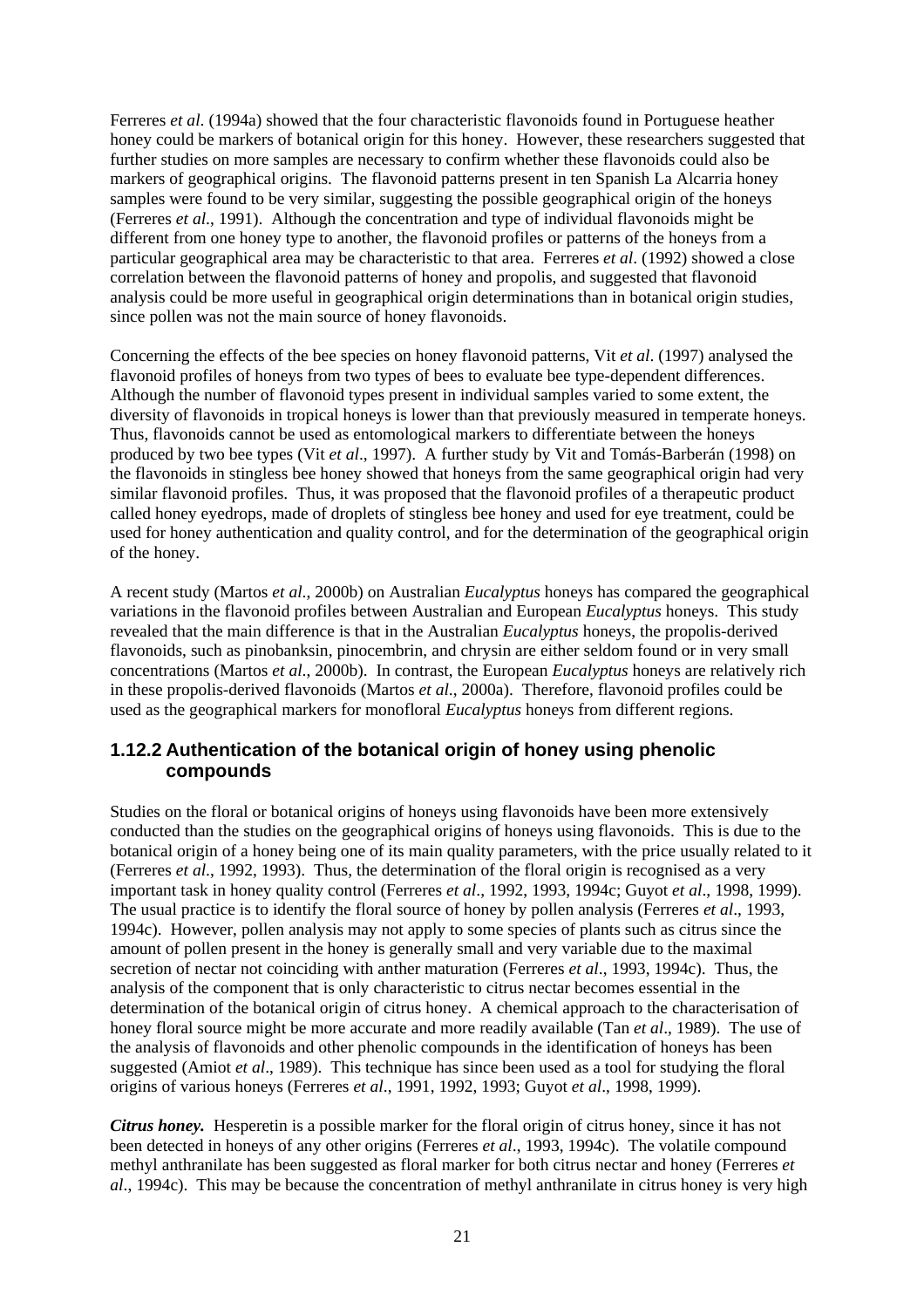Ferreres *et al*. (1994a) showed that the four characteristic flavonoids found in Portuguese heather honey could be markers of botanical origin for this honey. However, these researchers suggested that further studies on more samples are necessary to confirm whether these flavonoids could also be markers of geographical origins. The flavonoid patterns present in ten Spanish La Alcarria honey samples were found to be very similar, suggesting the possible geographical origin of the honeys (Ferreres *et al*., 1991). Although the concentration and type of individual flavonoids might be different from one honey type to another, the flavonoid profiles or patterns of the honeys from a particular geographical area may be characteristic to that area. Ferreres *et al*. (1992) showed a close correlation between the flavonoid patterns of honey and propolis, and suggested that flavonoid analysis could be more useful in geographical origin determinations than in botanical origin studies, since pollen was not the main source of honey flavonoids.

Concerning the effects of the bee species on honey flavonoid patterns, Vit *et al*. (1997) analysed the flavonoid profiles of honeys from two types of bees to evaluate bee type-dependent differences. Although the number of flavonoid types present in individual samples varied to some extent, the diversity of flavonoids in tropical honeys is lower than that previously measured in temperate honeys. Thus, flavonoids cannot be used as entomological markers to differentiate between the honeys produced by two bee types (Vit *et al*., 1997). A further study by Vit and Tomás-Barberán (1998) on the flavonoids in stingless bee honey showed that honeys from the same geographical origin had very similar flavonoid profiles. Thus, it was proposed that the flavonoid profiles of a therapeutic product called honey eyedrops, made of droplets of stingless bee honey and used for eye treatment, could be used for honey authentication and quality control, and for the determination of the geographical origin of the honey.

A recent study (Martos *et al*., 2000b) on Australian *Eucalyptus* honeys has compared the geographical variations in the flavonoid profiles between Australian and European *Eucalyptus* honeys. This study revealed that the main difference is that in the Australian *Eucalyptus* honeys, the propolis-derived flavonoids, such as pinobanksin, pinocembrin, and chrysin are either seldom found or in very small concentrations (Martos *et al*., 2000b). In contrast, the European *Eucalyptus* honeys are relatively rich in these propolis-derived flavonoids (Martos *et al*., 2000a). Therefore, flavonoid profiles could be used as the geographical markers for monofloral *Eucalyptus* honeys from different regions.

### 1.12.2 Authentication of the botanical origin of honey using phenolic compounds

Studies on the floral or botanical origins of honeys using flavonoids have been more extensively conducted than the studies on the geographical origins of honeys using flavonoids. This is due to the botanical origin of a honey being one of its main quality parameters, with the price usually related to it (Ferreres *et al*., 1992, 1993). Thus, the determination of the floral origin is recognised as a very important task in honey quality control (Ferreres *et al*., 1992, 1993, 1994c; Guyot *et al*., 1998, 1999). The usual practice is to identify the floral source of honey by pollen analysis (Ferreres *et al*., 1993, 1994c). However, pollen analysis may not apply to some species of plants such as citrus since the amount of pollen present in the honey is generally small and very variable due to the maximal secretion of nectar not coinciding with anther maturation (Ferreres *et al*., 1993, 1994c). Thus, the analysis of the component that is only characteristic to citrus nectar becomes essential in the determination of the botanical origin of citrus honey. A chemical approach to the characterisation of honey floral source might be more accurate and more readily available (Tan *et al*., 1989). The use of the analysis of flavonoids and other phenolic compounds in the identification of honeys has been suggested (Amiot *et al*., 1989). This technique has since been used as a tool for studying the floral origins of various honeys (Ferreres *et al*., 1991, 1992, 1993; Guyot *et al*., 1998, 1999).

***Citrus honey.*** Hesperetin is a possible marker for the floral origin of citrus honey, since it has not been detected in honeys of any other origins (Ferreres *et al*., 1993, 1994c). The volatile compound methyl anthranilate has been suggested as floral marker for both citrus nectar and honey (Ferreres *et al*., 1994c). This may be because the concentration of methyl anthranilate in citrus honey is very high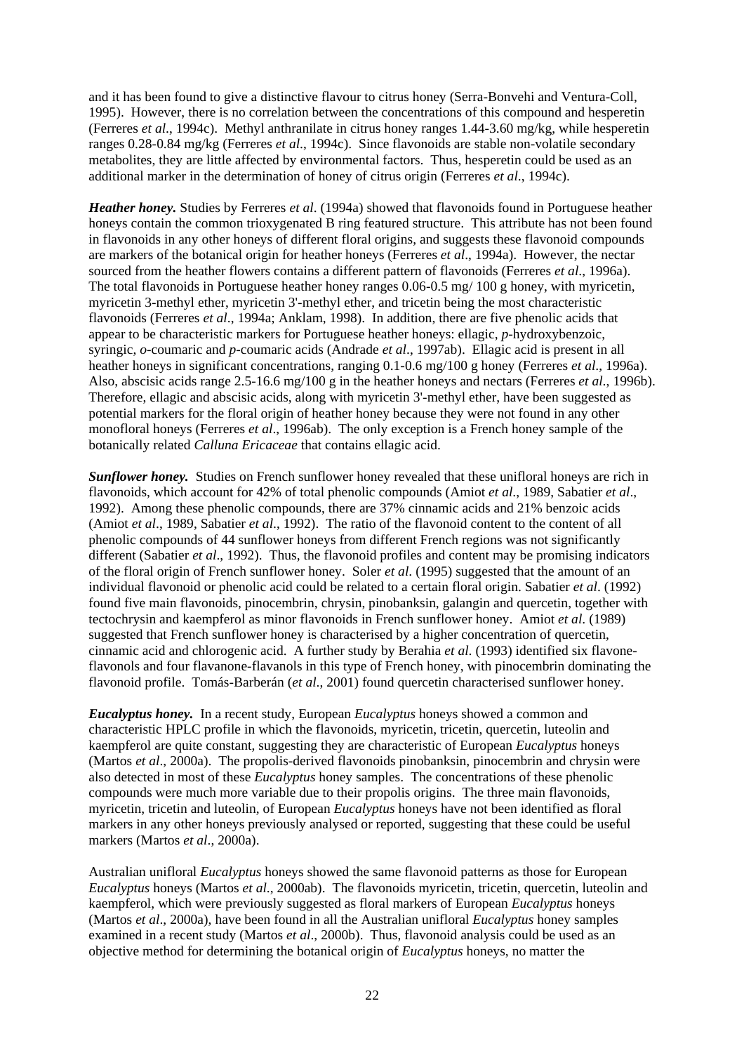and it has been found to give a distinctive flavour to citrus honey (Serra-Bonvehi and Ventura-Coll, 1995). However, there is no correlation between the concentrations of this compound and hesperetin (Ferreres *et al*., 1994c). Methyl anthranilate in citrus honey ranges 1.44-3.60 mg/kg, while hesperetin ranges 0.28-0.84 mg/kg (Ferreres *et al*., 1994c). Since flavonoids are stable non-volatile secondary metabolites, they are little affected by environmental factors. Thus, hesperetin could be used as an additional marker in the determination of honey of citrus origin (Ferreres *et al*., 1994c).

***Heather honey.*** Studies by Ferreres *et al*. (1994a) showed that flavonoids found in Portuguese heather honeys contain the common trioxygenated B ring featured structure. This attribute has not been found in flavonoids in any other honeys of different floral origins, and suggests these flavonoid compounds are markers of the botanical origin for heather honeys (Ferreres *et al*., 1994a). However, the nectar sourced from the heather flowers contains a different pattern of flavonoids (Ferreres *et al*., 1996a). The total flavonoids in Portuguese heather honey ranges 0.06-0.5 mg/ 100 g honey, with myricetin, myricetin 3-methyl ether, myricetin 3'-methyl ether, and tricetin being the most characteristic flavonoids (Ferreres *et al*., 1994a; Anklam, 1998). In addition, there are five phenolic acids that appear to be characteristic markers for Portuguese heather honeys: ellagic, *p*-hydroxybenzoic, syringic, *o*-coumaric and *p*-coumaric acids (Andrade *et al*., 1997ab). Ellagic acid is present in all heather honeys in significant concentrations, ranging 0.1-0.6 mg/100 g honey (Ferreres *et al*., 1996a). Also, abscisic acids range 2.5-16.6 mg/100 g in the heather honeys and nectars (Ferreres *et al*., 1996b). Therefore, ellagic and abscisic acids, along with myricetin 3'-methyl ether, have been suggested as potential markers for the floral origin of heather honey because they were not found in any other monofloral honeys (Ferreres *et al*., 1996ab). The only exception is a French honey sample of the botanically related *Calluna Ericaceae* that contains ellagic acid.

***Sunflower honey.*** Studies on French sunflower honey revealed that these unifloral honeys are rich in flavonoids, which account for 42% of total phenolic compounds (Amiot *et al*., 1989, Sabatier *et al*., 1992). Among these phenolic compounds, there are 37% cinnamic acids and 21% benzoic acids (Amiot *et al*., 1989, Sabatier *et al*., 1992). The ratio of the flavonoid content to the content of all phenolic compounds of 44 sunflower honeys from different French regions was not significantly different (Sabatier *et al*., 1992). Thus, the flavonoid profiles and content may be promising indicators of the floral origin of French sunflower honey. Soler *et al*. (1995) suggested that the amount of an individual flavonoid or phenolic acid could be related to a certain floral origin. Sabatier *et al*. (1992) found five main flavonoids, pinocembrin, chrysin, pinobanksin, galangin and quercetin, together with tectochrysin and kaempferol as minor flavonoids in French sunflower honey. Amiot *et al.* (1989) suggested that French sunflower honey is characterised by a higher concentration of quercetin, cinnamic acid and chlorogenic acid. A further study by Berahia *et al*. (1993) identified six flavone-flavonols and four flavanone-flavanols in this type of French honey, with pinocembrin dominating the flavonoid profile. Tomás-Barberán (*et al*., 2001) found quercetin characterised sunflower honey.

***Eucalyptus honey.*** In a recent study, European *Eucalyptus* honeys showed a common and characteristic HPLC profile in which the flavonoids, myricetin, tricetin, quercetin, luteolin and kaempferol are quite constant, suggesting they are characteristic of European *Eucalyptus* honeys (Martos *et al*., 2000a). The propolis-derived flavonoids pinobanksin, pinocembrin and chrysin were also detected in most of these *Eucalyptus* honey samples. The concentrations of these phenolic compounds were much more variable due to their propolis origins. The three main flavonoids, myricetin, tricetin and luteolin, of European *Eucalyptus* honeys have not been identified as floral markers in any other honeys previously analysed or reported, suggesting that these could be useful markers (Martos *et al*., 2000a).

Australian unifloral *Eucalyptus* honeys showed the same flavonoid patterns as those for European *Eucalyptus* honeys (Martos *et al*., 2000ab). The flavonoids myricetin, tricetin, quercetin, luteolin and kaempferol, which were previously suggested as floral markers of European *Eucalyptus* honeys (Martos *et al*., 2000a), have been found in all the Australian unifloral *Eucalyptus* honey samples examined in a recent study (Martos *et al*., 2000b). Thus, flavonoid analysis could be used as an objective method for determining the botanical origin of *Eucalyptus* honeys, no matter the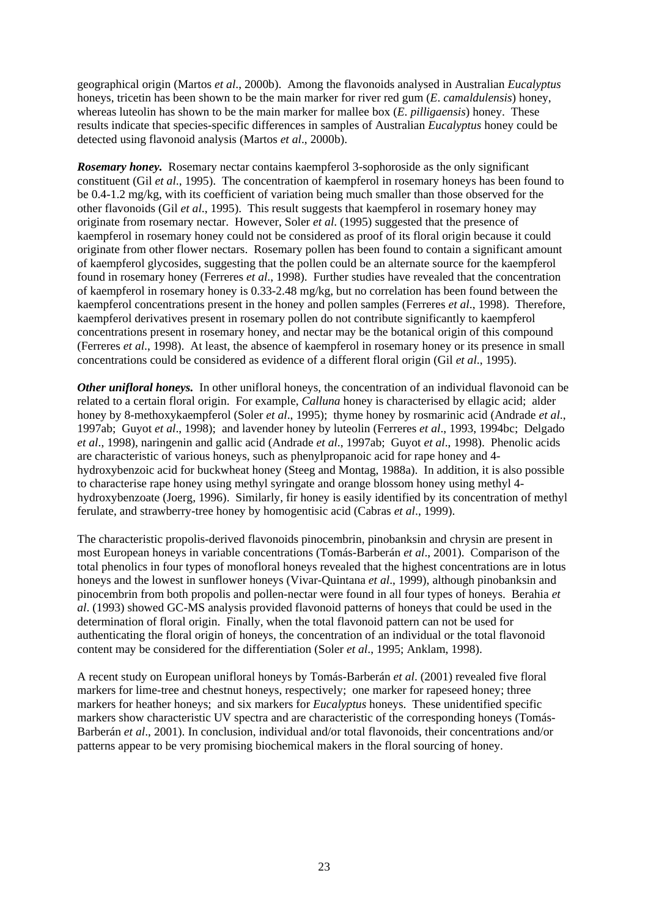geographical origin (Martos *et al*., 2000b). Among the flavonoids analysed in Australian *Eucalyptus* honeys, tricetin has been shown to be the main marker for river red gum (*E. camaldulensis*) honey, whereas luteolin has shown to be the main marker for mallee box (*E. pilligaensis*) honey. These results indicate that species-specific differences in samples of Australian *Eucalyptus* honey could be detected using flavonoid analysis (Martos *et al*., 2000b).

***Rosemary honey.*** Rosemary nectar contains kaempferol 3-sophoroside as the only significant constituent (Gil *et al*., 1995). The concentration of kaempferol in rosemary honeys has been found to be 0.4-1.2 mg/kg, with its coefficient of variation being much smaller than those observed for the other flavonoids (Gil *et al*., 1995). This result suggests that kaempferol in rosemary honey may originate from rosemary nectar. However, Soler *et al*. (1995) suggested that the presence of kaempferol in rosemary honey could not be considered as proof of its floral origin because it could originate from other flower nectars. Rosemary pollen has been found to contain a significant amount of kaempferol glycosides, suggesting that the pollen could be an alternate source for the kaempferol found in rosemary honey (Ferreres *et al*., 1998). Further studies have revealed that the concentration of kaempferol in rosemary honey is 0.33-2.48 mg/kg, but no correlation has been found between the kaempferol concentrations present in the honey and pollen samples (Ferreres *et al*., 1998). Therefore, kaempferol derivatives present in rosemary pollen do not contribute significantly to kaempferol concentrations present in rosemary honey, and nectar may be the botanical origin of this compound (Ferreres *et al*., 1998). At least, the absence of kaempferol in rosemary honey or its presence in small concentrations could be considered as evidence of a different floral origin (Gil *et al*., 1995).

***Other unifloral honeys.*** In other unifloral honeys, the concentration of an individual flavonoid can be related to a certain floral origin. For example, *Calluna* honey is characterised by ellagic acid; alder honey by 8-methoxykaempferol (Soler *et al*., 1995); thyme honey by rosmarinic acid (Andrade *et al*., 1997ab; Guyot *et al*., 1998); and lavender honey by luteolin (Ferreres *et al*., 1993, 1994bc; Delgado *et al*., 1998), naringenin and gallic acid (Andrade *et al*., 1997ab; Guyot *et al*., 1998). Phenolic acids are characteristic of various honeys, such as phenylpropanoic acid for rape honey and 4-hydroxybenzoic acid for buckwheat honey (Steeg and Montag, 1988a). In addition, it is also possible to characterise rape honey using methyl syringate and orange blossom honey using methyl 4-hydroxybenzoate (Joerg, 1996). Similarly, fir honey is easily identified by its concentration of methyl ferulate, and strawberry-tree honey by homogentisic acid (Cabras *et al*., 1999).

The characteristic propolis-derived flavonoids pinocembrin, pinobanksin and chrysin are present in most European honeys in variable concentrations (Tomás-Barberán *et al*., 2001). Comparison of the total phenolics in four types of monofloral honeys revealed that the highest concentrations are in lotus honeys and the lowest in sunflower honeys (Vivar-Quintana *et al*., 1999), although pinobanksin and pinocembrin from both propolis and pollen-nectar were found in all four types of honeys. Berahia *et al*. (1993) showed GC-MS analysis provided flavonoid patterns of honeys that could be used in the determination of floral origin. Finally, when the total flavonoid pattern can not be used for authenticating the floral origin of honeys, the concentration of an individual or the total flavonoid content may be considered for the differentiation (Soler *et al*., 1995; Anklam, 1998).

A recent study on European unifloral honeys by Tomás-Barberán *et al*. (2001) revealed five floral markers for lime-tree and chestnut honeys, respectively; one marker for rapeseed honey; three markers for heather honeys; and six markers for *Eucalyptus* honeys. These unidentified specific markers show characteristic UV spectra and are characteristic of the corresponding honeys (Tomás-Barberán *et al*., 2001). In conclusion, individual and/or total flavonoids, their concentrations and/or patterns appear to be very promising biochemical makers in the floral sourcing of honey.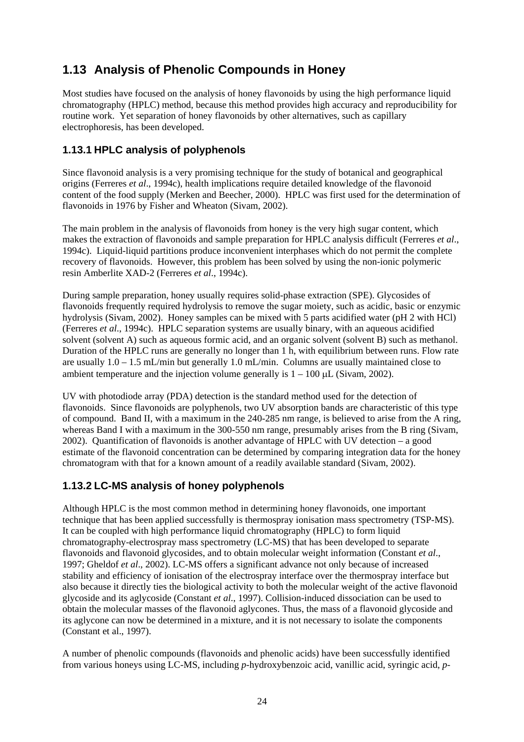## 1.13 Analysis of Phenolic Compounds in Honey

Most studies have focused on the analysis of honey flavonoids by using the high performance liquid chromatography (HPLC) method, because this method provides high accuracy and reproducibility for routine work. Yet separation of honey flavonoids by other alternatives, such as capillary electrophoresis, has been developed.

### 1.13.1 HPLC analysis of polyphenols

Since flavonoid analysis is a very promising technique for the study of botanical and geographical origins (Ferreres *et al*., 1994c), health implications require detailed knowledge of the flavonoid content of the food supply (Merken and Beecher, 2000). HPLC was first used for the determination of flavonoids in 1976 by Fisher and Wheaton (Sivam, 2002).

The main problem in the analysis of flavonoids from honey is the very high sugar content, which makes the extraction of flavonoids and sample preparation for HPLC analysis difficult (Ferreres *et al*., 1994c). Liquid-liquid partitions produce inconvenient interphases which do not permit the complete recovery of flavonoids. However, this problem has been solved by using the non-ionic polymeric resin Amberlite XAD-2 (Ferreres *et al*., 1994c).

During sample preparation, honey usually requires solid-phase extraction (SPE). Glycosides of flavonoids frequently required hydrolysis to remove the sugar moiety, such as acidic, basic or enzymic hydrolysis (Sivam, 2002). Honey samples can be mixed with 5 parts acidified water (pH 2 with HCl) (Ferreres *et al*., 1994c). HPLC separation systems are usually binary, with an aqueous acidified solvent (solvent A) such as aqueous formic acid, and an organic solvent (solvent B) such as methanol. Duration of the HPLC runs are generally no longer than 1 h, with equilibrium between runs. Flow rate are usually 1.0 – 1.5 mL/min but generally 1.0 mL/min. Columns are usually maintained close to ambient temperature and the injection volume generally is 1 – 100 μL (Sivam, 2002).

UV with photodiode array (PDA) detection is the standard method used for the detection of flavonoids. Since flavonoids are polyphenols, two UV absorption bands are characteristic of this type of compound. Band II, with a maximum in the 240-285 nm range, is believed to arise from the A ring, whereas Band I with a maximum in the 300-550 nm range, presumably arises from the B ring (Sivam, 2002). Quantification of flavonoids is another advantage of HPLC with UV detection – a good estimate of the flavonoid concentration can be determined by comparing integration data for the honey chromatogram with that for a known amount of a readily available standard (Sivam, 2002).

### 1.13.2 LC-MS analysis of honey polyphenols

Although HPLC is the most common method in determining honey flavonoids, one important technique that has been applied successfully is thermospray ionisation mass spectrometry (TSP-MS). It can be coupled with high performance liquid chromatography (HPLC) to form liquid chromatography-electrospray mass spectrometry (LC-MS) that has been developed to separate flavonoids and flavonoid glycosides, and to obtain molecular weight information (Constant *et al*., 1997; Gheldof *et al*., 2002). LC-MS offers a significant advance not only because of increased stability and efficiency of ionisation of the electrospray interface over the thermospray interface but also because it directly ties the biological activity to both the molecular weight of the active flavonoid glycoside and its aglycoside (Constant *et al*., 1997). Collision-induced dissociation can be used to obtain the molecular masses of the flavonoid aglycones. Thus, the mass of a flavonoid glycoside and its aglycone can now be determined in a mixture, and it is not necessary to isolate the components (Constant et al., 1997).

A number of phenolic compounds (flavonoids and phenolic acids) have been successfully identified from various honeys using LC-MS, including *p*-hydroxybenzoic acid, vanillic acid, syringic acid, *p*-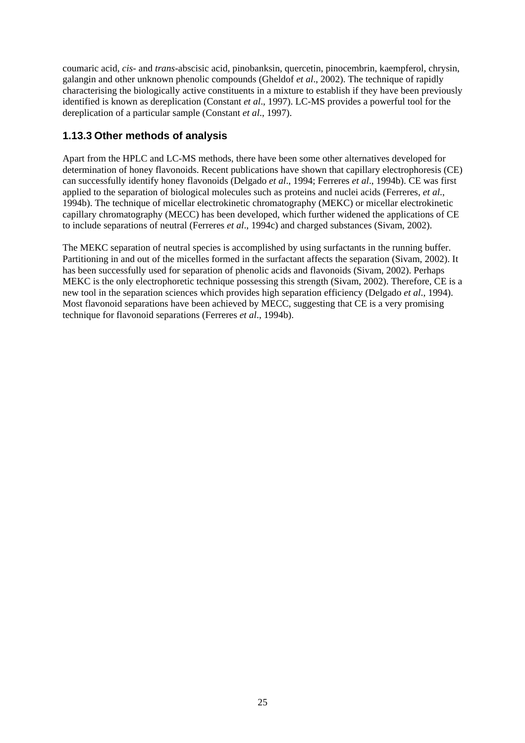coumaric acid, *cis*- and *trans*-abscisic acid, pinobanksin, quercetin, pinocembrin, kaempferol, chrysin, galangin and other unknown phenolic compounds (Gheldof *et al*., 2002). The technique of rapidly characterising the biologically active constituents in a mixture to establish if they have been previously identified is known as dereplication (Constant *et al*., 1997). LC-MS provides a powerful tool for the dereplication of a particular sample (Constant *et al*., 1997).

### 1.13.3 Other methods of analysis

Apart from the HPLC and LC-MS methods, there have been some other alternatives developed for determination of honey flavonoids. Recent publications have shown that capillary electrophoresis (CE) can successfully identify honey flavonoids (Delgado *et al*., 1994; Ferreres *et al*., 1994b). CE was first applied to the separation of biological molecules such as proteins and nuclei acids (Ferreres, *et al*., 1994b). The technique of micellar electrokinetic chromatography (MEKC) or micellar electrokinetic capillary chromatography (MECC) has been developed, which further widened the applications of CE to include separations of neutral (Ferreres *et al*., 1994c) and charged substances (Sivam, 2002).

The MEKC separation of neutral species is accomplished by using surfactants in the running buffer. Partitioning in and out of the micelles formed in the surfactant affects the separation (Sivam, 2002). It has been successfully used for separation of phenolic acids and flavonoids (Sivam, 2002). Perhaps MEKC is the only electrophoretic technique possessing this strength (Sivam, 2002). Therefore, CE is a new tool in the separation sciences which provides high separation efficiency (Delgado *et al*., 1994). Most flavonoid separations have been achieved by MECC, suggesting that CE is a very promising technique for flavonoid separations (Ferreres *et al*., 1994b).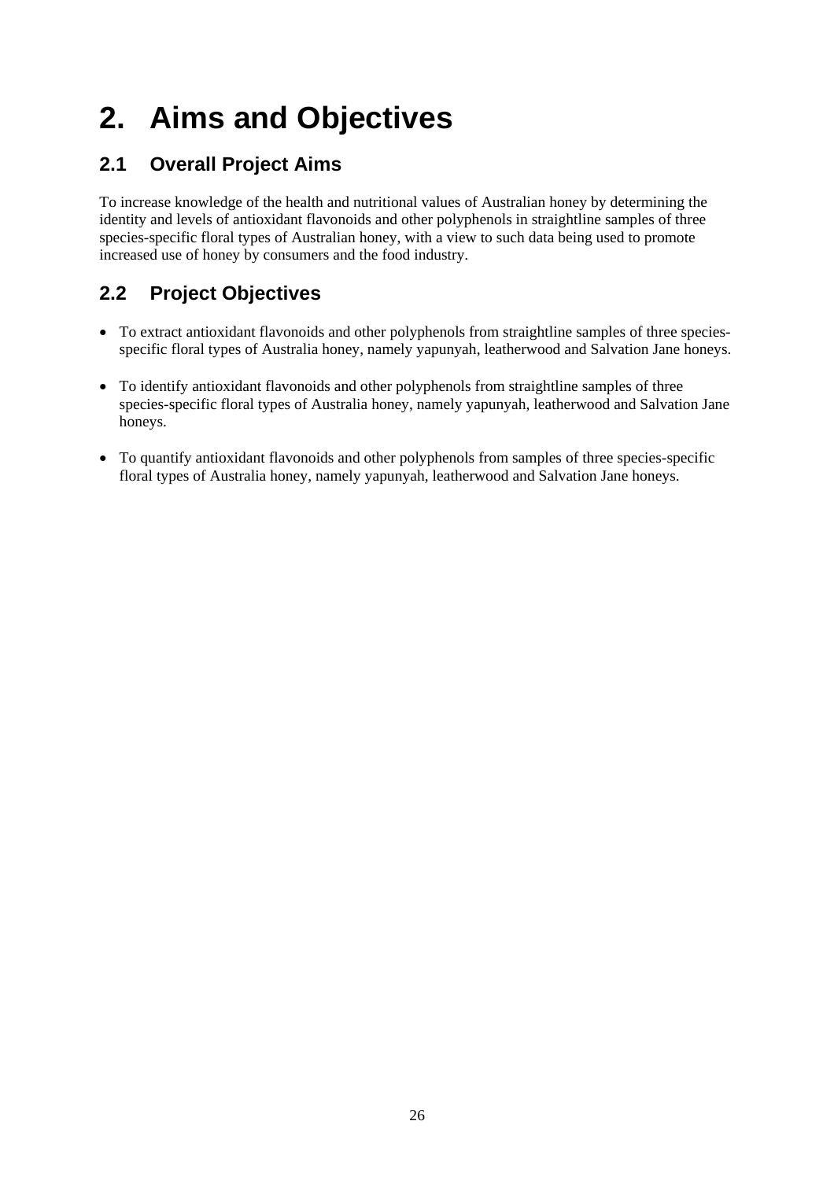# 2. Aims and Objectives

## 2.1 Overall Project Aims

To increase knowledge of the health and nutritional values of Australian honey by determining the identity and levels of antioxidant flavonoids and other polyphenols in straightline samples of three species-specific floral types of Australian honey, with a view to such data being used to promote increased use of honey by consumers and the food industry.

## 2.2 Project Objectives

- To extract antioxidant flavonoids and other polyphenols from straightline samples of three species-specific floral types of Australia honey, namely yapunyah, leatherwood and Salvation Jane honeys.
- To identify antioxidant flavonoids and other polyphenols from straightline samples of three species-specific floral types of Australia honey, namely yapunyah, leatherwood and Salvation Jane honeys.
- To quantify antioxidant flavonoids and other polyphenols from samples of three species-specific floral types of Australia honey, namely yapunyah, leatherwood and Salvation Jane honeys.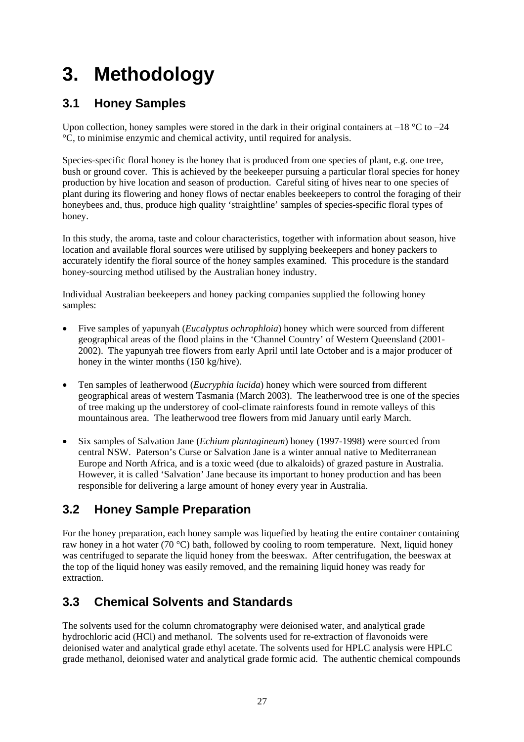# 3. Methodology

## 3.1 Honey Samples

Upon collection, honey samples were stored in the dark in their original containers at –18 °C to –24 °C, to minimise enzymic and chemical activity, until required for analysis.

Species-specific floral honey is the honey that is produced from one species of plant, e.g. one tree, bush or ground cover. This is achieved by the beekeeper pursuing a particular floral species for honey production by hive location and season of production. Careful siting of hives near to one species of plant during its flowering and honey flows of nectar enables beekeepers to control the foraging of their honeybees and, thus, produce high quality 'straightline' samples of species-specific floral types of honey.

In this study, the aroma, taste and colour characteristics, together with information about season, hive location and available floral sources were utilised by supplying beekeepers and honey packers to accurately identify the floral source of the honey samples examined. This procedure is the standard honey-sourcing method utilised by the Australian honey industry.

Individual Australian beekeepers and honey packing companies supplied the following honey samples:

- Five samples of yapunyah (*Eucalyptus ochrophloia*) honey which were sourced from different geographical areas of the flood plains in the 'Channel Country' of Western Queensland (2001-2002). The yapunyah tree flowers from early April until late October and is a major producer of honey in the winter months (150 kg/hive).
- Ten samples of leatherwood (*Eucryphia lucida*) honey which were sourced from different geographical areas of western Tasmania (March 2003). The leatherwood tree is one of the species of tree making up the understorey of cool-climate rainforests found in remote valleys of this mountainous area. The leatherwood tree flowers from mid January until early March.
- Six samples of Salvation Jane (*Echium plantagineum*) honey (1997-1998) were sourced from central NSW. Paterson's Curse or Salvation Jane is a winter annual native to Mediterranean Europe and North Africa, and is a toxic weed (due to alkaloids) of grazed pasture in Australia. However, it is called 'Salvation' Jane because its important to honey production and has been responsible for delivering a large amount of honey every year in Australia.

## 3.2 Honey Sample Preparation

For the honey preparation, each honey sample was liquefied by heating the entire container containing raw honey in a hot water (70 °C) bath, followed by cooling to room temperature. Next, liquid honey was centrifuged to separate the liquid honey from the beeswax. After centrifugation, the beeswax at the top of the liquid honey was easily removed, and the remaining liquid honey was ready for extraction.

## 3.3 Chemical Solvents and Standards

The solvents used for the column chromatography were deionised water, and analytical grade hydrochloric acid (HCl) and methanol. The solvents used for re-extraction of flavonoids were deionised water and analytical grade ethyl acetate. The solvents used for HPLC analysis were HPLC grade methanol, deionised water and analytical grade formic acid. The authentic chemical compounds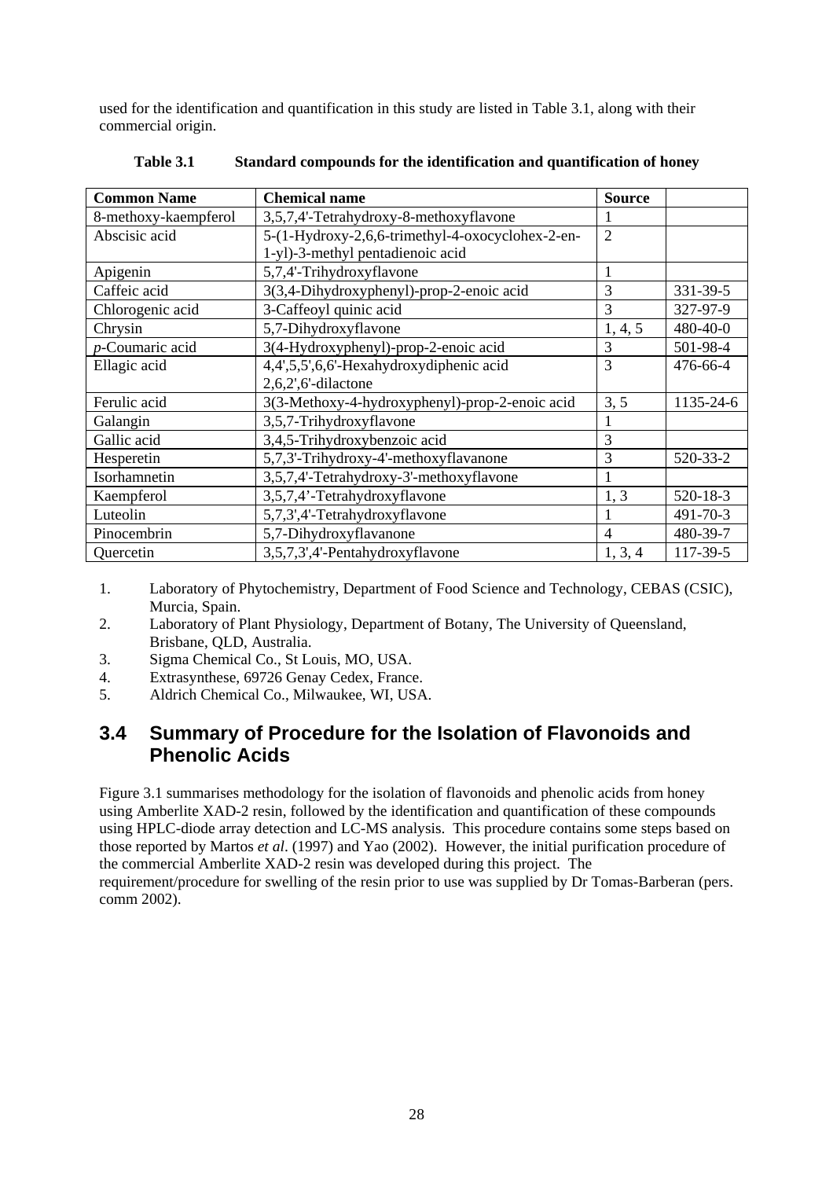used for the identification and quantification in this study are listed in Table 3.1, along with their commercial origin.

**Table 3.1 Standard compounds for the identification and quantification of honey**

| Common Name | Chemical name | Source | |
|---|---|---|---|
| 8-methoxy-kaempferol | 3,5,7,4'-Tetrahydroxy-8-methoxyflavone | 1 | |
| Abscisic acid | 5-(1-Hydroxy-2,6,6-trimethyl-4-oxocyclohex-2-en-1-yl)-3-methyl pentadienoic acid | 2 | |
| Apigenin | 5,7,4'-Trihydroxyflavone | 1 | |
| Caffeic acid | 3(3,4-Dihydroxyphenyl)-prop-2-enoic acid | 3 | 331-39-5 |
| Chlorogenic acid | 3-Caffeoyl quinic acid | 3 | 327-97-9 |
| Chrysin | 5,7-Dihydroxyflavone | 1, 4, 5 | 480-40-0 |
| *p*-Coumaric acid | 3(4-Hydroxyphenyl)-prop-2-enoic acid | 3 | 501-98-4 |
| Ellagic acid | 4,4',5,5',6,6'-Hexahydroxydiphenic acid 2,6,2',6'-dilactone | 3 | 476-66-4 |
| Ferulic acid | 3(3-Methoxy-4-hydroxyphenyl)-prop-2-enoic acid | 3, 5 | 1135-24-6 |
| Galangin | 3,5,7-Trihydroxyflavone | 1 | |
| Gallic acid | 3,4,5-Trihydroxybenzoic acid | 3 | |
| Hesperetin | 5,7,3'-Trihydroxy-4'-methoxyflavanone | 3 | 520-33-2 |
| Isorhamnetin | 3,5,7,4'-Tetrahydroxy-3'-methoxyflavone | 1 | |
| Kaempferol | 3,5,7,4'-Tetrahydroxyflavone | 1, 3 | 520-18-3 |
| Luteolin | 5,7,3',4'-Tetrahydroxyflavone | 1 | 491-70-3 |
| Pinocembrin | 5,7-Dihydroxyflavanone | 4 | 480-39-7 |
| Quercetin | 3,5,7,3',4'-Pentahydroxyflavone | 1, 3, 4 | 117-39-5 |

1. Laboratory of Phytochemistry, Department of Food Science and Technology, CEBAS (CSIC), Murcia, Spain.
2. Laboratory of Plant Physiology, Department of Botany, The University of Queensland, Brisbane, QLD, Australia.
3. Sigma Chemical Co., St Louis, MO, USA.
4. Extrasynthese, 69726 Genay Cedex, France.
5. Aldrich Chemical Co., Milwaukee, WI, USA.

## 3.4 Summary of Procedure for the Isolation of Flavonoids and Phenolic Acids

Figure 3.1 summarises methodology for the isolation of flavonoids and phenolic acids from honey using Amberlite XAD-2 resin, followed by the identification and quantification of these compounds using HPLC-diode array detection and LC-MS analysis. This procedure contains some steps based on those reported by Martos *et al*. (1997) and Yao (2002). However, the initial purification procedure of the commercial Amberlite XAD-2 resin was developed during this project. The requirement/procedure for swelling of the resin prior to use was supplied by Dr Tomas-Barberan (pers. comm 2002).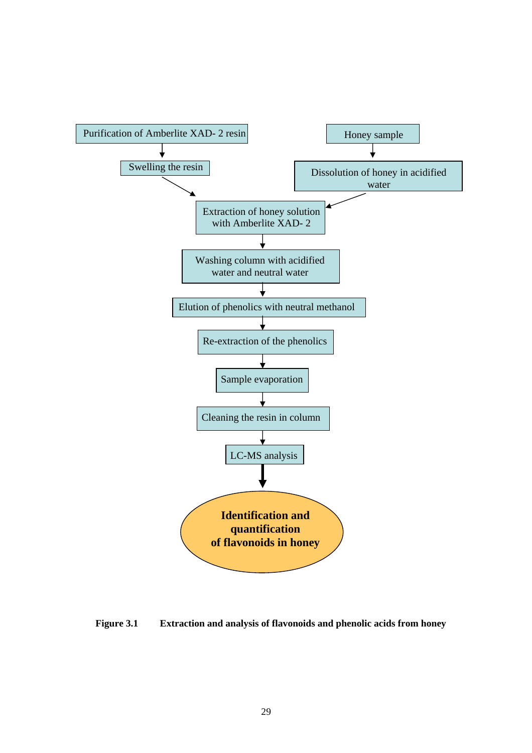Purification of Amberlite XAD- 2 resin

Swelling the resin

Honey sample

Dissolution of honey in acidified water

Extraction of honey solution with Amberlite XAD- 2

Washing column with acidified water and neutral water

Elution of phenolics with neutral methanol

Re-extraction of the phenolics

Sample evaporation

Cleaning the resin in column

LC-MS analysis

**Identification and quantification of flavonoids in honey**

**Figure 3.1 Extraction and analysis of flavonoids and phenolic acids from honey**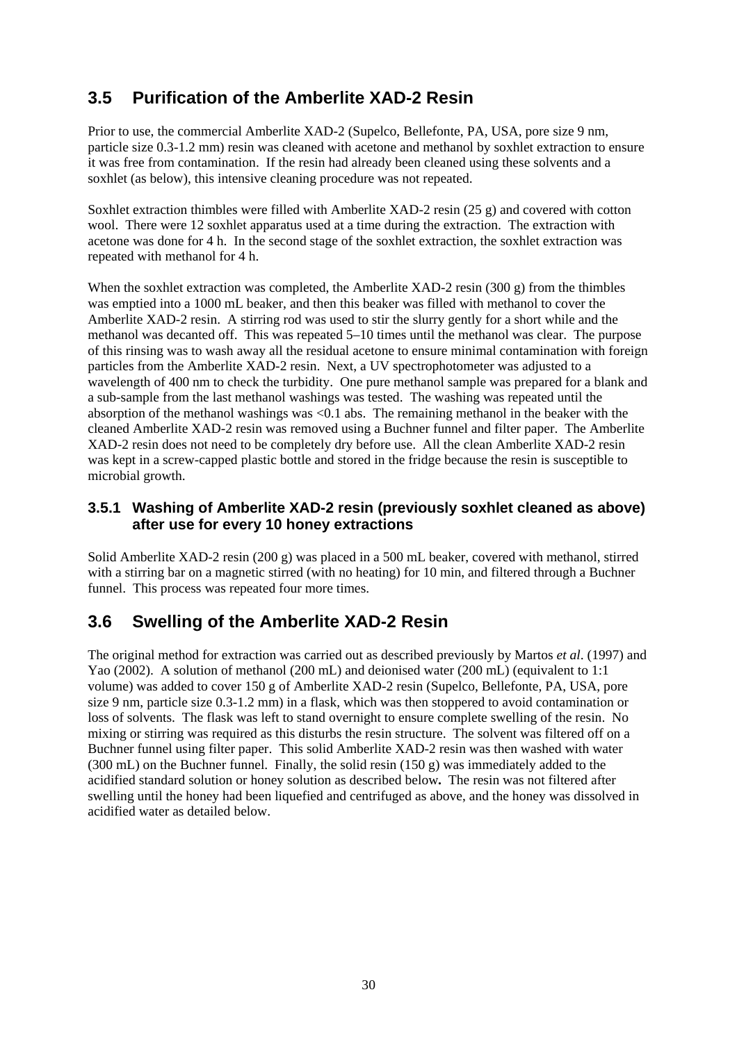## 3.5 Purification of the Amberlite XAD-2 Resin

Prior to use, the commercial Amberlite XAD-2 (Supelco, Bellefonte, PA, USA, pore size 9 nm, particle size 0.3-1.2 mm) resin was cleaned with acetone and methanol by soxhlet extraction to ensure it was free from contamination. If the resin had already been cleaned using these solvents and a soxhlet (as below), this intensive cleaning procedure was not repeated.

Soxhlet extraction thimbles were filled with Amberlite XAD-2 resin (25 g) and covered with cotton wool. There were 12 soxhlet apparatus used at a time during the extraction. The extraction with acetone was done for 4 h. In the second stage of the soxhlet extraction, the soxhlet extraction was repeated with methanol for 4 h.

When the soxhlet extraction was completed, the Amberlite XAD-2 resin (300 g) from the thimbles was emptied into a 1000 mL beaker, and then this beaker was filled with methanol to cover the Amberlite XAD-2 resin. A stirring rod was used to stir the slurry gently for a short while and the methanol was decanted off. This was repeated 5–10 times until the methanol was clear. The purpose of this rinsing was to wash away all the residual acetone to ensure minimal contamination with foreign particles from the Amberlite XAD-2 resin. Next, a UV spectrophotometer was adjusted to a wavelength of 400 nm to check the turbidity. One pure methanol sample was prepared for a blank and a sub-sample from the last methanol washings was tested. The washing was repeated until the absorption of the methanol washings was <0.1 abs. The remaining methanol in the beaker with the cleaned Amberlite XAD-2 resin was removed using a Buchner funnel and filter paper. The Amberlite XAD-2 resin does not need to be completely dry before use. All the clean Amberlite XAD-2 resin was kept in a screw-capped plastic bottle and stored in the fridge because the resin is susceptible to microbial growth.

### 3.5.1 Washing of Amberlite XAD-2 resin (previously soxhlet cleaned as above) after use for every 10 honey extractions

Solid Amberlite XAD-2 resin (200 g) was placed in a 500 mL beaker, covered with methanol, stirred with a stirring bar on a magnetic stirred (with no heating) for 10 min, and filtered through a Buchner funnel. This process was repeated four more times.

## 3.6 Swelling of the Amberlite XAD-2 Resin

The original method for extraction was carried out as described previously by Martos *et al*. (1997) and Yao (2002). A solution of methanol (200 mL) and deionised water (200 mL) (equivalent to 1:1 volume) was added to cover 150 g of Amberlite XAD-2 resin (Supelco, Bellefonte, PA, USA, pore size 9 nm, particle size 0.3-1.2 mm) in a flask, which was then stoppered to avoid contamination or loss of solvents. The flask was left to stand overnight to ensure complete swelling of the resin. No mixing or stirring was required as this disturbs the resin structure. The solvent was filtered off on a Buchner funnel using filter paper. This solid Amberlite XAD-2 resin was then washed with water (300 mL) on the Buchner funnel. Finally, the solid resin (150 g) was immediately added to the acidified standard solution or honey solution as described below**.** The resin was not filtered after swelling until the honey had been liquefied and centrifuged as above, and the honey was dissolved in acidified water as detailed below.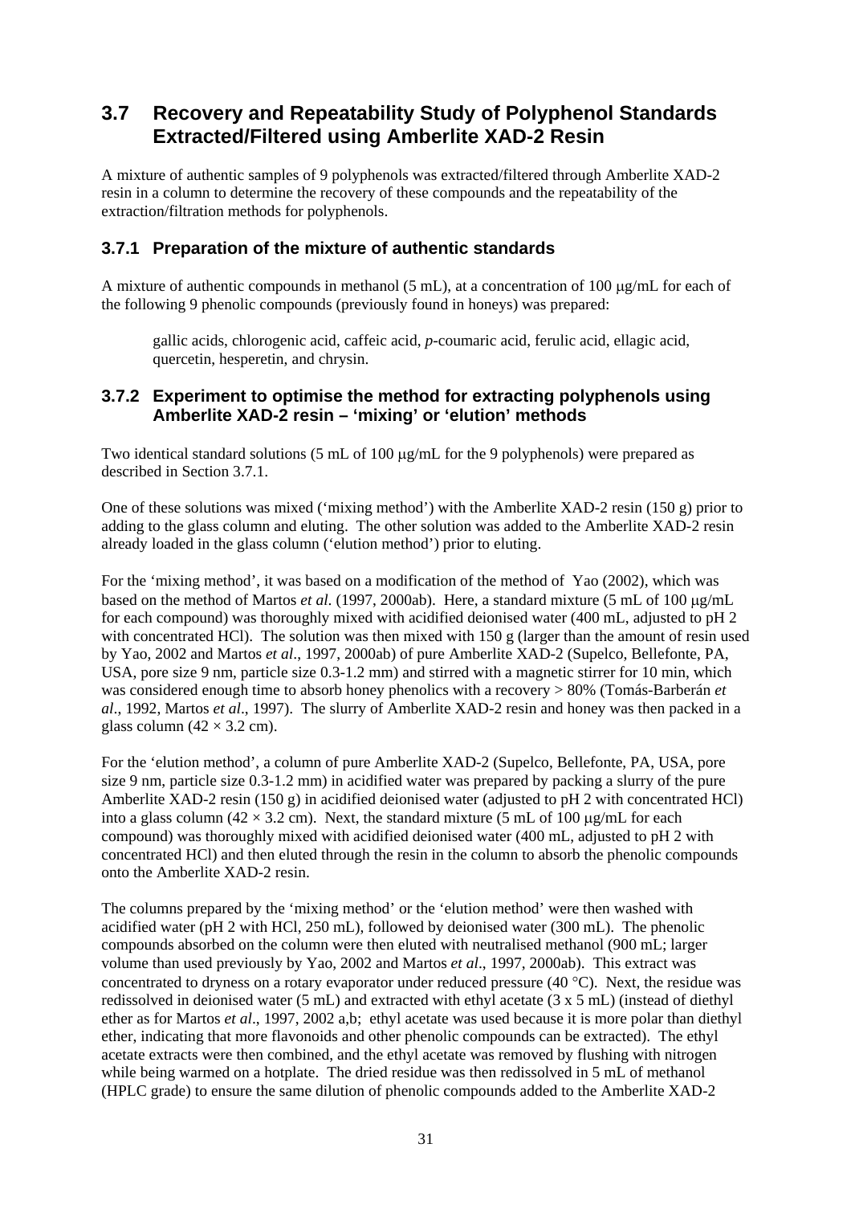## 3.7 Recovery and Repeatability Study of Polyphenol Standards Extracted/Filtered using Amberlite XAD-2 Resin

A mixture of authentic samples of 9 polyphenols was extracted/filtered through Amberlite XAD-2 resin in a column to determine the recovery of these compounds and the repeatability of the extraction/filtration methods for polyphenols.

### 3.7.1 Preparation of the mixture of authentic standards

A mixture of authentic compounds in methanol (5 mL), at a concentration of 100 μg/mL for each of the following 9 phenolic compounds (previously found in honeys) was prepared:

> gallic acids, chlorogenic acid, caffeic acid, *p*-coumaric acid, ferulic acid, ellagic acid, quercetin, hesperetin, and chrysin.

### 3.7.2 Experiment to optimise the method for extracting polyphenols using Amberlite XAD-2 resin – 'mixing' or 'elution' methods

Two identical standard solutions (5 mL of 100 μg/mL for the 9 polyphenols) were prepared as described in Section 3.7.1.

One of these solutions was mixed ('mixing method') with the Amberlite XAD-2 resin (150 g) prior to adding to the glass column and eluting. The other solution was added to the Amberlite XAD-2 resin already loaded in the glass column ('elution method') prior to eluting.

For the 'mixing method', it was based on a modification of the method of Yao (2002), which was based on the method of Martos *et al.* (1997, 2000ab). Here, a standard mixture (5 mL of 100 μg/mL for each compound) was thoroughly mixed with acidified deionised water (400 mL, adjusted to pH 2 with concentrated HCl). The solution was then mixed with 150 g (larger than the amount of resin used by Yao, 2002 and Martos *et al*., 1997, 2000ab) of pure Amberlite XAD-2 (Supelco, Bellefonte, PA, USA, pore size 9 nm, particle size 0.3-1.2 mm) and stirred with a magnetic stirrer for 10 min, which was considered enough time to absorb honey phenolics with a recovery > 80% (Tomás-Barberán *et al*., 1992, Martos *et al*., 1997). The slurry of Amberlite XAD-2 resin and honey was then packed in a glass column ($42 \times 3.2$ cm).

For the 'elution method', a column of pure Amberlite XAD-2 (Supelco, Bellefonte, PA, USA, pore size 9 nm, particle size 0.3-1.2 mm) in acidified water was prepared by packing a slurry of the pure Amberlite XAD-2 resin (150 g) in acidified deionised water (adjusted to pH 2 with concentrated HCl) into a glass column ($42 \times 3.2$ cm). Next, the standard mixture (5 mL of 100 μg/mL for each compound) was thoroughly mixed with acidified deionised water (400 mL, adjusted to pH 2 with concentrated HCl) and then eluted through the resin in the column to absorb the phenolic compounds onto the Amberlite XAD-2 resin.

The columns prepared by the 'mixing method' or the 'elution method' were then washed with acidified water (pH 2 with HCl, 250 mL), followed by deionised water (300 mL). The phenolic compounds absorbed on the column were then eluted with neutralised methanol (900 mL; larger volume than used previously by Yao, 2002 and Martos *et al*., 1997, 2000ab). This extract was concentrated to dryness on a rotary evaporator under reduced pressure (40 °C). Next, the residue was redissolved in deionised water (5 mL) and extracted with ethyl acetate (3 x 5 mL) (instead of diethyl ether as for Martos *et al*., 1997, 2002 a,b; ethyl acetate was used because it is more polar than diethyl ether, indicating that more flavonoids and other phenolic compounds can be extracted). The ethyl acetate extracts were then combined, and the ethyl acetate was removed by flushing with nitrogen while being warmed on a hotplate. The dried residue was then redissolved in 5 mL of methanol (HPLC grade) to ensure the same dilution of phenolic compounds added to the Amberlite XAD-2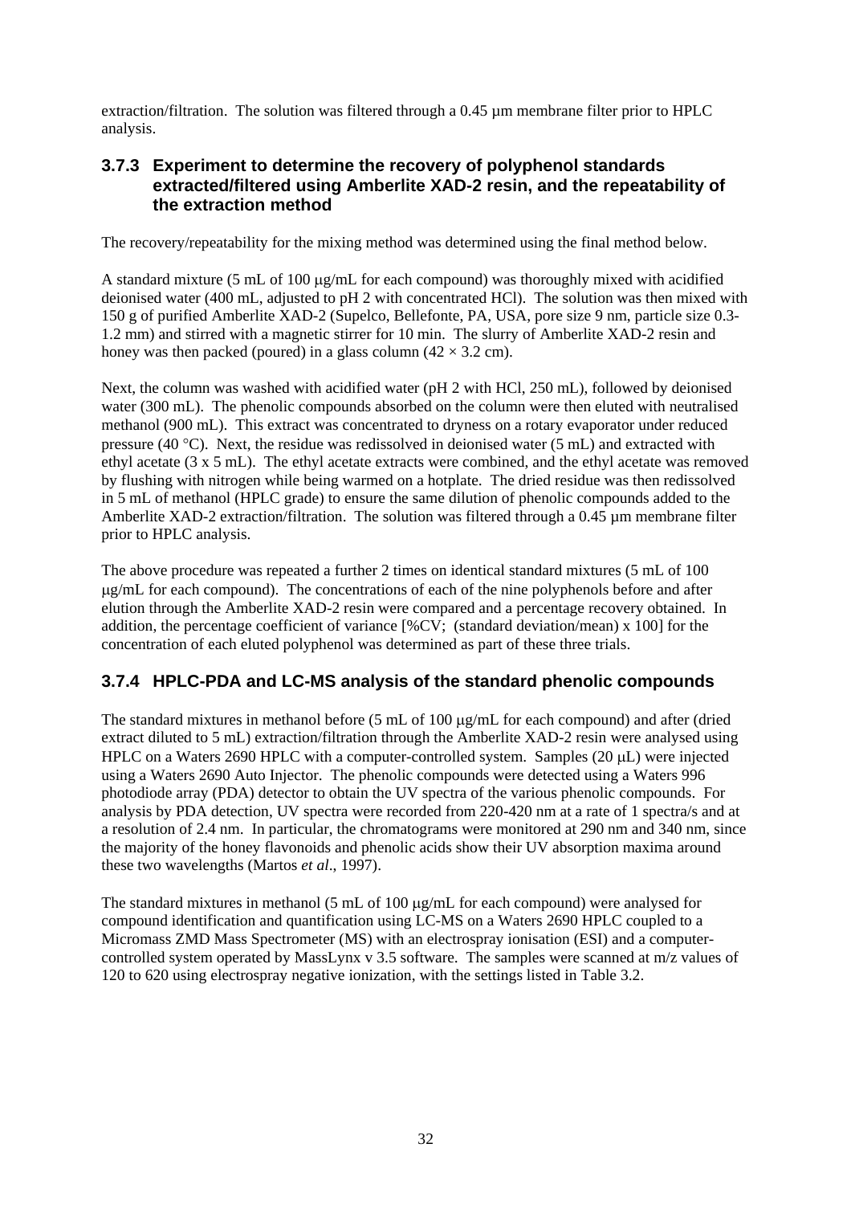extraction/filtration. The solution was filtered through a 0.45 µm membrane filter prior to HPLC analysis.

### 3.7.3 Experiment to determine the recovery of polyphenol standards extracted/filtered using Amberlite XAD-2 resin, and the repeatability of the extraction method

The recovery/repeatability for the mixing method was determined using the final method below.

A standard mixture (5 mL of 100 µg/mL for each compound) was thoroughly mixed with acidified deionised water (400 mL, adjusted to pH 2 with concentrated HCl). The solution was then mixed with 150 g of purified Amberlite XAD-2 (Supelco, Bellefonte, PA, USA, pore size 9 nm, particle size 0.3-1.2 mm) and stirred with a magnetic stirrer for 10 min. The slurry of Amberlite XAD-2 resin and honey was then packed (poured) in a glass column (42 × 3.2 cm).

Next, the column was washed with acidified water (pH 2 with HCl, 250 mL), followed by deionised water (300 mL). The phenolic compounds absorbed on the column were then eluted with neutralised methanol (900 mL). This extract was concentrated to dryness on a rotary evaporator under reduced pressure (40 °C). Next, the residue was redissolved in deionised water (5 mL) and extracted with ethyl acetate (3 x 5 mL). The ethyl acetate extracts were combined, and the ethyl acetate was removed by flushing with nitrogen while being warmed on a hotplate. The dried residue was then redissolved in 5 mL of methanol (HPLC grade) to ensure the same dilution of phenolic compounds added to the Amberlite XAD-2 extraction/filtration. The solution was filtered through a 0.45 µm membrane filter prior to HPLC analysis.

The above procedure was repeated a further 2 times on identical standard mixtures (5 mL of 100 µg/mL for each compound). The concentrations of each of the nine polyphenols before and after elution through the Amberlite XAD-2 resin were compared and a percentage recovery obtained. In addition, the percentage coefficient of variance [%CV; (standard deviation/mean) x 100] for the concentration of each eluted polyphenol was determined as part of these three trials.

### 3.7.4 HPLC-PDA and LC-MS analysis of the standard phenolic compounds

The standard mixtures in methanol before (5 mL of 100 µg/mL for each compound) and after (dried extract diluted to 5 mL) extraction/filtration through the Amberlite XAD-2 resin were analysed using HPLC on a Waters 2690 HPLC with a computer-controlled system. Samples (20 µL) were injected using a Waters 2690 Auto Injector. The phenolic compounds were detected using a Waters 996 photodiode array (PDA) detector to obtain the UV spectra of the various phenolic compounds. For analysis by PDA detection, UV spectra were recorded from 220-420 nm at a rate of 1 spectra/s and at a resolution of 2.4 nm. In particular, the chromatograms were monitored at 290 nm and 340 nm, since the majority of the honey flavonoids and phenolic acids show their UV absorption maxima around these two wavelengths (Martos *et al*., 1997).

The standard mixtures in methanol (5 mL of 100 µg/mL for each compound) were analysed for compound identification and quantification using LC-MS on a Waters 2690 HPLC coupled to a Micromass ZMD Mass Spectrometer (MS) with an electrospray ionisation (ESI) and a computer-controlled system operated by MassLynx v 3.5 software. The samples were scanned at m/z values of 120 to 620 using electrospray negative ionization, with the settings listed in Table 3.2.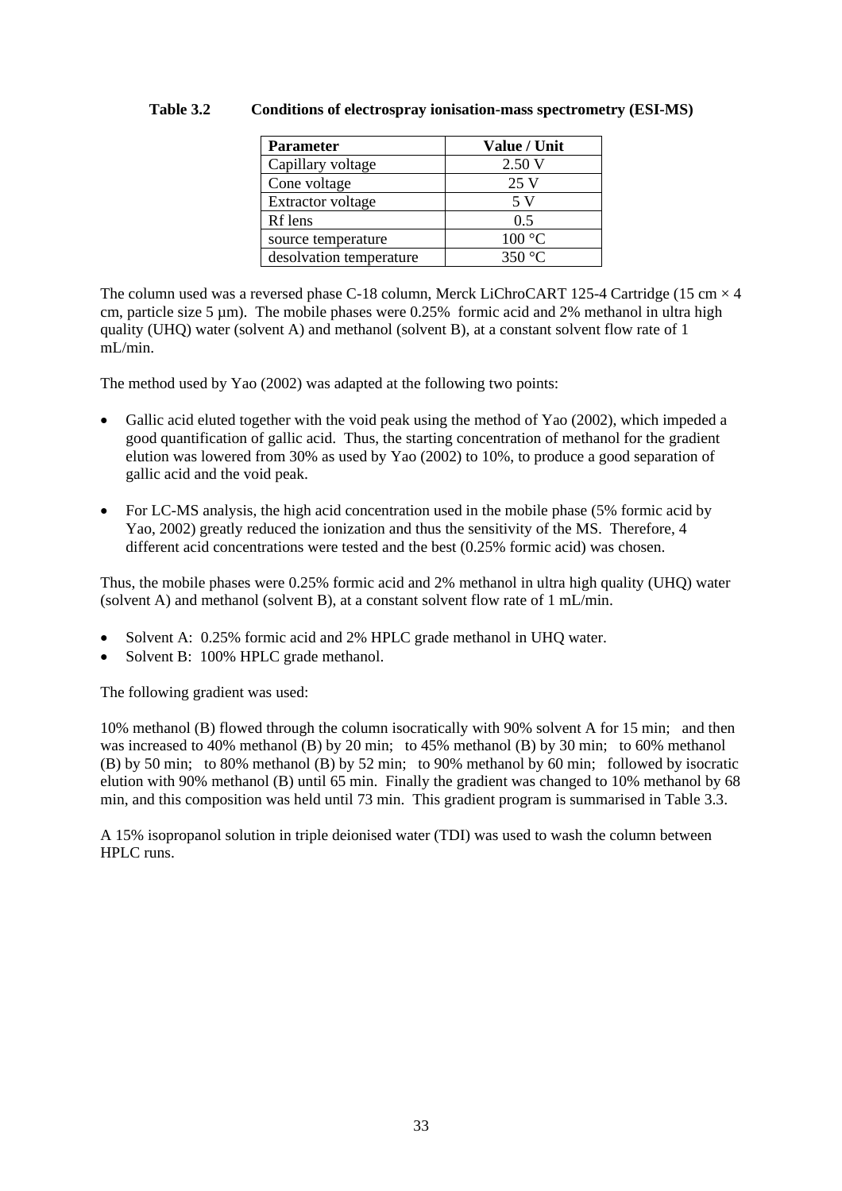**Table 3.2 Conditions of electrospray ionisation-mass spectrometry (ESI-MS)**

| Parameter | Value / Unit |
|---|---|
| Capillary voltage | 2.50 V |
| Cone voltage | 25 V |
| Extractor voltage | 5 V |
| Rf lens | 0.5 |
| source temperature | 100 °C |
| desolvation temperature | 350 °C |

The column used was a reversed phase C-18 column, Merck LiChroCART 125-4 Cartridge (15 cm × 4 cm, particle size 5 µm). The mobile phases were 0.25% formic acid and 2% methanol in ultra high quality (UHQ) water (solvent A) and methanol (solvent B), at a constant solvent flow rate of 1 mL/min.

The method used by Yao (2002) was adapted at the following two points:

- Gallic acid eluted together with the void peak using the method of Yao (2002), which impeded a good quantification of gallic acid. Thus, the starting concentration of methanol for the gradient elution was lowered from 30% as used by Yao (2002) to 10%, to produce a good separation of gallic acid and the void peak.

- For LC-MS analysis, the high acid concentration used in the mobile phase (5% formic acid by Yao, 2002) greatly reduced the ionization and thus the sensitivity of the MS. Therefore, 4 different acid concentrations were tested and the best (0.25% formic acid) was chosen.

Thus, the mobile phases were 0.25% formic acid and 2% methanol in ultra high quality (UHQ) water (solvent A) and methanol (solvent B), at a constant solvent flow rate of 1 mL/min.

- Solvent A: 0.25% formic acid and 2% HPLC grade methanol in UHQ water.
- Solvent B: 100% HPLC grade methanol.

The following gradient was used:

10% methanol (B) flowed through the column isocratically with 90% solvent A for 15 min; and then was increased to 40% methanol (B) by 20 min; to 45% methanol (B) by 30 min; to 60% methanol (B) by 50 min; to 80% methanol (B) by 52 min; to 90% methanol by 60 min; followed by isocratic elution with 90% methanol (B) until 65 min. Finally the gradient was changed to 10% methanol by 68 min, and this composition was held until 73 min. This gradient program is summarised in Table 3.3.

A 15% isopropanol solution in triple deionised water (TDI) was used to wash the column between HPLC runs.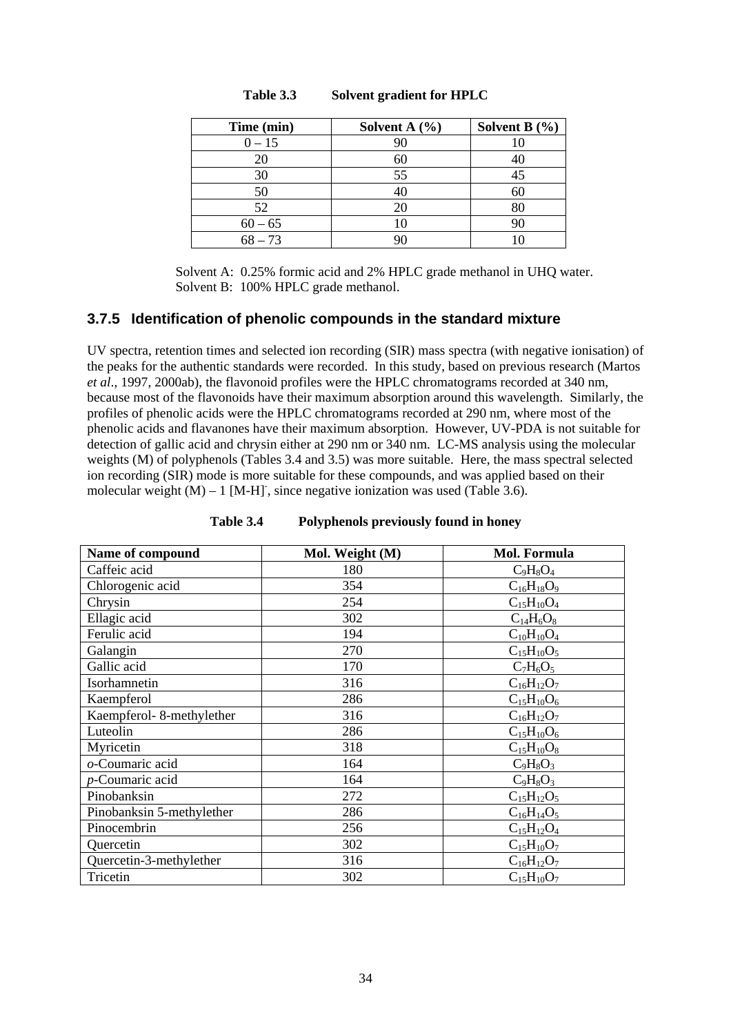**Table 3.3 Solvent gradient for HPLC**

| Time (min) | Solvent A (%) | Solvent B (%) |
|---|---|---|
| 0 – 15 | 90 | 10 |
| 20 | 60 | 40 |
| 30 | 55 | 45 |
| 50 | 40 | 60 |
| 52 | 20 | 80 |
| 60 – 65 | 10 | 90 |
| 68 – 73 | 90 | 10 |

Solvent A: 0.25% formic acid and 2% HPLC grade methanol in UHQ water.
Solvent B: 100% HPLC grade methanol.

### 3.7.5 Identification of phenolic compounds in the standard mixture

UV spectra, retention times and selected ion recording (SIR) mass spectra (with negative ionisation) of the peaks for the authentic standards were recorded. In this study, based on previous research (Martos *et al*., 1997, 2000ab), the flavonoid profiles were the HPLC chromatograms recorded at 340 nm, because most of the flavonoids have their maximum absorption around this wavelength. Similarly, the profiles of phenolic acids were the HPLC chromatograms recorded at 290 nm, where most of the phenolic acids and flavanones have their maximum absorption. However, UV-PDA is not suitable for detection of gallic acid and chrysin either at 290 nm or 340 nm. LC-MS analysis using the molecular weights (M) of polyphenols (Tables 3.4 and 3.5) was more suitable. Here, the mass spectral selected ion recording (SIR) mode is more suitable for these compounds, and was applied based on their molecular weight (M) – 1 $[M\text{-}H]^-$, since negative ionization was used (Table 3.6).

**Table 3.4 Polyphenols previously found in honey**

| Name of compound | Mol. Weight (M) | Mol. Formula |
|---|---|---|
| Caffeic acid | 180 | $C_9H_8O_4$ |
| Chlorogenic acid | 354 | $C_{16}H_{18}O_9$ |
| Chrysin | 254 | $C_{15}H_{10}O_4$ |
| Ellagic acid | 302 | $C_{14}H_6O_8$ |
| Ferulic acid | 194 | $C_{10}H_{10}O_4$ |
| Galangin | 270 | $C_{15}H_{10}O_5$ |
| Gallic acid | 170 | $C_7H_6O_5$ |
| Isorhamnetin | 316 | $C_{16}H_{12}O_7$ |
| Kaempferol | 286 | $C_{15}H_{10}O_6$ |
| Kaempferol- 8-methylether | 316 | $C_{16}H_{12}O_7$ |
| Luteolin | 286 | $C_{15}H_{10}O_6$ |
| Myricetin | 318 | $C_{15}H_{10}O_8$ |
| *o*-Coumaric acid | 164 | $C_9H_8O_3$ |
| *p*-Coumaric acid | 164 | $C_9H_8O_3$ |
| Pinobanksin | 272 | $C_{15}H_{12}O_5$ |
| Pinobanksin 5-methylether | 286 | $C_{16}H_{14}O_5$ |
| Pinocembrin | 256 | $C_{15}H_{12}O_4$ |
| Quercetin | 302 | $C_{15}H_{10}O_7$ |
| Quercetin-3-methylether | 316 | $C_{16}H_{12}O_7$ |
| Tricetin | 302 | $C_{15}H_{10}O_7$ |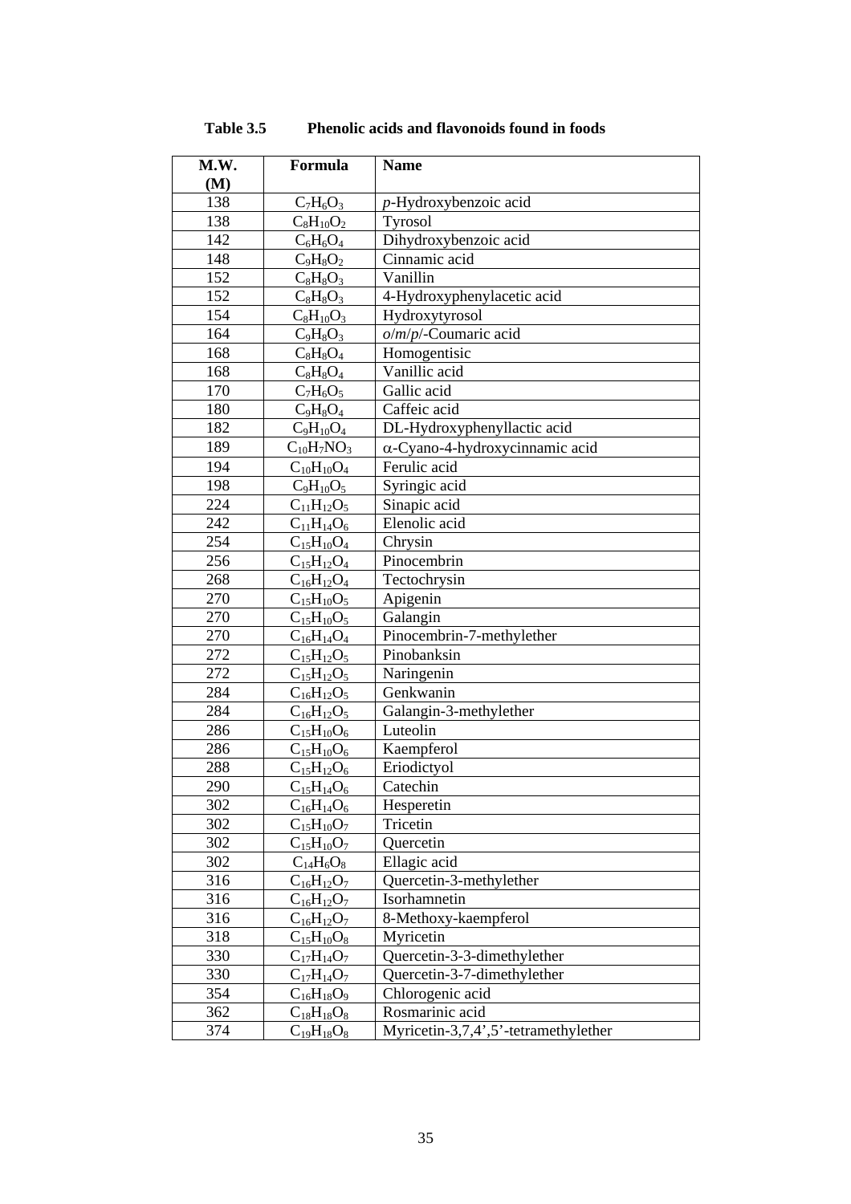**Table 3.5 Phenolic acids and flavonoids found in foods**

| M.W. (M) | Formula | Name |
|---|---|---|
| 138 | $C_7H_6O_3$ | *p*-Hydroxybenzoic acid |
| 138 | $C_8H_{10}O_2$ | Tyrosol |
| 142 | $C_6H_6O_4$ | Dihydroxybenzoic acid |
| 148 | $C_9H_8O_2$ | Cinnamic acid |
| 152 | $C_8H_8O_3$ | Vanillin |
| 152 | $C_8H_8O_3$ | 4-Hydroxyphenylacetic acid |
| 154 | $C_8H_{10}O_3$ | Hydroxytyrosol |
| 164 | $C_9H_8O_3$ | *o*/*m*/*p*/-Coumaric acid |
| 168 | $C_8H_8O_4$ | Homogentisic |
| 168 | $C_8H_8O_4$ | Vanillic acid |
| 170 | $C_7H_6O_5$ | Gallic acid |
| 180 | $C_9H_8O_4$ | Caffeic acid |
| 182 | $C_9H_{10}O_4$ | DL-Hydroxyphenyllactic acid |
| 189 | $C_{10}H_7NO_3$ | α-Cyano-4-hydroxycinnamic acid |
| 194 | $C_{10}H_{10}O_4$ | Ferulic acid |
| 198 | $C_9H_{10}O_5$ | Syringic acid |
| 224 | $C_{11}H_{12}O_5$ | Sinapic acid |
| 242 | $C_{11}H_{14}O_6$ | Elenolic acid |
| 254 | $C_{15}H_{10}O_4$ | Chrysin |
| 256 | $C_{15}H_{12}O_4$ | Pinocembrin |
| 268 | $C_{16}H_{12}O_4$ | Tectochrysin |
| 270 | $C_{15}H_{10}O_5$ | Apigenin |
| 270 | $C_{15}H_{10}O_5$ | Galangin |
| 270 | $C_{16}H_{14}O_4$ | Pinocembrin-7-methylether |
| 272 | $C_{15}H_{12}O_5$ | Pinobanksin |
| 272 | $C_{15}H_{12}O_5$ | Naringenin |
| 284 | $C_{16}H_{12}O_5$ | Genkwanin |
| 284 | $C_{16}H_{12}O_5$ | Galangin-3-methylether |
| 286 | $C_{15}H_{10}O_6$ | Luteolin |
| 286 | $C_{15}H_{10}O_6$ | Kaempferol |
| 288 | $C_{15}H_{12}O_6$ | Eriodictyol |
| 290 | $C_{15}H_{14}O_6$ | Catechin |
| 302 | $C_{16}H_{14}O_6$ | Hesperetin |
| 302 | $C_{15}H_{10}O_7$ | Tricetin |
| 302 | $C_{15}H_{10}O_7$ | Quercetin |
| 302 | $C_{14}H_6O_8$ | Ellagic acid |
| 316 | $C_{16}H_{12}O_7$ | Quercetin-3-methylether |
| 316 | $C_{16}H_{12}O_7$ | Isorhamnetin |
| 316 | $C_{16}H_{12}O_7$ | 8-Methoxy-kaempferol |
| 318 | $C_{15}H_{10}O_8$ | Myricetin |
| 330 | $C_{17}H_{14}O_7$ | Quercetin-3-3-dimethylether |
| 330 | $C_{17}H_{14}O_7$ | Quercetin-3-7-dimethylether |
| 354 | $C_{16}H_{18}O_9$ | Chlorogenic acid |
| 362 | $C_{18}H_{18}O_8$ | Rosmarinic acid |
| 374 | $C_{19}H_{18}O_8$ | Myricetin-3,7,4',5'-tetramethylether |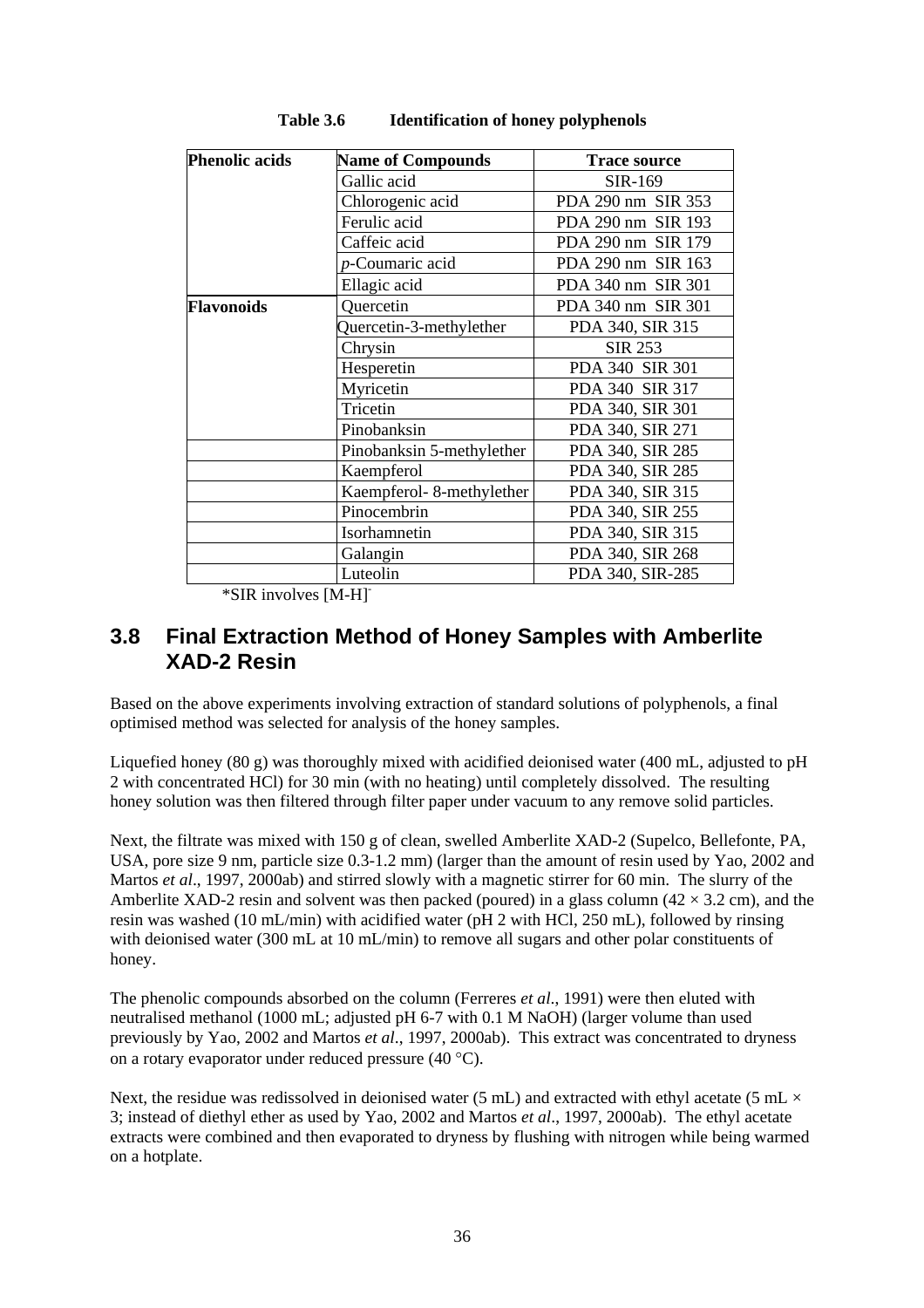**Table 3.6 Identification of honey polyphenols**

| Phenolic acids | Name of Compounds | Trace source |
|---|---|---|
| | Gallic acid | SIR-169 |
| | Chlorogenic acid | PDA 290 nm SIR 353 |
| | Ferulic acid | PDA 290 nm SIR 193 |
| | Caffeic acid | PDA 290 nm SIR 179 |
| | *p*-Coumaric acid | PDA 290 nm SIR 163 |
| | Ellagic acid | PDA 340 nm SIR 301 |
| **Flavonoids** | Quercetin | PDA 340 nm SIR 301 |
| | Quercetin-3-methylether | PDA 340, SIR 315 |
| | Chrysin | SIR 253 |
| | Hesperetin | PDA 340 SIR 301 |
| | Myricetin | PDA 340 SIR 317 |
| | Tricetin | PDA 340, SIR 301 |
| | Pinobanksin | PDA 340, SIR 271 |
| | Pinobanksin 5-methylether | PDA 340, SIR 285 |
| | Kaempferol | PDA 340, SIR 285 |
| | Kaempferol- 8-methylether | PDA 340, SIR 315 |
| | Pinocembrin | PDA 340, SIR 255 |
| | Isorhamnetin | PDA 340, SIR 315 |
| | Galangin | PDA 340, SIR 268 |
| | Luteolin | PDA 340, SIR-285 |

*SIR involves $[M-H]^-$

## 3.8 Final Extraction Method of Honey Samples with Amberlite XAD-2 Resin

Based on the above experiments involving extraction of standard solutions of polyphenols, a final optimised method was selected for analysis of the honey samples.

Liquefied honey (80 g) was thoroughly mixed with acidified deionised water (400 mL, adjusted to pH 2 with concentrated HCl) for 30 min (with no heating) until completely dissolved. The resulting honey solution was then filtered through filter paper under vacuum to any remove solid particles.

Next, the filtrate was mixed with 150 g of clean, swelled Amberlite XAD-2 (Supelco, Bellefonte, PA, USA, pore size 9 nm, particle size 0.3-1.2 mm) (larger than the amount of resin used by Yao, 2002 and Martos *et al*., 1997, 2000ab) and stirred slowly with a magnetic stirrer for 60 min. The slurry of the Amberlite XAD-2 resin and solvent was then packed (poured) in a glass column ($42 \times 3.2$ cm), and the resin was washed (10 mL/min) with acidified water (pH 2 with HCl, 250 mL), followed by rinsing with deionised water (300 mL at 10 mL/min) to remove all sugars and other polar constituents of honey.

The phenolic compounds absorbed on the column (Ferreres *et al*., 1991) were then eluted with neutralised methanol (1000 mL; adjusted pH 6-7 with 0.1 M NaOH) (larger volume than used previously by Yao, 2002 and Martos *et al*., 1997, 2000ab). This extract was concentrated to dryness on a rotary evaporator under reduced pressure (40 °C).

Next, the residue was redissolved in deionised water (5 mL) and extracted with ethyl acetate (5 mL × 3; instead of diethyl ether as used by Yao, 2002 and Martos *et al*., 1997, 2000ab). The ethyl acetate extracts were combined and then evaporated to dryness by flushing with nitrogen while being warmed on a hotplate.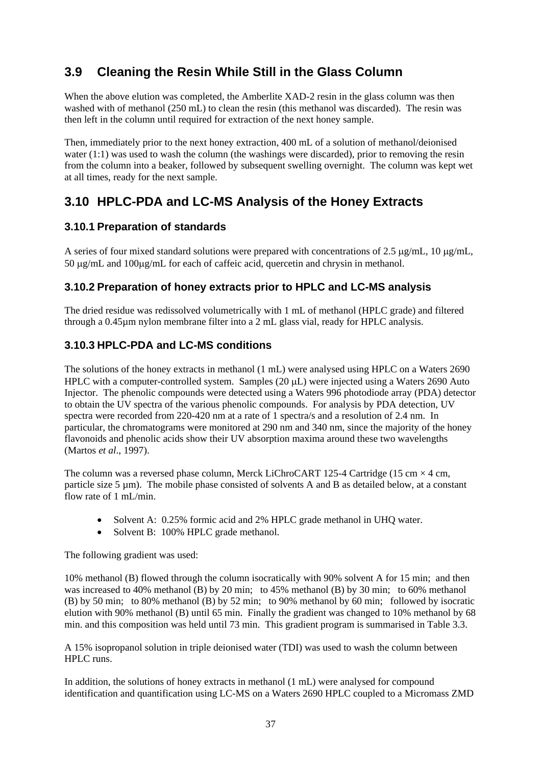## 3.9 Cleaning the Resin While Still in the Glass Column

When the above elution was completed, the Amberlite XAD-2 resin in the glass column was then washed with of methanol (250 mL) to clean the resin (this methanol was discarded). The resin was then left in the column until required for extraction of the next honey sample.

Then, immediately prior to the next honey extraction, 400 mL of a solution of methanol/deionised water (1:1) was used to wash the column (the washings were discarded), prior to removing the resin from the column into a beaker, followed by subsequent swelling overnight. The column was kept wet at all times, ready for the next sample.

## 3.10 HPLC-PDA and LC-MS Analysis of the Honey Extracts

### 3.10.1 Preparation of standards

A series of four mixed standard solutions were prepared with concentrations of 2.5 μg/mL, 10 μg/mL, 50 μg/mL and 100μg/mL for each of caffeic acid, quercetin and chrysin in methanol.

### 3.10.2 Preparation of honey extracts prior to HPLC and LC-MS analysis

The dried residue was redissolved volumetrically with 1 mL of methanol (HPLC grade) and filtered through a 0.45µm nylon membrane filter into a 2 mL glass vial, ready for HPLC analysis.

### 3.10.3 HPLC-PDA and LC-MS conditions

The solutions of the honey extracts in methanol (1 mL) were analysed using HPLC on a Waters 2690 HPLC with a computer-controlled system. Samples (20 μL) were injected using a Waters 2690 Auto Injector. The phenolic compounds were detected using a Waters 996 photodiode array (PDA) detector to obtain the UV spectra of the various phenolic compounds. For analysis by PDA detection, UV spectra were recorded from 220-420 nm at a rate of 1 spectra/s and a resolution of 2.4 nm. In particular, the chromatograms were monitored at 290 nm and 340 nm, since the majority of the honey flavonoids and phenolic acids show their UV absorption maxima around these two wavelengths (Martos *et al*., 1997).

The column was a reversed phase column, Merck LiChroCART 125-4 Cartridge (15 cm × 4 cm, particle size 5 µm). The mobile phase consisted of solvents A and B as detailed below, at a constant flow rate of 1 mL/min.

- Solvent A: 0.25% formic acid and 2% HPLC grade methanol in UHQ water.
- Solvent B: 100% HPLC grade methanol.

The following gradient was used:

10% methanol (B) flowed through the column isocratically with 90% solvent A for 15 min; and then was increased to 40% methanol (B) by 20 min; to 45% methanol (B) by 30 min; to 60% methanol (B) by 50 min; to 80% methanol (B) by 52 min; to 90% methanol by 60 min; followed by isocratic elution with 90% methanol (B) until 65 min. Finally the gradient was changed to 10% methanol by 68 min. and this composition was held until 73 min. This gradient program is summarised in Table 3.3.

A 15% isopropanol solution in triple deionised water (TDI) was used to wash the column between HPLC runs.

In addition, the solutions of honey extracts in methanol (1 mL) were analysed for compound identification and quantification using LC-MS on a Waters 2690 HPLC coupled to a Micromass ZMD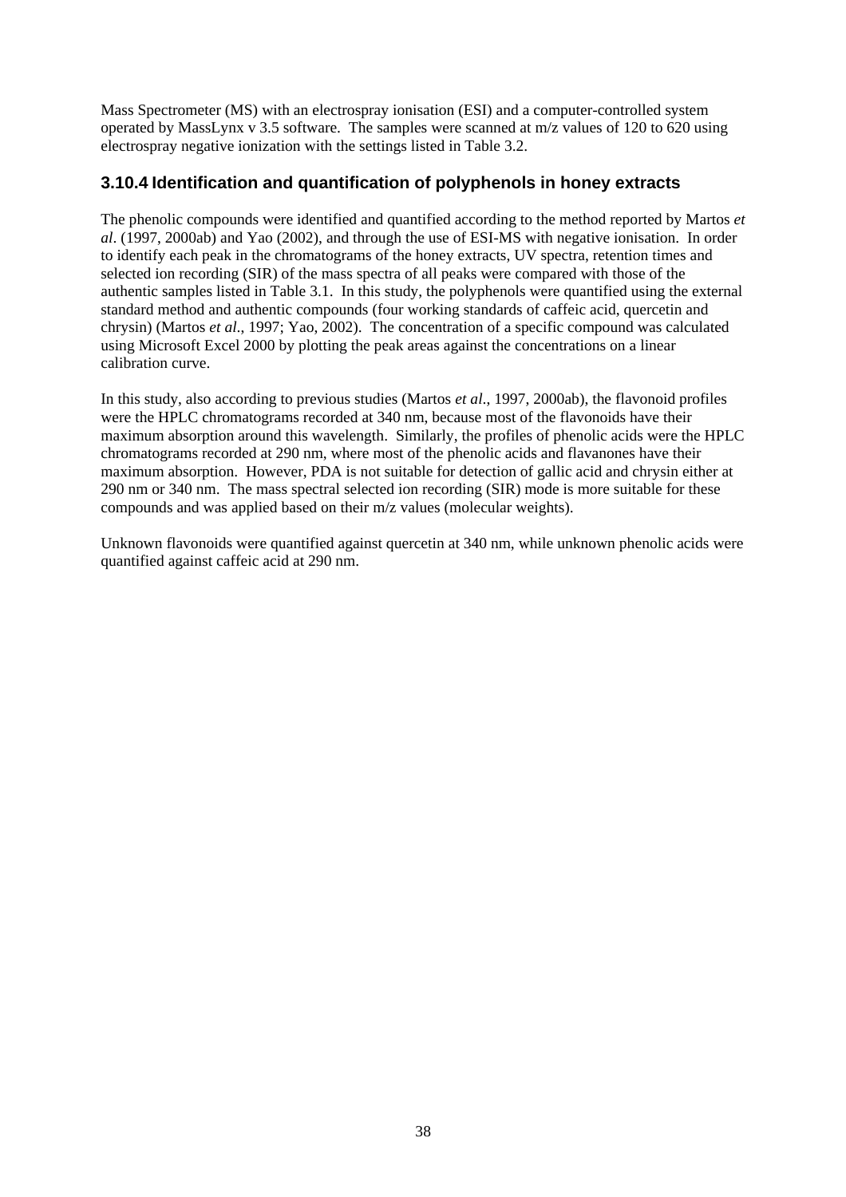Mass Spectrometer (MS) with an electrospray ionisation (ESI) and a computer-controlled system operated by MassLynx v 3.5 software. The samples were scanned at m/z values of 120 to 620 using electrospray negative ionization with the settings listed in Table 3.2.

### 3.10.4 Identification and quantification of polyphenols in honey extracts

The phenolic compounds were identified and quantified according to the method reported by Martos *et al*. (1997, 2000ab) and Yao (2002), and through the use of ESI-MS with negative ionisation. In order to identify each peak in the chromatograms of the honey extracts, UV spectra, retention times and selected ion recording (SIR) of the mass spectra of all peaks were compared with those of the authentic samples listed in Table 3.1. In this study, the polyphenols were quantified using the external standard method and authentic compounds (four working standards of caffeic acid, quercetin and chrysin) (Martos *et al*., 1997; Yao, 2002). The concentration of a specific compound was calculated using Microsoft Excel 2000 by plotting the peak areas against the concentrations on a linear calibration curve.

In this study, also according to previous studies (Martos *et al*., 1997, 2000ab), the flavonoid profiles were the HPLC chromatograms recorded at 340 nm, because most of the flavonoids have their maximum absorption around this wavelength. Similarly, the profiles of phenolic acids were the HPLC chromatograms recorded at 290 nm, where most of the phenolic acids and flavanones have their maximum absorption. However, PDA is not suitable for detection of gallic acid and chrysin either at 290 nm or 340 nm. The mass spectral selected ion recording (SIR) mode is more suitable for these compounds and was applied based on their m/z values (molecular weights).

Unknown flavonoids were quantified against quercetin at 340 nm, while unknown phenolic acids were quantified against caffeic acid at 290 nm.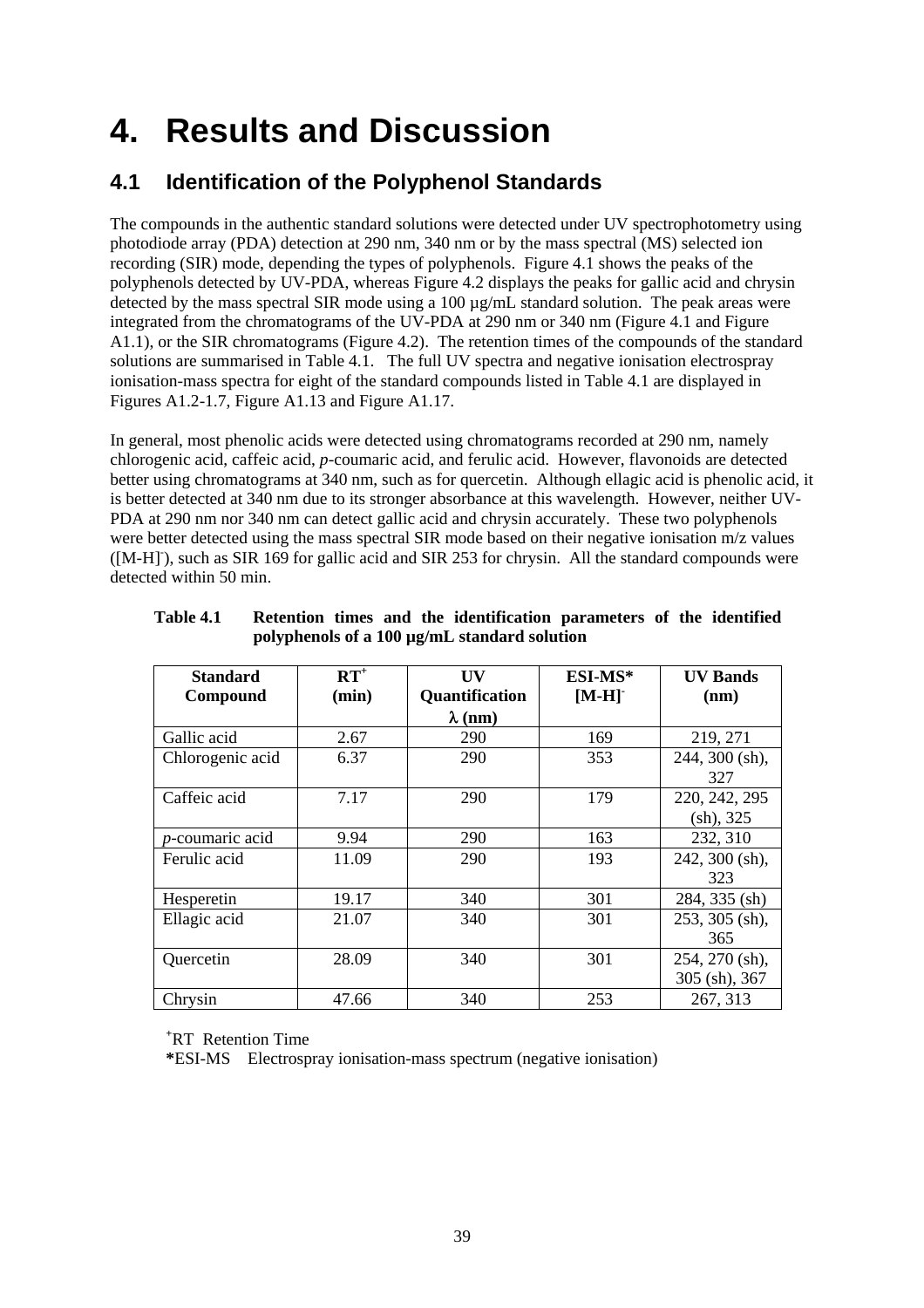# 4. Results and Discussion

## 4.1 Identification of the Polyphenol Standards

The compounds in the authentic standard solutions were detected under UV spectrophotometry using photodiode array (PDA) detection at 290 nm, 340 nm or by the mass spectral (MS) selected ion recording (SIR) mode, depending the types of polyphenols. Figure 4.1 shows the peaks of the polyphenols detected by UV-PDA, whereas Figure 4.2 displays the peaks for gallic acid and chrysin detected by the mass spectral SIR mode using a 100 µg/mL standard solution. The peak areas were integrated from the chromatograms of the UV-PDA at 290 nm or 340 nm (Figure 4.1 and Figure A1.1), or the SIR chromatograms (Figure 4.2). The retention times of the compounds of the standard solutions are summarised in Table 4.1. The full UV spectra and negative ionisation electrospray ionisation-mass spectra for eight of the standard compounds listed in Table 4.1 are displayed in Figures A1.2-1.7, Figure A1.13 and Figure A1.17.

In general, most phenolic acids were detected using chromatograms recorded at 290 nm, namely chlorogenic acid, caffeic acid, *p*-coumaric acid, and ferulic acid. However, flavonoids are detected better using chromatograms at 340 nm, such as for quercetin. Although ellagic acid is phenolic acid, it is better detected at 340 nm due to its stronger absorbance at this wavelength. However, neither UV-PDA at 290 nm nor 340 nm can detect gallic acid and chrysin accurately. These two polyphenols were better detected using the mass spectral SIR mode based on their negative ionisation m/z values ($[M\text{-}H]^-$), such as SIR 169 for gallic acid and SIR 253 for chrysin. All the standard compounds were detected within 50 min.

**Table 4.1 Retention times and the identification parameters of the identified polyphenols of a 100 µg/mL standard solution**

| Standard Compound | RT⁺ (min) | UV Quantification λ (nm) | ESI-MS* $[M\text{-}H]^-$ | UV Bands (nm) |
|---|---|---|---|---|
| Gallic acid | 2.67 | 290 | 169 | 219, 271 |
| Chlorogenic acid | 6.37 | 290 | 353 | 244, 300 (sh), 327 |
| Caffeic acid | 7.17 | 290 | 179 | 220, 242, 295 (sh), 325 |
| *p*-coumaric acid | 9.94 | 290 | 163 | 232, 310 |
| Ferulic acid | 11.09 | 290 | 193 | 242, 300 (sh), 323 |
| Hesperetin | 19.17 | 340 | 301 | 284, 335 (sh) |
| Ellagic acid | 21.07 | 340 | 301 | 253, 305 (sh), 365 |
| Quercetin | 28.09 | 340 | 301 | 254, 270 (sh), 305 (sh), 367 |
| Chrysin | 47.66 | 340 | 253 | 267, 313 |

⁺RT Retention Time

*ESI-MS Electrospray ionisation-mass spectrum (negative ionisation)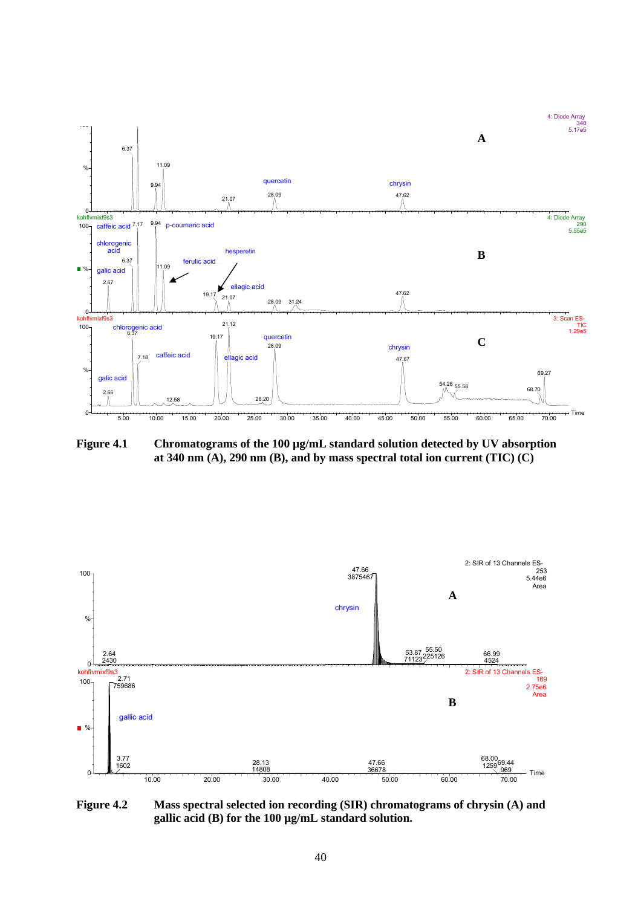**Figure 4.1** Chromatograms of the 100 µg/mL standard solution detected by UV absorption at 340 nm (A), 290 nm (B), and by mass spectral total ion current (TIC) (C)

**Figure 4.2** Mass spectral selected ion recording (SIR) chromatograms of chrysin (A) and gallic acid (B) for the 100 µg/mL standard solution.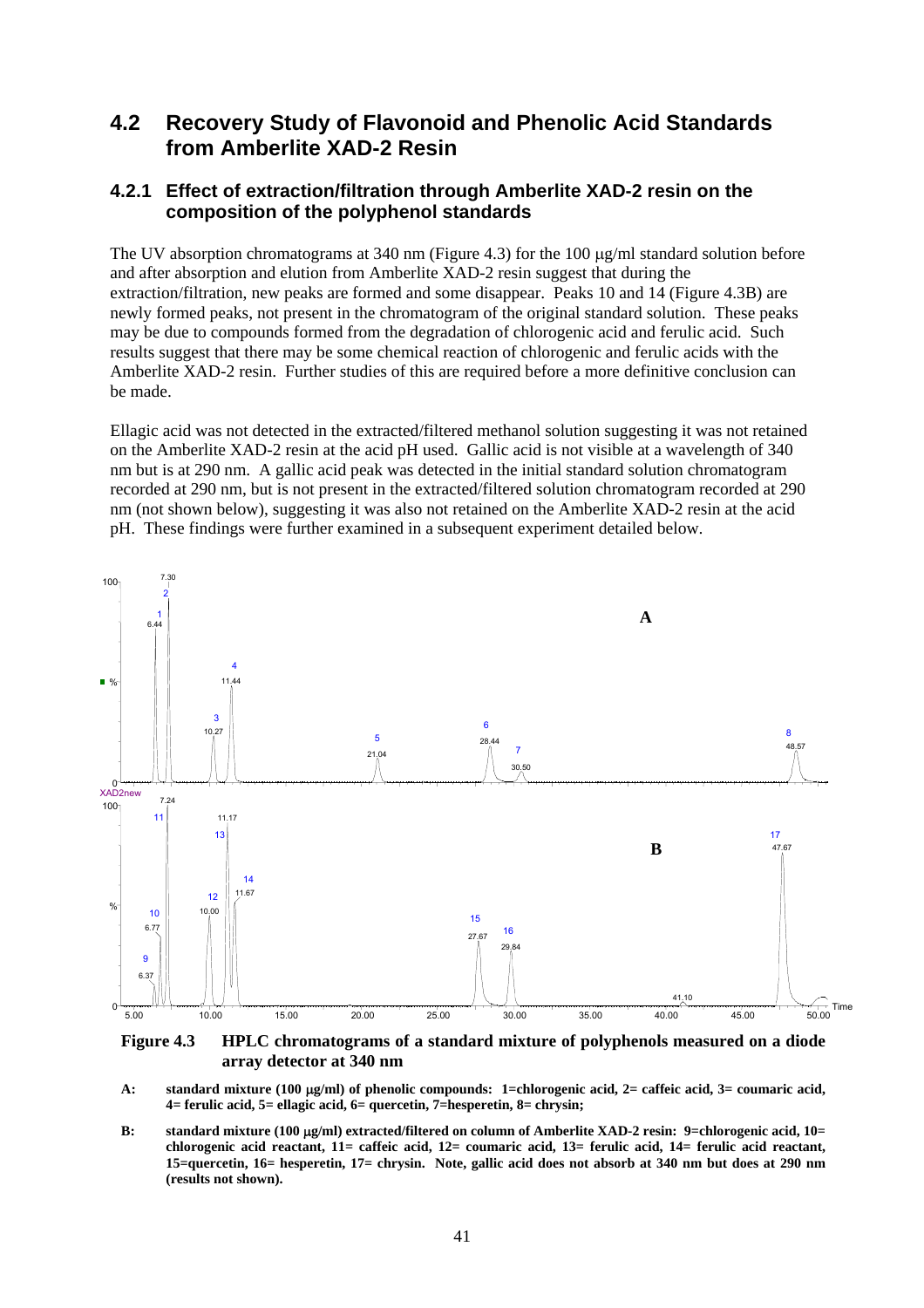## 4.2 Recovery Study of Flavonoid and Phenolic Acid Standards from Amberlite XAD-2 Resin

### 4.2.1 Effect of extraction/filtration through Amberlite XAD-2 resin on the composition of the polyphenol standards

The UV absorption chromatograms at 340 nm (Figure 4.3) for the 100 μg/ml standard solution before and after absorption and elution from Amberlite XAD-2 resin suggest that during the extraction/filtration, new peaks are formed and some disappear. Peaks 10 and 14 (Figure 4.3B) are newly formed peaks, not present in the chromatogram of the original standard solution. These peaks may be due to compounds formed from the degradation of chlorogenic acid and ferulic acid. Such results suggest that there may be some chemical reaction of chlorogenic and ferulic acids with the Amberlite XAD-2 resin. Further studies of this are required before a more definitive conclusion can be made.

Ellagic acid was not detected in the extracted/filtered methanol solution suggesting it was not retained on the Amberlite XAD-2 resin at the acid pH used. Gallic acid is not visible at a wavelength of 340 nm but is at 290 nm. A gallic acid peak was detected in the initial standard solution chromatogram recorded at 290 nm, but is not present in the extracted/filtered solution chromatogram recorded at 290 nm (not shown below), suggesting it was also not retained on the Amberlite XAD-2 resin at the acid pH. These findings were further examined in a subsequent experiment detailed below.

**Figure 4.3 HPLC chromatograms of a standard mixture of polyphenols measured on a diode array detector at 340 nm**

**A:** **standard mixture (100 μg/ml) of phenolic compounds: 1=chlorogenic acid, 2= caffeic acid, 3= coumaric acid, 4= ferulic acid, 5= ellagic acid, 6= quercetin, 7=hesperetin, 8= chrysin;**

**B:** **standard mixture (100 μg/ml) extracted/filtered on column of Amberlite XAD-2 resin: 9=chlorogenic acid, 10= chlorogenic acid reactant, 11= caffeic acid, 12= coumaric acid, 13= ferulic acid, 14= ferulic acid reactant, 15=quercetin, 16= hesperetin, 17= chrysin. Note, gallic acid does not absorb at 340 nm but does at 290 nm (results not shown).**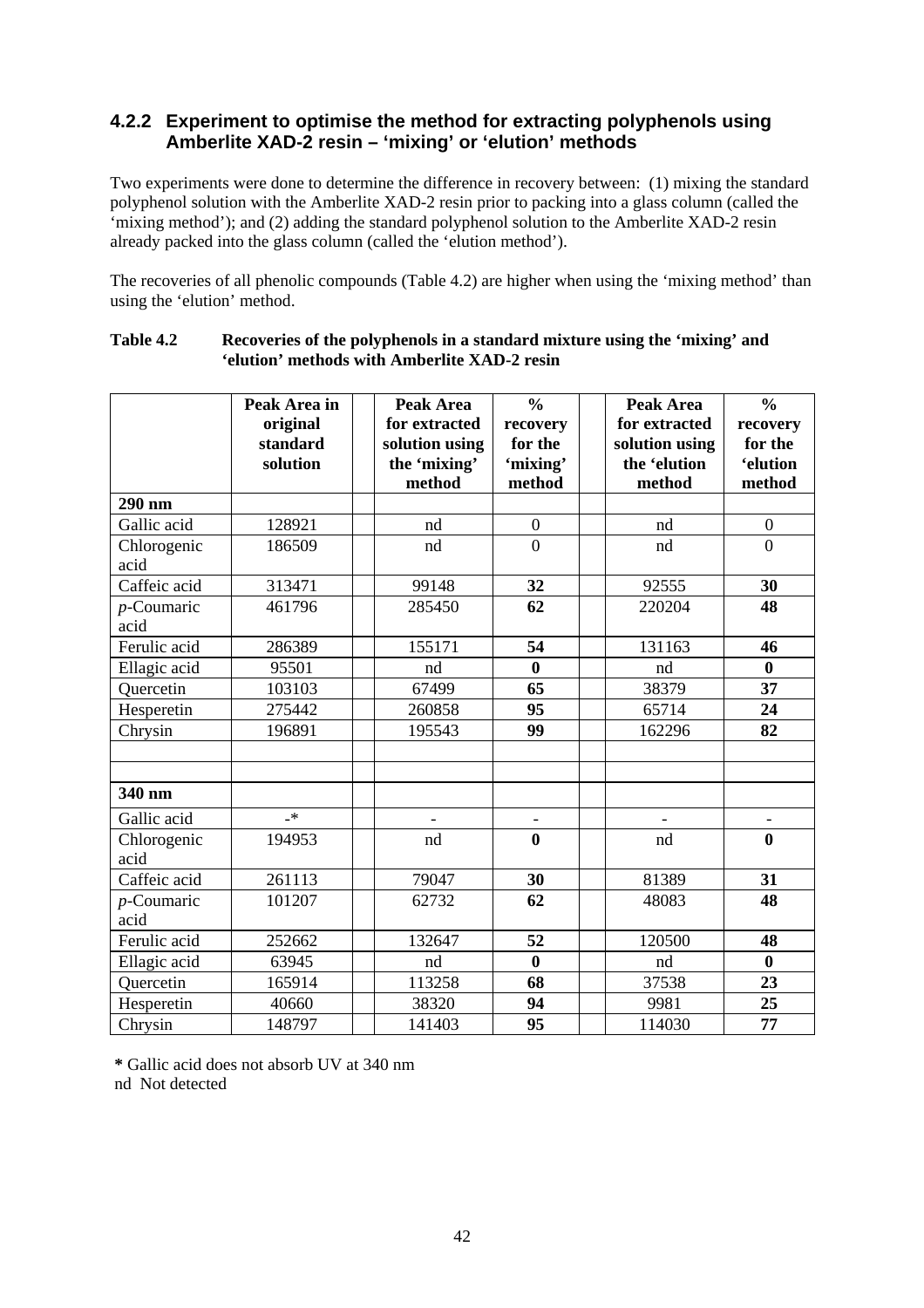### 4.2.2 Experiment to optimise the method for extracting polyphenols using Amberlite XAD-2 resin – 'mixing' or 'elution' methods

Two experiments were done to determine the difference in recovery between: (1) mixing the standard polyphenol solution with the Amberlite XAD-2 resin prior to packing into a glass column (called the 'mixing method'); and (2) adding the standard polyphenol solution to the Amberlite XAD-2 resin already packed into the glass column (called the 'elution method').

The recoveries of all phenolic compounds (Table 4.2) are higher when using the 'mixing method' than using the 'elution' method.

**Table 4.2 Recoveries of the polyphenols in a standard mixture using the 'mixing' and 'elution' methods with Amberlite XAD-2 resin**

| | Peak Area in original standard solution | | Peak Area for extracted solution using the 'mixing' method | % recovery for the 'mixing' method | | Peak Area for extracted solution using the 'elution method | % recovery for the 'elution method |
|---|---|---|---|---|---|---|---|
| **290 nm** | | | | | | | |
| Gallic acid | 128921 | | nd | 0 | | nd | 0 |
| Chlorogenic acid | 186509 | | nd | 0 | | nd | 0 |
| Caffeic acid | 313471 | | 99148 | **32** | | 92555 | **30** |
| *p*-Coumaric acid | 461796 | | 285450 | **62** | | 220204 | **48** |
| Ferulic acid | 286389 | | 155171 | **54** | | 131163 | **46** |
| Ellagic acid | 95501 | | nd | **0** | | nd | **0** |
| Quercetin | 103103 | | 67499 | **65** | | 38379 | **37** |
| Hesperetin | 275442 | | 260858 | **95** | | 65714 | **24** |
| Chrysin | 196891 | | 195543 | **99** | | 162296 | **82** |
| | | | | | | | |
| | | | | | | | |
| **340 nm** | | | | | | | |
| Gallic acid | -* | | - | - | | - | - |
| Chlorogenic acid | 194953 | | nd | **0** | | nd | **0** |
| Caffeic acid | 261113 | | 79047 | **30** | | 81389 | **31** |
| *p*-Coumaric acid | 101207 | | 62732 | **62** | | 48083 | **48** |
| Ferulic acid | 252662 | | 132647 | **52** | | 120500 | **48** |
| Ellagic acid | 63945 | | nd | **0** | | nd | **0** |
| Quercetin | 165914 | | 113258 | **68** | | 37538 | **23** |
| Hesperetin | 40660 | | 38320 | **94** | | 9981 | **25** |
| Chrysin | 148797 | | 141403 | **95** | | 114030 | **77** |

**\*** Gallic acid does not absorb UV at 340 nm
nd Not detected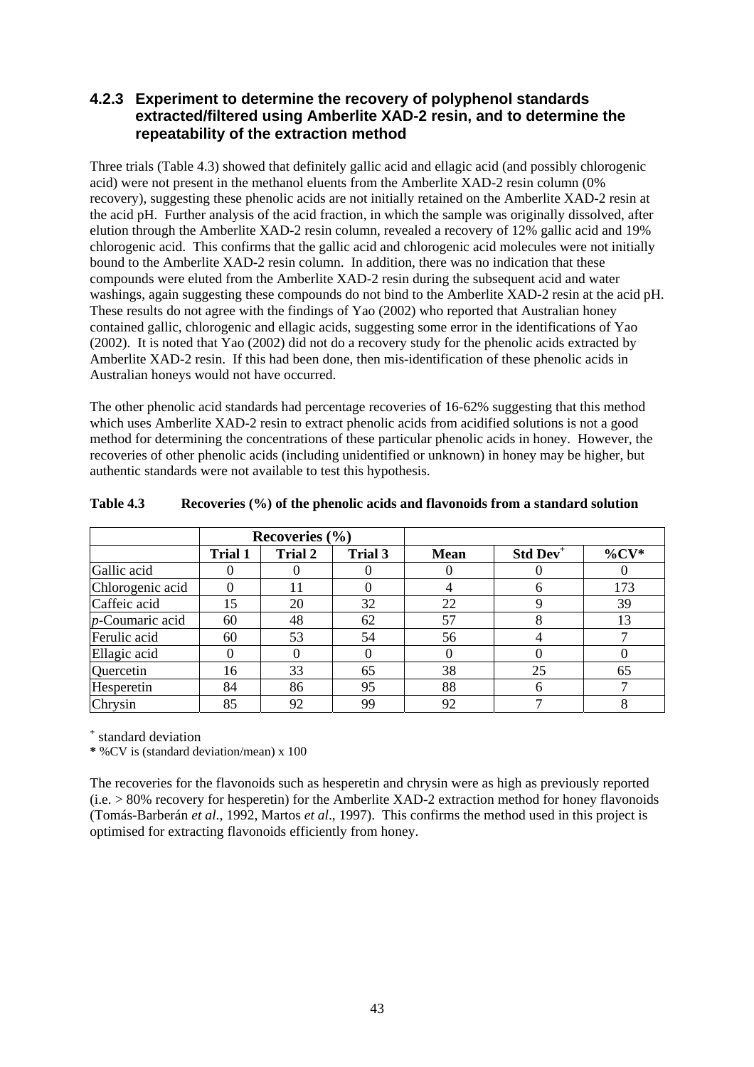### 4.2.3 Experiment to determine the recovery of polyphenol standards extracted/filtered using Amberlite XAD-2 resin, and to determine the repeatability of the extraction method

Three trials (Table 4.3) showed that definitely gallic acid and ellagic acid (and possibly chlorogenic acid) were not present in the methanol eluents from the Amberlite XAD-2 resin column (0% recovery), suggesting these phenolic acids are not initially retained on the Amberlite XAD-2 resin at the acid pH. Further analysis of the acid fraction, in which the sample was originally dissolved, after elution through the Amberlite XAD-2 resin column, revealed a recovery of 12% gallic acid and 19% chlorogenic acid. This confirms that the gallic acid and chlorogenic acid molecules were not initially bound to the Amberlite XAD-2 resin column. In addition, there was no indication that these compounds were eluted from the Amberlite XAD-2 resin during the subsequent acid and water washings, again suggesting these compounds do not bind to the Amberlite XAD-2 resin at the acid pH. These results do not agree with the findings of Yao (2002) who reported that Australian honey contained gallic, chlorogenic and ellagic acids, suggesting some error in the identifications of Yao (2002). It is noted that Yao (2002) did not do a recovery study for the phenolic acids extracted by Amberlite XAD-2 resin. If this had been done, then mis-identification of these phenolic acids in Australian honeys would not have occurred.

The other phenolic acid standards had percentage recoveries of 16-62% suggesting that this method which uses Amberlite XAD-2 resin to extract phenolic acids from acidified solutions is not a good method for determining the concentrations of these particular phenolic acids in honey. However, the recoveries of other phenolic acids (including unidentified or unknown) in honey may be higher, but authentic standards were not available to test this hypothesis.

**Table 4.3 Recoveries (%) of the phenolic acids and flavonoids from a standard solution**

| | Recoveries (%) | | | | | |
|---|---|---|---|---|---|---|
| | **Trial 1** | **Trial 2** | **Trial 3** | **Mean** | **Std Dev[+]** | **%CV*** |
| Gallic acid | 0 | 0 | 0 | 0 | 0 | 0 |
| Chlorogenic acid | 0 | 11 | 0 | 4 | 6 | 173 |
| Caffeic acid | 15 | 20 | 32 | 22 | 9 | 39 |
| *p*-Coumaric acid | 60 | 48 | 62 | 57 | 8 | 13 |
| Ferulic acid | 60 | 53 | 54 | 56 | 4 | 7 |
| Ellagic acid | 0 | 0 | 0 | 0 | 0 | 0 |
| Quercetin | 16 | 33 | 65 | 38 | 25 | 65 |
| Hesperetin | 84 | 86 | 95 | 88 | 6 | 7 |
| Chrysin | 85 | 92 | 99 | 92 | 7 | 8 |

[+] standard deviation
**\*** %CV is (standard deviation/mean) x 100

The recoveries for the flavonoids such as hesperetin and chrysin were as high as previously reported (i.e. > 80% recovery for hesperetin) for the Amberlite XAD-2 extraction method for honey flavonoids (Tomás-Barberán *et al*., 1992, Martos *et al*., 1997). This confirms the method used in this project is optimised for extracting flavonoids efficiently from honey.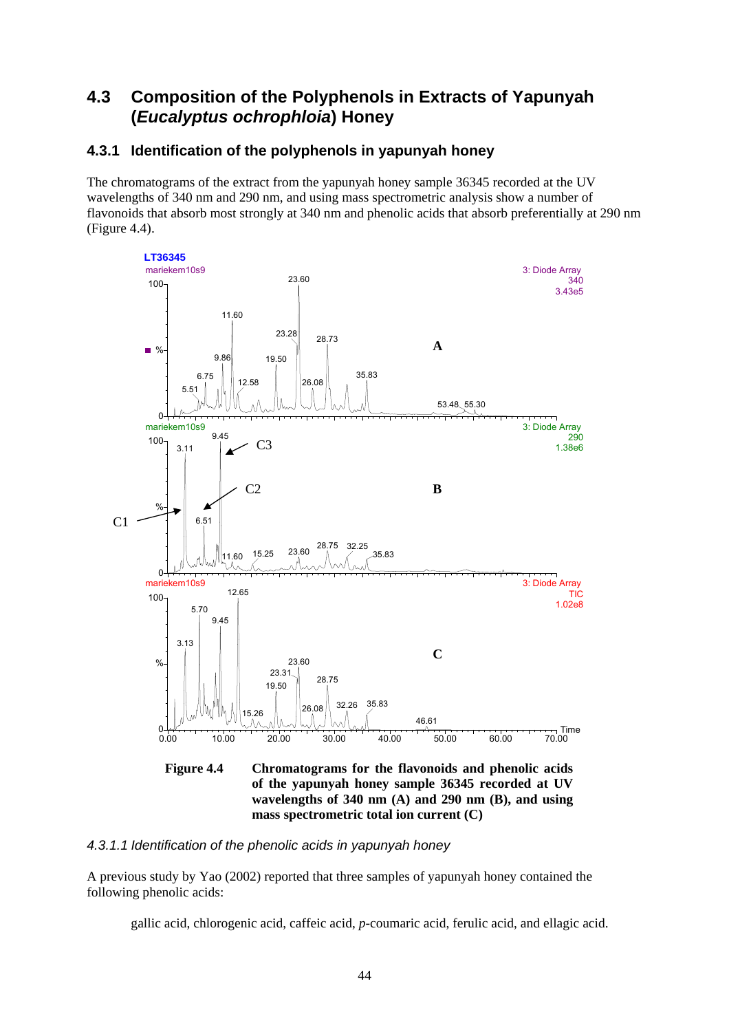## 4.3 Composition of the Polyphenols in Extracts of Yapunyah (*Eucalyptus ochrophloia*) Honey

### 4.3.1 Identification of the polyphenols in yapunyah honey

The chromatograms of the extract from the yapunyah honey sample 36345 recorded at the UV wavelengths of 340 nm and 290 nm, and using mass spectrometric analysis show a number of flavonoids that absorb most strongly at 340 nm and phenolic acids that absorb preferentially at 290 nm (Figure 4.4).

**Figure 4.4 Chromatograms for the flavonoids and phenolic acids of the yapunyah honey sample 36345 recorded at UV wavelengths of 340 nm (A) and 290 nm (B), and using mass spectrometric total ion current (C)**

*4.3.1.1 Identification of the phenolic acids in yapunyah honey*

A previous study by Yao (2002) reported that three samples of yapunyah honey contained the following phenolic acids:

> gallic acid, chlorogenic acid, caffeic acid, *p*-coumaric acid, ferulic acid, and ellagic acid.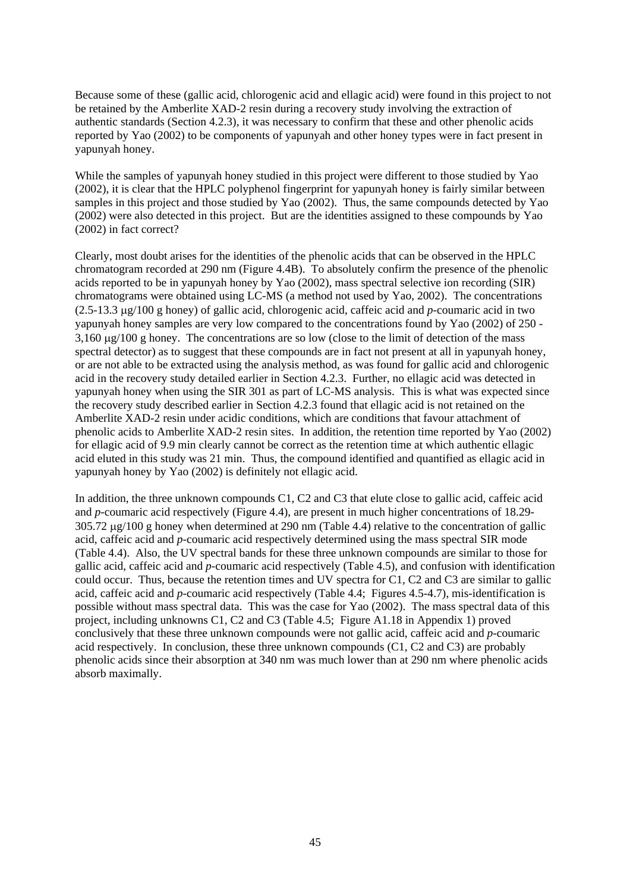Because some of these (gallic acid, chlorogenic acid and ellagic acid) were found in this project to not be retained by the Amberlite XAD-2 resin during a recovery study involving the extraction of authentic standards (Section 4.2.3), it was necessary to confirm that these and other phenolic acids reported by Yao (2002) to be components of yapunyah and other honey types were in fact present in yapunyah honey.

While the samples of yapunyah honey studied in this project were different to those studied by Yao (2002), it is clear that the HPLC polyphenol fingerprint for yapunyah honey is fairly similar between samples in this project and those studied by Yao (2002). Thus, the same compounds detected by Yao (2002) were also detected in this project. But are the identities assigned to these compounds by Yao (2002) in fact correct?

Clearly, most doubt arises for the identities of the phenolic acids that can be observed in the HPLC chromatogram recorded at 290 nm (Figure 4.4B). To absolutely confirm the presence of the phenolic acids reported to be in yapunyah honey by Yao (2002), mass spectral selective ion recording (SIR) chromatograms were obtained using LC-MS (a method not used by Yao, 2002). The concentrations (2.5-13.3 μg/100 g honey) of gallic acid, chlorogenic acid, caffeic acid and *p*-coumaric acid in two yapunyah honey samples are very low compared to the concentrations found by Yao (2002) of 250 - 3,160 μg/100 g honey. The concentrations are so low (close to the limit of detection of the mass spectral detector) as to suggest that these compounds are in fact not present at all in yapunyah honey, or are not able to be extracted using the analysis method, as was found for gallic acid and chlorogenic acid in the recovery study detailed earlier in Section 4.2.3. Further, no ellagic acid was detected in yapunyah honey when using the SIR 301 as part of LC-MS analysis. This is what was expected since the recovery study described earlier in Section 4.2.3 found that ellagic acid is not retained on the Amberlite XAD-2 resin under acidic conditions, which are conditions that favour attachment of phenolic acids to Amberlite XAD-2 resin sites. In addition, the retention time reported by Yao (2002) for ellagic acid of 9.9 min clearly cannot be correct as the retention time at which authentic ellagic acid eluted in this study was 21 min. Thus, the compound identified and quantified as ellagic acid in yapunyah honey by Yao (2002) is definitely not ellagic acid.

In addition, the three unknown compounds C1, C2 and C3 that elute close to gallic acid, caffeic acid and *p*-coumaric acid respectively (Figure 4.4), are present in much higher concentrations of 18.29-305.72 μg/100 g honey when determined at 290 nm (Table 4.4) relative to the concentration of gallic acid, caffeic acid and *p*-coumaric acid respectively determined using the mass spectral SIR mode (Table 4.4). Also, the UV spectral bands for these three unknown compounds are similar to those for gallic acid, caffeic acid and *p*-coumaric acid respectively (Table 4.5), and confusion with identification could occur. Thus, because the retention times and UV spectra for C1, C2 and C3 are similar to gallic acid, caffeic acid and *p*-coumaric acid respectively (Table 4.4; Figures 4.5-4.7), mis-identification is possible without mass spectral data. This was the case for Yao (2002). The mass spectral data of this project, including unknowns C1, C2 and C3 (Table 4.5; Figure A1.18 in Appendix 1) proved conclusively that these three unknown compounds were not gallic acid, caffeic acid and *p*-coumaric acid respectively. In conclusion, these three unknown compounds (C1, C2 and C3) are probably phenolic acids since their absorption at 340 nm was much lower than at 290 nm where phenolic acids absorb maximally.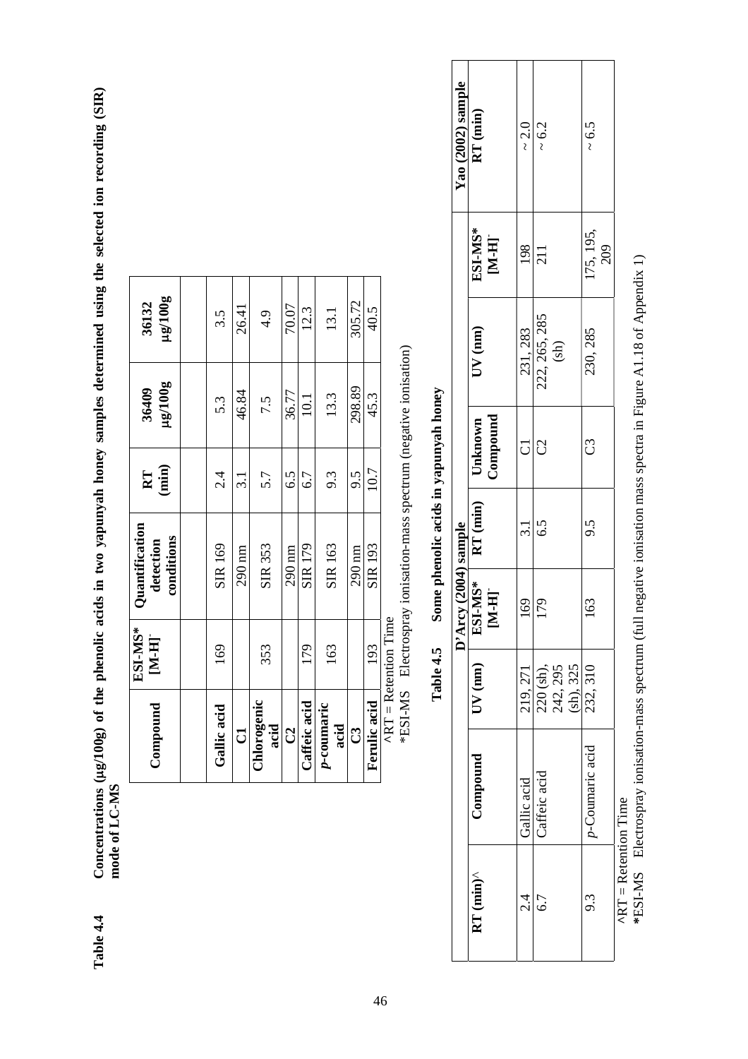**Table 4.4** Concentrations (μg/100g) of the phenolic acids in two yapunyah honey samples determined using the selected ion recording (SIR) mode of LC-MS

| Compound | ESI-MS* $[M-H]^-$ | Quantification detection conditions | RT (min) | 36409 μg/100g | 36132 μg/100g |
|---|---|---|---|---|---|
| Gallic acid | 169 | SIR 169 | 2.4 | 5.3 | 3.5 |
| C1 | | 290 nm | 3.1 | 46.84 | 26.41 |
| Chlorogenic acid | 353 | SIR 353 | 5.7 | 7.5 | 4.9 |
| C2 | | 290 nm | 6.5 | 36.77 | 70.07 |
| Caffeic acid | 179 | SIR 179 | 6.7 | 10.1 | 12.3 |
| *p*-coumaric acid | 163 | SIR 163 | 9.3 | 13.3 | 13.1 |
| C3 | | 290 nm | 9.5 | 298.89 | 305.72 |
| Ferulic acid | 193 | SIR 193 | 10.7 | 45.3 | 40.5 |

^RT = Retention Time
*ESI-MS Electrospray ionisation-mass spectrum (negative ionisation)

**Table 4.5** Some phenolic acids in yapunyah honey

| | | D'Arcy (2004) sample | | | | | | Yao (2002) sample |
|---|---|---|---|---|---|---|---|---|
| RT (min)^ | Compound | UV (nm) | ESI-MS* $[M-H]^-$ | RT (min) | Unknown Compound | UV (nm) | ESI-MS* $[M-H]^-$ | RT (min) |
| 2.4 | Gallic acid | 219, 271 | 169 | 3.1 | C1 | 231, 283 | 198 | ~ 2.0 |
| 6.7 | Caffeic acid | 220 (sh), 242, 295 (sh), 325 | 179 | 6.5 | C2 | 222, 265, 285 (sh) | 211 | ~ 6.2 |
| 9.3 | *p*-Coumaric acid | 232, 310 | 163 | 9.5 | C3 | 230, 285 | 175, 195, 209 | ~ 6.5 |

^RT = Retention Time
*ESI-MS Electrospray ionisation-mass spectrum (full negative ionisation mass spectra in Figure A1.18 of Appendix 1)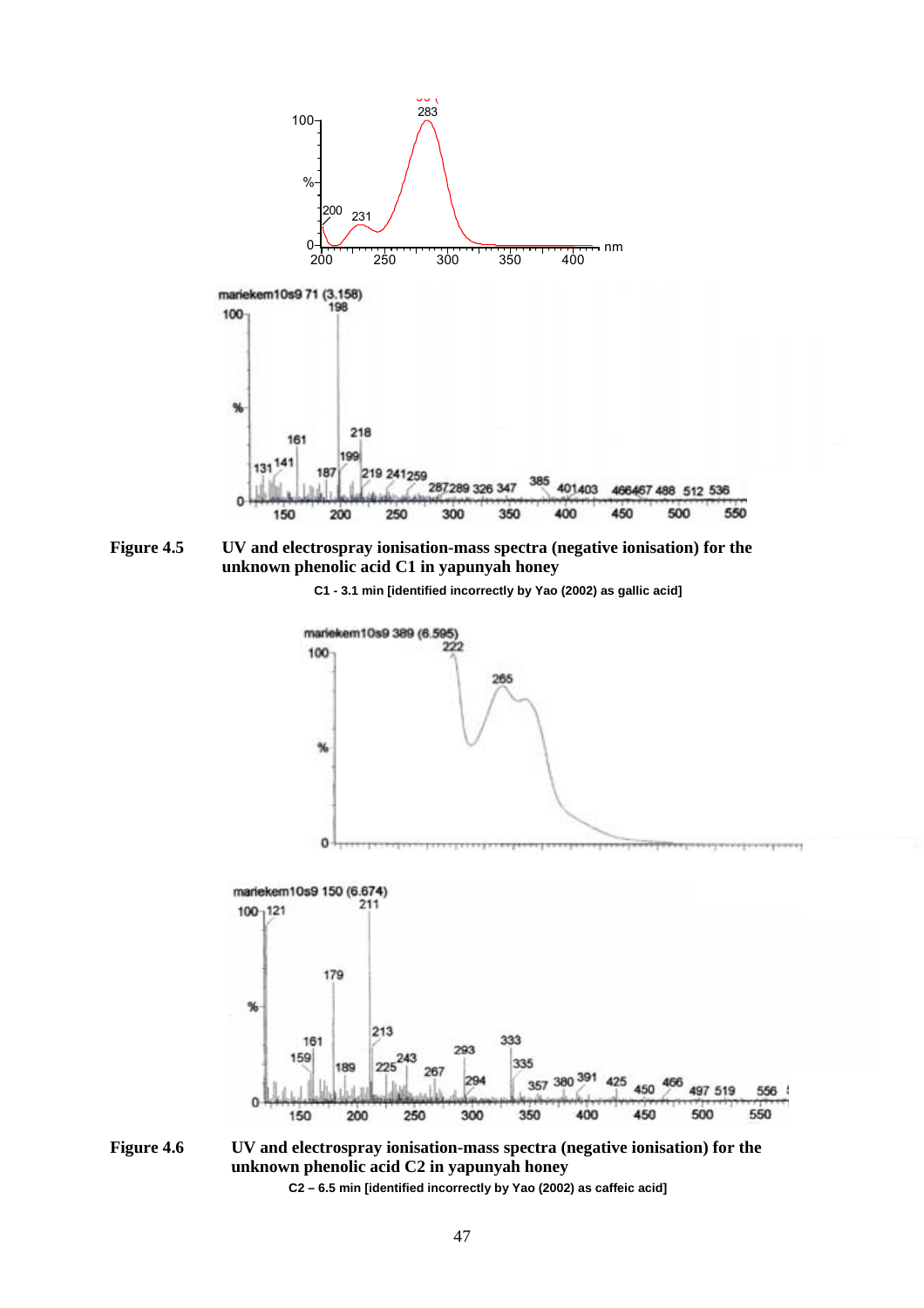**Figure 4.5** UV and electrospray ionisation-mass spectra (negative ionisation) for the unknown phenolic acid C1 in yapunyah honey

C1 - 3.1 min [identified incorrectly by Yao (2002) as gallic acid]

**Figure 4.6** UV and electrospray ionisation-mass spectra (negative ionisation) for the unknown phenolic acid C2 in yapunyah honey

C2 – 6.5 min [identified incorrectly by Yao (2002) as caffeic acid]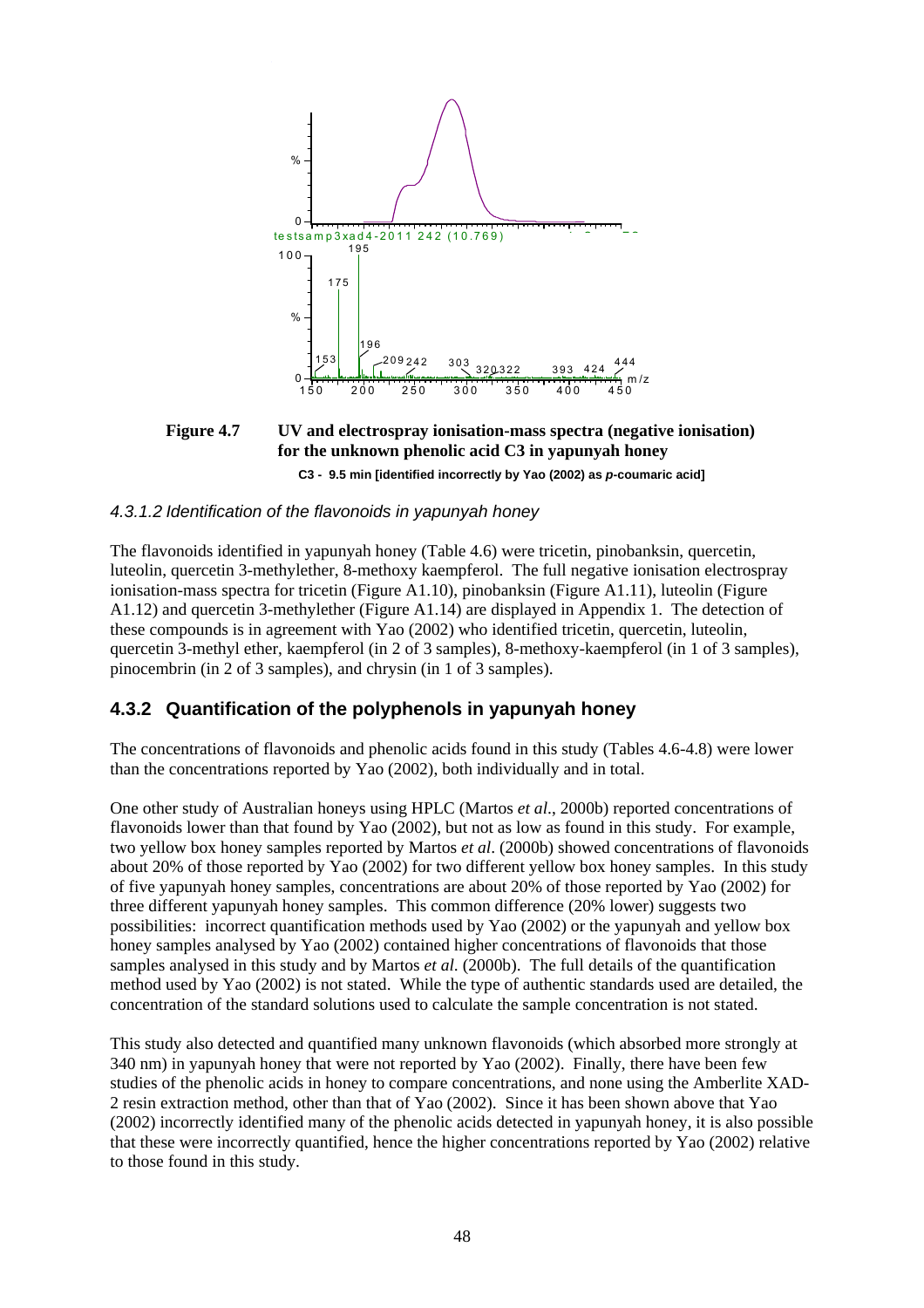**Figure 4.7 UV and electrospray ionisation-mass spectra (negative ionisation) for the unknown phenolic acid C3 in yapunyah honey**

**C3 - 9.5 min [identified incorrectly by Yao (2002) as *p*-coumaric acid]**

#### *4.3.1.2 Identification of the flavonoids in yapunyah honey*

The flavonoids identified in yapunyah honey (Table 4.6) were tricetin, pinobanksin, quercetin, luteolin, quercetin 3-methylether, 8-methoxy kaempferol. The full negative ionisation electrospray ionisation-mass spectra for tricetin (Figure A1.10), pinobanksin (Figure A1.11), luteolin (Figure A1.12) and quercetin 3-methylether (Figure A1.14) are displayed in Appendix 1. The detection of these compounds is in agreement with Yao (2002) who identified tricetin, quercetin, luteolin, quercetin 3-methyl ether, kaempferol (in 2 of 3 samples), 8-methoxy-kaempferol (in 1 of 3 samples), pinocembrin (in 2 of 3 samples), and chrysin (in 1 of 3 samples).

### **4.3.2 Quantification of the polyphenols in yapunyah honey**

The concentrations of flavonoids and phenolic acids found in this study (Tables 4.6-4.8) were lower than the concentrations reported by Yao (2002), both individually and in total.

One other study of Australian honeys using HPLC (Martos *et al*., 2000b) reported concentrations of flavonoids lower than that found by Yao (2002), but not as low as found in this study. For example, two yellow box honey samples reported by Martos *et al*. (2000b) showed concentrations of flavonoids about 20% of those reported by Yao (2002) for two different yellow box honey samples. In this study of five yapunyah honey samples, concentrations are about 20% of those reported by Yao (2002) for three different yapunyah honey samples. This common difference (20% lower) suggests two possibilities: incorrect quantification methods used by Yao (2002) or the yapunyah and yellow box honey samples analysed by Yao (2002) contained higher concentrations of flavonoids that those samples analysed in this study and by Martos *et al.* (2000b). The full details of the quantification method used by Yao (2002) is not stated. While the type of authentic standards used are detailed, the concentration of the standard solutions used to calculate the sample concentration is not stated.

This study also detected and quantified many unknown flavonoids (which absorbed more strongly at 340 nm) in yapunyah honey that were not reported by Yao (2002). Finally, there have been few studies of the phenolic acids in honey to compare concentrations, and none using the Amberlite XAD-2 resin extraction method, other than that of Yao (2002). Since it has been shown above that Yao (2002) incorrectly identified many of the phenolic acids detected in yapunyah honey, it is also possible that these were incorrectly quantified, hence the higher concentrations reported by Yao (2002) relative to those found in this study.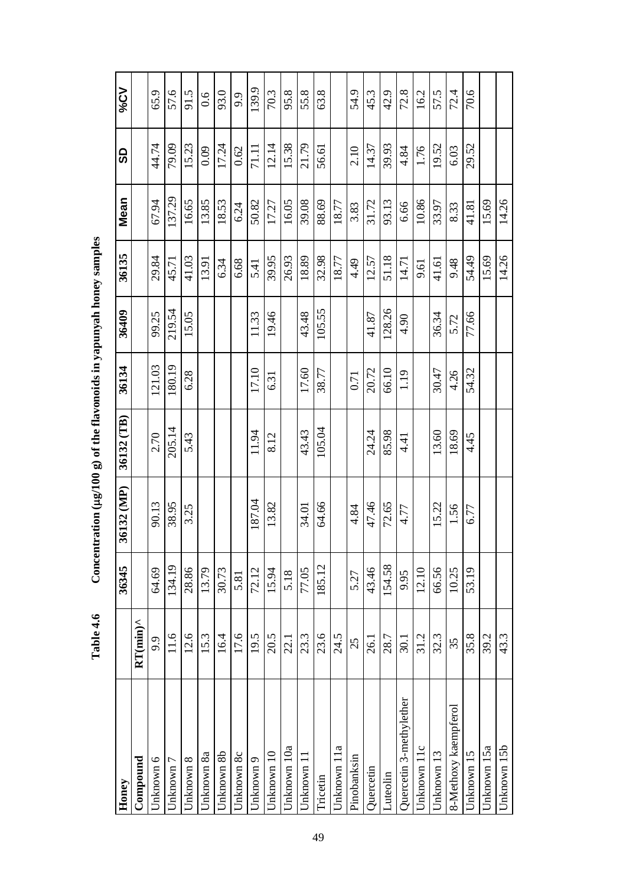**Table 4.6 Concentration (µg/100 g) of the flavonoids in yapunyah honey samples**

| Honey | | 36345 | 36132 (MP) | 36132 (TB) | 36134 | 36409 | 36135 | Mean | SD | %CV |
|---|---|---|---|---|---|---|---|---|---|---|
| **Compound** | **RT(min)^** | | | | | | | | | |
| Unknown 6 | 9.9 | 64.69 | 90.13 | 2.70 | 121.03 | 99.25 | 29.84 | 67.94 | 44.74 | 65.9 |
| Unknown 7 | 11.6 | 134.19 | 38.95 | 205.14 | 180.19 | 219.54 | 45.71 | 137.29 | 79.09 | 57.6 |
| Unknown 8 | 12.6 | 28.86 | 3.25 | 5.43 | 6.28 | 15.05 | 41.03 | 16.65 | 15.23 | 91.5 |
| Unknown 8a | 15.3 | 13.79 | | | | | 13.91 | 13.85 | 0.09 | 0.6 |
| Unknown 8b | 16.4 | 30.73 | | | | | 6.34 | 18.53 | 17.24 | 93.0 |
| Unknown 8c | 17.6 | 5.81 | | | | | 6.68 | 6.24 | 0.62 | 9.9 |
| Unknown 9 | 19.5 | 72.12 | 187.04 | 11.94 | 17.10 | 11.33 | 5.41 | 50.82 | 71.11 | 139.9 |
| Unknown 10 | 20.5 | 15.94 | 13.82 | 8.12 | 6.31 | 19.46 | 39.95 | 17.27 | 12.14 | 70.3 |
| Unknown 10a | 22.1 | 5.18 | | | | | 26.93 | 16.05 | 15.38 | 95.8 |
| Unknown 11 | 23.3 | 77.05 | 34.01 | 43.43 | 17.60 | 43.48 | 18.89 | 39.08 | 21.79 | 55.8 |
| Tricetin | 23.6 | 185.12 | 64.66 | 105.04 | 38.77 | 105.55 | 32.98 | 88.69 | 56.61 | 63.8 |
| Unknown 11a | 24.5 | | | | | | 18.77 | 18.77 | | |
| Pinobanksin | 25 | 5.27 | 4.84 | | 0.71 | | 4.49 | 3.83 | 2.10 | 54.9 |
| Quercetin | 26.1 | 43.46 | 47.46 | 24.24 | 20.72 | 41.87 | 12.57 | 31.72 | 14.37 | 45.3 |
| Luteolin | 28.7 | 154.58 | 72.65 | 85.98 | 66.10 | 128.26 | 51.18 | 93.13 | 39.93 | 42.9 |
| Quercetin 3-methylether | 30.1 | 9.95 | 4.77 | 4.41 | 1.19 | 4.90 | 14.71 | 6.66 | 4.84 | 72.8 |
| Unknown 11c | 31.2 | 12.10 | | | | | 9.61 | 10.86 | 1.76 | 16.2 |
| Unknown 13 | 32.3 | 66.56 | 15.22 | 13.60 | 30.47 | 36.34 | 41.61 | 33.97 | 19.52 | 57.5 |
| 8-Methoxy kaempferol | 35 | 10.25 | 1.56 | 18.69 | 4.26 | 5.72 | 9.48 | 8.33 | 6.03 | 72.4 |
| Unknown 15 | 35.8 | 53.19 | 6.77 | 4.45 | 54.32 | 77.66 | 54.49 | 41.81 | 29.52 | 70.6 |
| Unknown 15a | 39.2 | | | | | | 15.69 | 15.69 | | |
| Unknown 15b | 43.3 | | | | | | 14.26 | 14.26 | | |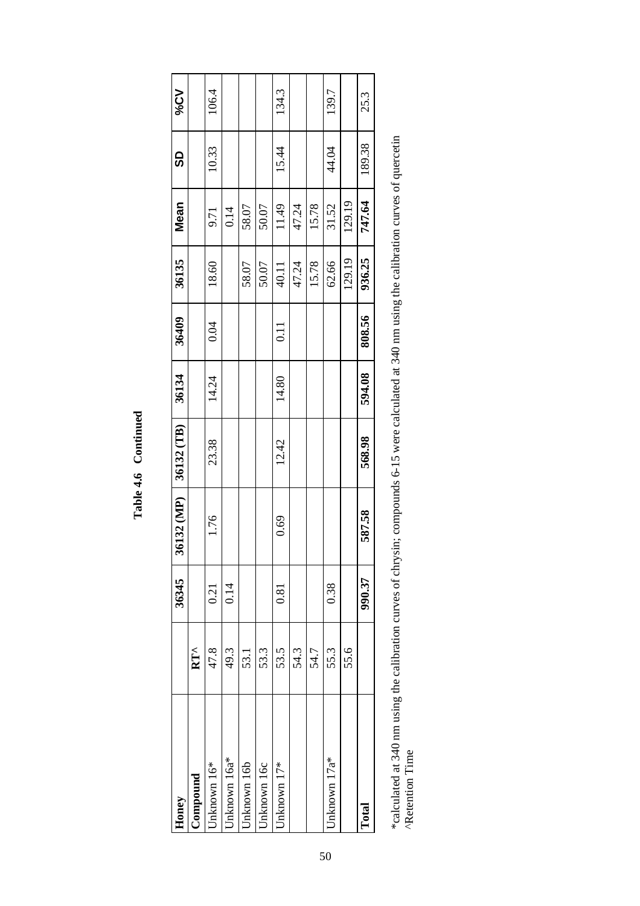**Table 4.6 Continued**

| Honey | | 36345 | 36132 (MP) | 36132 (TB) | 36134 | 36409 | 36135 | Mean | SD | %CV |
|---|---|---|---|---|---|---|---|---|---|---|
| **Compound** | **RT^** | | | | | | | | | |
| Unknown 16* | 47.8 | 0.21 | 1.76 | 23.38 | 14.24 | 0.04 | 18.60 | 9.71 | 10.33 | 106.4 |
| Unknown 16a* | 49.3 | 0.14 | | | | | | 0.14 | | |
| Unknown 16b | 53.1 | | | | | | 58.07 | 58.07 | | |
| Unknown 16c | 53.3 | | | | | | 50.07 | 50.07 | | |
| Unknown 17* | 53.5 | 0.81 | 0.69 | 12.42 | 14.80 | 0.11 | 40.11 | 11.49 | 15.44 | 134.3 |
| | 54.3 | | | | | | 47.24 | 47.24 | | |
| | 54.7 | | | | | | 15.78 | 15.78 | | |
| Unknown 17a* | 55.3 | 0.38 | | | | | 62.66 | 31.52 | 44.04 | 139.7 |
| | 55.6 | | | | | | 129.19 | 129.19 | | |
| **Total** | | **990.37** | **587.58** | **568.98** | **594.08** | **808.56** | **936.25** | **747.64** | 189.38 | 25.3 |

*calculated at 340 nm using the calibration curves of chrysin; compounds 6-15 were calculated at 340 nm using the calibration curves of quercetin
^Retention Time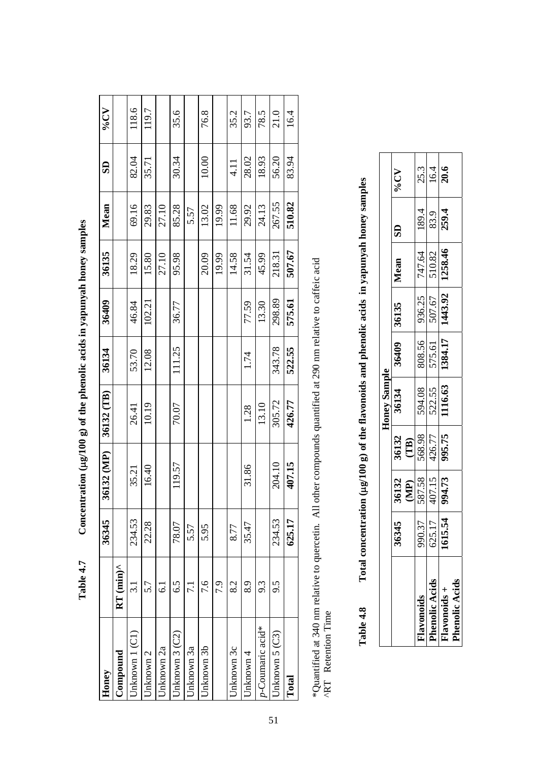**Table 4.7 Concentration (µg/100 g) of the phenolic acids in yapunyah honey samples**

| Honey | | 36345 | 36132 (MP) | 36132 (TB) | 36134 | 36409 | 36135 | Mean | SD | %CV |
|---|---|---|---|---|---|---|---|---|---|---|
| **Compound** | **RT (min)^** | | | | | | | | | |
| Unknown 1 (C1) | 3.1 | 234.53 | 35.21 | 26.41 | 53.70 | 46.84 | 18.29 | 69.16 | 82.04 | 118.6 |
| Unknown 2 | 5.7 | 22.28 | 16.40 | 10.19 | 12.08 | 102.21 | 15.80 | 29.83 | 35.71 | 119.7 |
| Unknown 2a | 6.1 | | | | | | 27.10 | 27.10 | | |
| Unknown 3 (C2) | 6.5 | 78.07 | 119.57 | 70.07 | 111.25 | 36.77 | 95.98 | 85.28 | 30.34 | 35.6 |
| Unknown 3a | 7.1 | 5.57 | | | | | | 5.57 | | |
| Unknown 3b | 7.6 | 5.95 | | | | | 20.09 | 13.02 | 10.00 | 76.8 |
| | 7.9 | | | | | | 19.99 | 19.99 | | |
| Unknown 3c | 8.2 | 8.77 | | | | | 14.58 | 11.68 | 4.11 | 35.2 |
| Unknown 4 | 8.9 | 35.47 | 31.86 | 1.28 | 1.74 | 77.59 | 31.54 | 29.92 | 28.02 | 93.7 |
| *p*-Coumaric acid* | 9.3 | | | 13.10 | | 13.30 | 45.99 | 24.13 | 18.93 | 78.5 |
| Unknown 5 (C3) | 9.5 | 234.53 | 204.10 | 305.72 | 343.78 | 298.89 | 218.31 | 267.55 | 56.20 | 21.0 |
| **Total** | | **625.17** | **407.15** | **426.77** | **522.55** | **575.61** | **507.67** | **510.82** | 83.94 | 16.4 |

*Quantified at 340 nm relative to quercetin. All other compounds quantified at 290 nm relative to caffeic acid
^RT Retention Time

**Table 4.8 Total concentration (µg/100 g) of the flavonoids and phenolic acids in yapunyah honey samples**

| | Honey Sample | | | | | | | | |
|---|---|---|---|---|---|---|---|---|---|
| | **36345** | **36132 (MP)** | **36132 (TB)** | **36134** | **36409** | **36135** | **Mean** | **SD** | **%CV** |
| **Flavonoids** | 990.37 | 587.58 | 568.98 | 594.08 | 808.56 | 936.25 | 747.64 | 189.4 | 25.3 |
| **Phenolic Acids** | 625.17 | 407.15 | 426.77 | 522.55 | 575.61 | 507.67 | 510.82 | 83.9 | 16.4 |
| **Flavonoids + Phenolic Acids** | **1615.54** | **994.73** | **995.75** | **1116.63** | **1384.17** | **1443.92** | **1258.46** | **259.4** | **20.6** |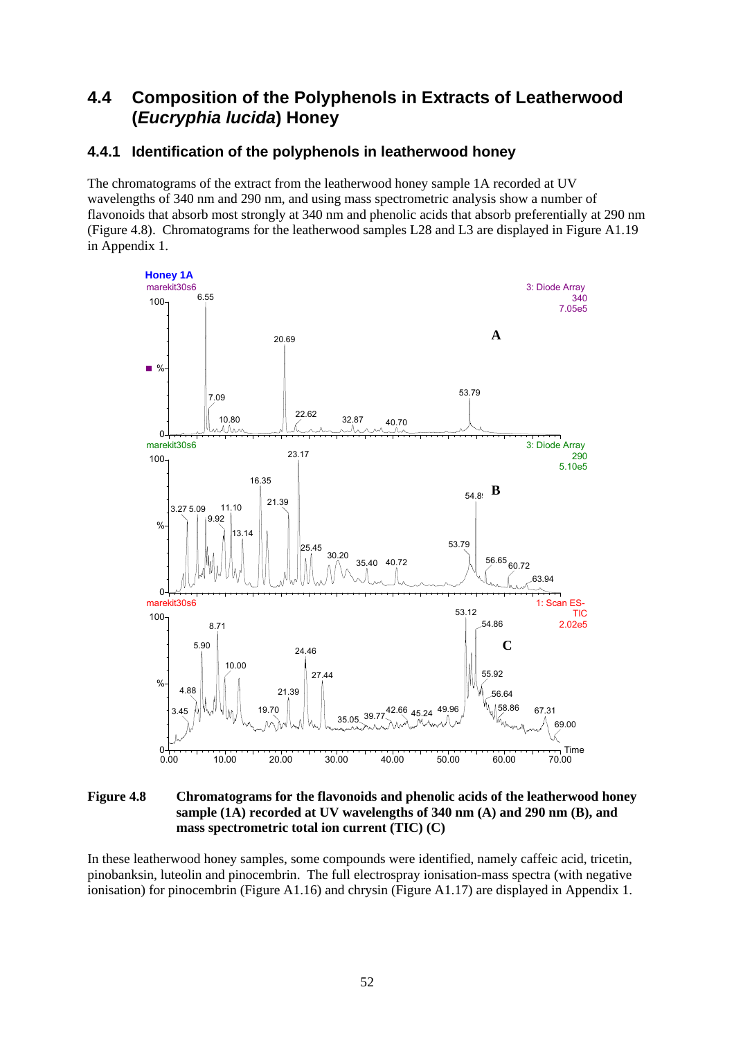## 4.4 Composition of the Polyphenols in Extracts of Leatherwood (*Eucryphia lucida*) Honey

### 4.4.1 Identification of the polyphenols in leatherwood honey

The chromatograms of the extract from the leatherwood honey sample 1A recorded at UV wavelengths of 340 nm and 290 nm, and using mass spectrometric analysis show a number of flavonoids that absorb most strongly at 340 nm and phenolic acids that absorb preferentially at 290 nm (Figure 4.8). Chromatograms for the leatherwood samples L28 and L3 are displayed in Figure A1.19 in Appendix 1.

**Figure 4.8 Chromatograms for the flavonoids and phenolic acids of the leatherwood honey sample (1A) recorded at UV wavelengths of 340 nm (A) and 290 nm (B), and mass spectrometric total ion current (TIC) (C)**

In these leatherwood honey samples, some compounds were identified, namely caffeic acid, tricetin, pinobanksin, luteolin and pinocembrin. The full electrospray ionisation-mass spectra (with negative ionisation) for pinocembrin (Figure A1.16) and chrysin (Figure A1.17) are displayed in Appendix 1.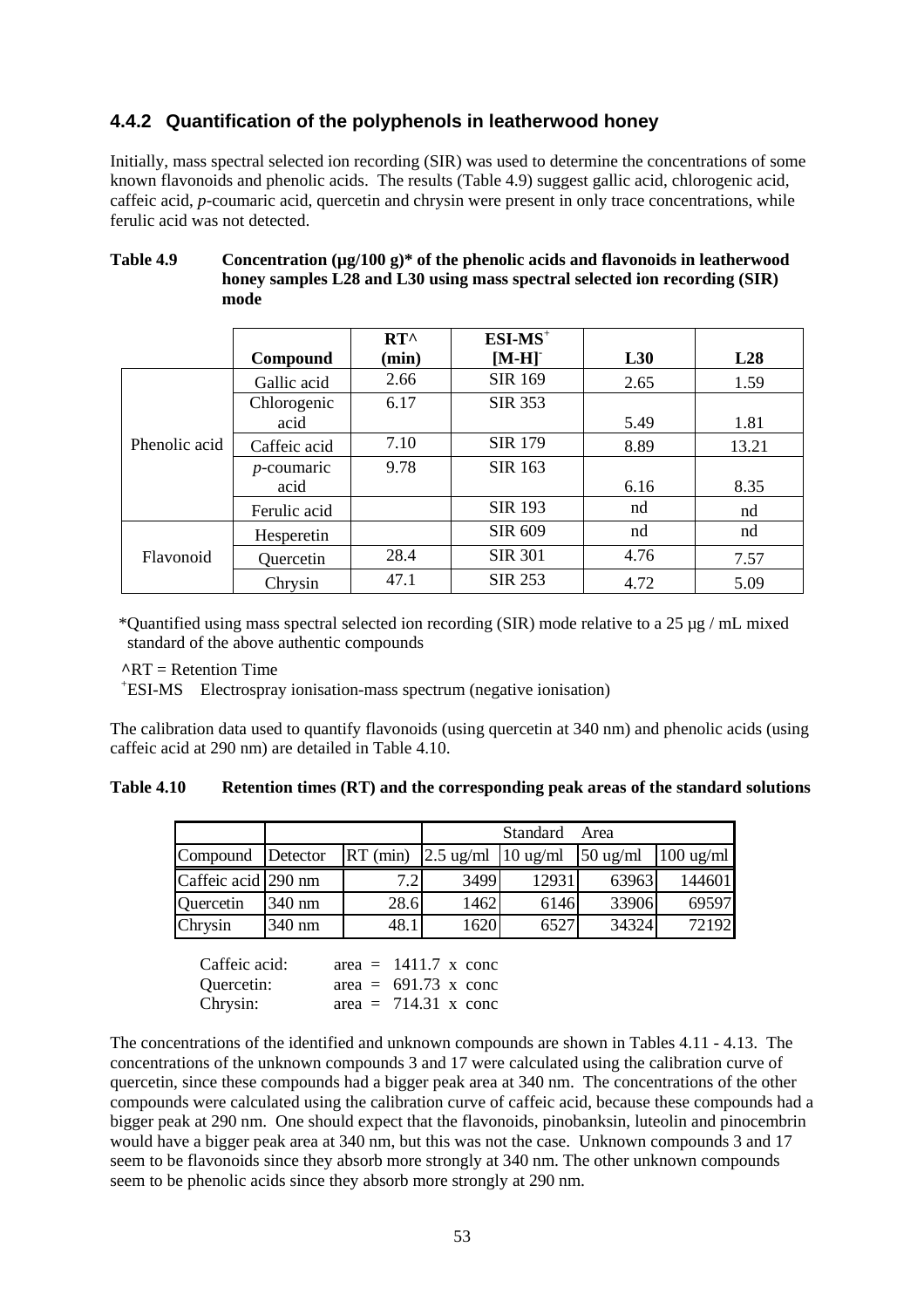### 4.4.2 Quantification of the polyphenols in leatherwood honey

Initially, mass spectral selected ion recording (SIR) was used to determine the concentrations of some known flavonoids and phenolic acids. The results (Table 4.9) suggest gallic acid, chlorogenic acid, caffeic acid, *p*-coumaric acid, quercetin and chrysin were present in only trace concentrations, while ferulic acid was not detected.

**Table 4.9 Concentration (µg/100 g)\* of the phenolic acids and flavonoids in leatherwood honey samples L28 and L30 using mass spectral selected ion recording (SIR) mode**

| | Compound | RT^ (min) | ESI-MS⁺ $[M\text{-}H]^-$ | L30 | L28 |
|---|---|---|---|---|---|
| Phenolic acid | Gallic acid | 2.66 | SIR 169 | 2.65 | 1.59 |
| | Chlorogenic acid | 6.17 | SIR 353 | 5.49 | 1.81 |
| | Caffeic acid | 7.10 | SIR 179 | 8.89 | 13.21 |
| | *p*-coumaric acid | 9.78 | SIR 163 | 6.16 | 8.35 |
| | Ferulic acid | | SIR 193 | nd | nd |
| Flavonoid | Hesperetin | | SIR 609 | nd | nd |
| | Quercetin | 28.4 | SIR 301 | 4.76 | 7.57 |
| | Chrysin | 47.1 | SIR 253 | 4.72 | 5.09 |

\*Quantified using mass spectral selected ion recording (SIR) mode relative to a 25 µg / mL mixed standard of the above authentic compounds

^RT = Retention Time

⁺ESI-MS Electrospray ionisation-mass spectrum (negative ionisation)

The calibration data used to quantify flavonoids (using quercetin at 340 nm) and phenolic acids (using caffeic acid at 290 nm) are detailed in Table 4.10.

**Table 4.10 Retention times (RT) and the corresponding peak areas of the standard solutions**

| | | | Standard Area | | | |
|---|---|---|---|---|---|---|
| Compound | Detector | RT (min) | 2.5 ug/ml | 10 ug/ml | 50 ug/ml | 100 ug/ml |
| Caffeic acid | 290 nm | 7.2 | 3499 | 12931 | 63963 | 144601 |
| Quercetin | 340 nm | 28.6 | 1462 | 6146 | 33906 | 69597 |
| Chrysin | 340 nm | 48.1 | 1620 | 6527 | 34324 | 72192 |

Caffeic acid: area = 1411.7 x conc
Quercetin: area = 691.73 x conc
Chrysin: area = 714.31 x conc

The concentrations of the identified and unknown compounds are shown in Tables 4.11 - 4.13. The concentrations of the unknown compounds 3 and 17 were calculated using the calibration curve of quercetin, since these compounds had a bigger peak area at 340 nm. The concentrations of the other compounds were calculated using the calibration curve of caffeic acid, because these compounds had a bigger peak at 290 nm. One should expect that the flavonoids, pinobanksin, luteolin and pinocembrin would have a bigger peak area at 340 nm, but this was not the case. Unknown compounds 3 and 17 seem to be flavonoids since they absorb more strongly at 340 nm. The other unknown compounds seem to be phenolic acids since they absorb more strongly at 290 nm.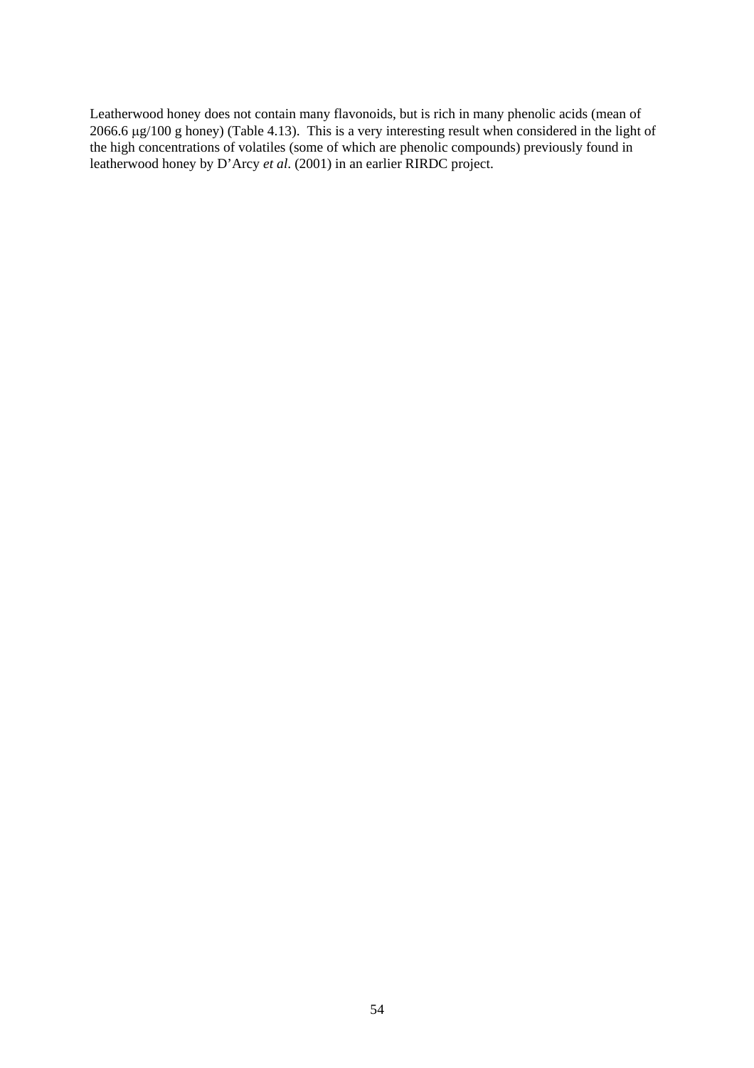Leatherwood honey does not contain many flavonoids, but is rich in many phenolic acids (mean of 2066.6 μg/100 g honey) (Table 4.13). This is a very interesting result when considered in the light of the high concentrations of volatiles (some of which are phenolic compounds) previously found in leatherwood honey by D'Arcy *et al*. (2001) in an earlier RIRDC project.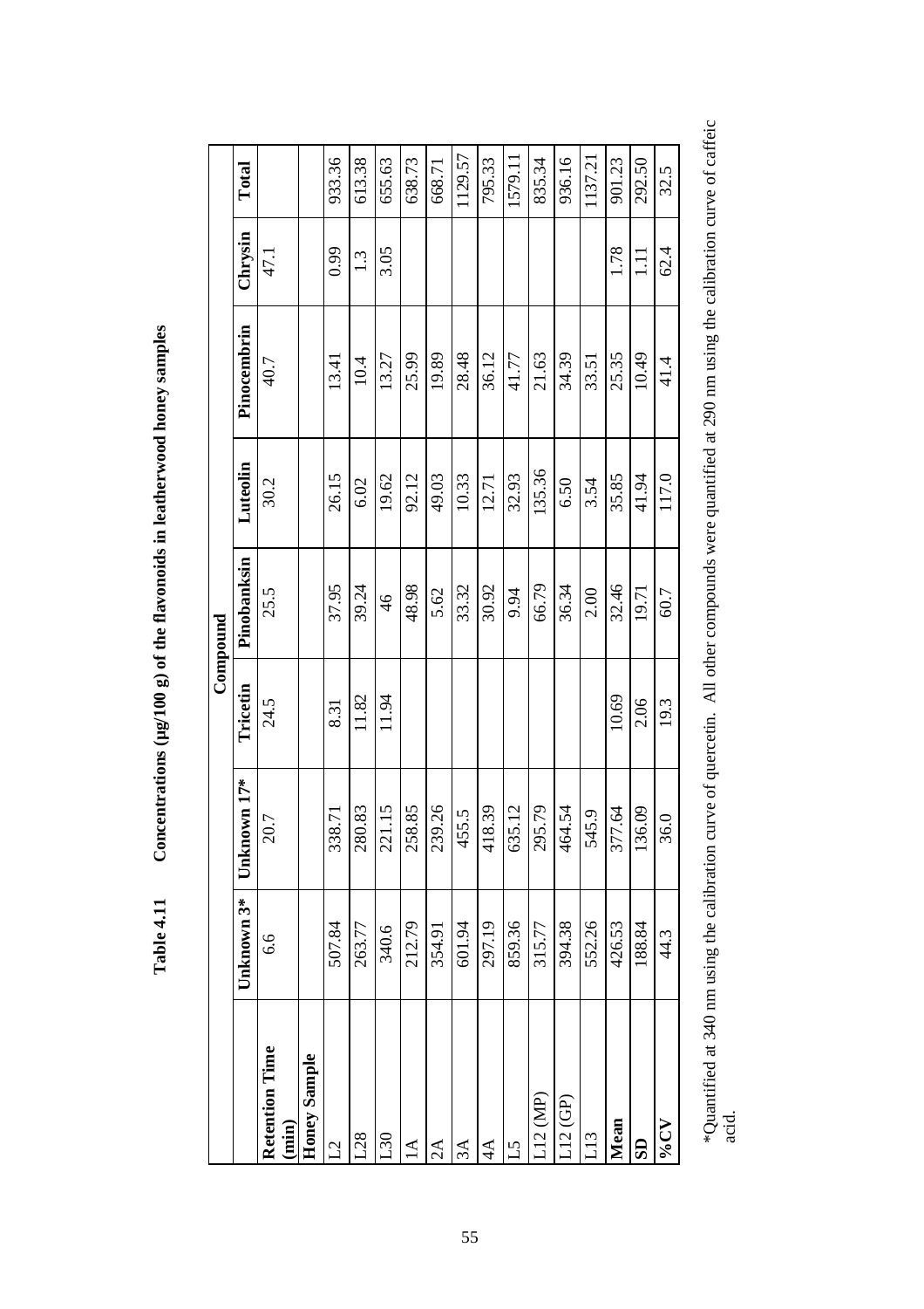**Table 4.11 Concentrations (µg/100 g) of the flavonoids in leatherwood honey samples**

| | Compound | | | | | | | |
|---|---|---|---|---|---|---|---|---|
| | Unknown 3* | Unknown 17* | Tricetin | Pinobanksin | Luteolin | Pinocembrin | Chrysin | Total |
| **Retention Time (min)** | 6.6 | 20.7 | 24.5 | 25.5 | 30.2 | 40.7 | 47.1 | |
| **Honey Sample** | | | | | | | | |
| L2 | 507.84 | 338.71 | 8.31 | 37.95 | 26.15 | 13.41 | 0.99 | 933.36 |
| L28 | 263.77 | 280.83 | 11.82 | 39.24 | 6.02 | 10.4 | 1.3 | 613.38 |
| L30 | 340.6 | 221.15 | 11.94 | 46 | 19.62 | 13.27 | 3.05 | 655.63 |
| 1A | 212.79 | 258.85 | | 48.98 | 92.12 | 25.99 | | 638.73 |
| 2A | 354.91 | 239.26 | | 5.62 | 49.03 | 19.89 | | 668.71 |
| 3A | 601.94 | 455.5 | | 33.32 | 10.33 | 28.48 | | 1129.57 |
| 4A | 297.19 | 418.39 | | 30.92 | 12.71 | 36.12 | | 795.33 |
| L5 | 859.36 | 635.12 | | 9.94 | 32.93 | 41.77 | | 1579.11 |
| L12 (MP) | 315.77 | 295.79 | | 66.79 | 135.36 | 21.63 | | 835.34 |
| L12 (GP) | 394.38 | 464.54 | | 36.34 | 6.50 | 34.39 | | 936.16 |
| L13 | 552.26 | 545.9 | | 2.00 | 3.54 | 33.51 | | 1137.21 |
| **Mean** | 426.53 | 377.64 | 10.69 | 32.46 | 35.85 | 25.35 | 1.78 | 901.23 |
| **SD** | 188.84 | 136.09 | 2.06 | 19.71 | 41.94 | 10.49 | 1.11 | 292.50 |
| **%CV** | 44.3 | 36.0 | 19.3 | 60.7 | 117.0 | 41.4 | 62.4 | 32.5 |

*Quantified at 340 nm using the calibration curve of quercetin. All other compounds were quantified at 290 nm using the calibration curve of caffeic acid.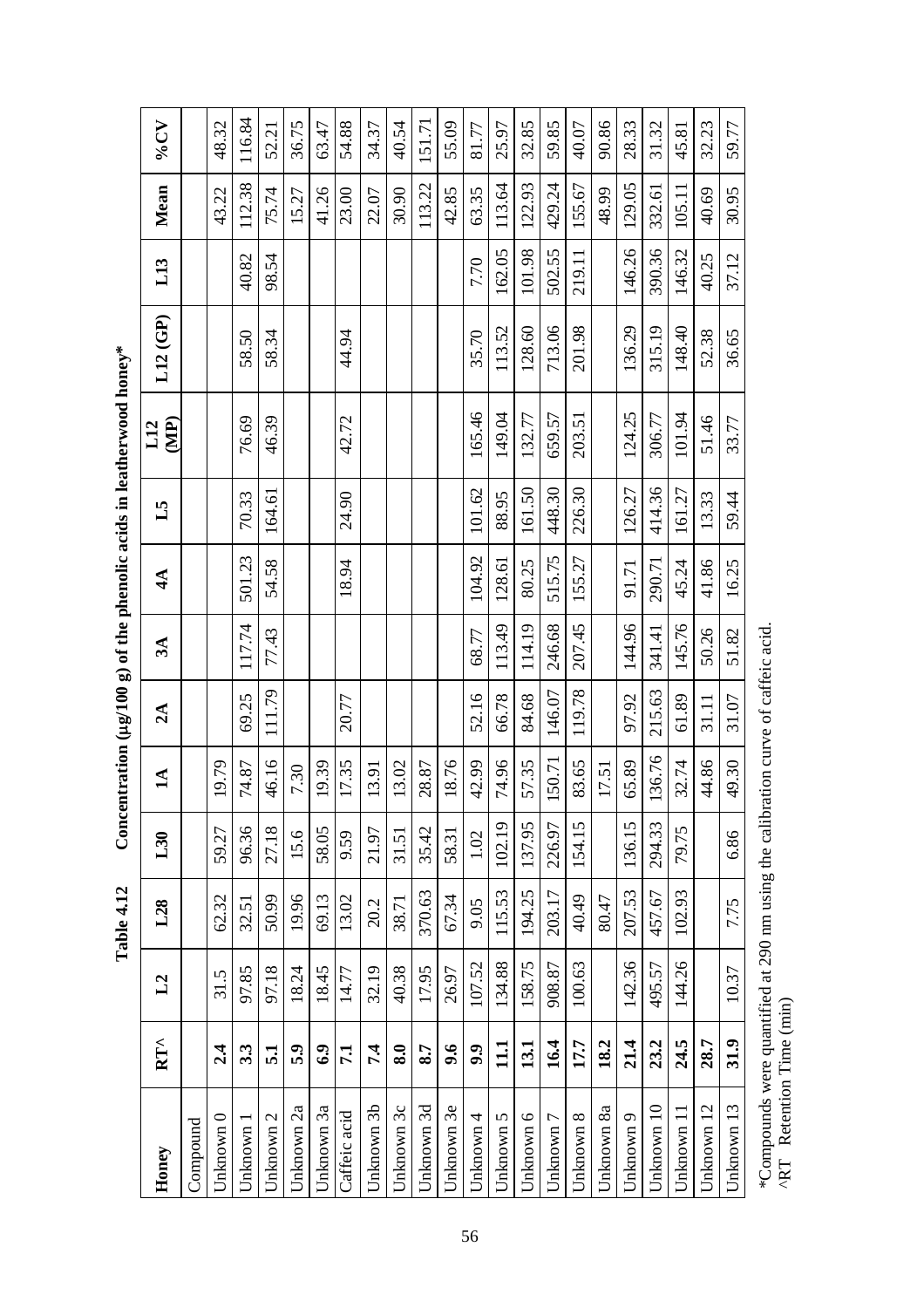**Table 4.12 Concentration (µg/100 g) of the phenolic acids in leatherwood honey***

| Honey | RT^ | L2 | L28 | L30 | 1A | 2A | 3A | 4A | L5 | L12 (MP) | L12 (GP) | L13 | Mean | %CV |
|---|---|---|---|---|---|---|---|---|---|---|---|---|---|---|
| Compound | | | | | | | | | | | | | | |
| Unknown 0 | **2.4** | 31.5 | 62.32 | 59.27 | 19.79 | | | | | | | | 43.22 | 48.32 |
| Unknown 1 | **3.3** | 97.85 | 32.51 | 96.36 | 74.87 | 69.25 | 117.74 | 501.23 | 70.33 | 76.69 | 58.50 | 40.82 | 112.38 | 116.84 |
| Unknown 2 | **5.1** | 97.18 | 50.99 | 27.18 | 46.16 | 111.79 | 77.43 | 54.58 | 164.61 | 46.39 | 58.34 | 98.54 | 75.74 | 52.21 |
| Unknown 2a | **5.9** | 18.24 | 19.96 | 15.6 | 7.30 | | | | | | | | 15.27 | 36.75 |
| Unknown 3a | **6.9** | 18.45 | 69.13 | 58.05 | 19.39 | | | | | | | | 41.26 | 63.47 |
| Caffeic acid | **7.1** | 14.77 | 13.02 | 9.59 | 17.35 | 20.77 | | 18.94 | 24.90 | 42.72 | 44.94 | | 23.00 | 54.88 |
| Unknown 3b | **7.4** | 32.19 | 20.2 | 21.97 | 13.91 | | | | | | | | 22.07 | 34.37 |
| Unknown 3c | **8.0** | 40.38 | 38.71 | 31.51 | 13.02 | | | | | | | | 30.90 | 40.54 |
| Unknown 3d | **8.7** | 17.95 | 370.63 | 35.42 | 28.87 | | | | | | | | 113.22 | 151.71 |
| Unknown 3e | **9.6** | 26.97 | 67.34 | 58.31 | 18.76 | | | | | | | | 42.85 | 55.09 |
| Unknown 4 | **9.9** | 107.52 | 9.05 | 1.02 | 42.99 | 52.16 | 68.77 | 104.92 | 101.62 | 165.46 | 35.70 | 7.70 | 63.35 | 81.77 |
| Unknown 5 | **11.1** | 134.88 | 115.53 | 102.19 | 74.96 | 66.78 | 113.49 | 128.61 | 88.95 | 149.04 | 113.52 | 162.05 | 113.64 | 25.97 |
| Unknown 6 | **13.1** | 158.75 | 194.25 | 137.95 | 57.35 | 84.68 | 114.19 | 80.25 | 161.50 | 132.77 | 128.60 | 101.98 | 122.93 | 32.85 |
| Unknown 7 | **16.4** | 908.87 | 203.17 | 226.97 | 150.71 | 146.07 | 246.68 | 515.75 | 448.30 | 659.57 | 713.06 | 502.55 | 429.24 | 59.85 |
| Unknown 8 | **17.7** | 100.63 | 40.49 | 154.15 | 83.65 | 119.78 | 207.45 | 155.27 | 226.30 | 203.51 | 201.98 | 219.11 | 155.67 | 40.07 |
| Unknown 8a | **18.2** | | 80.47 | | 17.51 | | | | | | | | 48.99 | 90.86 |
| Unknown 9 | **21.4** | 142.36 | 207.53 | 136.15 | 65.89 | 97.92 | 144.96 | 91.71 | 126.27 | 124.25 | 136.29 | 146.26 | 129.05 | 28.33 |
| Unknown 10 | **23.2** | 495.57 | 457.67 | 294.33 | 136.76 | 215.63 | 341.41 | 290.71 | 414.36 | 306.77 | 315.19 | 390.36 | 332.61 | 31.32 |
| Unknown 11 | **24.5** | 144.26 | 102.93 | 79.75 | 32.74 | 61.89 | 145.76 | 45.24 | 161.27 | 101.94 | 148.40 | 146.32 | 105.11 | 45.81 |
| Unknown 12 | **28.7** | | | | 44.86 | 31.11 | 50.26 | 41.86 | 13.33 | 51.46 | 52.38 | 40.25 | 40.69 | 32.23 |
| Unknown 13 | **31.9** | 10.37 | 7.75 | 6.86 | 49.30 | 31.07 | 51.82 | 16.25 | 59.44 | 33.77 | 36.65 | 37.12 | 30.95 | 59.77 |

*Compounds were quantified at 290 nm using the calibration curve of caffeic acid.
^RT Retention Time (min)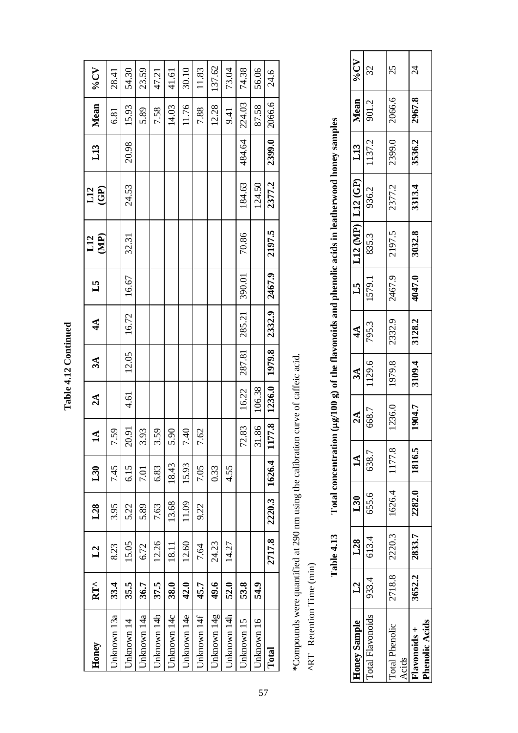**Table 4.12 Continued**

| Honey | RT^ | L2 | L28 | L30 | 1A | 2A | 3A | 4A | L5 | L12 (MP) | L12 (GP) | L13 | Mean | %CV |
|---|---|---|---|---|---|---|---|---|---|---|---|---|---|---|
| Unknown 13a | **33.4** | 8.23 | 3.95 | 7.45 | 7.59 | | | | | | | | 6.81 | 28.41 |
| Unknown 14 | **35.5** | 15.05 | 5.22 | 6.15 | 20.91 | 4.61 | 12.05 | 16.72 | 16.67 | 32.31 | 24.53 | 20.98 | 15.93 | 54.30 |
| Unknown 14a | **36.7** | 6.72 | 5.89 | 7.01 | 3.93 | | | | | | | | 5.89 | 23.59 |
| Unknown 14b | **37.5** | 12.26 | 7.63 | 6.83 | 3.59 | | | | | | | | 7.58 | 47.21 |
| Unknown 14c | **38.0** | 18.11 | 13.68 | 18.43 | 5.90 | | | | | | | | 14.03 | 41.61 |
| Unknown 14e | **42.0** | 12.60 | 11.09 | 15.93 | 7.40 | | | | | | | | 11.76 | 30.10 |
| Unknown 14f | **45.7** | 7.64 | 9.22 | 7.05 | 7.62 | | | | | | | | 7.88 | 11.83 |
| Unknown 14g | **49.6** | 24.23 | | 0.33 | | | | | | | | | 12.28 | 137.62 |
| Unknown 14h | **52.0** | 14.27 | | 4.55 | | | | | | | | | 9.41 | 73.04 |
| Unknown 15 | **53.8** | | | | 72.83 | 16.22 | 287.81 | 285.21 | 390.01 | 70.86 | 184.63 | 484.64 | 224.03 | 74.38 |
| Unknown 16 | **54.9** | | | | 31.86 | 106.38 | | | | | 124.50 | | 87.58 | 56.06 |
| **Total** | | **2717.8** | **2220.3** | **1626.4** | **1177.8** | **1236.0** | **1979.8** | **2332.9** | **2467.9** | **2197.5** | **2377.2** | **2399.0** | 2066.6 | 24.6 |

***Compounds were quantified at 290 nm using the calibration curve of caffeic acid.**

^RT Retention Time (min)

**Table 4.13 Total concentration (μg/100 g) of the flavonoids and phenolic acids in leatherwood honey samples**

| Honey Sample | L2 | L28 | L30 | 1A | 2A | 3A | 4A | L5 | L12 (MP) | L12 (GP) | L13 | Mean | %CV |
|---|---|---|---|---|---|---|---|---|---|---|---|---|---|
| Total Flavonoids | 933.4 | 613.4 | 655.6 | 638.7 | 668.7 | 1129.6 | 795.3 | 1579.1 | 835.3 | 936.2 | 1137.2 | 901.2 | 32 |
| Total Phenolic Acids | 2718.8 | 2220.3 | 1626.4 | 1177.8 | 1236.0 | 1979.8 | 2332.9 | 2467.9 | 2197.5 | 2377.2 | 2399.0 | 2066.6 | 25 |
| **Flavonoids + Phenolic Acids** | **3652.2** | **2833.7** | **2282.0** | **1816.5** | **1904.7** | **3109.4** | **3128.2** | **4047.0** | **3032.8** | **3313.4** | **3536.2** | **2967.8** | 24 |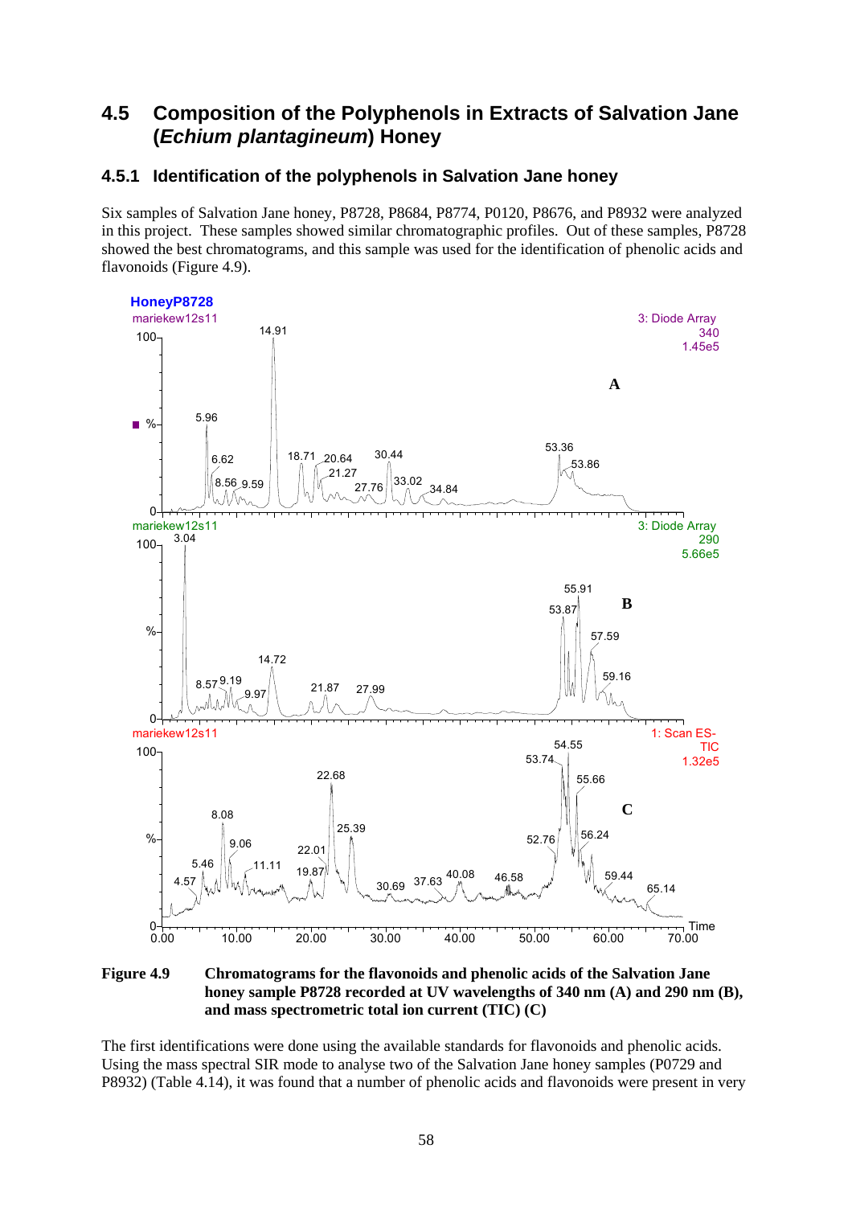## 4.5 Composition of the Polyphenols in Extracts of Salvation Jane (*Echium plantagineum*) Honey

### 4.5.1 Identification of the polyphenols in Salvation Jane honey

Six samples of Salvation Jane honey, P8728, P8684, P8774, P0120, P8676, and P8932 were analyzed in this project. These samples showed similar chromatographic profiles. Out of these samples, P8728 showed the best chromatograms, and this sample was used for the identification of phenolic acids and flavonoids (Figure 4.9).

**Figure 4.9** **Chromatograms for the flavonoids and phenolic acids of the Salvation Jane honey sample P8728 recorded at UV wavelengths of 340 nm (A) and 290 nm (B), and mass spectrometric total ion current (TIC) (C)**

The first identifications were done using the available standards for flavonoids and phenolic acids. Using the mass spectral SIR mode to analyse two of the Salvation Jane honey samples (P0729 and P8932) (Table 4.14), it was found that a number of phenolic acids and flavonoids were present in very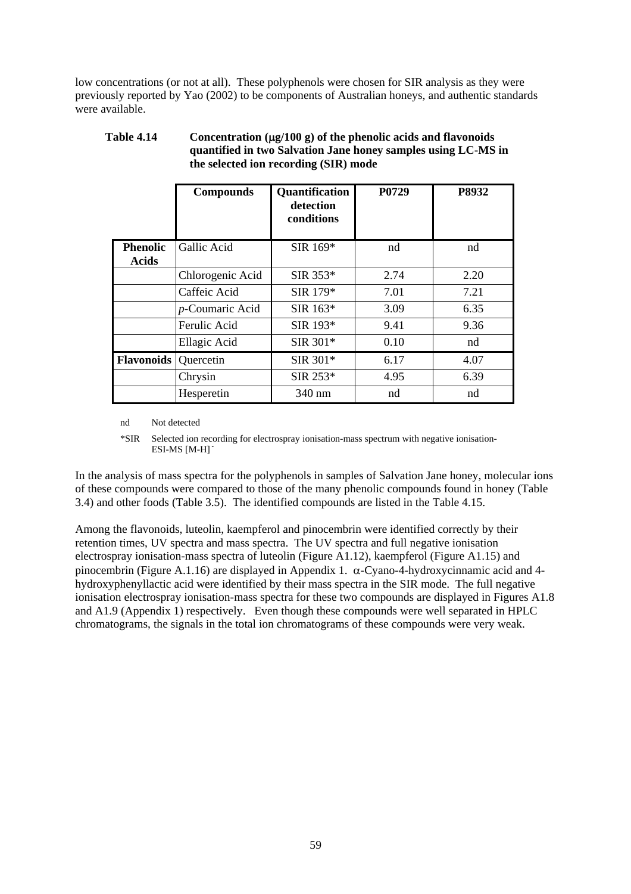low concentrations (or not at all). These polyphenols were chosen for SIR analysis as they were previously reported by Yao (2002) to be components of Australian honeys, and authentic standards were available.

**Table 4.14 Concentration (μg/100 g) of the phenolic acids and flavonoids quantified in two Salvation Jane honey samples using LC-MS in the selected ion recording (SIR) mode**

| | Compounds | Quantification detection conditions | P0729 | P8932 |
|---|---|---|---|---|
| **Phenolic Acids** | Gallic Acid | SIR 169* | nd | nd |
| | Chlorogenic Acid | SIR 353* | 2.74 | 2.20 |
| | Caffeic Acid | SIR 179* | 7.01 | 7.21 |
| | *p*-Coumaric Acid | SIR 163* | 3.09 | 6.35 |
| | Ferulic Acid | SIR 193* | 9.41 | 9.36 |
| | Ellagic Acid | SIR 301* | 0.10 | nd |
| **Flavonoids** | Quercetin | SIR 301* | 6.17 | 4.07 |
| | Chrysin | SIR 253* | 4.95 | 6.39 |
| | Hesperetin | 340 nm | nd | nd |

nd Not detected

*SIR Selected ion recording for electrospray ionisation-mass spectrum with negative ionisation-ESI-MS $[M-H]^-$

In the analysis of mass spectra for the polyphenols in samples of Salvation Jane honey, molecular ions of these compounds were compared to those of the many phenolic compounds found in honey (Table 3.4) and other foods (Table 3.5). The identified compounds are listed in the Table 4.15.

Among the flavonoids, luteolin, kaempferol and pinocembrin were identified correctly by their retention times, UV spectra and mass spectra. The UV spectra and full negative ionisation electrospray ionisation-mass spectra of luteolin (Figure A1.12), kaempferol (Figure A1.15) and pinocembrin (Figure A.1.16) are displayed in Appendix 1. α-Cyano-4-hydroxycinnamic acid and 4-hydroxyphenyllactic acid were identified by their mass spectra in the SIR mode. The full negative ionisation electrospray ionisation-mass spectra for these two compounds are displayed in Figures A1.8 and A1.9 (Appendix 1) respectively. Even though these compounds were well separated in HPLC chromatograms, the signals in the total ion chromatograms of these compounds were very weak.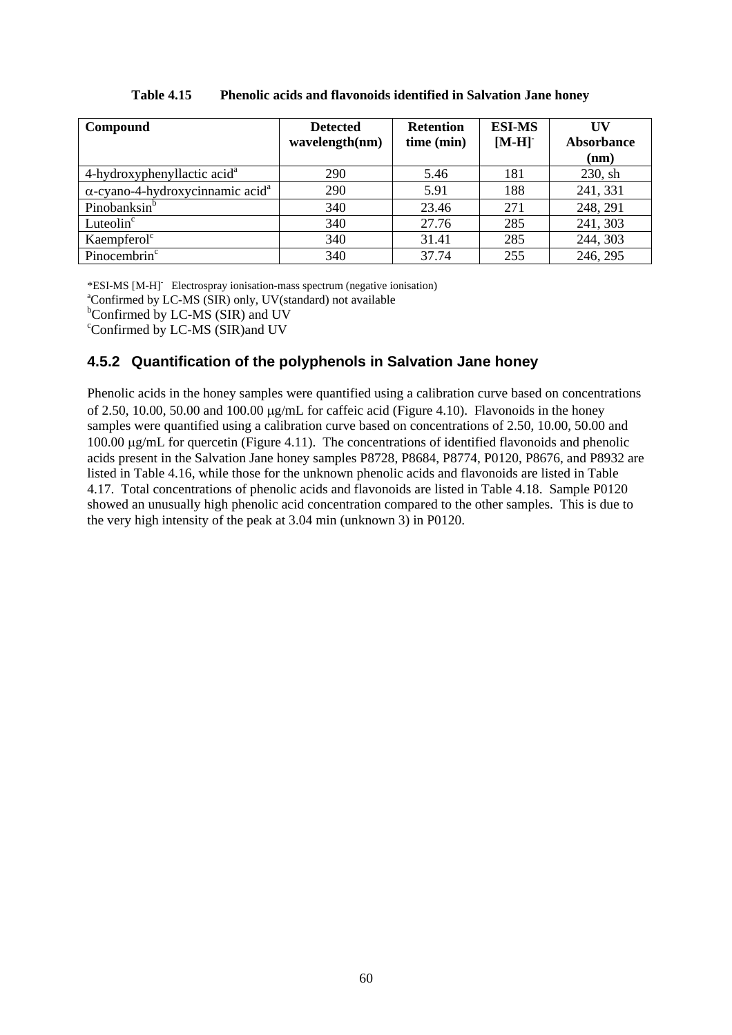**Table 4.15 Phenolic acids and flavonoids identified in Salvation Jane honey**

| Compound | Detected wavelength(nm) | Retention time (min) | ESI-MS $[M-H]^-$ | UV Absorbance (nm) |
|---|---|---|---|---|
| 4-hydroxyphenyllactic acid[a] | 290 | 5.46 | 181 | 230, sh |
| $\alpha$-cyano-4-hydroxycinnamic acid[a] | 290 | 5.91 | 188 | 241, 331 |
| Pinobanksin[b] | 340 | 23.46 | 271 | 248, 291 |
| Luteolin[c] | 340 | 27.76 | 285 | 241, 303 |
| Kaempferol[c] | 340 | 31.41 | 285 | 244, 303 |
| Pinocembrin[c] | 340 | 37.74 | 255 | 246, 295 |

*ESI-MS $[M-H]^-$ Electrospray ionisation-mass spectrum (negative ionisation)
[a]Confirmed by LC-MS (SIR) only, UV(standard) not available
[b]Confirmed by LC-MS (SIR) and UV
[c]Confirmed by LC-MS (SIR)and UV

### 4.5.2 Quantification of the polyphenols in Salvation Jane honey

Phenolic acids in the honey samples were quantified using a calibration curve based on concentrations of 2.50, 10.00, 50.00 and 100.00 μg/mL for caffeic acid (Figure 4.10). Flavonoids in the honey samples were quantified using a calibration curve based on concentrations of 2.50, 10.00, 50.00 and 100.00 μg/mL for quercetin (Figure 4.11). The concentrations of identified flavonoids and phenolic acids present in the Salvation Jane honey samples P8728, P8684, P8774, P0120, P8676, and P8932 are listed in Table 4.16, while those for the unknown phenolic acids and flavonoids are listed in Table 4.17. Total concentrations of phenolic acids and flavonoids are listed in Table 4.18. Sample P0120 showed an unusually high phenolic acid concentration compared to the other samples. This is due to the very high intensity of the peak at 3.04 min (unknown 3) in P0120.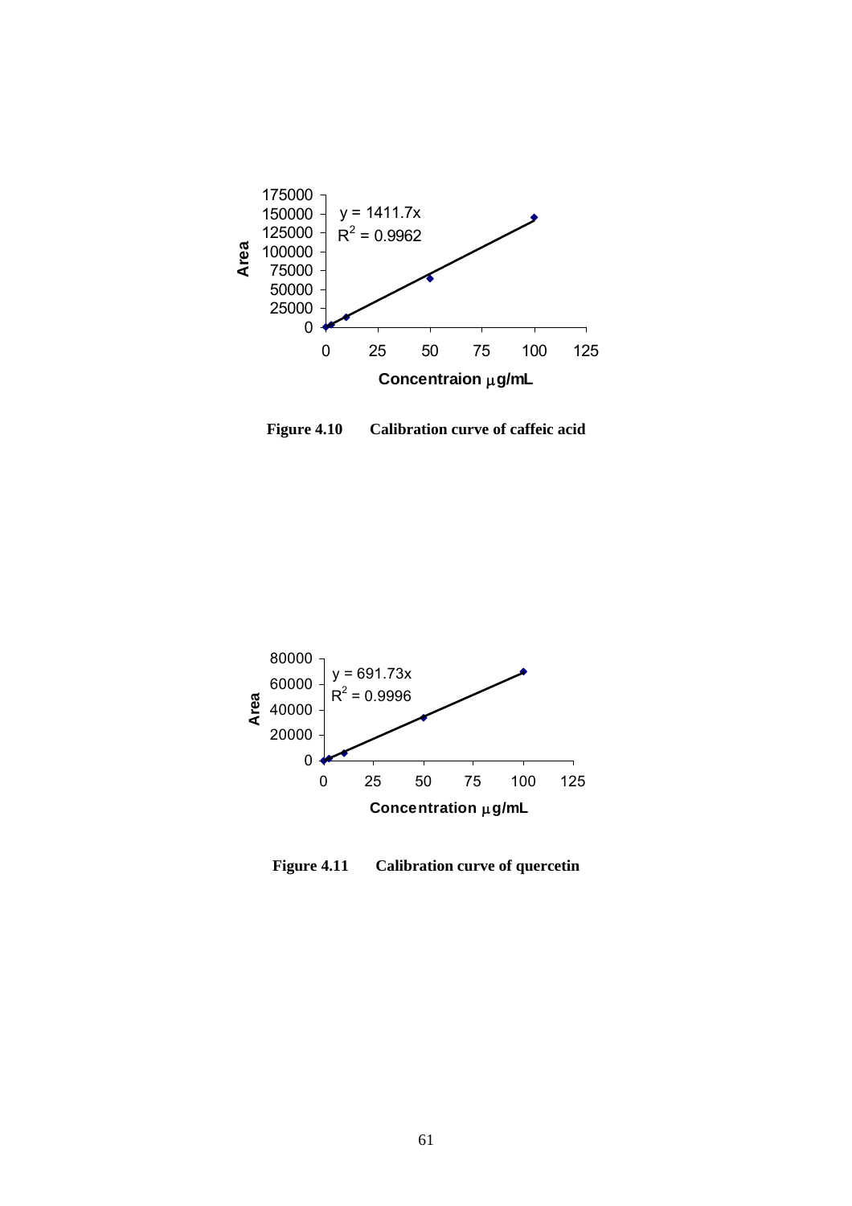**Figure 4.10 Calibration curve of caffeic acid**

**Figure 4.11 Calibration curve of quercetin**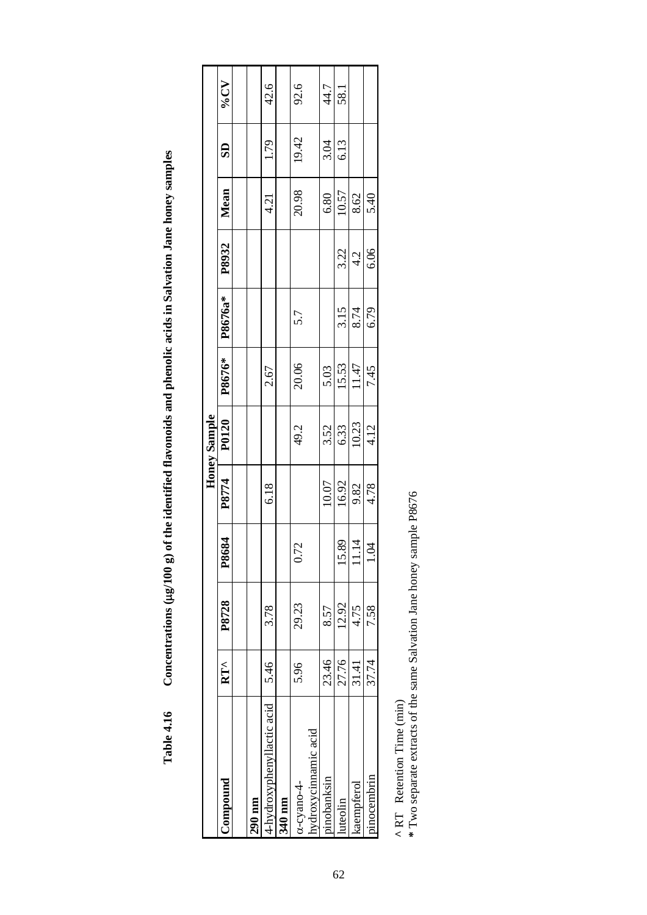**Table 4.16 Concentrations (µg/100 g) of the identified flavonoids and phenolic acids in Salvation Jane honey samples**

| Compound | RT^ | Honey Sample | | | | | | | Mean | SD | %CV |
|---|---|---|---|---|---|---|---|---|---|---|---|
| | | P8728 | P8684 | P8774 | P0120 | P8676* | P8676a* | P8932 | | | |
| **290 nm** | | | | | | | | | | | |
| 4-hydroxyphenyllactic acid | 5.46 | 3.78 | | 6.18 | | 2.67 | | | 4.21 | 1.79 | 42.6 |
| **340 nm** | | | | | | | | | | | |
| α-cyano-4-hydroxycinnamic acid | 5.96 | 29.23 | 0.72 | | 49.2 | 20.06 | 5.7 | | 20.98 | 19.42 | 92.6 |
| pinobanksin | 23.46 | 8.57 | | 10.07 | 3.52 | 5.03 | | | 6.80 | 3.04 | 44.7 |
| luteolin | 27.76 | 12.92 | 15.89 | 16.92 | 6.33 | 15.53 | 3.15 | 3.22 | 10.57 | 6.13 | 58.1 |
| kaempferol | 31.41 | 4.75 | 11.14 | 9.82 | 10.23 | 11.47 | 8.74 | 4.2 | 8.62 | | |
| pinocembrin | 37.74 | 7.58 | 1.04 | 4.78 | 4.12 | 7.45 | 6.79 | 6.06 | 5.40 | | |

^ RT Retention Time (min)
\* Two separate extracts of the same Salvation Jane honey sample P8676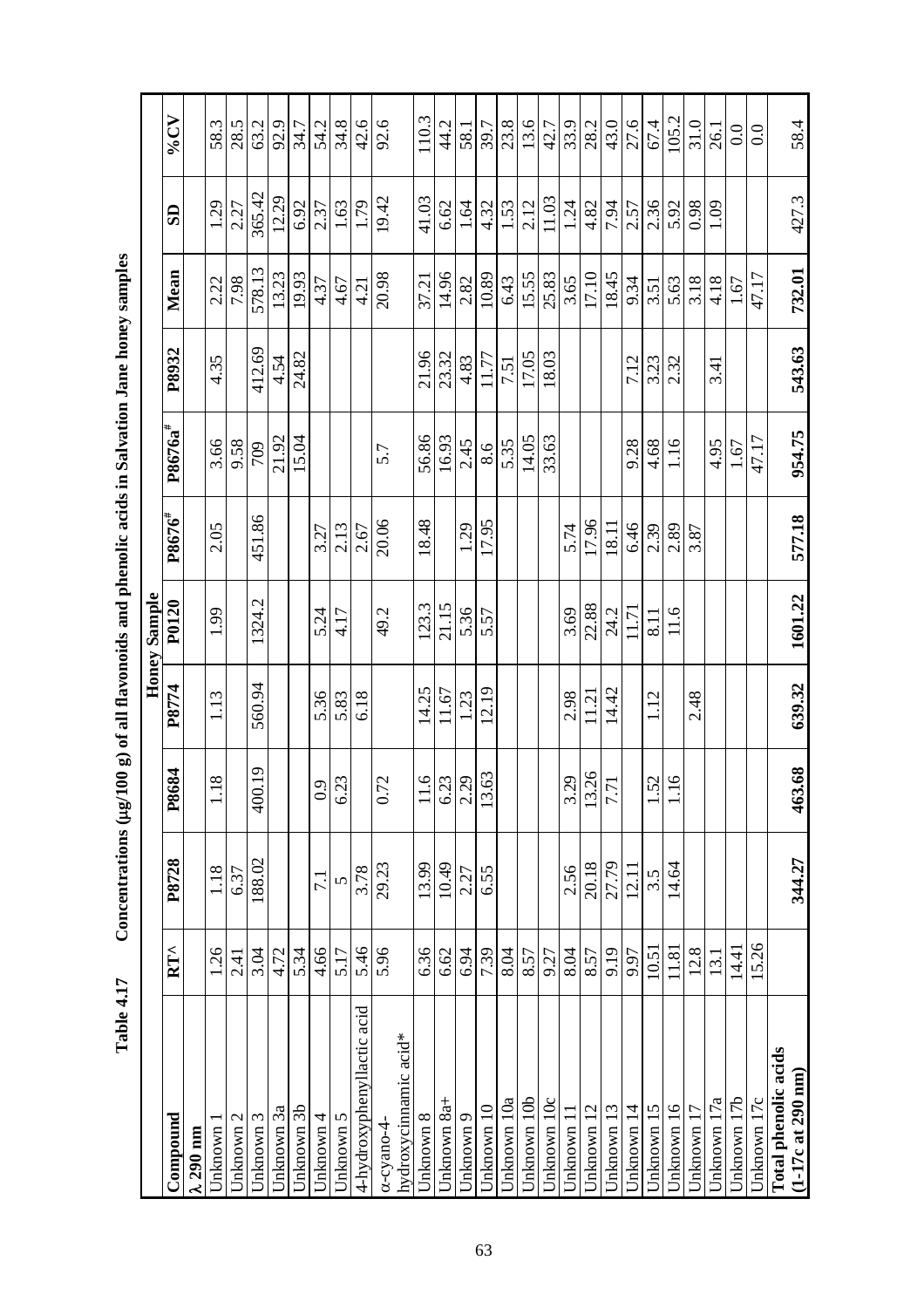**Table 4.17 Concentrations (μg/100 g) of all flavonoids and phenolic acids in Salvation Jane honey samples**

| Compound | RT^ | Honey Sample | | | | | | | Mean | SD | %CV |
|---|---|---|---|---|---|---|---|---|---|---|---|
| | | P8728 | P8684 | P8774 | P0120 | P8676[#] | P8676a[#] | P8932 | | | |
| **λ 290 nm** | | | | | | | | | | | |
| Unknown 1 | 1.26 | 1.18 | 1.18 | 1.13 | 1.99 | 2.05 | 3.66 | 4.35 | 2.22 | 1.29 | 58.3 |
| Unknown 2 | 2.41 | 6.37 | | | | | 9.58 | | 7.98 | 2.27 | 28.5 |
| Unknown 3 | 3.04 | 188.02 | 400.19 | 560.94 | 1324.2 | 451.86 | 709 | 412.69 | 578.13 | 365.42 | 63.2 |
| Unknown 3a | 4.72 | | | | | | 21.92 | 4.54 | 13.23 | 12.29 | 92.9 |
| Unknown 3b | 5.34 | | | | | | 15.04 | 24.82 | 19.93 | 6.92 | 34.7 |
| Unknown 4 | 4.66 | 7.1 | 0.9 | 5.36 | 5.24 | 3.27 | | | 4.37 | 2.37 | 54.2 |
| Unknown 5 | 5.17 | 5 | 6.23 | 5.83 | 4.17 | 2.13 | | | 4.67 | 1.63 | 34.8 |
| 4-hydroxyphenyllactic acid | 5.46 | 3.78 | | 6.18 | | 2.67 | | | 4.21 | 1.79 | 42.6 |
| α-cyano-4-hydroxycinnamic acid* | 5.96 | 29.23 | 0.72 | | 49.2 | 20.06 | 5.7 | | 20.98 | 19.42 | 92.6 |
| Unknown 8 | 6.36 | 13.99 | 11.6 | 14.25 | 123.3 | 18.48 | 56.86 | 21.96 | 37.21 | 41.03 | 110.3 |
| Unknown 8a+ | 6.62 | 10.49 | 6.23 | 11.67 | 21.15 | | 16.93 | 23.32 | 14.96 | 6.62 | 44.2 |
| Unknown 9 | 6.94 | 2.27 | 2.29 | 1.23 | 5.36 | 1.29 | 2.45 | 4.83 | 2.82 | 1.64 | 58.1 |
| Unknown 10 | 7.39 | 6.55 | 13.63 | 12.19 | 5.57 | 17.95 | 8.6 | 11.77 | 10.89 | 4.32 | 39.7 |
| Unknown 10a | 8.04 | | | | | | 5.35 | 7.51 | 6.43 | 1.53 | 23.8 |
| Unknown 10b | 8.57 | | | | | | 14.05 | 17.05 | 15.55 | 2.12 | 13.6 |
| Unknown 10c | 9.27 | | | | | | 33.63 | 18.03 | 25.83 | 11.03 | 42.7 |
| Unknown 11 | 8.04 | 2.56 | 3.29 | 2.98 | 3.69 | 5.74 | | | 3.65 | 1.24 | 33.9 |
| Unknown 12 | 8.57 | 20.18 | 13.26 | 11.21 | 22.88 | 17.96 | | | 17.10 | 4.82 | 28.2 |
| Unknown 13 | 9.19 | 27.79 | 7.71 | 14.42 | 24.2 | 18.11 | | | 18.45 | 7.94 | 43.0 |
| Unknown 14 | 9.97 | 12.11 | | | 11.71 | 6.46 | 9.28 | 7.12 | 9.34 | 2.57 | 27.6 |
| Unknown 15 | 10.51 | 3.5 | 1.52 | 1.12 | 8.11 | 2.39 | 4.68 | 3.23 | 3.51 | 2.36 | 67.4 |
| Unknown 16 | 11.81 | 14.64 | 1.16 | | 11.6 | 2.89 | 1.16 | 2.32 | 5.63 | 5.92 | 105.2 |
| Unknown 17 | 12.8 | | | 2.48 | | 3.87 | | | 3.18 | 0.98 | 31.0 |
| Unknown 17a | 13.1 | | | | | | 4.95 | 3.41 | 4.18 | 1.09 | 26.1 |
| Unknown 17b | 14.41 | | | | | | 1.67 | | 1.67 | | 0.0 |
| Unknown 17c | 15.26 | | | | | | 47.17 | | 47.17 | | 0.0 |
| **Total phenolic acids (1-17c at 290 nm)** | | **344.27** | **463.68** | **639.32** | **1601.22** | **577.18** | **954.75** | **543.63** | **732.01** | 427.3 | 58.4 |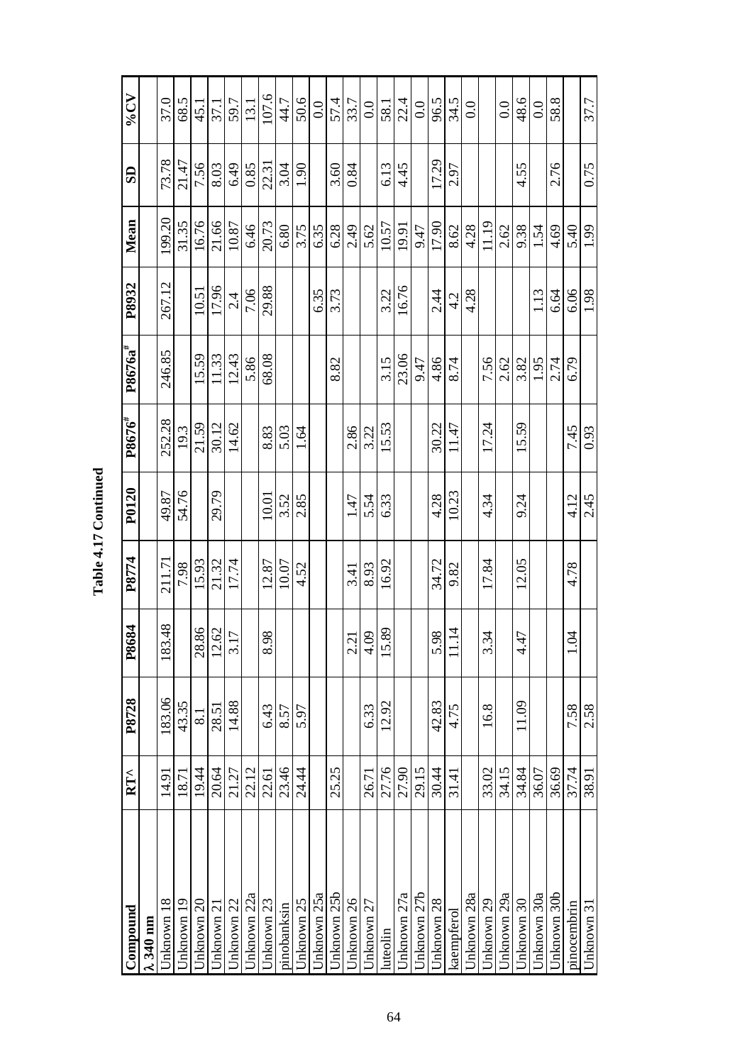**Table 4.17 Continued**

| Compound | RT^ | P8728 | P8684 | P8774 | P0120 | P8676# | P8676a# | P8932 | Mean | SD | %CV |
|---|---|---|---|---|---|---|---|---|---|---|---|
| **λ 340 nm** | | | | | | | | | | | |
| Unknown 18 | 14.91 | 183.06 | 183.48 | 211.71 | 49.87 | 252.28 | 246.85 | 267.12 | 199.20 | 73.78 | 37.0 |
| Unknown 19 | 18.71 | 43.35 | | 7.98 | 54.76 | 19.3 | | | 31.35 | 21.47 | 68.5 |
| Unknown 20 | 19.44 | 8.1 | 28.86 | 15.93 | | 21.59 | 15.59 | 10.51 | 16.76 | 7.56 | 45.1 |
| Unknown 21 | 20.64 | 28.51 | 12.62 | 21.32 | 29.79 | 30.12 | 11.33 | 17.96 | 21.66 | 8.03 | 37.1 |
| Unknown 22 | 21.27 | 14.88 | 3.17 | 17.74 | | 14.62 | 12.43 | 2.4 | 10.87 | 6.49 | 59.7 |
| Unknown 22a | 22.12 | | | | | | 5.86 | 7.06 | 6.46 | 0.85 | 13.1 |
| Unknown 23 | 22.61 | 6.43 | 8.98 | 12.87 | 10.01 | 8.83 | 68.08 | 29.88 | 20.73 | 22.31 | 107.6 |
| pinobanksin | 23.46 | 8.57 | | 10.07 | 3.52 | 5.03 | | | 6.80 | 3.04 | 44.7 |
| Unknown 25 | 24.44 | 5.97 | | 4.52 | 2.85 | 1.64 | | | 3.75 | 1.90 | 50.6 |
| Unknown 25a | | | | | | | | 6.35 | 6.35 | | 0.0 |
| Unknown 25b | 25.25 | | | | | | 8.82 | 3.73 | 6.28 | 3.60 | 57.4 |
| Unknown 26 | | | 2.21 | 3.41 | 1.47 | 2.86 | | | 2.49 | 0.84 | 33.7 |
| Unknown 27 | 26.71 | 6.33 | 4.09 | 8.93 | 5.54 | 3.22 | | | 5.62 | | 0.0 |
| luteolin | 27.76 | 12.92 | 15.89 | 16.92 | 6.33 | 15.53 | 3.15 | 3.22 | 10.57 | 6.13 | 58.1 |
| Unknown 27a | 27.90 | | | | | | 23.06 | 16.76 | 19.91 | 4.45 | 22.4 |
| Unknown 27b | 29.15 | | | | | | 9.47 | | 9.47 | | 0.0 |
| Unknown 28 | 30.44 | 42.83 | 5.98 | 34.72 | 4.28 | 30.22 | 4.86 | 2.44 | 17.90 | 17.29 | 96.5 |
| kaempferol | 31.41 | 4.75 | 11.14 | 9.82 | 10.23 | 11.47 | 8.74 | 4.2 | 8.62 | 2.97 | 34.5 |
| Unknown 28a | | | | | | | | 4.28 | 4.28 | | 0.0 |
| Unknown 29 | 33.02 | 16.8 | 3.34 | 17.84 | 4.34 | 17.24 | 7.56 | | 11.19 | | |
| Unknown 29a | 34.15 | | | | | | 2.62 | | 2.62 | | 0.0 |
| Unknown 30 | 34.84 | 11.09 | 4.47 | 12.05 | 9.24 | 15.59 | 3.82 | | 9.38 | 4.55 | 48.6 |
| Unknown 30a | 36.07 | | | | | | 1.95 | 1.13 | 1.54 | | 0.0 |
| Unknown 30b | 36.69 | | | | | | 2.74 | 6.64 | 4.69 | 2.76 | 58.8 |
| pinocembrin | 37.74 | 7.58 | 1.04 | 4.78 | 4.12 | 7.45 | 6.79 | 6.06 | 5.40 | | |
| Unknown 31 | 38.91 | 2.58 | | | 2.45 | 0.93 | | 1.98 | 1.99 | 0.75 | 37.7 |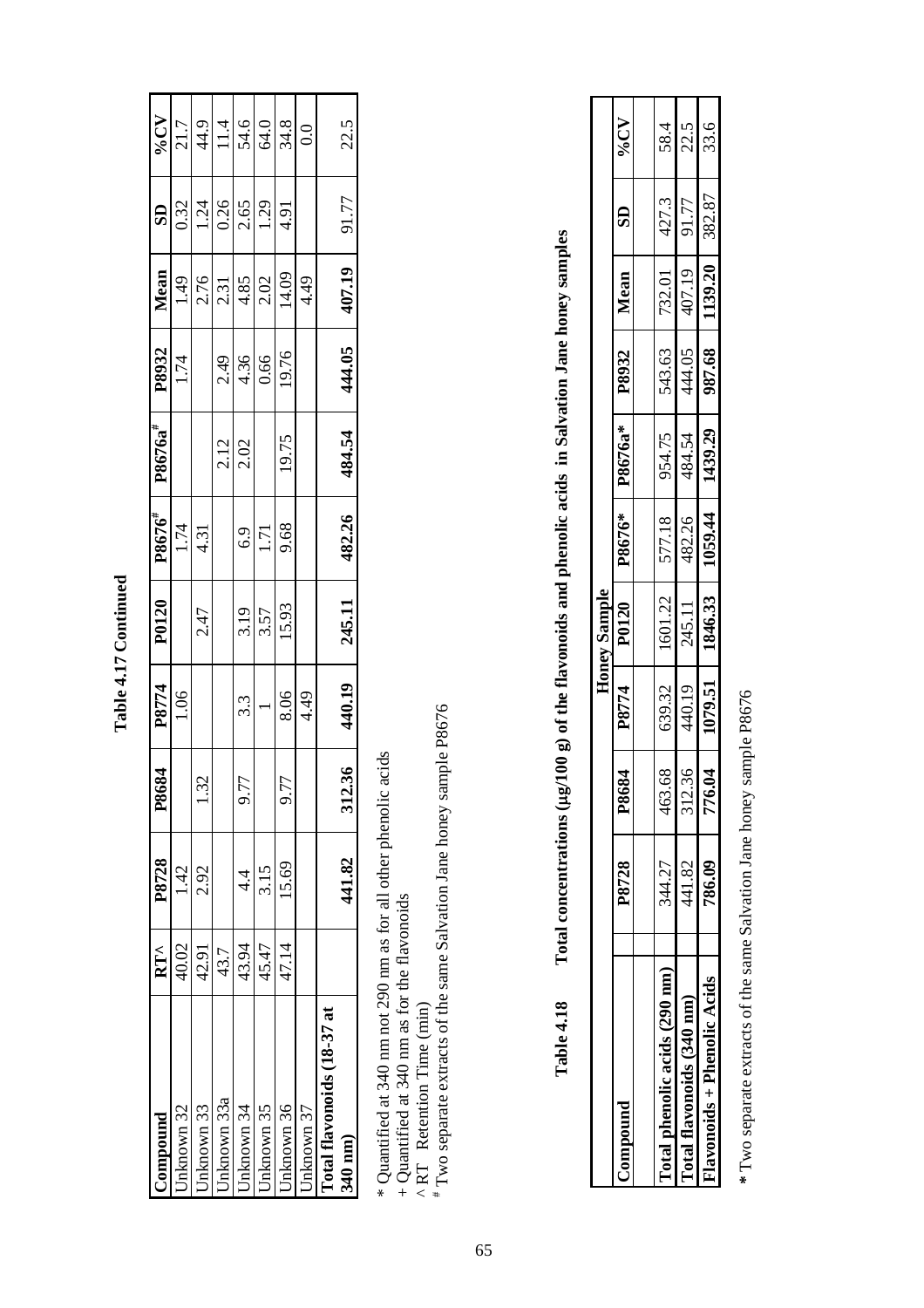**Table 4.17 Continued**

| Compound | RT^ | P8728 | P8684 | P8774 | P0120 | P8676[#] | P8676a[#] | P8932 | Mean | SD | %CV |
|---|---|---|---|---|---|---|---|---|---|---|---|
| Unknown 32 | 40.02 | 1.42 | | 1.06 | | 1.74 | | 1.74 | 1.49 | 0.32 | 21.7 |
| Unknown 33 | 42.91 | 2.92 | 1.32 | | 2.47 | 4.31 | | | 2.76 | 1.24 | 44.9 |
| Unknown 33a | 43.7 | | | | | | 2.12 | 2.49 | 2.31 | 0.26 | 11.4 |
| Unknown 34 | 43.94 | 4.4 | 9.77 | 3.3 | 3.19 | 6.9 | 2.02 | 4.36 | 4.85 | 2.65 | 54.6 |
| Unknown 35 | 45.47 | 3.15 | | 1 | 3.57 | 1.71 | | 0.66 | 2.02 | 1.29 | 64.0 |
| Unknown 36 | 47.14 | 15.69 | 9.77 | 8.06 | 15.93 | 9.68 | 19.75 | 19.76 | 14.09 | 4.91 | 34.8 |
| Unknown 37 | | | | 4.49 | | | | | 4.49 | | 0.0 |
| **Total flavonoids (18-37 at 340 nm)** | | **441.82** | **312.36** | **440.19** | **245.11** | **482.26** | **484.54** | **444.05** | **407.19** | 91.77 | 22.5 |

\* Quantified at 340 nm not 290 nm as for all other phenolic acids
\+ Quantified at 340 nm as for the flavonoids
^ RT Retention Time (min)
[#] Two separate extracts of the same Salvation Jane honey sample P8676

**Table 4.18 Total concentrations (µg/100 g) of the flavonoids and phenolic acids in Salvation Jane honey samples**

| | Honey Sample | | | | | | | | | |
|---|---|---|---|---|---|---|---|---|---|---|
| **Compound** | **P8728** | **P8684** | **P8774** | **P0120** | **P8676*** | **P8676a*** | **P8932** | **Mean** | **SD** | **%CV** |
| **Total phenolic acids (290 nm)** | 344.27 | 463.68 | 639.32 | 1601.22 | 577.18 | 954.75 | 543.63 | 732.01 | 427.3 | 58.4 |
| **Total flavonoids (340 nm)** | 441.82 | 312.36 | 440.19 | 245.11 | 482.26 | 484.54 | 444.05 | 407.19 | 91.77 | 22.5 |
| **Flavonoids + Phenolic Acids** | **786.09** | **776.04** | **1079.51** | **1846.33** | **1059.44** | **1439.29** | **987.68** | **1139.20** | 382.87 | 33.6 |

**\*** Two separate extracts of the same Salvation Jane honey sample P8676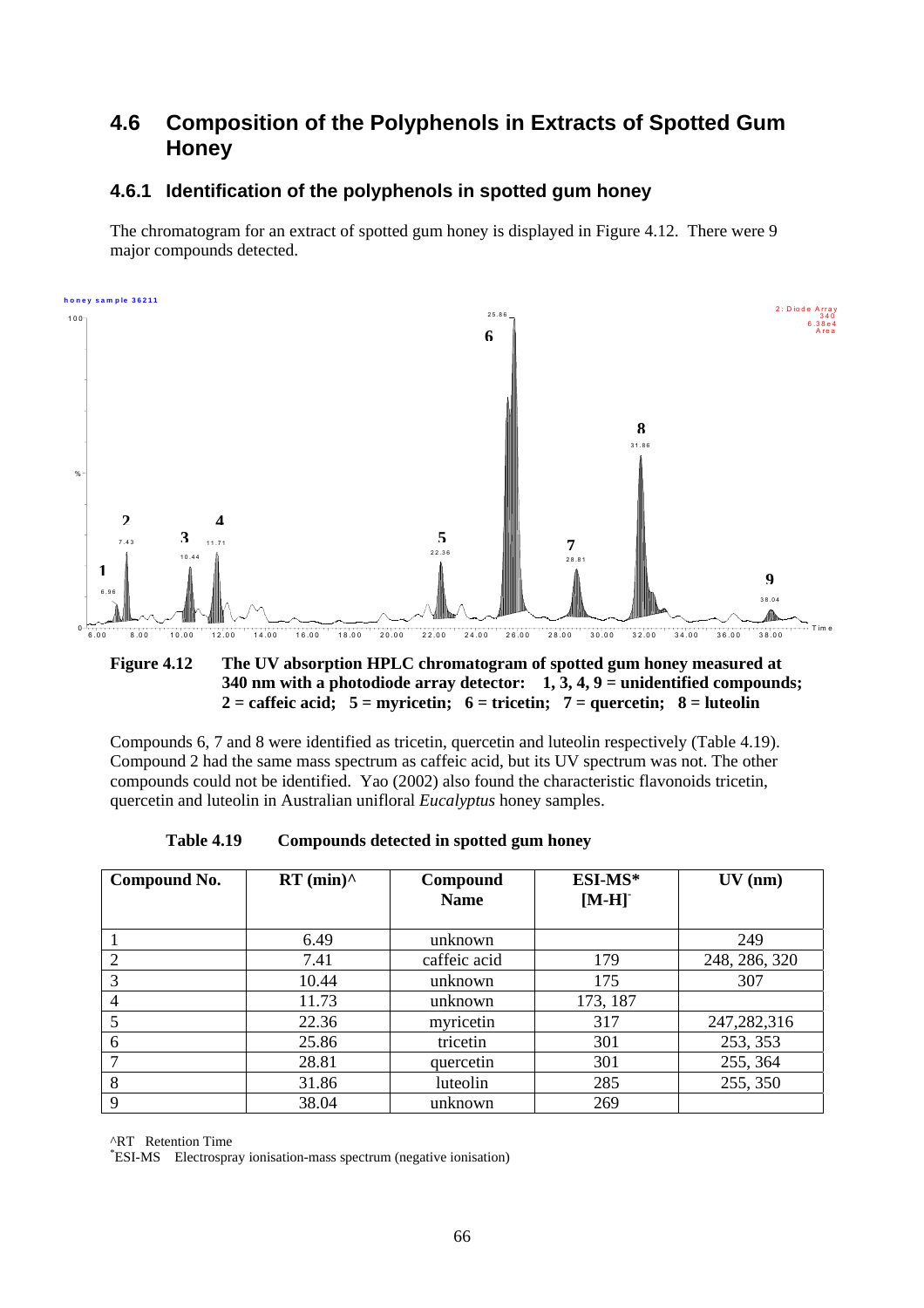## 4.6 Composition of the Polyphenols in Extracts of Spotted Gum Honey

### 4.6.1 Identification of the polyphenols in spotted gum honey

The chromatogram for an extract of spotted gum honey is displayed in Figure 4.12. There were 9 major compounds detected.

**Figure 4.12 The UV absorption HPLC chromatogram of spotted gum honey measured at 340 nm with a photodiode array detector: 1, 3, 4, 9 = unidentified compounds; 2 = caffeic acid; 5 = myricetin; 6 = tricetin; 7 = quercetin; 8 = luteolin**

Compounds 6, 7 and 8 were identified as tricetin, quercetin and luteolin respectively (Table 4.19). Compound 2 had the same mass spectrum as caffeic acid, but its UV spectrum was not. The other compounds could not be identified. Yao (2002) also found the characteristic flavonoids tricetin, quercetin and luteolin in Australian unifloral *Eucalyptus* honey samples.

**Table 4.19 Compounds detected in spotted gum honey**

| Compound No. | RT (min)^ | Compound Name | ESI-MS* $[M-H]^-$ | UV (nm) |
|---|---|---|---|---|
| 1 | 6.49 | unknown | | 249 |
| 2 | 7.41 | caffeic acid | 179 | 248, 286, 320 |
| 3 | 10.44 | unknown | 175 | 307 |
| 4 | 11.73 | unknown | 173, 187 | |
| 5 | 22.36 | myricetin | 317 | 247,282,316 |
| 6 | 25.86 | tricetin | 301 | 253, 353 |
| 7 | 28.81 | quercetin | 301 | 255, 364 |
| 8 | 31.86 | luteolin | 285 | 255, 350 |
| 9 | 38.04 | unknown | 269 | |

^RT Retention Time
*ESI-MS Electrospray ionisation-mass spectrum (negative ionisation)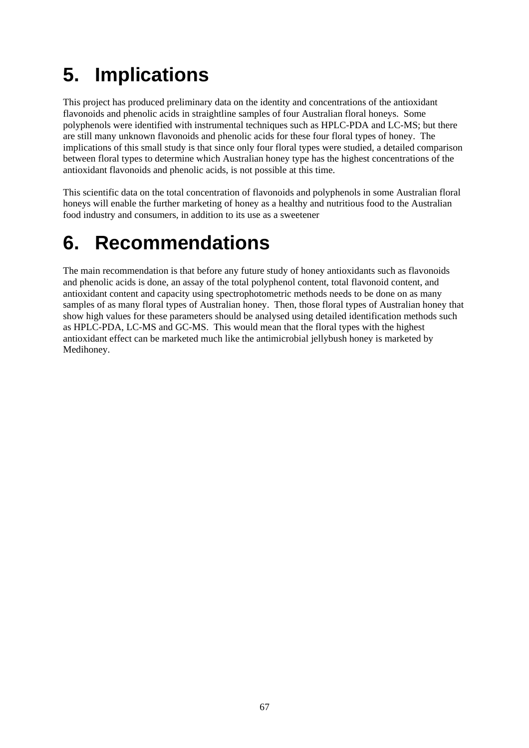# 5. Implications

This project has produced preliminary data on the identity and concentrations of the antioxidant flavonoids and phenolic acids in straightline samples of four Australian floral honeys. Some polyphenols were identified with instrumental techniques such as HPLC-PDA and LC-MS; but there are still many unknown flavonoids and phenolic acids for these four floral types of honey. The implications of this small study is that since only four floral types were studied, a detailed comparison between floral types to determine which Australian honey type has the highest concentrations of the antioxidant flavonoids and phenolic acids, is not possible at this time.

This scientific data on the total concentration of flavonoids and polyphenols in some Australian floral honeys will enable the further marketing of honey as a healthy and nutritious food to the Australian food industry and consumers, in addition to its use as a sweetener

# 6. Recommendations

The main recommendation is that before any future study of honey antioxidants such as flavonoids and phenolic acids is done, an assay of the total polyphenol content, total flavonoid content, and antioxidant content and capacity using spectrophotometric methods needs to be done on as many samples of as many floral types of Australian honey. Then, those floral types of Australian honey that show high values for these parameters should be analysed using detailed identification methods such as HPLC-PDA, LC-MS and GC-MS. This would mean that the floral types with the highest antioxidant effect can be marketed much like the antimicrobial jellybush honey is marketed by Medihoney.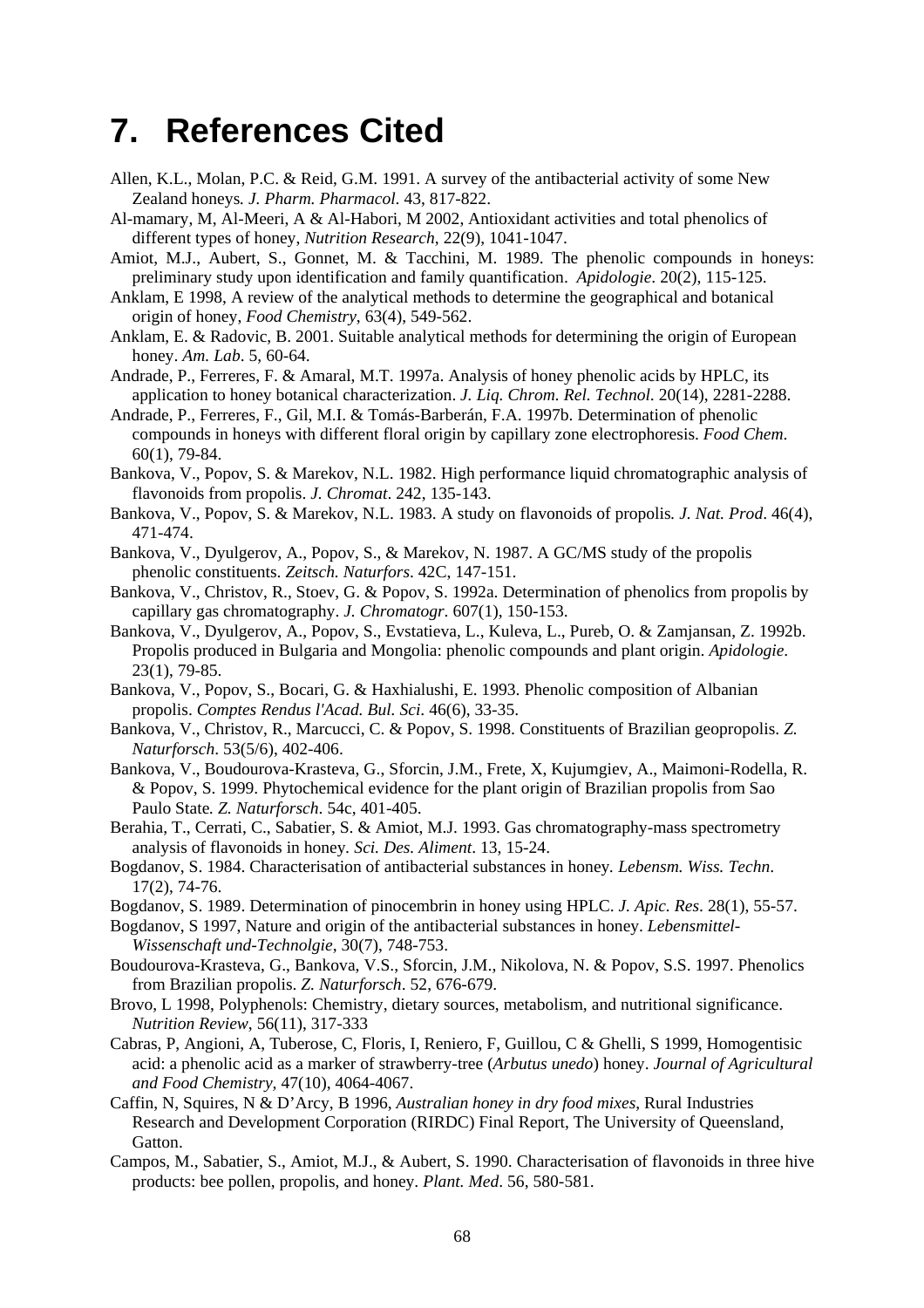# 7. References Cited

Allen, K.L., Molan, P.C. & Reid, G.M. 1991. A survey of the antibacterial activity of some New Zealand honeys. *J. Pharm. Pharmacol*. 43, 817-822.

Al-mamary, M, Al-Meeri, A & Al-Habori, M 2002, Antioxidant activities and total phenolics of different types of honey, *Nutrition Research*, 22(9), 1041-1047.

Amiot, M.J., Aubert, S., Gonnet, M. & Tacchini, M. 1989. The phenolic compounds in honeys: preliminary study upon identification and family quantification. *Apidologie*. 20(2), 115-125.

Anklam, E 1998, A review of the analytical methods to determine the geographical and botanical origin of honey, *Food Chemistry*, 63(4), 549-562.

Anklam, E. & Radovic, B. 2001. Suitable analytical methods for determining the origin of European honey. *Am. Lab*. 5, 60-64.

Andrade, P., Ferreres, F. & Amaral, M.T. 1997a. Analysis of honey phenolic acids by HPLC, its application to honey botanical characterization. *J. Liq. Chrom. Rel. Technol.* 20(14), 2281-2288.

Andrade, P., Ferreres, F., Gil, M.I. & Tomás-Barberán, F.A. 1997b. Determination of phenolic compounds in honeys with different floral origin by capillary zone electrophoresis. *Food Chem*. 60(1), 79-84.

Bankova, V., Popov, S. & Marekov, N.L. 1982. High performance liquid chromatographic analysis of flavonoids from propolis. *J. Chromat*. 242, 135-143.

Bankova, V., Popov, S. & Marekov, N.L. 1983. A study on flavonoids of propolis*. J. Nat. Prod*. 46(4), 471-474.

Bankova, V., Dyulgerov, A., Popov, S., & Marekov, N. 1987. A GC/MS study of the propolis phenolic constituents. *Zeitsch. Naturfors*. 42C, 147-151.

Bankova, V., Christov, R., Stoev, G. & Popov, S. 1992a. Determination of phenolics from propolis by capillary gas chromatography. *J. Chromatogr*. 607(1), 150-153.

Bankova, V., Dyulgerov, A., Popov, S., Evstatieva, L., Kuleva, L., Pureb, O. & Zamjansan, Z. 1992b. Propolis produced in Bulgaria and Mongolia: phenolic compounds and plant origin. *Apidologie*. 23(1), 79-85.

Bankova, V., Popov, S., Bocari, G. & Haxhialushi, E. 1993. Phenolic composition of Albanian propolis. *Comptes Rendus l'Acad. Bul. Sci*. 46(6), 33-35.

Bankova, V., Christov, R., Marcucci, C. & Popov, S. 1998. Constituents of Brazilian geopropolis. *Z. Naturforsch*. 53(5/6), 402-406.

Bankova, V., Boudourova-Krasteva, G., Sforcin, J.M., Frete, X, Kujumgiev, A., Maimoni-Rodella, R. & Popov, S. 1999. Phytochemical evidence for the plant origin of Brazilian propolis from Sao Paulo State*. Z. Naturforsch*. 54c, 401-405.

Berahia, T., Cerrati, C., Sabatier, S. & Amiot, M.J. 1993. Gas chromatography-mass spectrometry analysis of flavonoids in honey. *Sci. Des. Aliment*. 13, 15-24.

Bogdanov, S. 1984. Characterisation of antibacterial substances in honey*. Lebensm. Wiss. Techn*. 17(2), 74-76.

Bogdanov, S. 1989. Determination of pinocembrin in honey using HPLC. *J. Apic. Res*. 28(1), 55-57.

Bogdanov, S 1997, Nature and origin of the antibacterial substances in honey. *Lebensmittel-Wissenschaft und-Technolgie*, 30(7), 748-753.

Boudourova-Krasteva, G., Bankova, V.S., Sforcin, J.M., Nikolova, N. & Popov, S.S. 1997. Phenolics from Brazilian propolis. *Z. Naturforsch*. 52, 676-679.

Brovo, L 1998, Polyphenols: Chemistry, dietary sources, metabolism, and nutritional significance. *Nutrition Review*, 56(11), 317-333

Cabras, P, Angioni, A, Tuberose, C, Floris, I, Reniero, F, Guillou, C & Ghelli, S 1999, Homogentisic acid: a phenolic acid as a marker of strawberry-tree (*Arbutus unedo*) honey. *Journal of Agricultural and Food Chemistry,* 47(10), 4064-4067.

Caffin, N, Squires, N & D'Arcy, B 1996, *Australian honey in dry food mixes*, Rural Industries Research and Development Corporation (RIRDC) Final Report, The University of Queensland, Gatton.

Campos, M., Sabatier, S., Amiot, M.J., & Aubert, S. 1990. Characterisation of flavonoids in three hive products: bee pollen, propolis, and honey. *Plant. Med*. 56, 580-581.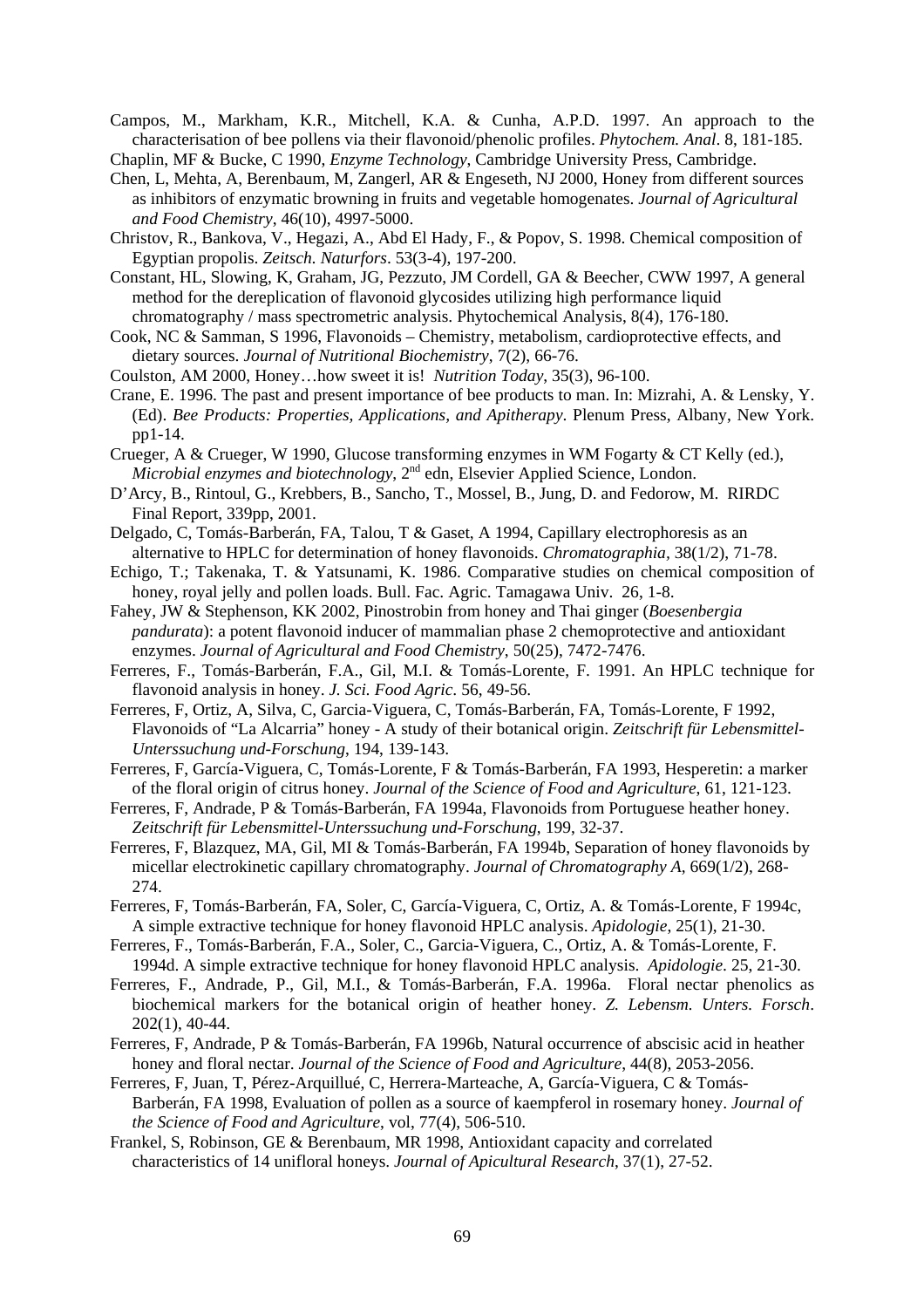Campos, M., Markham, K.R., Mitchell, K.A. & Cunha, A.P.D. 1997. An approach to the characterisation of bee pollens via their flavonoid/phenolic profiles. *Phytochem. Anal*. 8, 181-185.

Chaplin, MF & Bucke, C 1990, *Enzyme Technology*, Cambridge University Press, Cambridge.

Chen, L, Mehta, A, Berenbaum, M, Zangerl, AR & Engeseth, NJ 2000, Honey from different sources as inhibitors of enzymatic browning in fruits and vegetable homogenates. *Journal of Agricultural and Food Chemistry*, 46(10), 4997-5000.

Christov, R., Bankova, V., Hegazi, A., Abd El Hady, F., & Popov, S. 1998. Chemical composition of Egyptian propolis. *Zeitsch. Naturfors*. 53(3-4), 197-200.

Constant, HL, Slowing, K, Graham, JG, Pezzuto, JM Cordell, GA & Beecher, CWW 1997, A general method for the dereplication of flavonoid glycosides utilizing high performance liquid chromatography / mass spectrometric analysis. Phytochemical Analysis, 8(4), 176-180.

Cook, NC & Samman, S 1996, Flavonoids – Chemistry, metabolism, cardioprotective effects, and dietary sources. *Journal of Nutritional Biochemistry*, 7(2), 66-76.

Coulston, AM 2000, Honey…how sweet it is! *Nutrition Today*, 35(3), 96-100.

Crane, E. 1996. The past and present importance of bee products to man. In: Mizrahi, A. & Lensky, Y. (Ed). *Bee Products: Properties, Applications, and Apitherapy*. Plenum Press, Albany, New York. pp1-14.

Crueger, A & Crueger, W 1990, Glucose transforming enzymes in WM Fogarty & CT Kelly (ed.), *Microbial enzymes and biotechnology*, 2nd edn, Elsevier Applied Science, London.

D'Arcy, B., Rintoul, G., Krebbers, B., Sancho, T., Mossel, B., Jung, D. and Fedorow, M. RIRDC Final Report, 339pp, 2001.

Delgado, C, Tomás-Barberán, FA, Talou, T & Gaset, A 1994, Capillary electrophoresis as an alternative to HPLC for determination of honey flavonoids. *Chromatographia*, 38(1/2), 71-78.

Echigo, T.; Takenaka, T. & Yatsunami, K. 1986. Comparative studies on chemical composition of honey, royal jelly and pollen loads. Bull. Fac. Agric. Tamagawa Univ. 26, 1-8.

Fahey, JW & Stephenson, KK 2002, Pinostrobin from honey and Thai ginger (*Boesenbergia pandurata*): a potent flavonoid inducer of mammalian phase 2 chemoprotective and antioxidant enzymes. *Journal of Agricultural and Food Chemistry*, 50(25), 7472-7476.

Ferreres, F., Tomás-Barberán, F.A., Gil, M.I. & Tomás-Lorente, F. 1991. An HPLC technique for flavonoid analysis in honey. *J. Sci. Food Agric.* 56, 49-56.

Ferreres, F, Ortiz, A, Silva, C, Garcia-Viguera, C, Tomás-Barberán, FA, Tomás-Lorente, F 1992, Flavonoids of "La Alcarria" honey - A study of their botanical origin. *Zeitschrift für Lebensmittel-Unterssuchung und-Forschung*, 194, 139-143.

Ferreres, F, García-Viguera, C, Tomás-Lorente, F & Tomás-Barberán, FA 1993, Hesperetin: a marker of the floral origin of citrus honey. *Journal of the Science of Food and Agriculture*, 61, 121-123.

Ferreres, F, Andrade, P & Tomás-Barberán, FA 1994a, Flavonoids from Portuguese heather honey. *Zeitschrift für Lebensmittel-Unterssuchung und-Forschung*, 199, 32-37.

Ferreres, F, Blazquez, MA, Gil, MI & Tomás-Barberán, FA 1994b, Separation of honey flavonoids by micellar electrokinetic capillary chromatography. *Journal of Chromatography A*, 669(1/2), 268-274.

Ferreres, F, Tomás-Barberán, FA, Soler, C, García-Viguera, C, Ortiz, A. & Tomás-Lorente, F 1994c, A simple extractive technique for honey flavonoid HPLC analysis. *Apidologie*, 25(1), 21-30.

Ferreres, F., Tomás-Barberán, F.A., Soler, C., Garcia-Viguera, C., Ortiz, A. & Tomás-Lorente, F. 1994d. A simple extractive technique for honey flavonoid HPLC analysis. *Apidologie*. 25, 21-30.

Ferreres, F., Andrade, P., Gil, M.I., & Tomás-Barberán, F.A. 1996a. Floral nectar phenolics as biochemical markers for the botanical origin of heather honey. *Z. Lebensm. Unters. Forsch*. 202(1), 40-44.

Ferreres, F, Andrade, P & Tomás-Barberán, FA 1996b, Natural occurrence of abscisic acid in heather honey and floral nectar. *Journal of the Science of Food and Agriculture*, 44(8), 2053-2056.

Ferreres, F, Juan, T, Pérez-Arquillué, C, Herrera-Marteache, A, García-Viguera, C & Tomás-Barberán, FA 1998, Evaluation of pollen as a source of kaempferol in rosemary honey. *Journal of the Science of Food and Agriculture*, vol, 77(4), 506-510.

Frankel, S, Robinson, GE & Berenbaum, MR 1998, Antioxidant capacity and correlated characteristics of 14 unifloral honeys. *Journal of Apicultural Research*, 37(1), 27-52.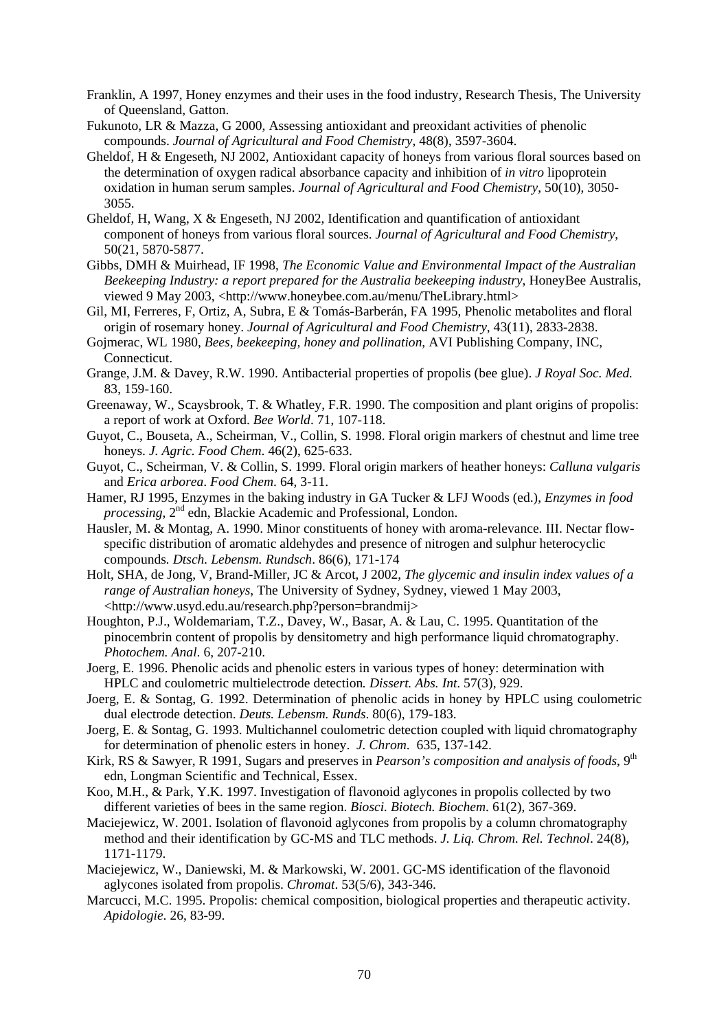Franklin, A 1997, Honey enzymes and their uses in the food industry, Research Thesis, The University of Queensland, Gatton.

Fukunoto, LR & Mazza, G 2000, Assessing antioxidant and preoxidant activities of phenolic compounds. *Journal of Agricultural and Food Chemistry*, 48(8), 3597-3604.

Gheldof, H & Engeseth, NJ 2002, Antioxidant capacity of honeys from various floral sources based on the determination of oxygen radical absorbance capacity and inhibition of *in vitro* lipoprotein oxidation in human serum samples. *Journal of Agricultural and Food Chemistry*, 50(10), 3050-3055.

Gheldof, H, Wang, X & Engeseth, NJ 2002, Identification and quantification of antioxidant component of honeys from various floral sources. *Journal of Agricultural and Food Chemistry*, 50(21, 5870-5877.

Gibbs, DMH & Muirhead, IF 1998, *The Economic Value and Environmental Impact of the Australian Beekeeping Industry: a report prepared for the Australia beekeeping industry*, HoneyBee Australis, viewed 9 May 2003, <http://www.honeybee.com.au/menu/TheLibrary.html>

Gil, MI, Ferreres, F, Ortiz, A, Subra, E & Tomás-Barberán, FA 1995, Phenolic metabolites and floral origin of rosemary honey. *Journal of Agricultural and Food Chemistry*, 43(11), 2833-2838.

Gojmerac, WL 1980, *Bees, beekeeping, honey and pollination*, AVI Publishing Company, INC, Connecticut.

Grange, J.M. & Davey, R.W. 1990. Antibacterial properties of propolis (bee glue). *J Royal Soc. Med.* 83, 159-160.

Greenaway, W., Scaysbrook, T. & Whatley, F.R. 1990. The composition and plant origins of propolis: a report of work at Oxford. *Bee World*. 71, 107-118.

Guyot, C., Bouseta, A., Scheirman, V., Collin, S. 1998. Floral origin markers of chestnut and lime tree honeys. *J. Agric. Food Chem*. 46(2), 625-633.

Guyot, C., Scheirman, V. & Collin, S. 1999. Floral origin markers of heather honeys: *Calluna vulgaris* and *Erica arborea*. *Food Chem*. 64, 3-11.

Hamer, RJ 1995, Enzymes in the baking industry in GA Tucker & LFJ Woods (ed.), *Enzymes in food processing*, 2nd edn, Blackie Academic and Professional, London.

Hausler, M. & Montag, A. 1990. Minor constituents of honey with aroma-relevance. III. Nectar flow-specific distribution of aromatic aldehydes and presence of nitrogen and sulphur heterocyclic compounds. *Dtsch. Lebensm. Rundsch*. 86(6), 171-174

Holt, SHA, de Jong, V, Brand-Miller, JC & Arcot, J 2002, *The glycemic and insulin index values of a range of Australian honeys*, The University of Sydney, Sydney, viewed 1 May 2003, <http://www.usyd.edu.au/research.php?person=brandmij>

Houghton, P.J., Woldemariam, T.Z., Davey, W., Basar, A. & Lau, C. 1995. Quantitation of the pinocembrin content of propolis by densitometry and high performance liquid chromatography. *Photochem. Anal*. 6, 207-210.

Joerg, E. 1996. Phenolic acids and phenolic esters in various types of honey: determination with HPLC and coulometric multielectrode detection*. Dissert. Abs. Int*. 57(3), 929.

Joerg, E. & Sontag, G. 1992. Determination of phenolic acids in honey by HPLC using coulometric dual electrode detection. *Deuts. Lebensm. Runds*. 80(6), 179-183.

Joerg, E. & Sontag, G. 1993. Multichannel coulometric detection coupled with liquid chromatography for determination of phenolic esters in honey. *J. Chrom*. 635, 137-142.

Kirk, RS & Sawyer, R 1991, Sugars and preserves in *Pearson's composition and analysis of foods*, 9th edn, Longman Scientific and Technical, Essex.

Koo, M.H., & Park, Y.K. 1997. Investigation of flavonoid aglycones in propolis collected by two different varieties of bees in the same region. *Biosci. Biotech. Biochem*. 61(2), 367-369.

Maciejewicz, W. 2001. Isolation of flavonoid aglycones from propolis by a column chromatography method and their identification by GC-MS and TLC methods. *J. Liq. Chrom. Rel. Technol*. 24(8), 1171-1179.

Maciejewicz, W., Daniewski, M. & Markowski, W. 2001. GC-MS identification of the flavonoid aglycones isolated from propolis. *Chromat*. 53(5/6), 343-346.

Marcucci, M.C. 1995. Propolis: chemical composition, biological properties and therapeutic activity. *Apidologie*. 26, 83-99.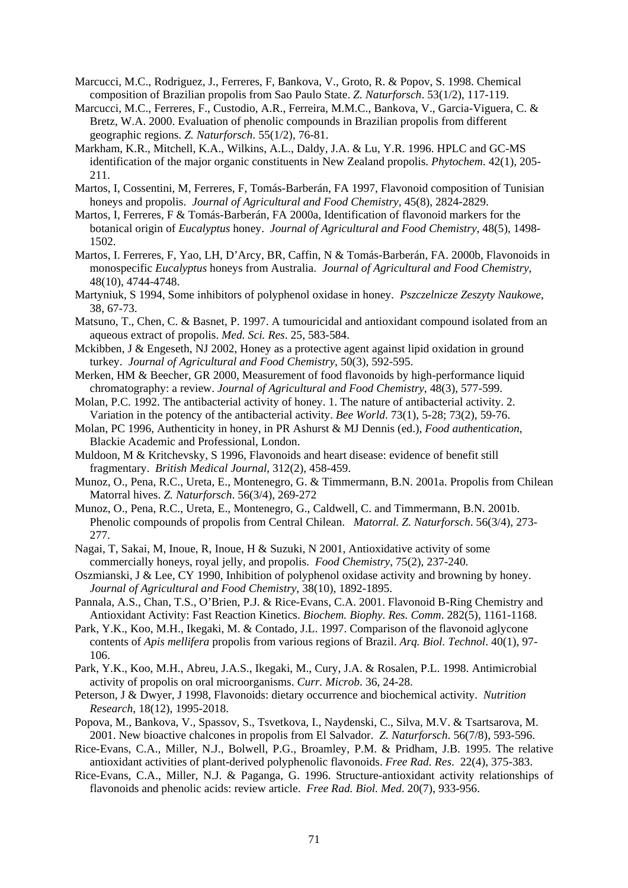Marcucci, M.C., Rodriguez, J., Ferreres, F, Bankova, V., Groto, R. & Popov, S. 1998. Chemical composition of Brazilian propolis from Sao Paulo State. *Z. Naturforsch*. 53(1/2), 117-119.

Marcucci, M.C., Ferreres, F., Custodio, A.R., Ferreira, M.M.C., Bankova, V., Garcia-Viguera, C. & Bretz, W.A. 2000. Evaluation of phenolic compounds in Brazilian propolis from different geographic regions. *Z. Naturforsch*. 55(1/2), 76-81.

Markham, K.R., Mitchell, K.A., Wilkins, A.L., Daldy, J.A. & Lu, Y.R. 1996. HPLC and GC-MS identification of the major organic constituents in New Zealand propolis. *Phytochem*. 42(1), 205-211.

Martos, I, Cossentini, M, Ferreres, F, Tomás-Barberán, FA 1997, Flavonoid composition of Tunisian honeys and propolis. *Journal of Agricultural and Food Chemistry*, 45(8), 2824-2829.

Martos, I, Ferreres, F & Tomás-Barberán, FA 2000a, Identification of flavonoid markers for the botanical origin of *Eucalyptus* honey. *Journal of Agricultural and Food Chemistry*, 48(5), 1498-1502.

Martos, I. Ferreres, F, Yao, LH, D'Arcy, BR, Caffin, N & Tomás-Barberán, FA. 2000b, Flavonoids in monospecific *Eucalyptus* honeys from Australia. *Journal of Agricultural and Food Chemistry*, 48(10), 4744-4748.

Martyniuk, S 1994, Some inhibitors of polyphenol oxidase in honey. *Pszczelnicze Zeszyty Naukowe*, 38, 67-73.

Matsuno, T., Chen, C. & Basnet, P. 1997. A tumouricidal and antioxidant compound isolated from an aqueous extract of propolis. *Med. Sci. Res*. 25, 583-584.

Mckibben, J & Engeseth, NJ 2002, Honey as a protective agent against lipid oxidation in ground turkey. *Journal of Agricultural and Food Chemistry*, 50(3), 592-595.

Merken, HM & Beecher, GR 2000, Measurement of food flavonoids by high-performance liquid chromatography: a review. *Journal of Agricultural and Food Chemistry*, 48(3), 577-599.

Molan, P.C. 1992. The antibacterial activity of honey. 1. The nature of antibacterial activity. 2. Variation in the potency of the antibacterial activity. *Bee World*. 73(1), 5-28; 73(2), 59-76.

Molan, PC 1996, Authenticity in honey, in PR Ashurst & MJ Dennis (ed.), *Food authentication*, Blackie Academic and Professional, London.

Muldoon, M & Kritchevsky, S 1996, Flavonoids and heart disease: evidence of benefit still fragmentary. *British Medical Journal*, 312(2), 458-459.

Munoz, O., Pena, R.C., Ureta, E., Montenegro, G. & Timmermann, B.N. 2001a. Propolis from Chilean Matorral hives. *Z. Naturforsch*. 56(3/4), 269-272

Munoz, O., Pena, R.C., Ureta, E., Montenegro, G., Caldwell, C. and Timmermann, B.N. 2001b. Phenolic compounds of propolis from Central Chilean. *Matorral. Z. Naturforsch*. 56(3/4), 273-277.

Nagai, T, Sakai, M, Inoue, R, Inoue, H & Suzuki, N 2001, Antioxidative activity of some commercially honeys, royal jelly, and propolis. *Food Chemistry*, 75(2), 237-240.

Oszmianski, J & Lee, CY 1990, Inhibition of polyphenol oxidase activity and browning by honey. *Journal of Agricultural and Food Chemistry*, 38(10), 1892-1895.

Pannala, A.S., Chan, T.S., O'Brien, P.J. & Rice-Evans, C.A. 2001. Flavonoid B-Ring Chemistry and Antioxidant Activity: Fast Reaction Kinetics. *Biochem. Biophy. Res. Comm*. 282(5), 1161-1168.

Park, Y.K., Koo, M.H., Ikegaki, M. & Contado, J.L. 1997. Comparison of the flavonoid aglycone contents of *Apis mellifera* propolis from various regions of Brazil. *Arq. Biol. Technol*. 40(1), 97-106.

Park, Y.K., Koo, M.H., Abreu, J.A.S., Ikegaki, M., Cury, J.A. & Rosalen, P.L. 1998. Antimicrobial activity of propolis on oral microorganisms. *Curr. Microb*. 36, 24-28.

Peterson, J & Dwyer, J 1998, Flavonoids: dietary occurrence and biochemical activity. *Nutrition Research*, 18(12), 1995-2018.

Popova, M., Bankova, V., Spassov, S., Tsvetkova, I., Naydenski, C., Silva, M.V. & Tsartsarova, M. 2001. New bioactive chalcones in propolis from El Salvador. *Z. Naturforsch*. 56(7/8), 593-596.

Rice-Evans, C.A., Miller, N.J., Bolwell, P.G., Broamley, P.M. & Pridham, J.B. 1995. The relative antioxidant activities of plant-derived polyphenolic flavonoids. *Free Rad. Res*. 22(4), 375-383.

Rice-Evans, C.A., Miller, N.J. & Paganga, G. 1996. Structure-antioxidant activity relationships of flavonoids and phenolic acids: review article. *Free Rad. Biol. Med*. 20(7), 933-956.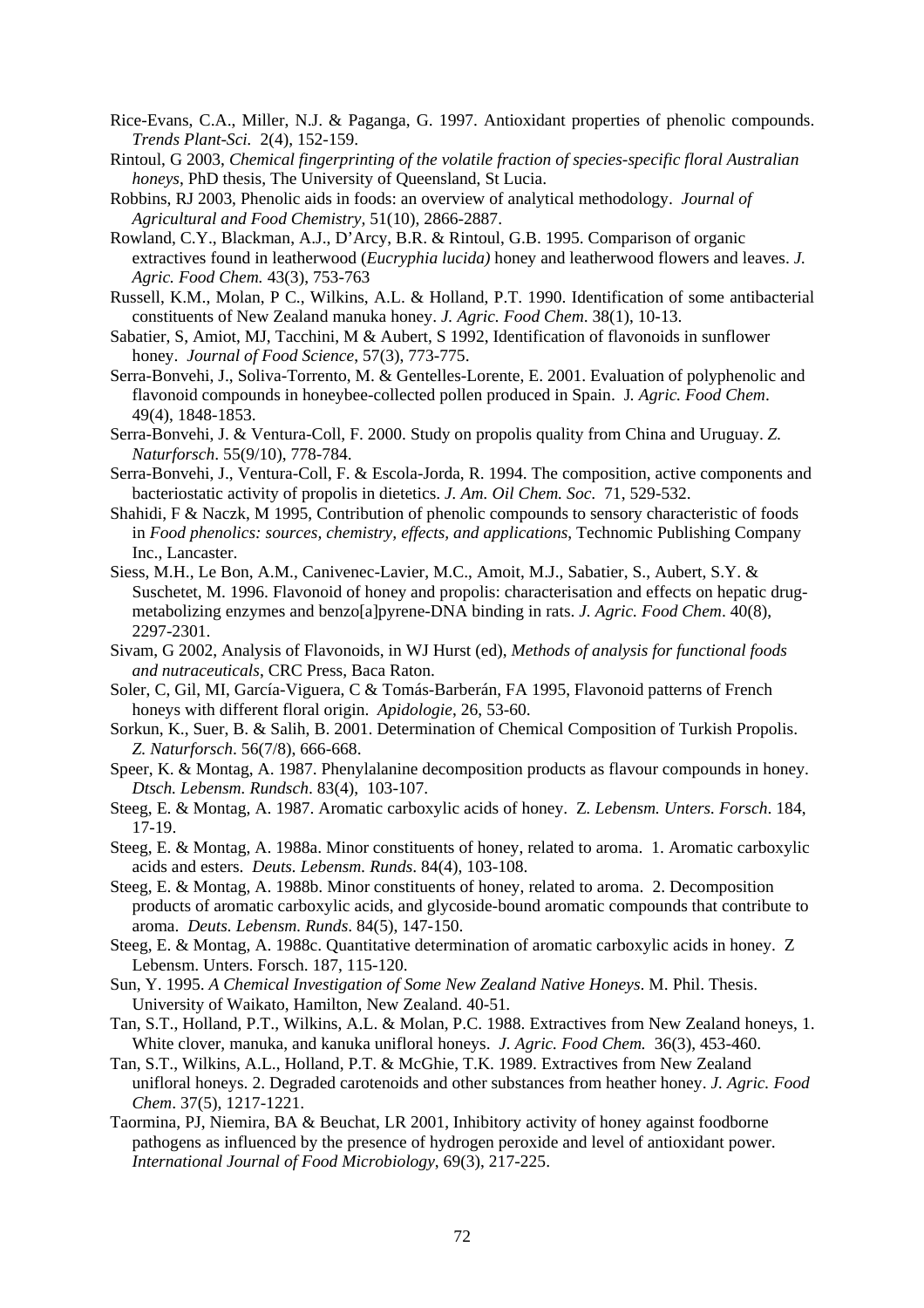Rice-Evans, C.A., Miller, N.J. & Paganga, G. 1997. Antioxidant properties of phenolic compounds. *Trends Plant-Sci.* 2(4), 152-159.

Rintoul, G 2003, *Chemical fingerprinting of the volatile fraction of species-specific floral Australian honeys*, PhD thesis, The University of Queensland, St Lucia.

Robbins, RJ 2003, Phenolic aids in foods: an overview of analytical methodology. *Journal of Agricultural and Food Chemistry,* 51(10), 2866-2887.

Rowland, C.Y., Blackman, A.J., D'Arcy, B.R. & Rintoul, G.B. 1995. Comparison of organic extractives found in leatherwood (*Eucryphia lucida)* honey and leatherwood flowers and leaves. *J. Agric. Food Chem.* 43(3), 753-763

Russell, K.M., Molan, P C., Wilkins, A.L. & Holland, P.T. 1990. Identification of some antibacterial constituents of New Zealand manuka honey. *J. Agric. Food Chem*. 38(1), 10-13.

Sabatier, S, Amiot, MJ, Tacchini, M & Aubert, S 1992, Identification of flavonoids in sunflower honey. *Journal of Food Science*, 57(3), 773-775.

Serra-Bonvehi, J., Soliva-Torrento, M. & Gentelles-Lorente, E. 2001. Evaluation of polyphenolic and flavonoid compounds in honeybee-collected pollen produced in Spain. J*. Agric. Food Chem*. 49(4), 1848-1853.

Serra-Bonvehi, J. & Ventura-Coll, F. 2000. Study on propolis quality from China and Uruguay. *Z. Naturforsch*. 55(9/10), 778-784.

Serra-Bonvehi, J., Ventura-Coll, F. & Escola-Jorda, R. 1994. The composition, active components and bacteriostatic activity of propolis in dietetics. *J. Am. Oil Chem. Soc*. 71, 529-532.

Shahidi, F & Naczk, M 1995, Contribution of phenolic compounds to sensory characteristic of foods in *Food phenolics: sources, chemistry, effects, and applications*, Technomic Publishing Company Inc., Lancaster.

Siess, M.H., Le Bon, A.M., Canivenec-Lavier, M.C., Amoit, M.J., Sabatier, S., Aubert, S.Y. & Suschetet, M. 1996. Flavonoid of honey and propolis: characterisation and effects on hepatic drug-metabolizing enzymes and benzo[a]pyrene-DNA binding in rats. *J. Agric. Food Chem*. 40(8), 2297-2301.

Sivam, G 2002, Analysis of Flavonoids, in WJ Hurst (ed), *Methods of analysis for functional foods and nutraceuticals*, CRC Press, Baca Raton.

Soler, C, Gil, MI, García-Viguera, C & Tomás-Barberán, FA 1995, Flavonoid patterns of French honeys with different floral origin. *Apidologie*, 26, 53-60.

Sorkun, K., Suer, B. & Salih, B. 2001. Determination of Chemical Composition of Turkish Propolis. *Z. Naturforsch*. 56(7/8), 666-668.

Speer, K. & Montag, A. 1987. Phenylalanine decomposition products as flavour compounds in honey. *Dtsch. Lebensm. Rundsch*. 83(4), 103-107.

Steeg, E. & Montag, A. 1987. Aromatic carboxylic acids of honey. Z*. Lebensm. Unters. Forsch*. 184, 17-19.

Steeg, E. & Montag, A. 1988a. Minor constituents of honey, related to aroma. 1. Aromatic carboxylic acids and esters. *Deuts. Lebensm. Runds*. 84(4), 103-108.

Steeg, E. & Montag, A. 1988b. Minor constituents of honey, related to aroma. 2. Decomposition products of aromatic carboxylic acids, and glycoside-bound aromatic compounds that contribute to aroma. *Deuts. Lebensm. Runds*. 84(5), 147-150.

Steeg, E. & Montag, A. 1988c. Quantitative determination of aromatic carboxylic acids in honey. Z Lebensm. Unters. Forsch. 187, 115-120.

Sun, Y. 1995. *A Chemical Investigation of Some New Zealand Native Honeys*. M. Phil. Thesis. University of Waikato, Hamilton, New Zealand. 40-51.

Tan, S.T., Holland, P.T., Wilkins, A.L. & Molan, P.C. 1988. Extractives from New Zealand honeys, 1. White clover, manuka, and kanuka unifloral honeys. *J. Agric. Food Chem.* 36(3), 453-460.

Tan, S.T., Wilkins, A.L., Holland, P.T. & McGhie, T.K. 1989. Extractives from New Zealand unifloral honeys. 2. Degraded carotenoids and other substances from heather honey. *J. Agric. Food Chem*. 37(5), 1217-1221.

Taormina, PJ, Niemira, BA & Beuchat, LR 2001, Inhibitory activity of honey against foodborne pathogens as influenced by the presence of hydrogen peroxide and level of antioxidant power. *International Journal of Food Microbiology*, 69(3), 217-225.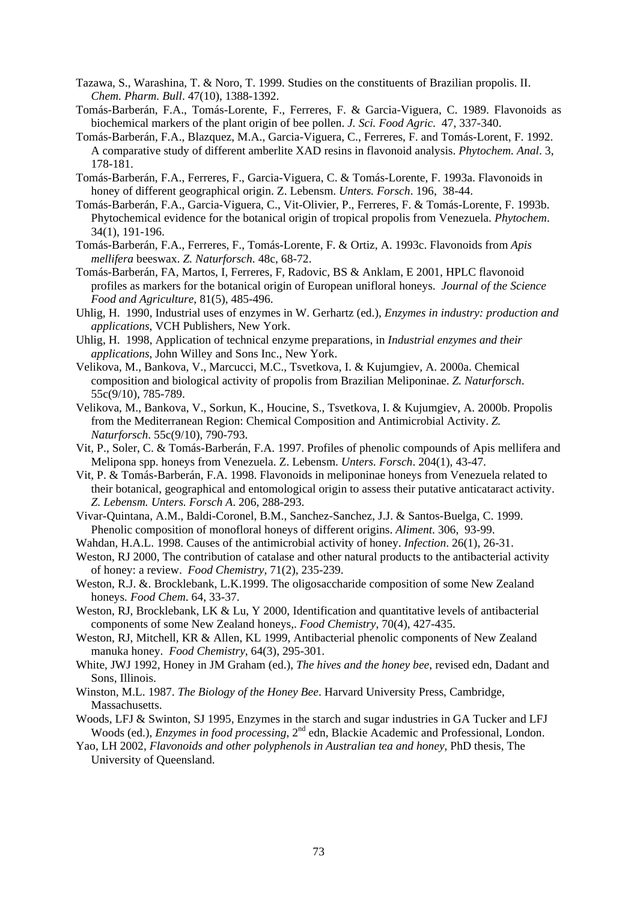Tazawa, S., Warashina, T. & Noro, T. 1999. Studies on the constituents of Brazilian propolis. II. *Chem. Pharm. Bull*. 47(10), 1388-1392.

Tomás-Barberán, F.A., Tomás-Lorente, F., Ferreres, F. & Garcia-Viguera, C. 1989. Flavonoids as biochemical markers of the plant origin of bee pollen. *J. Sci. Food Agric*. 47, 337-340.

Tomás-Barberán, F.A., Blazquez, M.A., Garcia-Viguera, C., Ferreres, F. and Tomás-Lorent, F. 1992. A comparative study of different amberlite XAD resins in flavonoid analysis. *Phytochem. Anal*. 3, 178-181.

Tomás-Barberán, F.A., Ferreres, F., Garcia-Viguera, C. & Tomás-Lorente, F. 1993a. Flavonoids in honey of different geographical origin. Z. Lebensm. *Unters. Forsch*. 196, 38-44.

Tomás-Barberán, F.A., Garcia-Viguera, C., Vit-Olivier, P., Ferreres, F. & Tomás-Lorente, F. 1993b. Phytochemical evidence for the botanical origin of tropical propolis from Venezuela. *Phytochem*. 34(1), 191-196.

Tomás-Barberán, F.A., Ferreres, F., Tomás-Lorente, F. & Ortiz, A. 1993c. Flavonoids from *Apis mellifera* beeswax. *Z. Naturforsch*. 48c, 68-72.

Tomás-Barberán, FA, Martos, I, Ferreres, F, Radovic, BS & Anklam, E 2001, HPLC flavonoid profiles as markers for the botanical origin of European unifloral honeys. *Journal of the Science Food and Agriculture*, 81(5), 485-496.

Uhlig, H. 1990, Industrial uses of enzymes in W. Gerhartz (ed.), *Enzymes in industry: production and applications*, VCH Publishers, New York.

Uhlig, H. 1998, Application of technical enzyme preparations, in *Industrial enzymes and their applications*, John Willey and Sons Inc., New York.

Velikova, M., Bankova, V., Marcucci, M.C., Tsvetkova, I. & Kujumgiev, A. 2000a. Chemical composition and biological activity of propolis from Brazilian Meliponinae. *Z. Naturforsch*. 55c(9/10), 785-789.

Velikova, M., Bankova, V., Sorkun, K., Houcine, S., Tsvetkova, I. & Kujumgiev, A. 2000b. Propolis from the Mediterranean Region: Chemical Composition and Antimicrobial Activity. *Z. Naturforsch*. 55c(9/10), 790-793.

Vit, P., Soler, C. & Tomás-Barberán, F.A. 1997. Profiles of phenolic compounds of Apis mellifera and Melipona spp. honeys from Venezuela. Z. Lebensm. *Unters. Forsch*. 204(1), 43-47.

Vit, P. & Tomás-Barberán, F.A. 1998. Flavonoids in meliponinae honeys from Venezuela related to their botanical, geographical and entomological origin to assess their putative anticataract activity. *Z. Lebensm. Unters. Forsch A*. 206, 288-293.

Vivar-Quintana, A.M., Baldi-Coronel, B.M., Sanchez-Sanchez, J.J. & Santos-Buelga, C. 1999. Phenolic composition of monofloral honeys of different origins. *Aliment*. 306, 93-99.

Wahdan, H.A.L. 1998. Causes of the antimicrobial activity of honey. *Infection*. 26(1), 26-31.

Weston, RJ 2000, The contribution of catalase and other natural products to the antibacterial activity of honey: a review. *Food Chemistry*, 71(2), 235-239.

Weston, R.J. &. Brocklebank, L.K.1999. The oligosaccharide composition of some New Zealand honeys. *Food Chem*. 64, 33-37.

Weston, RJ, Brocklebank, LK & Lu, Y 2000, Identification and quantitative levels of antibacterial components of some New Zealand honeys,. *Food Chemistry*, 70(4), 427-435.

Weston, RJ, Mitchell, KR & Allen, KL 1999, Antibacterial phenolic components of New Zealand manuka honey. *Food Chemistry*, 64(3), 295-301.

White, JWJ 1992, Honey in JM Graham (ed.), *The hives and the honey bee*, revised edn, Dadant and Sons, Illinois.

Winston, M.L. 1987. *The Biology of the Honey Bee*. Harvard University Press, Cambridge, Massachusetts.

Woods, LFJ & Swinton, SJ 1995, Enzymes in the starch and sugar industries in GA Tucker and LFJ Woods (ed.), *Enzymes in food processing*, 2nd edn, Blackie Academic and Professional, London.

Yao, LH 2002, *Flavonoids and other polyphenols in Australian tea and honey*, PhD thesis, The University of Queensland.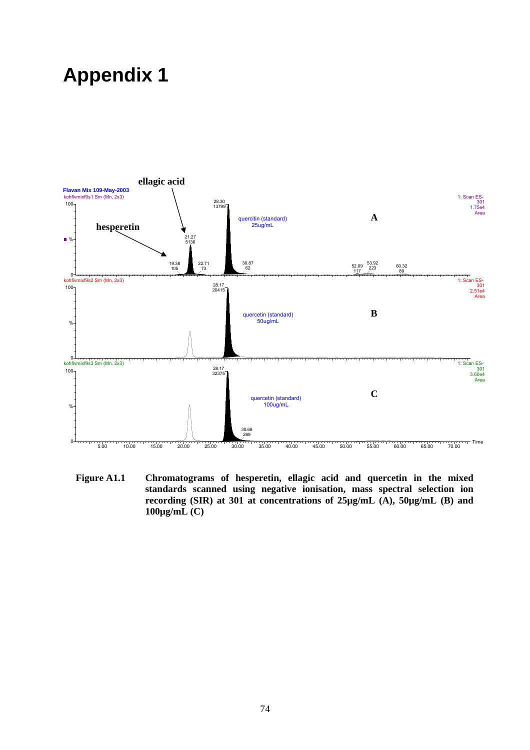# Appendix 1

Figure A1.1 Chromatograms of hesperetin, ellagic acid and quercetin in the mixed standards scanned using negative ionisation, mass spectral selection ion recording (SIR) at 301 at concentrations of 25µg/mL (A), 50µg/mL (B) and 100µg/mL (C)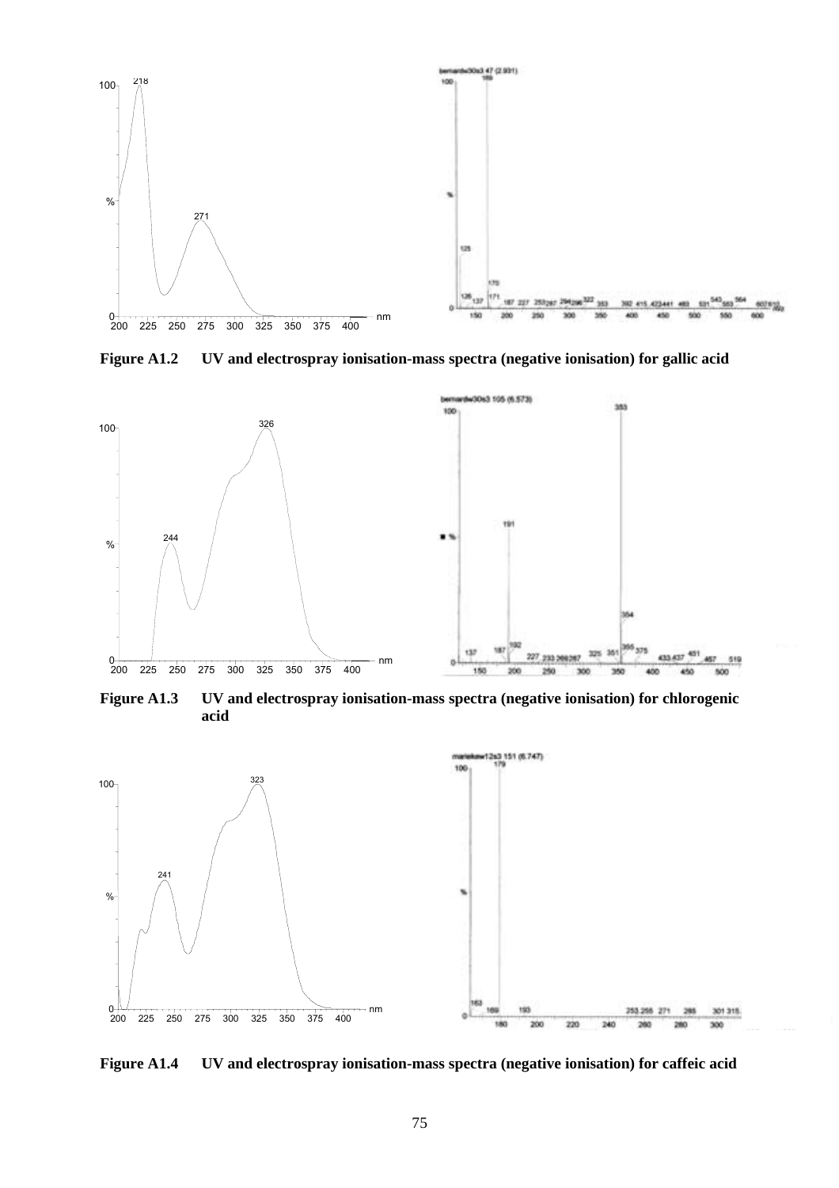**Figure A1.2 UV and electrospray ionisation-mass spectra (negative ionisation) for gallic acid**

**Figure A1.3 UV and electrospray ionisation-mass spectra (negative ionisation) for chlorogenic acid**

**Figure A1.4 UV and electrospray ionisation-mass spectra (negative ionisation) for caffeic acid**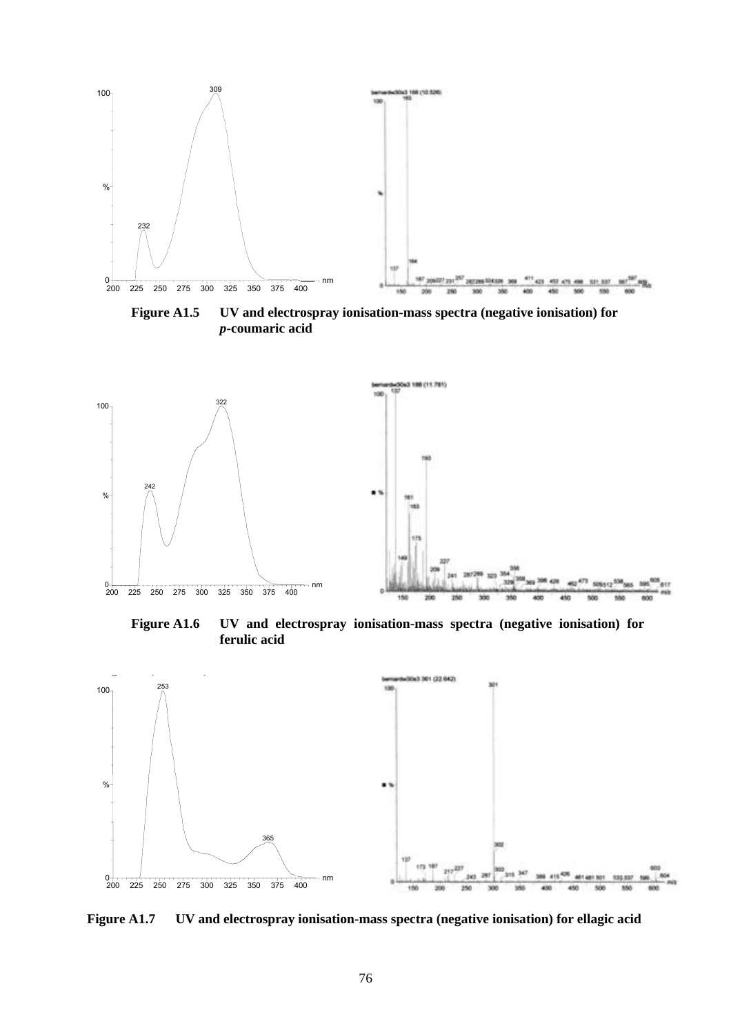**Figure A1.5 UV and electrospray ionisation-mass spectra (negative ionisation) for *p*-coumaric acid**

**Figure A1.6 UV and electrospray ionisation-mass spectra (negative ionisation) for ferulic acid**

**Figure A1.7 UV and electrospray ionisation-mass spectra (negative ionisation) for ellagic acid**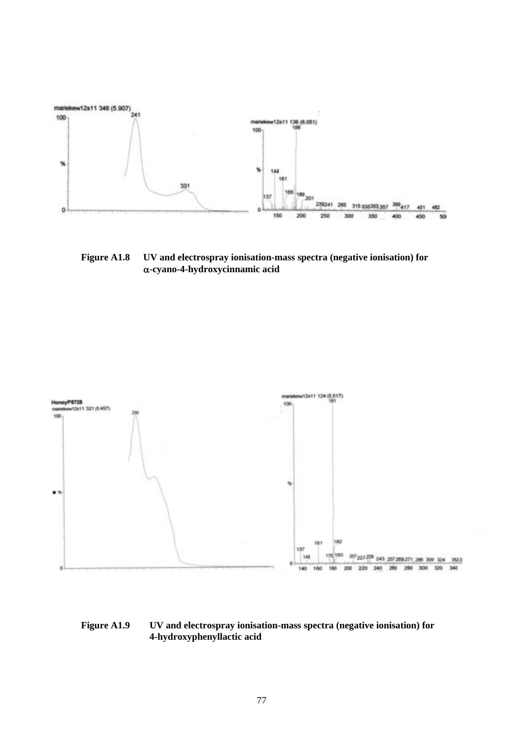**Figure A1.8** UV and electrospray ionisation-mass spectra (negative ionisation) for α-cyano-4-hydroxycinnamic acid

**Figure A1.9** UV and electrospray ionisation-mass spectra (negative ionisation) for 4-hydroxyphenyllactic acid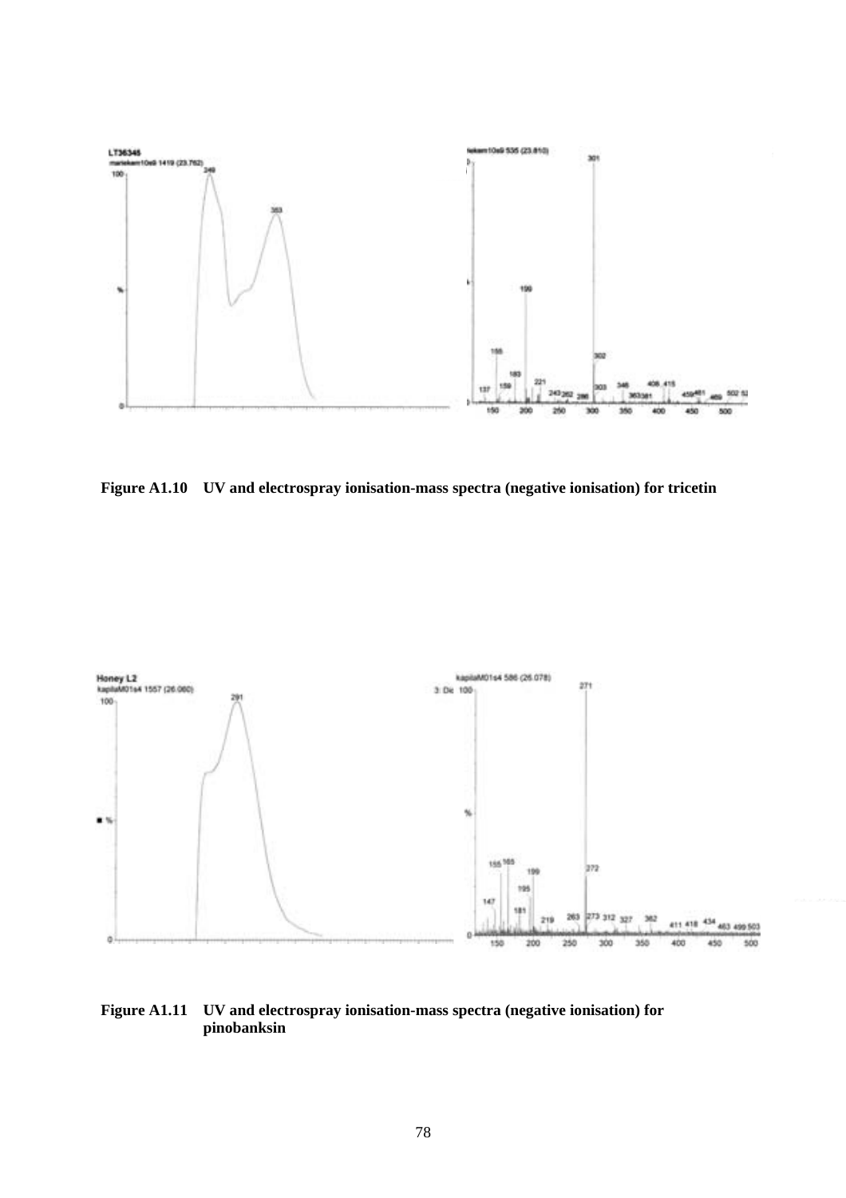**Figure A1.10 UV and electrospray ionisation-mass spectra (negative ionisation) for tricetin**

**Figure A1.11 UV and electrospray ionisation-mass spectra (negative ionisation) for pinobanksin**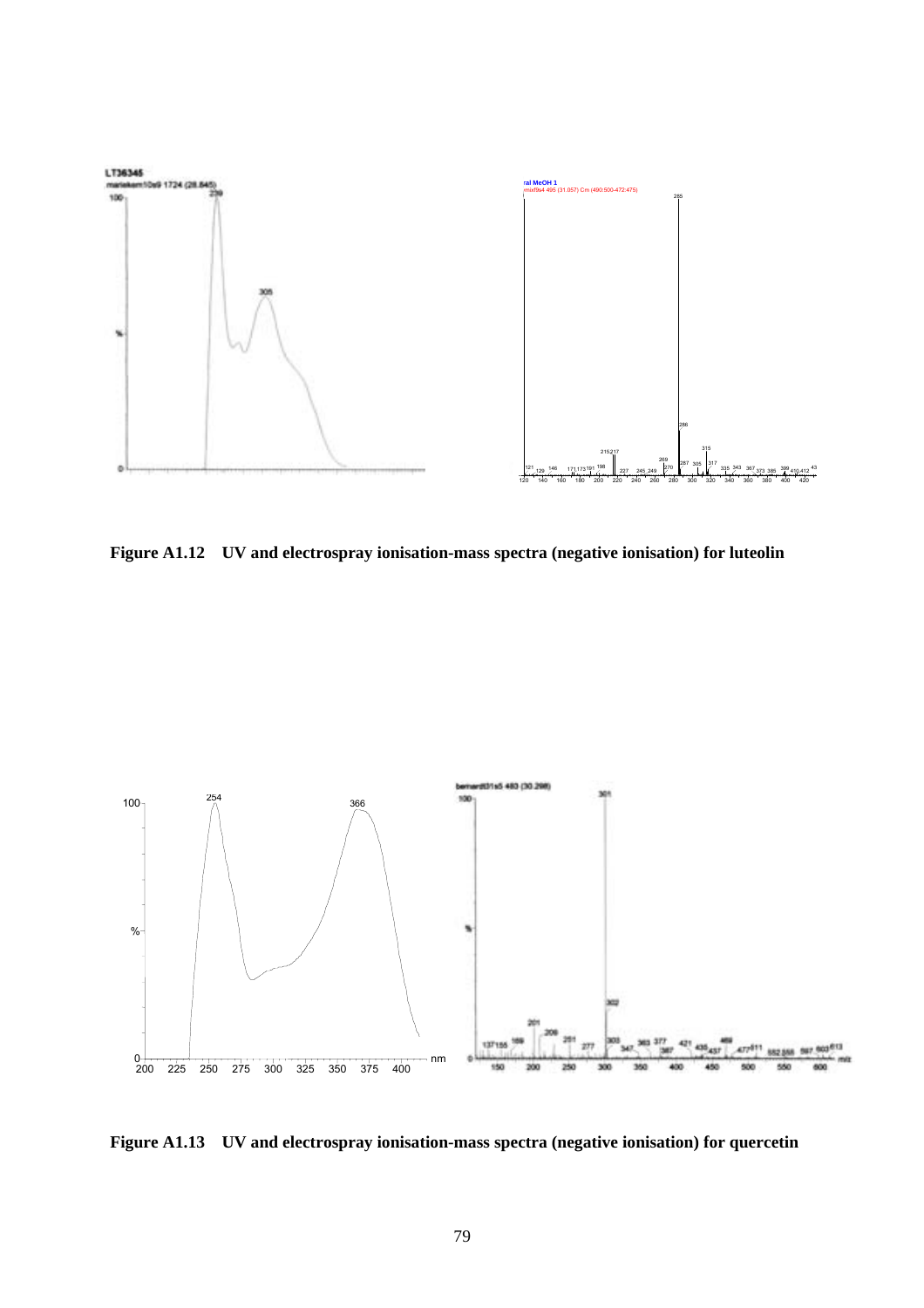**Figure A1.12 UV and electrospray ionisation-mass spectra (negative ionisation) for luteolin**

**Figure A1.13 UV and electrospray ionisation-mass spectra (negative ionisation) for quercetin**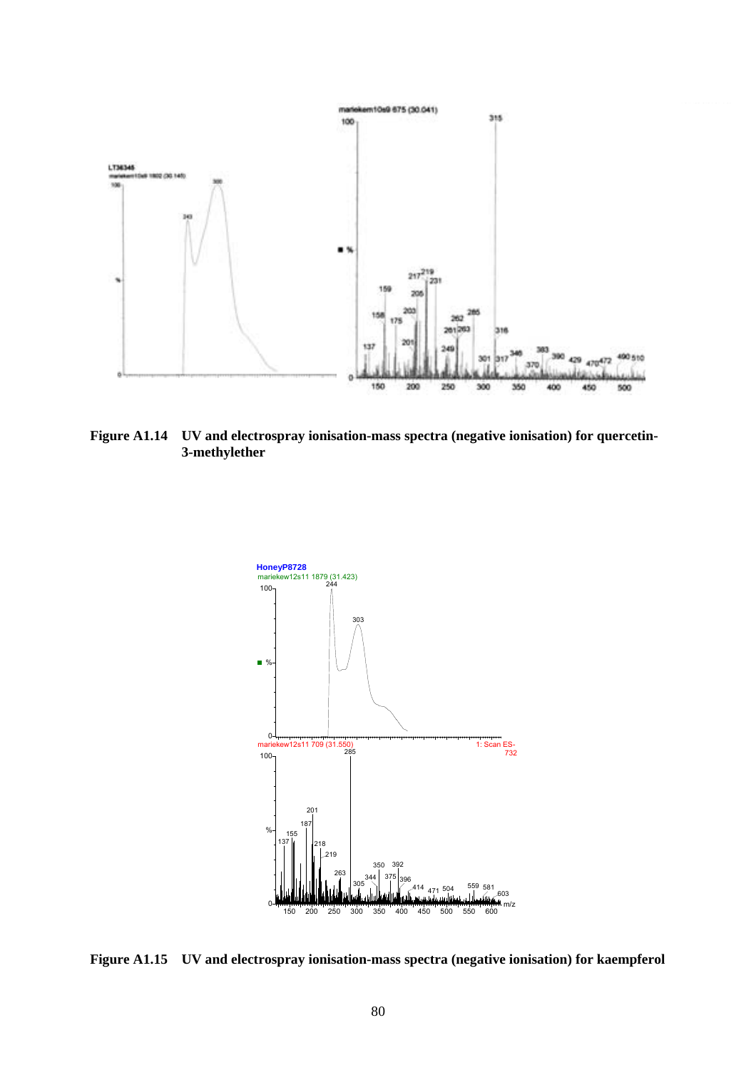**Figure A1.14 UV and electrospray ionisation-mass spectra (negative ionisation) for quercetin-3-methylether**

**Figure A1.15 UV and electrospray ionisation-mass spectra (negative ionisation) for kaempferol**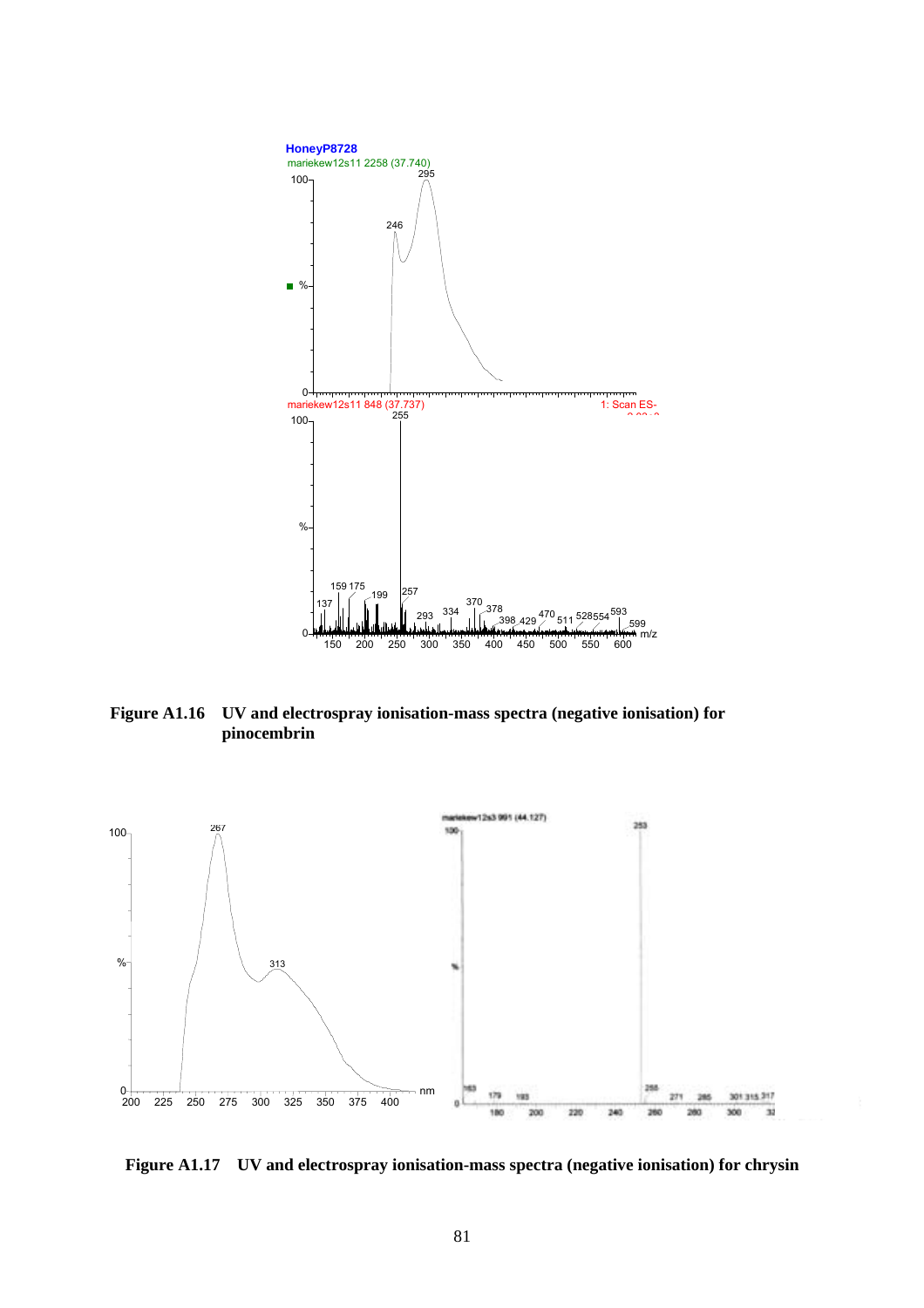**Figure A1.16 UV and electrospray ionisation-mass spectra (negative ionisation) for pinocembrin**

**Figure A1.17 UV and electrospray ionisation-mass spectra (negative ionisation) for chrysin**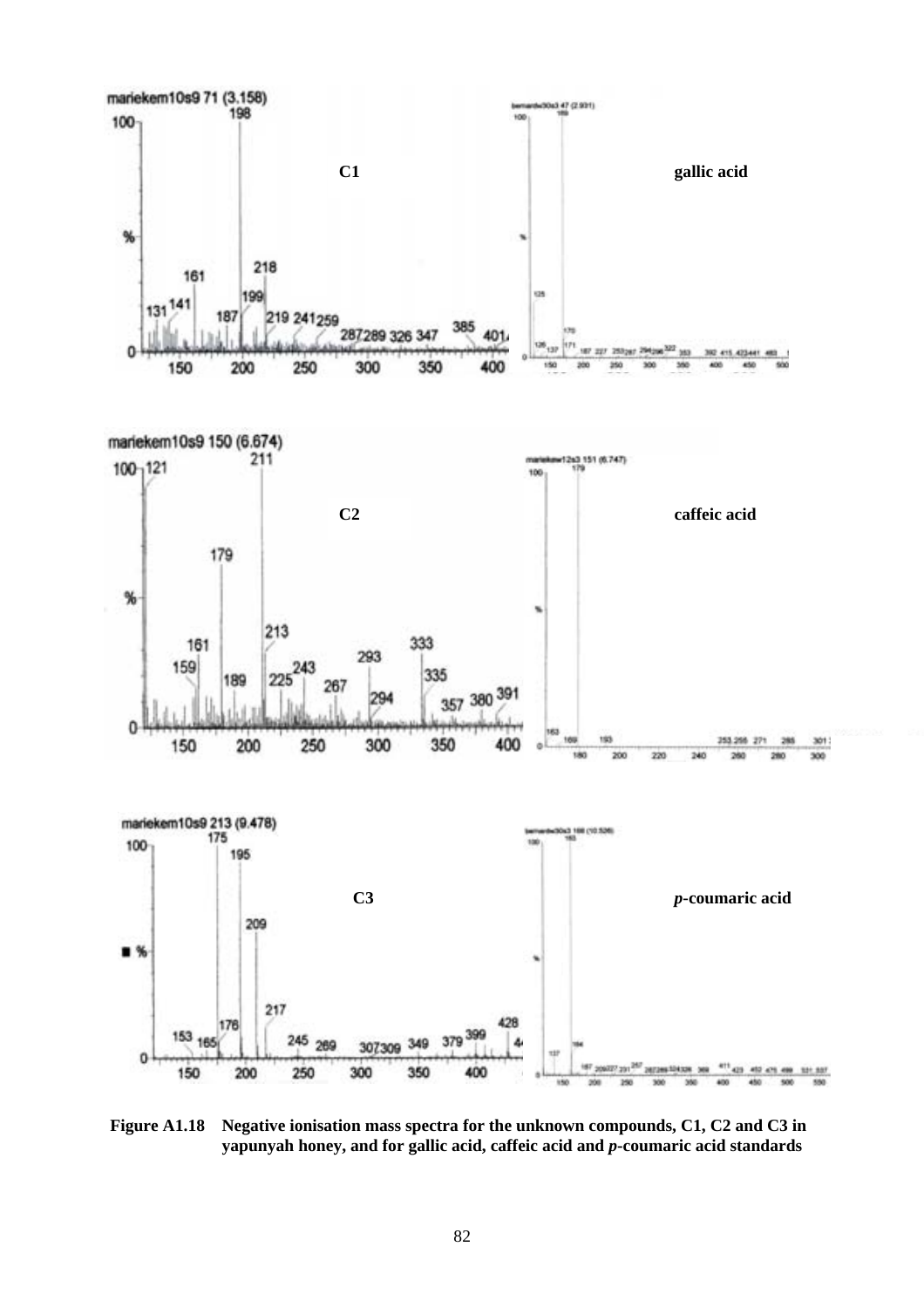**Figure A1.18 Negative ionisation mass spectra for the unknown compounds, C1, C2 and C3 in yapunyah honey, and for gallic acid, caffeic acid and *p*-coumaric acid standards**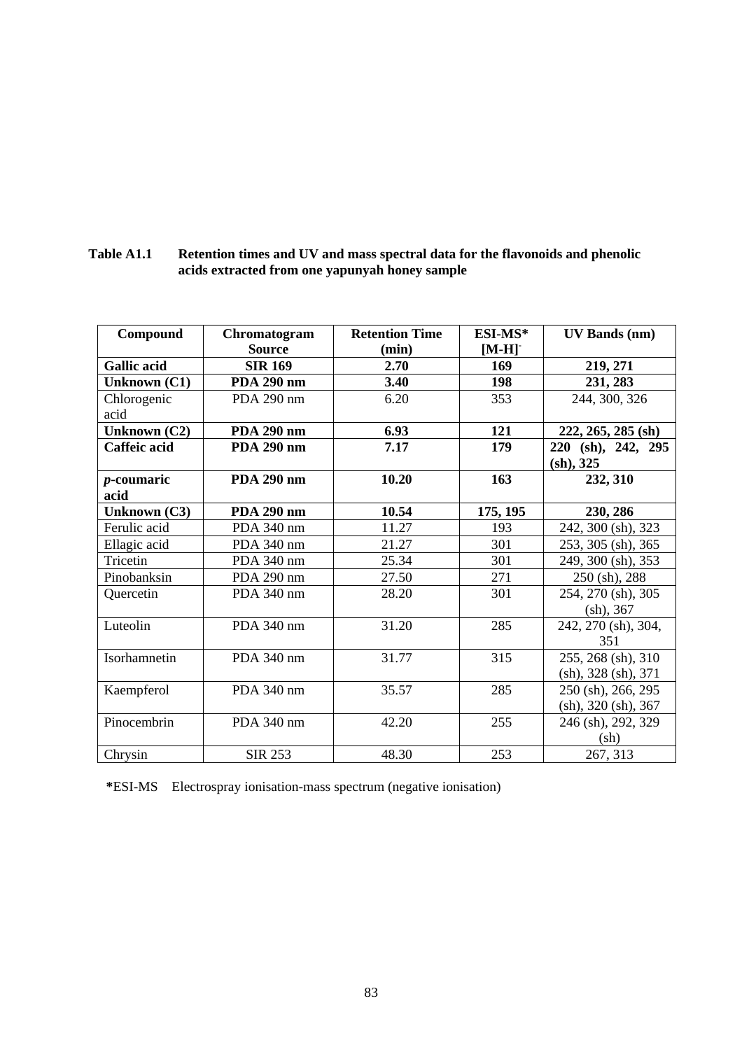**Table A1.1 Retention times and UV and mass spectral data for the flavonoids and phenolic acids extracted from one yapunyah honey sample**

| Compound | Chromatogram Source | Retention Time (min) | ESI-MS* $[M-H]^-$ | UV Bands (nm) |
|---|---|---|---|---|
| **Gallic acid** | **SIR 169** | **2.70** | **169** | **219, 271** |
| **Unknown (C1)** | **PDA 290 nm** | **3.40** | **198** | **231, 283** |
| Chlorogenic acid | PDA 290 nm | 6.20 | 353 | 244, 300, 326 |
| **Unknown (C2)** | **PDA 290 nm** | **6.93** | **121** | **222, 265, 285 (sh)** |
| **Caffeic acid** | **PDA 290 nm** | **7.17** | **179** | **220 (sh), 242, 295 (sh), 325** |
| ***p*-coumaric acid** | **PDA 290 nm** | **10.20** | **163** | **232, 310** |
| **Unknown (C3)** | **PDA 290 nm** | **10.54** | **175, 195** | **230, 286** |
| Ferulic acid | PDA 340 nm | 11.27 | 193 | 242, 300 (sh), 323 |
| Ellagic acid | PDA 340 nm | 21.27 | 301 | 253, 305 (sh), 365 |
| Tricetin | PDA 340 nm | 25.34 | 301 | 249, 300 (sh), 353 |
| Pinobanksin | PDA 290 nm | 27.50 | 271 | 250 (sh), 288 |
| Quercetin | PDA 340 nm | 28.20 | 301 | 254, 270 (sh), 305 (sh), 367 |
| Luteolin | PDA 340 nm | 31.20 | 285 | 242, 270 (sh), 304, 351 |
| Isorhamnetin | PDA 340 nm | 31.77 | 315 | 255, 268 (sh), 310 (sh), 328 (sh), 371 |
| Kaempferol | PDA 340 nm | 35.57 | 285 | 250 (sh), 266, 295 (sh), 320 (sh), 367 |
| Pinocembrin | PDA 340 nm | 42.20 | 255 | 246 (sh), 292, 329 (sh) |
| Chrysin | SIR 253 | 48.30 | 253 | 267, 313 |

**\***ESI-MS Electrospray ionisation-mass spectrum (negative ionisation)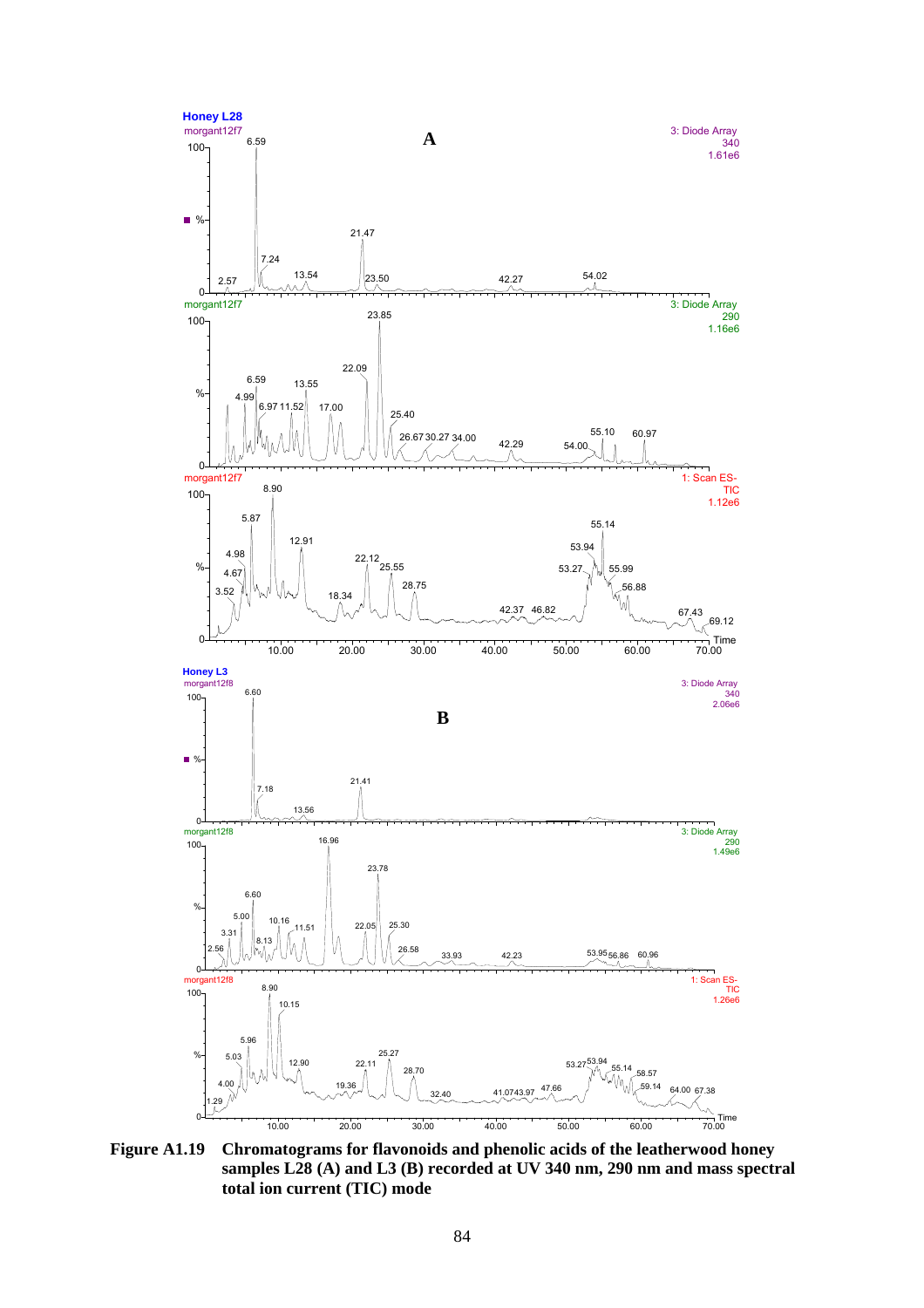Honey L28

morgant12f7

A

3: Diode Array
340
1.61e6

100
%
0

6.59
7.24
2.57
13.54
21.47
23.50
42.27
54.02

morgant12f7

3: Diode Array
290
1.16e6

100
%
0

23.85
22.09
6.59
13.55
4.99
6.97 11.52
17.00
25.40
26.67 30.27 34.00
42.29
54.00
55.10
60.97

morgant12f7

1: Scan ES-
TIC
1.12e6

100
%
0

8.90
5.87
12.91
4.98
4.67
3.52
18.34
22.12
25.55
28.75
42.37 46.82
55.14
53.94
53.27
55.99
56.88
67.43
69.12

10.00 20.00 30.00 40.00 50.00 60.00 70.00
Time

Honey L3

morgant12f8

B

3: Diode Array
340
2.06e6

100
%
0

6.60
7.18
13.56
21.41

morgant12f8

3: Diode Array
290
1.49e6

100
%
0

16.96
23.78
6.60
5.00
3.31
2.56
10.16
8.13
11.51
22.05
25.30
26.58
33.93
42.23
53.95 56.86
60.96

morgant12f8

1: Scan ES-
TIC
1.26e6

100
%
0

8.90
10.15
5.96
5.03
4.00
1.29
12.90
19.36
22.11
25.27
28.70
32.40
41.07 43.97
47.66
53.27 53.94
55.14
58.57
59.14
64.00 67.38

10.00 20.00 30.00 40.00 50.00 60.00 70.00
Time

**Figure A1.19 Chromatograms for flavonoids and phenolic acids of the leatherwood honey samples L28 (A) and L3 (B) recorded at UV 340 nm, 290 nm and mass spectral total ion current (TIC) mode**